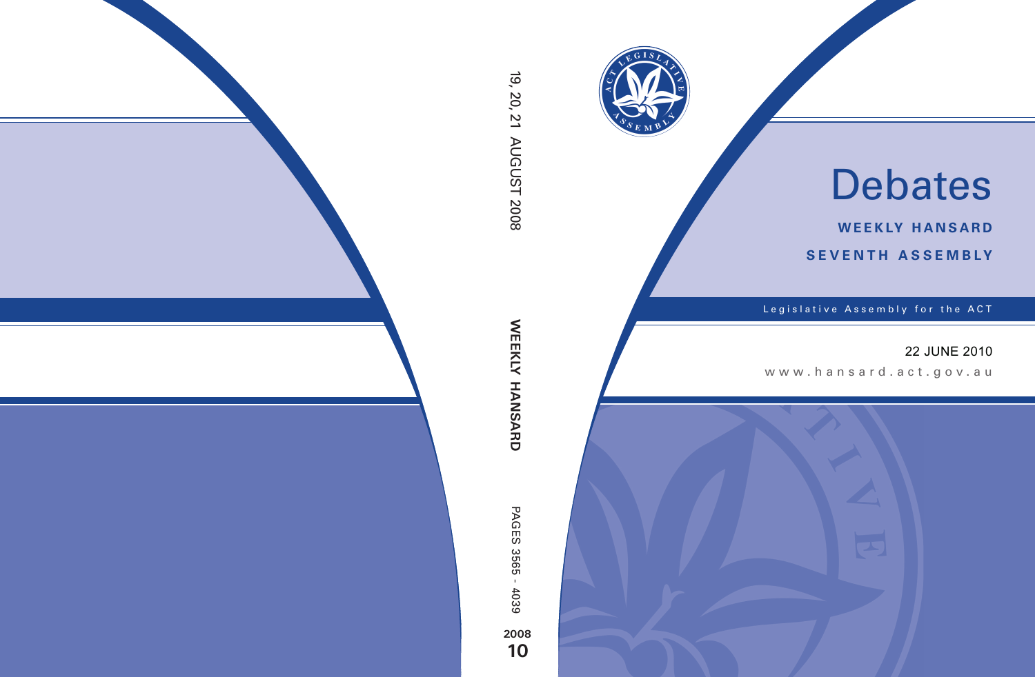# Debates

**WEEKLY HANSARD**

**SEVENTH ASSEMBLY**

Legislative Assembly for the ACT

22 JUNE 2010

www.hansard.act.gov.au

19, 20, 21 AUGUST 2008

**WEEKLY HANSARD**

PAGES 3565 - 4039

**2008**
**10**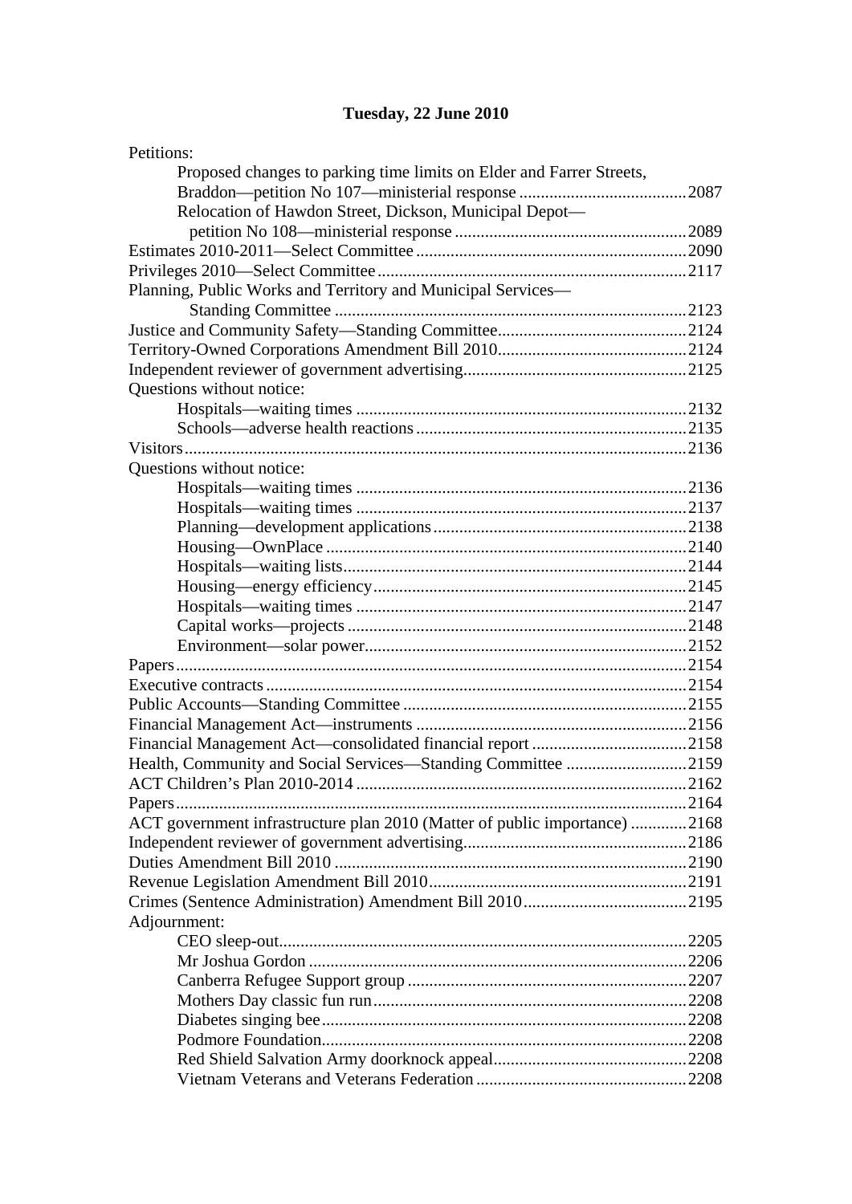# Tuesday, 22 June 2010

Petitions:

- Proposed changes to parking time limits on Elder and Farrer Streets, Braddon—petition No 107—ministerial response .......................................2087
- Relocation of Hawdon Street, Dickson, Municipal Depot—petition No 108—ministerial response .......................................2089

Estimates 2010-2011—Select Committee .......................................2090
Privileges 2010—Select Committee .......................................2117
Planning, Public Works and Territory and Municipal Services—Standing Committee .......................................2123
Justice and Community Safety—Standing Committee .......................................2124
Territory-Owned Corporations Amendment Bill 2010 .......................................2124
Independent reviewer of government advertising .......................................2125

Questions without notice:

- Hospitals—waiting times .......................................2132
- Schools—adverse health reactions .......................................2135

Visitors .......................................2136

Questions without notice:

- Hospitals—waiting times .......................................2136
- Hospitals—waiting times .......................................2137
- Planning—development applications .......................................2138
- Housing—OwnPlace .......................................2140
- Hospitals—waiting lists .......................................2144
- Housing—energy efficiency .......................................2145
- Hospitals—waiting times .......................................2147
- Capital works—projects .......................................2148
- Environment—solar power .......................................2152

Papers .......................................2154
Executive contracts .......................................2154
Public Accounts—Standing Committee .......................................2155
Financial Management Act—instruments .......................................2156
Financial Management Act—consolidated financial report .......................................2158
Health, Community and Social Services—Standing Committee .......................................2159
ACT Children's Plan 2010-2014 .......................................2162
Papers .......................................2164
ACT government infrastructure plan 2010 (Matter of public importance) .......................................2168
Independent reviewer of government advertising .......................................2186
Duties Amendment Bill 2010 .......................................2190
Revenue Legislation Amendment Bill 2010 .......................................2191
Crimes (Sentence Administration) Amendment Bill 2010 .......................................2195

Adjournment:

- CEO sleep-out .......................................2205
- Mr Joshua Gordon .......................................2206
- Canberra Refugee Support group .......................................2207
- Mothers Day classic fun run .......................................2208
- Diabetes singing bee .......................................2208
- Podmore Foundation .......................................2208
- Red Shield Salvation Army doorknock appeal .......................................2208
- Vietnam Veterans and Veterans Federation .......................................2208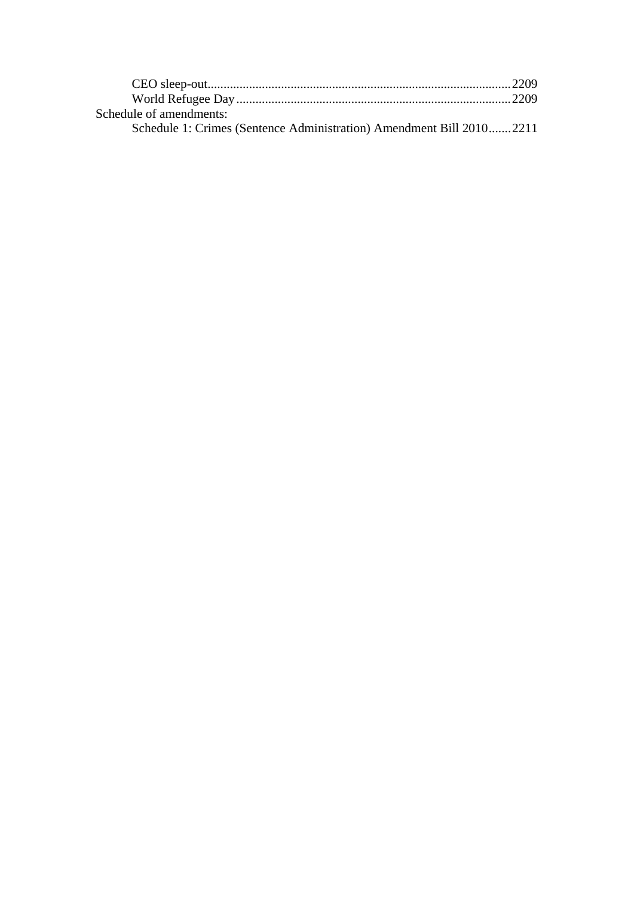CEO sleep-out ............................................................................................... 2209
World Refugee Day ....................................................................................... 2209

Schedule of amendments:

Schedule 1: Crimes (Sentence Administration) Amendment Bill 2010 ....... 2211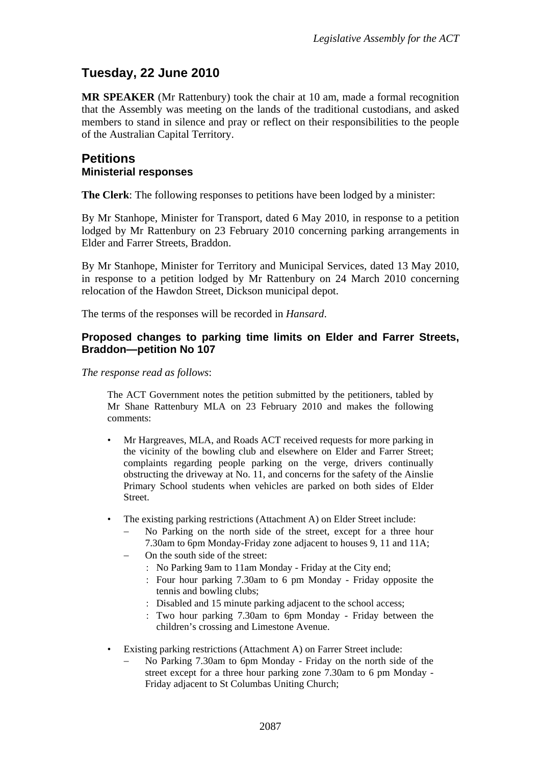## Tuesday, 22 June 2010

**MR SPEAKER** (Mr Rattenbury) took the chair at 10 am, made a formal recognition that the Assembly was meeting on the lands of the traditional custodians, and asked members to stand in silence and pray or reflect on their responsibilities to the people of the Australian Capital Territory.

## Petitions

### Ministerial responses

**The Clerk**: The following responses to petitions have been lodged by a minister:

By Mr Stanhope, Minister for Transport, dated 6 May 2010, in response to a petition lodged by Mr Rattenbury on 23 February 2010 concerning parking arrangements in Elder and Farrer Streets, Braddon.

By Mr Stanhope, Minister for Territory and Municipal Services, dated 13 May 2010, in response to a petition lodged by Mr Rattenbury on 24 March 2010 concerning relocation of the Hawdon Street, Dickson municipal depot.

The terms of the responses will be recorded in *Hansard*.

### Proposed changes to parking time limits on Elder and Farrer Streets, Braddon—petition No 107

*The response read as follows*:

> The ACT Government notes the petition submitted by the petitioners, tabled by Mr Shane Rattenbury MLA on 23 February 2010 and makes the following comments:
>
> - Mr Hargreaves, MLA, and Roads ACT received requests for more parking in the vicinity of the bowling club and elsewhere on Elder and Farrer Street; complaints regarding people parking on the verge, drivers continually obstructing the driveway at No. 11, and concerns for the safety of the Ainslie Primary School students when vehicles are parked on both sides of Elder Street.
> - The existing parking restrictions (Attachment A) on Elder Street include:
>   - No Parking on the north side of the street, except for a three hour 7.30am to 6pm Monday-Friday zone adjacent to houses 9, 11 and 11A;
>   - On the south side of the street:
>     - No Parking 9am to 11am Monday - Friday at the City end;
>     - Four hour parking 7.30am to 6 pm Monday - Friday opposite the tennis and bowling clubs;
>     - Disabled and 15 minute parking adjacent to the school access;
>     - Two hour parking 7.30am to 6pm Monday - Friday between the children's crossing and Limestone Avenue.
> - Existing parking restrictions (Attachment A) on Farrer Street include:
>   - No Parking 7.30am to 6pm Monday - Friday on the north side of the street except for a three hour parking zone 7.30am to 6 pm Monday - Friday adjacent to St Columbas Uniting Church;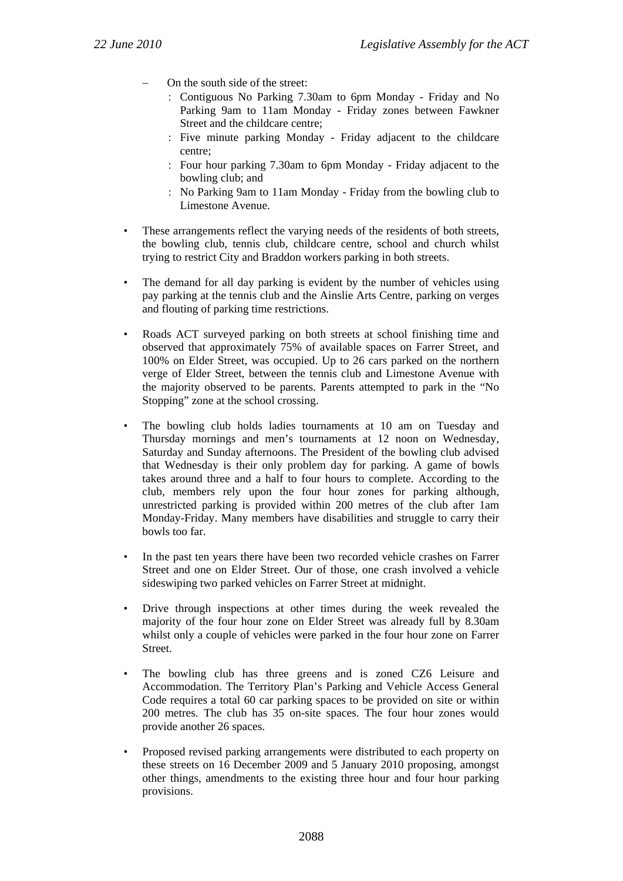- On the south side of the street:
  - Contiguous No Parking 7.30am to 6pm Monday - Friday and No Parking 9am to 11am Monday - Friday zones between Fawkner Street and the childcare centre;
  - Five minute parking Monday - Friday adjacent to the childcare centre;
  - Four hour parking 7.30am to 6pm Monday - Friday adjacent to the bowling club; and
  - No Parking 9am to 11am Monday - Friday from the bowling club to Limestone Avenue.

- These arrangements reflect the varying needs of the residents of both streets, the bowling club, tennis club, childcare centre, school and church whilst trying to restrict City and Braddon workers parking in both streets.

- The demand for all day parking is evident by the number of vehicles using pay parking at the tennis club and the Ainslie Arts Centre, parking on verges and flouting of parking time restrictions.

- Roads ACT surveyed parking on both streets at school finishing time and observed that approximately 75% of available spaces on Farrer Street, and 100% on Elder Street, was occupied. Up to 26 cars parked on the northern verge of Elder Street, between the tennis club and Limestone Avenue with the majority observed to be parents. Parents attempted to park in the "No Stopping" zone at the school crossing.

- The bowling club holds ladies tournaments at 10 am on Tuesday and Thursday mornings and men's tournaments at 12 noon on Wednesday, Saturday and Sunday afternoons. The President of the bowling club advised that Wednesday is their only problem day for parking. A game of bowls takes around three and a half to four hours to complete. According to the club, members rely upon the four hour zones for parking although, unrestricted parking is provided within 200 metres of the club after 1am Monday-Friday. Many members have disabilities and struggle to carry their bowls too far.

- In the past ten years there have been two recorded vehicle crashes on Farrer Street and one on Elder Street. Our of those, one crash involved a vehicle sideswiping two parked vehicles on Farrer Street at midnight.

- Drive through inspections at other times during the week revealed the majority of the four hour zone on Elder Street was already full by 8.30am whilst only a couple of vehicles were parked in the four hour zone on Farrer Street.

- The bowling club has three greens and is zoned CZ6 Leisure and Accommodation. The Territory Plan's Parking and Vehicle Access General Code requires a total 60 car parking spaces to be provided on site or within 200 metres. The club has 35 on-site spaces. The four hour zones would provide another 26 spaces.

- Proposed revised parking arrangements were distributed to each property on these streets on 16 December 2009 and 5 January 2010 proposing, amongst other things, amendments to the existing three hour and four hour parking provisions.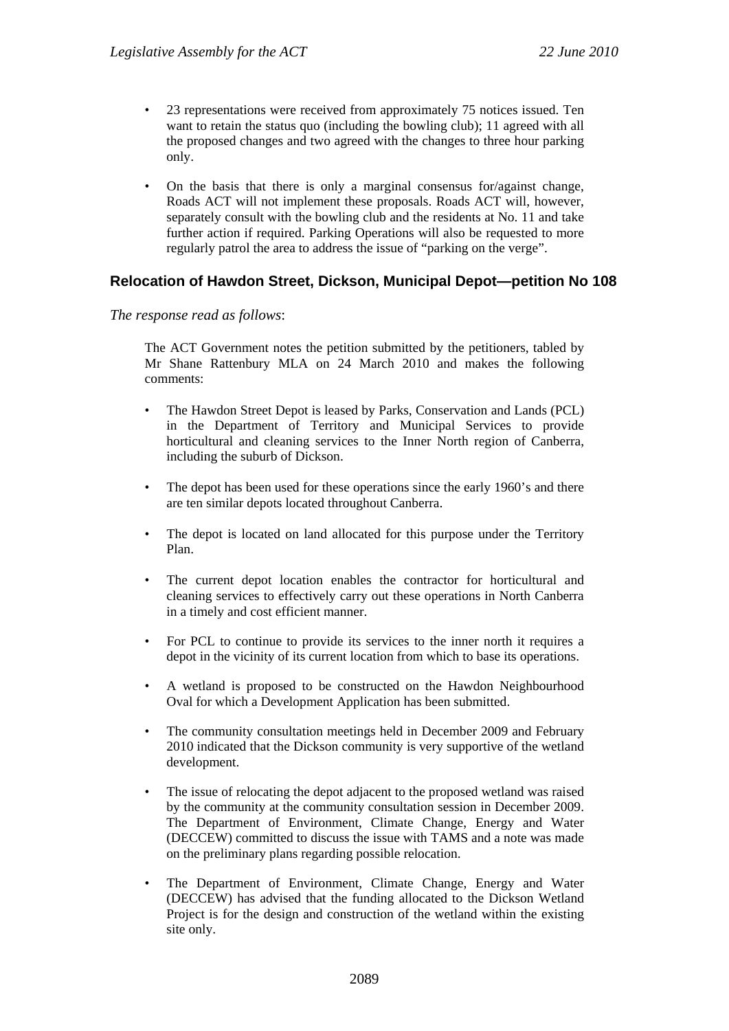- 23 representations were received from approximately 75 notices issued. Ten want to retain the status quo (including the bowling club); 11 agreed with all the proposed changes and two agreed with the changes to three hour parking only.
- On the basis that there is only a marginal consensus for/against change, Roads ACT will not implement these proposals. Roads ACT will, however, separately consult with the bowling club and the residents at No. 11 and take further action if required. Parking Operations will also be requested to more regularly patrol the area to address the issue of "parking on the verge".

## Relocation of Hawdon Street, Dickson, Municipal Depot—petition No 108

*The response read as follows*:

> The ACT Government notes the petition submitted by the petitioners, tabled by Mr Shane Rattenbury MLA on 24 March 2010 and makes the following comments:
>
> - The Hawdon Street Depot is leased by Parks, Conservation and Lands (PCL) in the Department of Territory and Municipal Services to provide horticultural and cleaning services to the Inner North region of Canberra, including the suburb of Dickson.
> - The depot has been used for these operations since the early 1960's and there are ten similar depots located throughout Canberra.
> - The depot is located on land allocated for this purpose under the Territory Plan.
> - The current depot location enables the contractor for horticultural and cleaning services to effectively carry out these operations in North Canberra in a timely and cost efficient manner.
> - For PCL to continue to provide its services to the inner north it requires a depot in the vicinity of its current location from which to base its operations.
> - A wetland is proposed to be constructed on the Hawdon Neighbourhood Oval for which a Development Application has been submitted.
> - The community consultation meetings held in December 2009 and February 2010 indicated that the Dickson community is very supportive of the wetland development.
> - The issue of relocating the depot adjacent to the proposed wetland was raised by the community at the community consultation session in December 2009. The Department of Environment, Climate Change, Energy and Water (DECCEW) committed to discuss the issue with TAMS and a note was made on the preliminary plans regarding possible relocation.
> - The Department of Environment, Climate Change, Energy and Water (DECCEW) has advised that the funding allocated to the Dickson Wetland Project is for the design and construction of the wetland within the existing site only.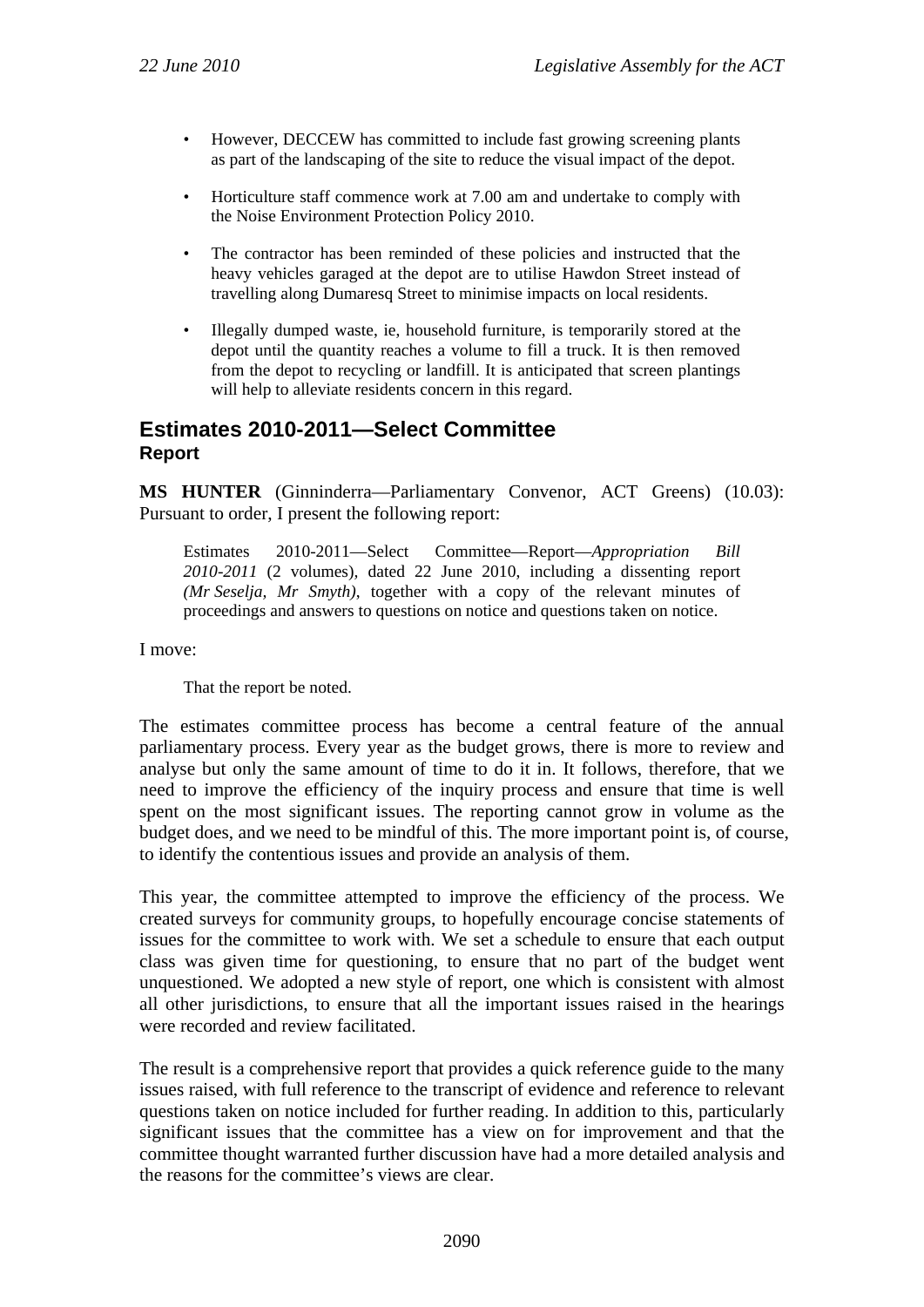- However, DECCEW has committed to include fast growing screening plants as part of the landscaping of the site to reduce the visual impact of the depot.
- Horticulture staff commence work at 7.00 am and undertake to comply with the Noise Environment Protection Policy 2010.
- The contractor has been reminded of these policies and instructed that the heavy vehicles garaged at the depot are to utilise Hawdon Street instead of travelling along Dumaresq Street to minimise impacts on local residents.
- Illegally dumped waste, ie, household furniture, is temporarily stored at the depot until the quantity reaches a volume to fill a truck. It is then removed from the depot to recycling or landfill. It is anticipated that screen plantings will help to alleviate residents concern in this regard.

## Estimates 2010-2011—Select Committee

### Report

**MS HUNTER** (Ginninderra—Parliamentary Convenor, ACT Greens) (10.03): Pursuant to order, I present the following report:

> Estimates 2010-2011—Select Committee—Report—*Appropriation Bill 2010-2011* (2 volumes), dated 22 June 2010, including a dissenting report *(Mr Seselja, Mr Smyth)*, together with a copy of the relevant minutes of proceedings and answers to questions on notice and questions taken on notice.

I move:

> That the report be noted.

The estimates committee process has become a central feature of the annual parliamentary process. Every year as the budget grows, there is more to review and analyse but only the same amount of time to do it in. It follows, therefore, that we need to improve the efficiency of the inquiry process and ensure that time is well spent on the most significant issues. The reporting cannot grow in volume as the budget does, and we need to be mindful of this. The more important point is, of course, to identify the contentious issues and provide an analysis of them.

This year, the committee attempted to improve the efficiency of the process. We created surveys for community groups, to hopefully encourage concise statements of issues for the committee to work with. We set a schedule to ensure that each output class was given time for questioning, to ensure that no part of the budget went unquestioned. We adopted a new style of report, one which is consistent with almost all other jurisdictions, to ensure that all the important issues raised in the hearings were recorded and review facilitated.

The result is a comprehensive report that provides a quick reference guide to the many issues raised, with full reference to the transcript of evidence and reference to relevant questions taken on notice included for further reading. In addition to this, particularly significant issues that the committee has a view on for improvement and that the committee thought warranted further discussion have had a more detailed analysis and the reasons for the committee's views are clear.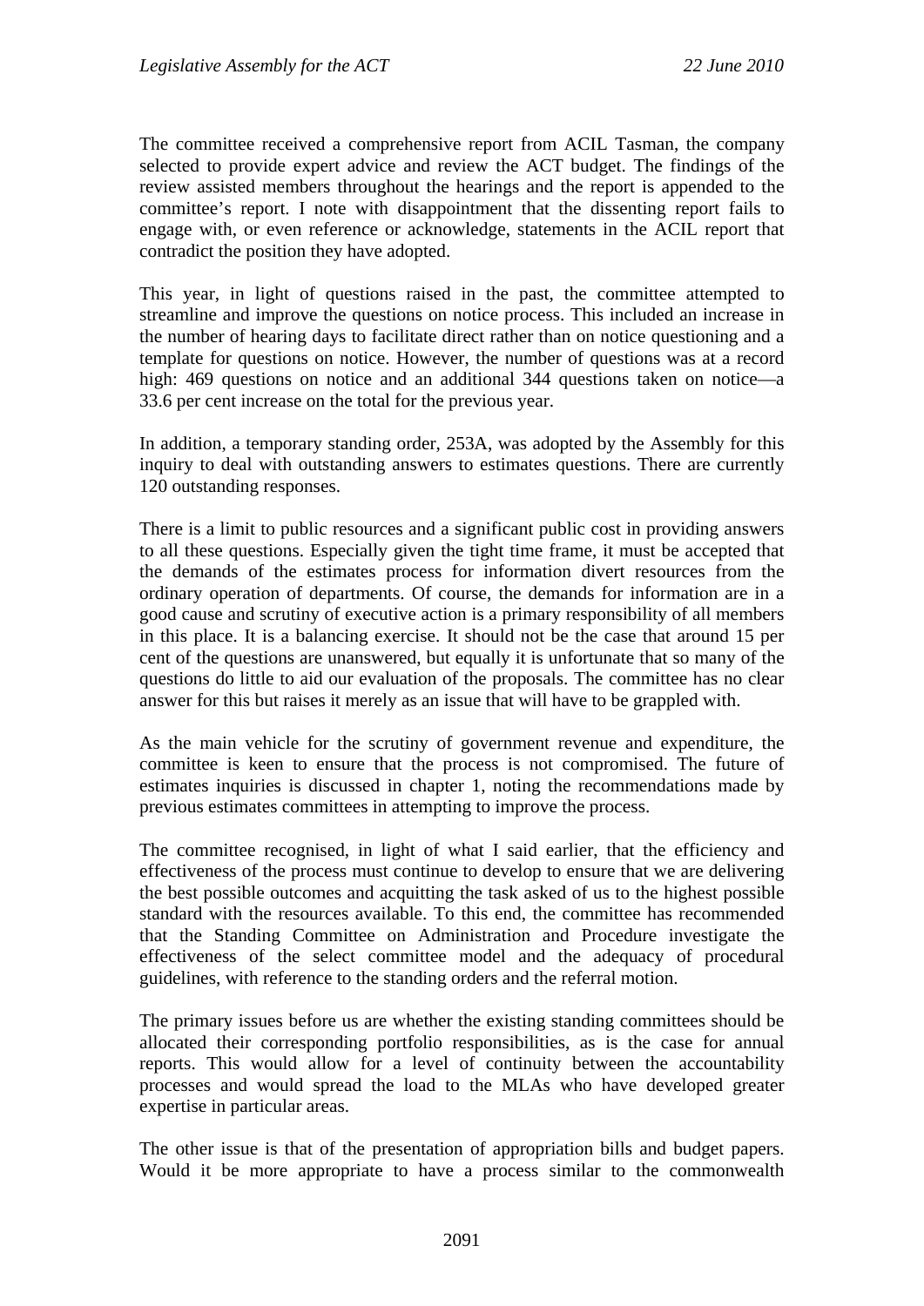The committee received a comprehensive report from ACIL Tasman, the company selected to provide expert advice and review the ACT budget. The findings of the review assisted members throughout the hearings and the report is appended to the committee's report. I note with disappointment that the dissenting report fails to engage with, or even reference or acknowledge, statements in the ACIL report that contradict the position they have adopted.

This year, in light of questions raised in the past, the committee attempted to streamline and improve the questions on notice process. This included an increase in the number of hearing days to facilitate direct rather than on notice questioning and a template for questions on notice. However, the number of questions was at a record high: 469 questions on notice and an additional 344 questions taken on notice—a 33.6 per cent increase on the total for the previous year.

In addition, a temporary standing order, 253A, was adopted by the Assembly for this inquiry to deal with outstanding answers to estimates questions. There are currently 120 outstanding responses.

There is a limit to public resources and a significant public cost in providing answers to all these questions. Especially given the tight time frame, it must be accepted that the demands of the estimates process for information divert resources from the ordinary operation of departments. Of course, the demands for information are in a good cause and scrutiny of executive action is a primary responsibility of all members in this place. It is a balancing exercise. It should not be the case that around 15 per cent of the questions are unanswered, but equally it is unfortunate that so many of the questions do little to aid our evaluation of the proposals. The committee has no clear answer for this but raises it merely as an issue that will have to be grappled with.

As the main vehicle for the scrutiny of government revenue and expenditure, the committee is keen to ensure that the process is not compromised. The future of estimates inquiries is discussed in chapter 1, noting the recommendations made by previous estimates committees in attempting to improve the process.

The committee recognised, in light of what I said earlier, that the efficiency and effectiveness of the process must continue to develop to ensure that we are delivering the best possible outcomes and acquitting the task asked of us to the highest possible standard with the resources available. To this end, the committee has recommended that the Standing Committee on Administration and Procedure investigate the effectiveness of the select committee model and the adequacy of procedural guidelines, with reference to the standing orders and the referral motion.

The primary issues before us are whether the existing standing committees should be allocated their corresponding portfolio responsibilities, as is the case for annual reports. This would allow for a level of continuity between the accountability processes and would spread the load to the MLAs who have developed greater expertise in particular areas.

The other issue is that of the presentation of appropriation bills and budget papers. Would it be more appropriate to have a process similar to the commonwealth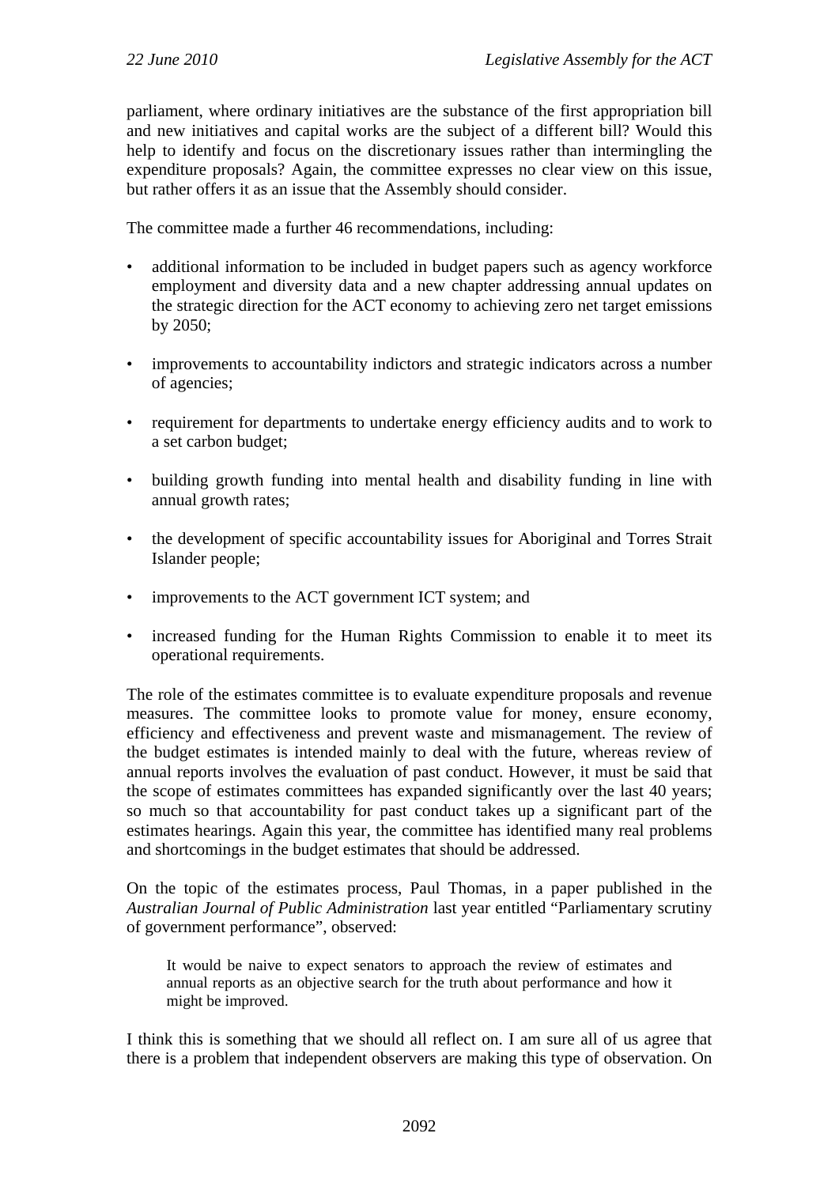parliament, where ordinary initiatives are the substance of the first appropriation bill and new initiatives and capital works are the subject of a different bill? Would this help to identify and focus on the discretionary issues rather than intermingling the expenditure proposals? Again, the committee expresses no clear view on this issue, but rather offers it as an issue that the Assembly should consider.

The committee made a further 46 recommendations, including:

- additional information to be included in budget papers such as agency workforce employment and diversity data and a new chapter addressing annual updates on the strategic direction for the ACT economy to achieving zero net target emissions by 2050;
- improvements to accountability indictors and strategic indicators across a number of agencies;
- requirement for departments to undertake energy efficiency audits and to work to a set carbon budget;
- building growth funding into mental health and disability funding in line with annual growth rates;
- the development of specific accountability issues for Aboriginal and Torres Strait Islander people;
- improvements to the ACT government ICT system; and
- increased funding for the Human Rights Commission to enable it to meet its operational requirements.

The role of the estimates committee is to evaluate expenditure proposals and revenue measures. The committee looks to promote value for money, ensure economy, efficiency and effectiveness and prevent waste and mismanagement. The review of the budget estimates is intended mainly to deal with the future, whereas review of annual reports involves the evaluation of past conduct. However, it must be said that the scope of estimates committees has expanded significantly over the last 40 years; so much so that accountability for past conduct takes up a significant part of the estimates hearings. Again this year, the committee has identified many real problems and shortcomings in the budget estimates that should be addressed.

On the topic of the estimates process, Paul Thomas, in a paper published in the *Australian Journal of Public Administration* last year entitled "Parliamentary scrutiny of government performance", observed:

> It would be naive to expect senators to approach the review of estimates and annual reports as an objective search for the truth about performance and how it might be improved.

I think this is something that we should all reflect on. I am sure all of us agree that there is a problem that independent observers are making this type of observation. On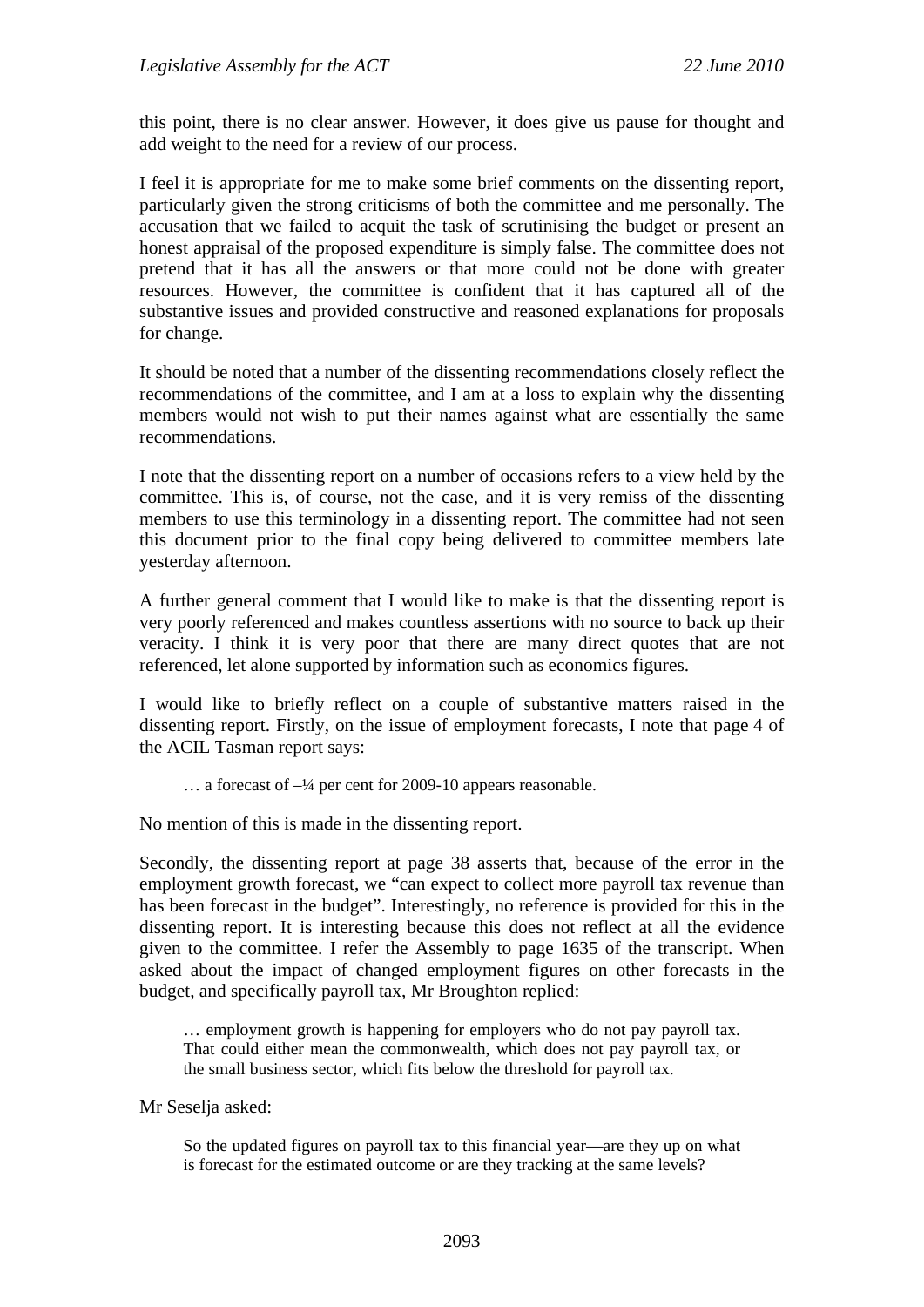this point, there is no clear answer. However, it does give us pause for thought and add weight to the need for a review of our process.

I feel it is appropriate for me to make some brief comments on the dissenting report, particularly given the strong criticisms of both the committee and me personally. The accusation that we failed to acquit the task of scrutinising the budget or present an honest appraisal of the proposed expenditure is simply false. The committee does not pretend that it has all the answers or that more could not be done with greater resources. However, the committee is confident that it has captured all of the substantive issues and provided constructive and reasoned explanations for proposals for change.

It should be noted that a number of the dissenting recommendations closely reflect the recommendations of the committee, and I am at a loss to explain why the dissenting members would not wish to put their names against what are essentially the same recommendations.

I note that the dissenting report on a number of occasions refers to a view held by the committee. This is, of course, not the case, and it is very remiss of the dissenting members to use this terminology in a dissenting report. The committee had not seen this document prior to the final copy being delivered to committee members late yesterday afternoon.

A further general comment that I would like to make is that the dissenting report is very poorly referenced and makes countless assertions with no source to back up their veracity. I think it is very poor that there are many direct quotes that are not referenced, let alone supported by information such as economics figures.

I would like to briefly reflect on a couple of substantive matters raised in the dissenting report. Firstly, on the issue of employment forecasts, I note that page 4 of the ACIL Tasman report says:

> … a forecast of –¼ per cent for 2009-10 appears reasonable.

No mention of this is made in the dissenting report.

Secondly, the dissenting report at page 38 asserts that, because of the error in the employment growth forecast, we "can expect to collect more payroll tax revenue than has been forecast in the budget". Interestingly, no reference is provided for this in the dissenting report. It is interesting because this does not reflect at all the evidence given to the committee. I refer the Assembly to page 1635 of the transcript. When asked about the impact of changed employment figures on other forecasts in the budget, and specifically payroll tax, Mr Broughton replied:

> … employment growth is happening for employers who do not pay payroll tax. That could either mean the commonwealth, which does not pay payroll tax, or the small business sector, which fits below the threshold for payroll tax.

Mr Seselja asked:

> So the updated figures on payroll tax to this financial year—are they up on what is forecast for the estimated outcome or are they tracking at the same levels?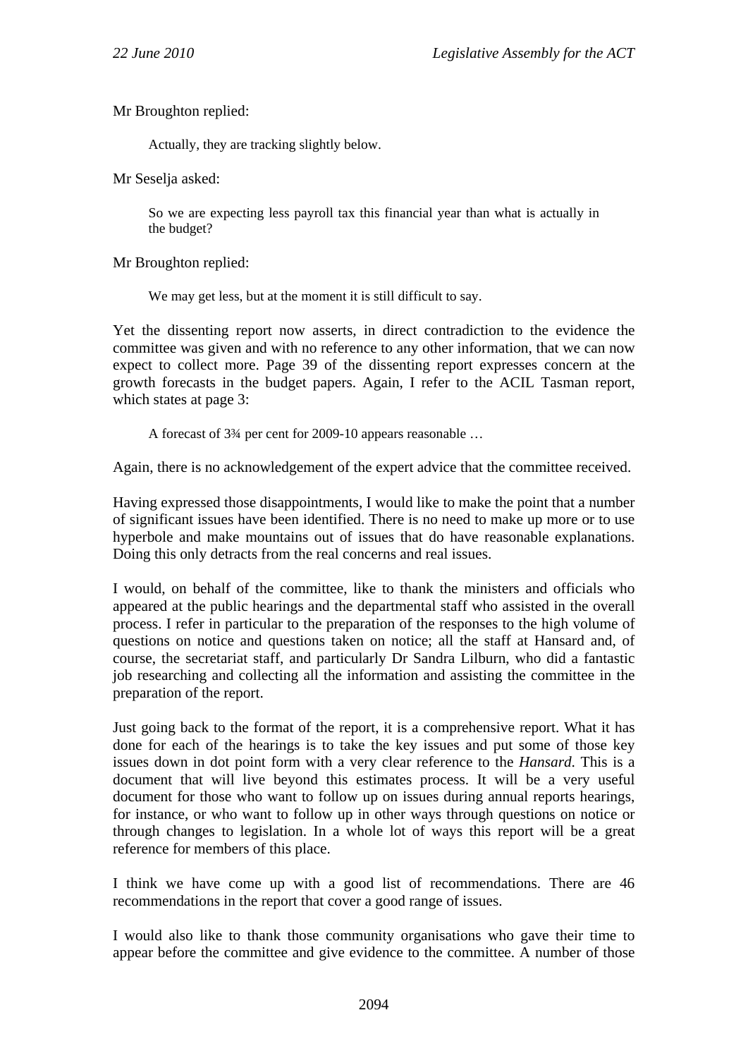Mr Broughton replied:

> Actually, they are tracking slightly below.

Mr Seselja asked:

> So we are expecting less payroll tax this financial year than what is actually in the budget?

Mr Broughton replied:

> We may get less, but at the moment it is still difficult to say.

Yet the dissenting report now asserts, in direct contradiction to the evidence the committee was given and with no reference to any other information, that we can now expect to collect more. Page 39 of the dissenting report expresses concern at the growth forecasts in the budget papers. Again, I refer to the ACIL Tasman report, which states at page 3:

> A forecast of 3¾ per cent for 2009-10 appears reasonable …

Again, there is no acknowledgement of the expert advice that the committee received.

Having expressed those disappointments, I would like to make the point that a number of significant issues have been identified. There is no need to make up more or to use hyperbole and make mountains out of issues that do have reasonable explanations. Doing this only detracts from the real concerns and real issues.

I would, on behalf of the committee, like to thank the ministers and officials who appeared at the public hearings and the departmental staff who assisted in the overall process. I refer in particular to the preparation of the responses to the high volume of questions on notice and questions taken on notice; all the staff at Hansard and, of course, the secretariat staff, and particularly Dr Sandra Lilburn, who did a fantastic job researching and collecting all the information and assisting the committee in the preparation of the report.

Just going back to the format of the report, it is a comprehensive report. What it has done for each of the hearings is to take the key issues and put some of those key issues down in dot point form with a very clear reference to the *Hansard*. This is a document that will live beyond this estimates process. It will be a very useful document for those who want to follow up on issues during annual reports hearings, for instance, or who want to follow up in other ways through questions on notice or through changes to legislation. In a whole lot of ways this report will be a great reference for members of this place.

I think we have come up with a good list of recommendations. There are 46 recommendations in the report that cover a good range of issues.

I would also like to thank those community organisations who gave their time to appear before the committee and give evidence to the committee. A number of those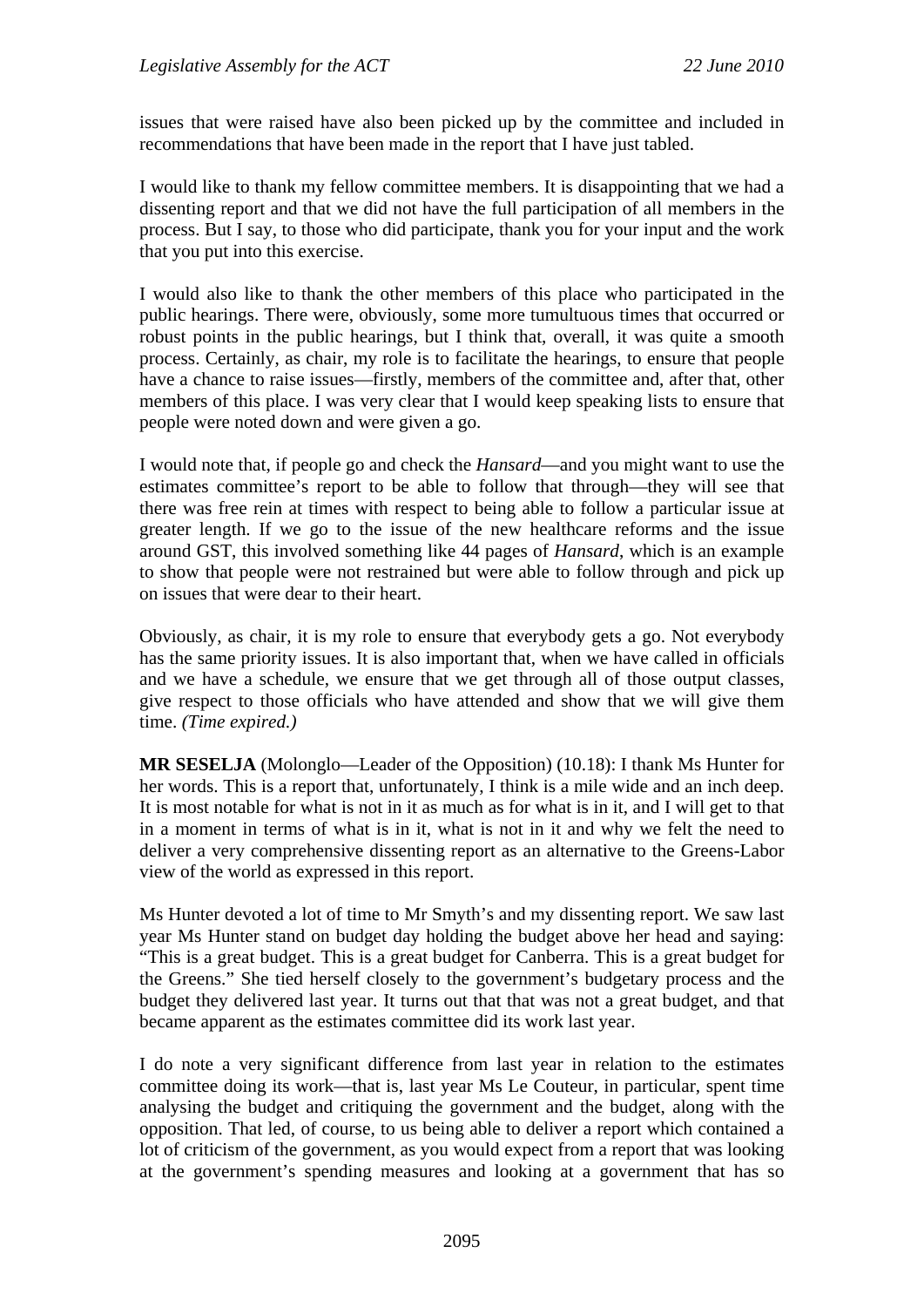issues that were raised have also been picked up by the committee and included in recommendations that have been made in the report that I have just tabled.

I would like to thank my fellow committee members. It is disappointing that we had a dissenting report and that we did not have the full participation of all members in the process. But I say, to those who did participate, thank you for your input and the work that you put into this exercise.

I would also like to thank the other members of this place who participated in the public hearings. There were, obviously, some more tumultuous times that occurred or robust points in the public hearings, but I think that, overall, it was quite a smooth process. Certainly, as chair, my role is to facilitate the hearings, to ensure that people have a chance to raise issues—firstly, members of the committee and, after that, other members of this place. I was very clear that I would keep speaking lists to ensure that people were noted down and were given a go.

I would note that, if people go and check the *Hansard*—and you might want to use the estimates committee's report to be able to follow that through—they will see that there was free rein at times with respect to being able to follow a particular issue at greater length. If we go to the issue of the new healthcare reforms and the issue around GST, this involved something like 44 pages of *Hansard*, which is an example to show that people were not restrained but were able to follow through and pick up on issues that were dear to their heart.

Obviously, as chair, it is my role to ensure that everybody gets a go. Not everybody has the same priority issues. It is also important that, when we have called in officials and we have a schedule, we ensure that we get through all of those output classes, give respect to those officials who have attended and show that we will give them time. *(Time expired.)*

**MR SESELJA** (Molonglo—Leader of the Opposition) (10.18): I thank Ms Hunter for her words. This is a report that, unfortunately, I think is a mile wide and an inch deep. It is most notable for what is not in it as much as for what is in it, and I will get to that in a moment in terms of what is in it, what is not in it and why we felt the need to deliver a very comprehensive dissenting report as an alternative to the Greens-Labor view of the world as expressed in this report.

Ms Hunter devoted a lot of time to Mr Smyth's and my dissenting report. We saw last year Ms Hunter stand on budget day holding the budget above her head and saying: "This is a great budget. This is a great budget for Canberra. This is a great budget for the Greens." She tied herself closely to the government's budgetary process and the budget they delivered last year. It turns out that that was not a great budget, and that became apparent as the estimates committee did its work last year.

I do note a very significant difference from last year in relation to the estimates committee doing its work—that is, last year Ms Le Couteur, in particular, spent time analysing the budget and critiquing the government and the budget, along with the opposition. That led, of course, to us being able to deliver a report which contained a lot of criticism of the government, as you would expect from a report that was looking at the government's spending measures and looking at a government that has so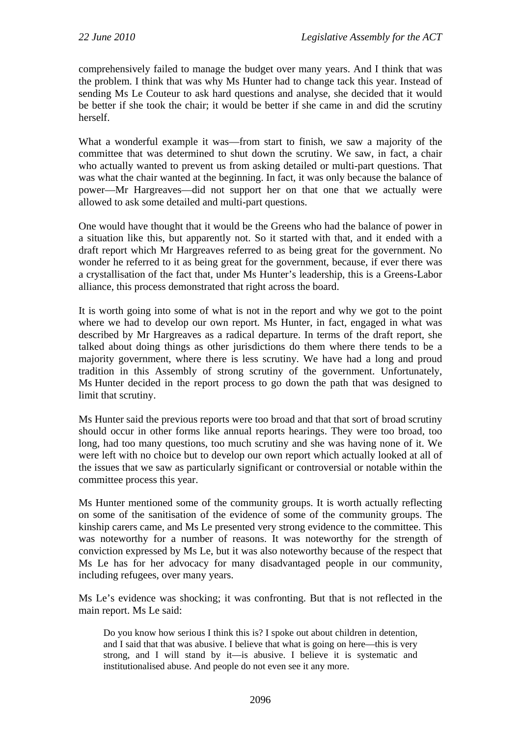comprehensively failed to manage the budget over many years. And I think that was the problem. I think that was why Ms Hunter had to change tack this year. Instead of sending Ms Le Couteur to ask hard questions and analyse, she decided that it would be better if she took the chair; it would be better if she came in and did the scrutiny herself.

What a wonderful example it was—from start to finish, we saw a majority of the committee that was determined to shut down the scrutiny. We saw, in fact, a chair who actually wanted to prevent us from asking detailed or multi-part questions. That was what the chair wanted at the beginning. In fact, it was only because the balance of power—Mr Hargreaves—did not support her on that one that we actually were allowed to ask some detailed and multi-part questions.

One would have thought that it would be the Greens who had the balance of power in a situation like this, but apparently not. So it started with that, and it ended with a draft report which Mr Hargreaves referred to as being great for the government. No wonder he referred to it as being great for the government, because, if ever there was a crystallisation of the fact that, under Ms Hunter's leadership, this is a Greens-Labor alliance, this process demonstrated that right across the board.

It is worth going into some of what is not in the report and why we got to the point where we had to develop our own report. Ms Hunter, in fact, engaged in what was described by Mr Hargreaves as a radical departure. In terms of the draft report, she talked about doing things as other jurisdictions do them where there tends to be a majority government, where there is less scrutiny. We have had a long and proud tradition in this Assembly of strong scrutiny of the government. Unfortunately, Ms Hunter decided in the report process to go down the path that was designed to limit that scrutiny.

Ms Hunter said the previous reports were too broad and that that sort of broad scrutiny should occur in other forms like annual reports hearings. They were too broad, too long, had too many questions, too much scrutiny and she was having none of it. We were left with no choice but to develop our own report which actually looked at all of the issues that we saw as particularly significant or controversial or notable within the committee process this year.

Ms Hunter mentioned some of the community groups. It is worth actually reflecting on some of the sanitisation of the evidence of some of the community groups. The kinship carers came, and Ms Le presented very strong evidence to the committee. This was noteworthy for a number of reasons. It was noteworthy for the strength of conviction expressed by Ms Le, but it was also noteworthy because of the respect that Ms Le has for her advocacy for many disadvantaged people in our community, including refugees, over many years.

Ms Le's evidence was shocking; it was confronting. But that is not reflected in the main report. Ms Le said:

> Do you know how serious I think this is? I spoke out about children in detention, and I said that that was abusive. I believe that what is going on here—this is very strong, and I will stand by it—is abusive. I believe it is systematic and institutionalised abuse. And people do not even see it any more.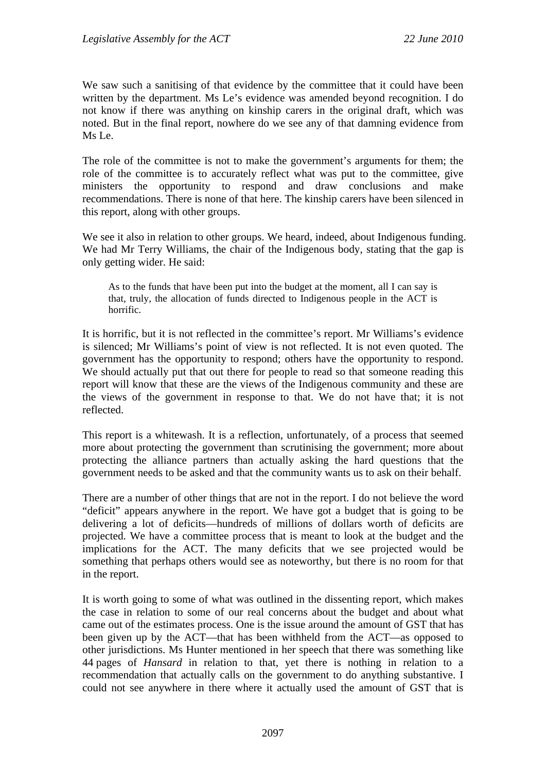We saw such a sanitising of that evidence by the committee that it could have been written by the department. Ms Le's evidence was amended beyond recognition. I do not know if there was anything on kinship carers in the original draft, which was noted. But in the final report, nowhere do we see any of that damning evidence from Ms Le.

The role of the committee is not to make the government's arguments for them; the role of the committee is to accurately reflect what was put to the committee, give ministers the opportunity to respond and draw conclusions and make recommendations. There is none of that here. The kinship carers have been silenced in this report, along with other groups.

We see it also in relation to other groups. We heard, indeed, about Indigenous funding. We had Mr Terry Williams, the chair of the Indigenous body, stating that the gap is only getting wider. He said:

> As to the funds that have been put into the budget at the moment, all I can say is that, truly, the allocation of funds directed to Indigenous people in the ACT is horrific.

It is horrific, but it is not reflected in the committee's report. Mr Williams's evidence is silenced; Mr Williams's point of view is not reflected. It is not even quoted. The government has the opportunity to respond; others have the opportunity to respond. We should actually put that out there for people to read so that someone reading this report will know that these are the views of the Indigenous community and these are the views of the government in response to that. We do not have that; it is not reflected.

This report is a whitewash. It is a reflection, unfortunately, of a process that seemed more about protecting the government than scrutinising the government; more about protecting the alliance partners than actually asking the hard questions that the government needs to be asked and that the community wants us to ask on their behalf.

There are a number of other things that are not in the report. I do not believe the word "deficit" appears anywhere in the report. We have got a budget that is going to be delivering a lot of deficits—hundreds of millions of dollars worth of deficits are projected. We have a committee process that is meant to look at the budget and the implications for the ACT. The many deficits that we see projected would be something that perhaps others would see as noteworthy, but there is no room for that in the report.

It is worth going to some of what was outlined in the dissenting report, which makes the case in relation to some of our real concerns about the budget and about what came out of the estimates process. One is the issue around the amount of GST that has been given up by the ACT—that has been withheld from the ACT—as opposed to other jurisdictions. Ms Hunter mentioned in her speech that there was something like 44 pages of *Hansard* in relation to that, yet there is nothing in relation to a recommendation that actually calls on the government to do anything substantive. I could not see anywhere in there where it actually used the amount of GST that is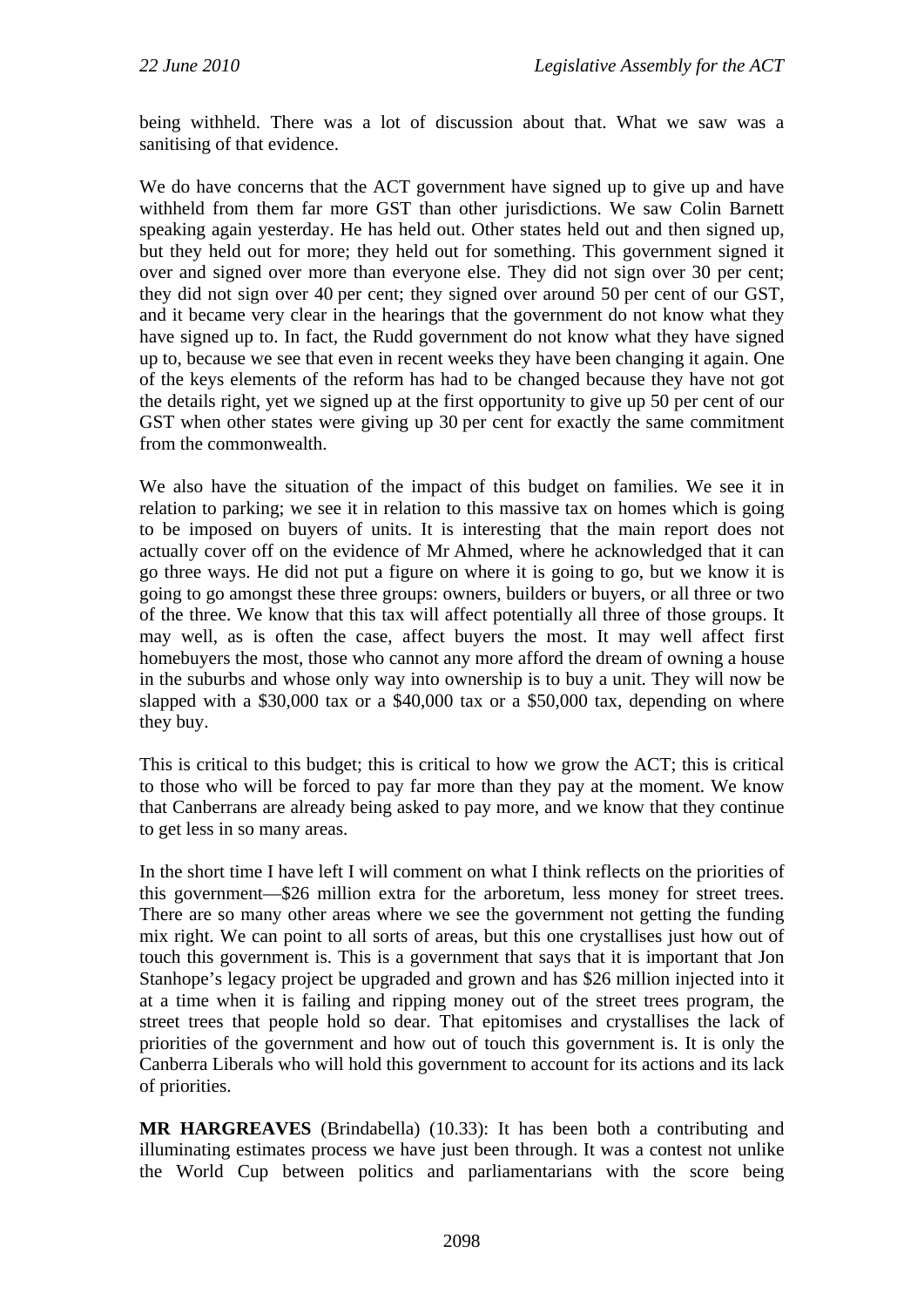being withheld. There was a lot of discussion about that. What we saw was a sanitising of that evidence.

We do have concerns that the ACT government have signed up to give up and have withheld from them far more GST than other jurisdictions. We saw Colin Barnett speaking again yesterday. He has held out. Other states held out and then signed up, but they held out for more; they held out for something. This government signed it over and signed over more than everyone else. They did not sign over 30 per cent; they did not sign over 40 per cent; they signed over around 50 per cent of our GST, and it became very clear in the hearings that the government do not know what they have signed up to. In fact, the Rudd government do not know what they have signed up to, because we see that even in recent weeks they have been changing it again. One of the keys elements of the reform has had to be changed because they have not got the details right, yet we signed up at the first opportunity to give up 50 per cent of our GST when other states were giving up 30 per cent for exactly the same commitment from the commonwealth.

We also have the situation of the impact of this budget on families. We see it in relation to parking; we see it in relation to this massive tax on homes which is going to be imposed on buyers of units. It is interesting that the main report does not actually cover off on the evidence of Mr Ahmed, where he acknowledged that it can go three ways. He did not put a figure on where it is going to go, but we know it is going to go amongst these three groups: owners, builders or buyers, or all three or two of the three. We know that this tax will affect potentially all three of those groups. It may well, as is often the case, affect buyers the most. It may well affect first homebuyers the most, those who cannot any more afford the dream of owning a house in the suburbs and whose only way into ownership is to buy a unit. They will now be slapped with a $30,000 tax or a $40,000 tax or a $50,000 tax, depending on where they buy.

This is critical to this budget; this is critical to how we grow the ACT; this is critical to those who will be forced to pay far more than they pay at the moment. We know that Canberrans are already being asked to pay more, and we know that they continue to get less in so many areas.

In the short time I have left I will comment on what I think reflects on the priorities of this government—$26 million extra for the arboretum, less money for street trees. There are so many other areas where we see the government not getting the funding mix right. We can point to all sorts of areas, but this one crystallises just how out of touch this government is. This is a government that says that it is important that Jon Stanhope's legacy project be upgraded and grown and has $26 million injected into it at a time when it is failing and ripping money out of the street trees program, the street trees that people hold so dear. That epitomises and crystallises the lack of priorities of the government and how out of touch this government is. It is only the Canberra Liberals who will hold this government to account for its actions and its lack of priorities.

**MR HARGREAVES** (Brindabella) (10.33): It has been both a contributing and illuminating estimates process we have just been through. It was a contest not unlike the World Cup between politics and parliamentarians with the score being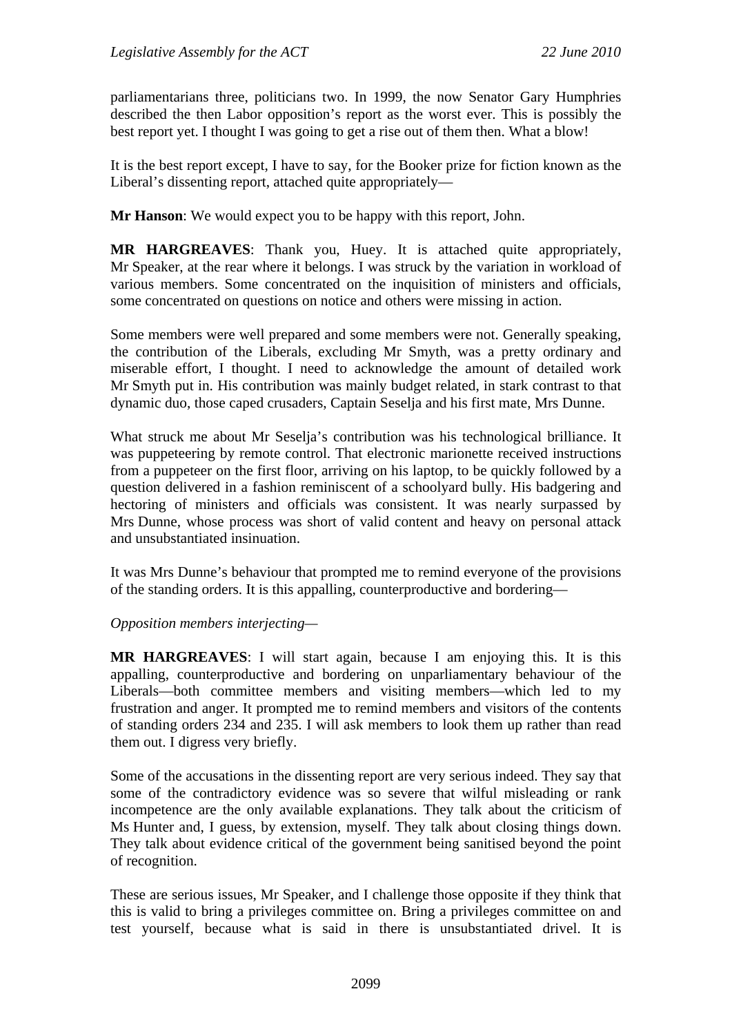parliamentarians three, politicians two. In 1999, the now Senator Gary Humphries described the then Labor opposition's report as the worst ever. This is possibly the best report yet. I thought I was going to get a rise out of them then. What a blow!

It is the best report except, I have to say, for the Booker prize for fiction known as the Liberal's dissenting report, attached quite appropriately—

**Mr Hanson**: We would expect you to be happy with this report, John.

**MR HARGREAVES**: Thank you, Huey. It is attached quite appropriately, Mr Speaker, at the rear where it belongs. I was struck by the variation in workload of various members. Some concentrated on the inquisition of ministers and officials, some concentrated on questions on notice and others were missing in action.

Some members were well prepared and some members were not. Generally speaking, the contribution of the Liberals, excluding Mr Smyth, was a pretty ordinary and miserable effort, I thought. I need to acknowledge the amount of detailed work Mr Smyth put in. His contribution was mainly budget related, in stark contrast to that dynamic duo, those caped crusaders, Captain Seselja and his first mate, Mrs Dunne.

What struck me about Mr Seselja's contribution was his technological brilliance. It was puppeteering by remote control. That electronic marionette received instructions from a puppeteer on the first floor, arriving on his laptop, to be quickly followed by a question delivered in a fashion reminiscent of a schoolyard bully. His badgering and hectoring of ministers and officials was consistent. It was nearly surpassed by Mrs Dunne, whose process was short of valid content and heavy on personal attack and unsubstantiated insinuation.

It was Mrs Dunne's behaviour that prompted me to remind everyone of the provisions of the standing orders. It is this appalling, counterproductive and bordering—

*Opposition members interjecting*—

**MR HARGREAVES**: I will start again, because I am enjoying this. It is this appalling, counterproductive and bordering on unparliamentary behaviour of the Liberals—both committee members and visiting members—which led to my frustration and anger. It prompted me to remind members and visitors of the contents of standing orders 234 and 235. I will ask members to look them up rather than read them out. I digress very briefly.

Some of the accusations in the dissenting report are very serious indeed. They say that some of the contradictory evidence was so severe that wilful misleading or rank incompetence are the only available explanations. They talk about the criticism of Ms Hunter and, I guess, by extension, myself. They talk about closing things down. They talk about evidence critical of the government being sanitised beyond the point of recognition.

These are serious issues, Mr Speaker, and I challenge those opposite if they think that this is valid to bring a privileges committee on. Bring a privileges committee on and test yourself, because what is said in there is unsubstantiated drivel. It is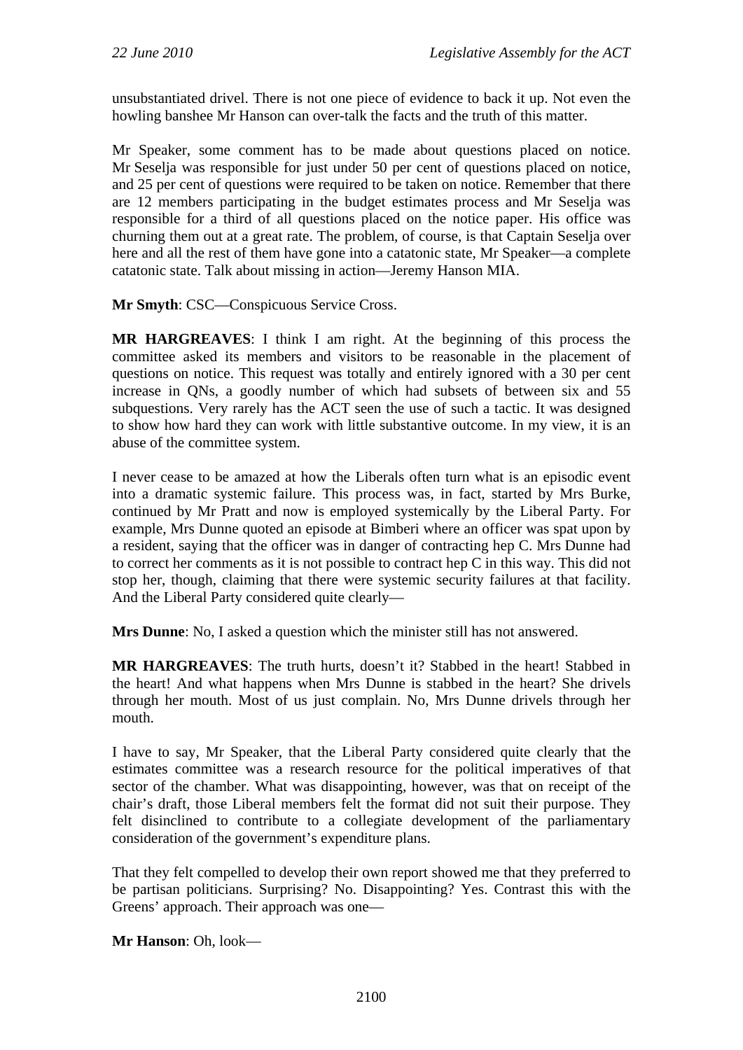unsubstantiated drivel. There is not one piece of evidence to back it up. Not even the howling banshee Mr Hanson can over-talk the facts and the truth of this matter.

Mr Speaker, some comment has to be made about questions placed on notice. Mr Seselja was responsible for just under 50 per cent of questions placed on notice, and 25 per cent of questions were required to be taken on notice. Remember that there are 12 members participating in the budget estimates process and Mr Seselja was responsible for a third of all questions placed on the notice paper. His office was churning them out at a great rate. The problem, of course, is that Captain Seselja over here and all the rest of them have gone into a catatonic state, Mr Speaker—a complete catatonic state. Talk about missing in action—Jeremy Hanson MIA.

**Mr Smyth**: CSC—Conspicuous Service Cross.

**MR HARGREAVES**: I think I am right. At the beginning of this process the committee asked its members and visitors to be reasonable in the placement of questions on notice. This request was totally and entirely ignored with a 30 per cent increase in QNs, a goodly number of which had subsets of between six and 55 subquestions. Very rarely has the ACT seen the use of such a tactic. It was designed to show how hard they can work with little substantive outcome. In my view, it is an abuse of the committee system.

I never cease to be amazed at how the Liberals often turn what is an episodic event into a dramatic systemic failure. This process was, in fact, started by Mrs Burke, continued by Mr Pratt and now is employed systemically by the Liberal Party. For example, Mrs Dunne quoted an episode at Bimberi where an officer was spat upon by a resident, saying that the officer was in danger of contracting hep C. Mrs Dunne had to correct her comments as it is not possible to contract hep C in this way. This did not stop her, though, claiming that there were systemic security failures at that facility. And the Liberal Party considered quite clearly—

**Mrs Dunne**: No, I asked a question which the minister still has not answered.

**MR HARGREAVES**: The truth hurts, doesn't it? Stabbed in the heart! Stabbed in the heart! And what happens when Mrs Dunne is stabbed in the heart? She drivels through her mouth. Most of us just complain. No, Mrs Dunne drivels through her mouth.

I have to say, Mr Speaker, that the Liberal Party considered quite clearly that the estimates committee was a research resource for the political imperatives of that sector of the chamber. What was disappointing, however, was that on receipt of the chair's draft, those Liberal members felt the format did not suit their purpose. They felt disinclined to contribute to a collegiate development of the parliamentary consideration of the government's expenditure plans.

That they felt compelled to develop their own report showed me that they preferred to be partisan politicians. Surprising? No. Disappointing? Yes. Contrast this with the Greens' approach. Their approach was one—

**Mr Hanson**: Oh, look—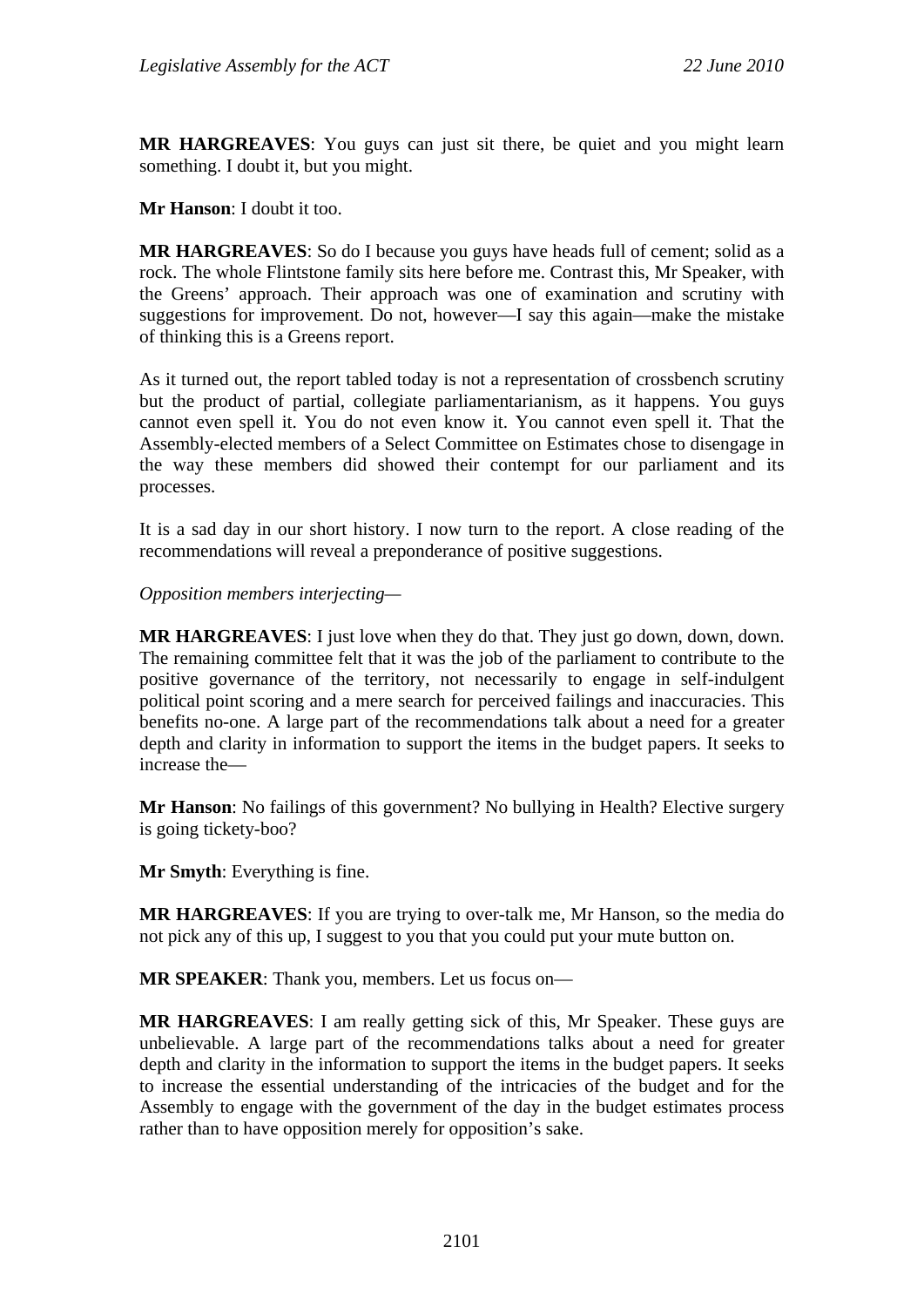**MR HARGREAVES**: You guys can just sit there, be quiet and you might learn something. I doubt it, but you might.

**Mr Hanson**: I doubt it too.

**MR HARGREAVES**: So do I because you guys have heads full of cement; solid as a rock. The whole Flintstone family sits here before me. Contrast this, Mr Speaker, with the Greens' approach. Their approach was one of examination and scrutiny with suggestions for improvement. Do not, however—I say this again—make the mistake of thinking this is a Greens report.

As it turned out, the report tabled today is not a representation of crossbench scrutiny but the product of partial, collegiate parliamentarianism, as it happens. You guys cannot even spell it. You do not even know it. You cannot even spell it. That the Assembly-elected members of a Select Committee on Estimates chose to disengage in the way these members did showed their contempt for our parliament and its processes.

It is a sad day in our short history. I now turn to the report. A close reading of the recommendations will reveal a preponderance of positive suggestions.

*Opposition members interjecting*—

**MR HARGREAVES**: I just love when they do that. They just go down, down, down. The remaining committee felt that it was the job of the parliament to contribute to the positive governance of the territory, not necessarily to engage in self-indulgent political point scoring and a mere search for perceived failings and inaccuracies. This benefits no-one. A large part of the recommendations talk about a need for a greater depth and clarity in information to support the items in the budget papers. It seeks to increase the—

**Mr Hanson**: No failings of this government? No bullying in Health? Elective surgery is going tickety-boo?

**Mr Smyth**: Everything is fine.

**MR HARGREAVES**: If you are trying to over-talk me, Mr Hanson, so the media do not pick any of this up, I suggest to you that you could put your mute button on.

**MR SPEAKER**: Thank you, members. Let us focus on—

**MR HARGREAVES**: I am really getting sick of this, Mr Speaker. These guys are unbelievable. A large part of the recommendations talks about a need for greater depth and clarity in the information to support the items in the budget papers. It seeks to increase the essential understanding of the intricacies of the budget and for the Assembly to engage with the government of the day in the budget estimates process rather than to have opposition merely for opposition's sake.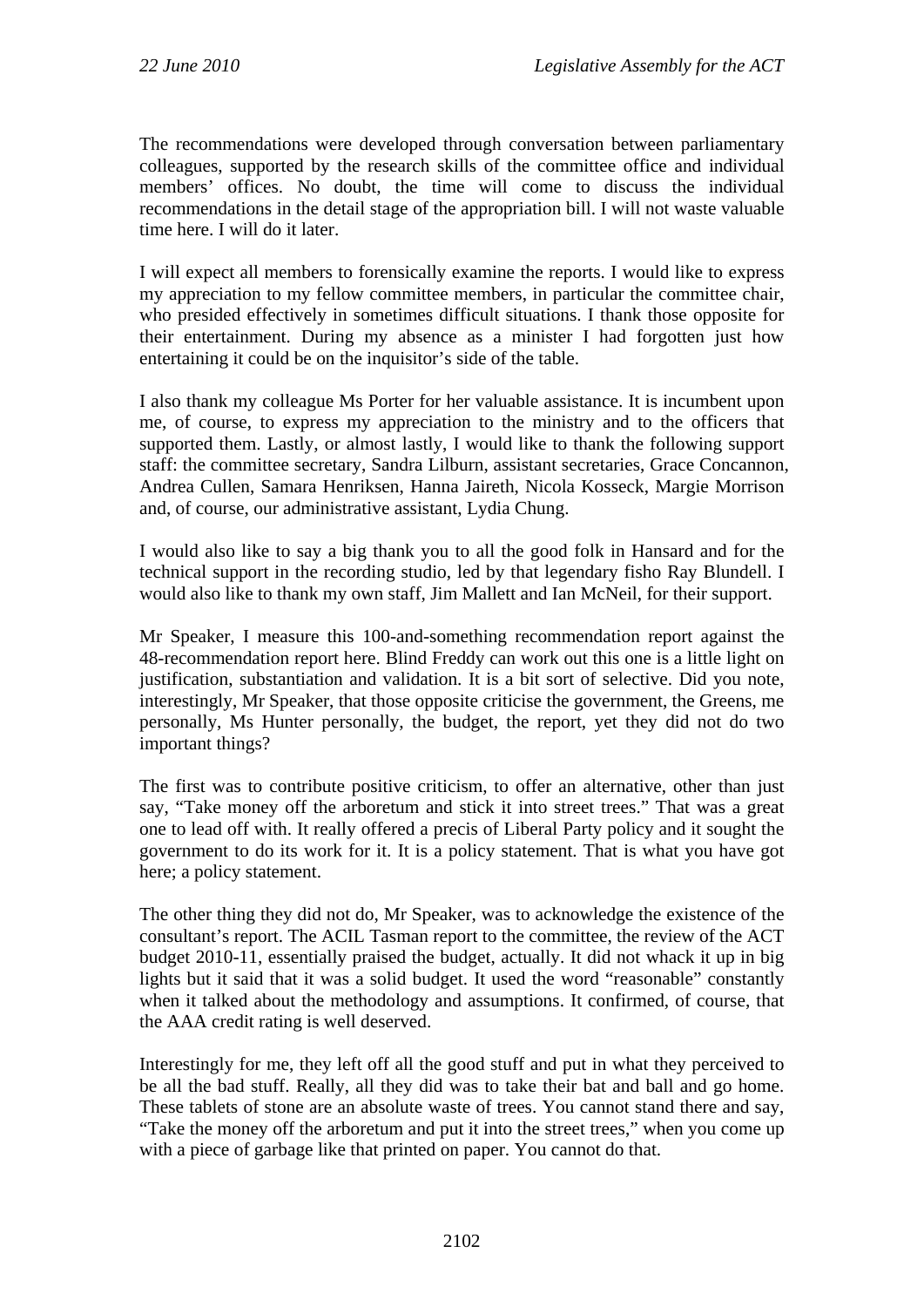The recommendations were developed through conversation between parliamentary colleagues, supported by the research skills of the committee office and individual members' offices. No doubt, the time will come to discuss the individual recommendations in the detail stage of the appropriation bill. I will not waste valuable time here. I will do it later.

I will expect all members to forensically examine the reports. I would like to express my appreciation to my fellow committee members, in particular the committee chair, who presided effectively in sometimes difficult situations. I thank those opposite for their entertainment. During my absence as a minister I had forgotten just how entertaining it could be on the inquisitor's side of the table.

I also thank my colleague Ms Porter for her valuable assistance. It is incumbent upon me, of course, to express my appreciation to the ministry and to the officers that supported them. Lastly, or almost lastly, I would like to thank the following support staff: the committee secretary, Sandra Lilburn, assistant secretaries, Grace Concannon, Andrea Cullen, Samara Henriksen, Hanna Jaireth, Nicola Kosseck, Margie Morrison and, of course, our administrative assistant, Lydia Chung.

I would also like to say a big thank you to all the good folk in Hansard and for the technical support in the recording studio, led by that legendary fisho Ray Blundell. I would also like to thank my own staff, Jim Mallett and Ian McNeil, for their support.

Mr Speaker, I measure this 100-and-something recommendation report against the 48-recommendation report here. Blind Freddy can work out this one is a little light on justification, substantiation and validation. It is a bit sort of selective. Did you note, interestingly, Mr Speaker, that those opposite criticise the government, the Greens, me personally, Ms Hunter personally, the budget, the report, yet they did not do two important things?

The first was to contribute positive criticism, to offer an alternative, other than just say, "Take money off the arboretum and stick it into street trees." That was a great one to lead off with. It really offered a precis of Liberal Party policy and it sought the government to do its work for it. It is a policy statement. That is what you have got here; a policy statement.

The other thing they did not do, Mr Speaker, was to acknowledge the existence of the consultant's report. The ACIL Tasman report to the committee, the review of the ACT budget 2010-11, essentially praised the budget, actually. It did not whack it up in big lights but it said that it was a solid budget. It used the word "reasonable" constantly when it talked about the methodology and assumptions. It confirmed, of course, that the AAA credit rating is well deserved.

Interestingly for me, they left off all the good stuff and put in what they perceived to be all the bad stuff. Really, all they did was to take their bat and ball and go home. These tablets of stone are an absolute waste of trees. You cannot stand there and say, "Take the money off the arboretum and put it into the street trees," when you come up with a piece of garbage like that printed on paper. You cannot do that.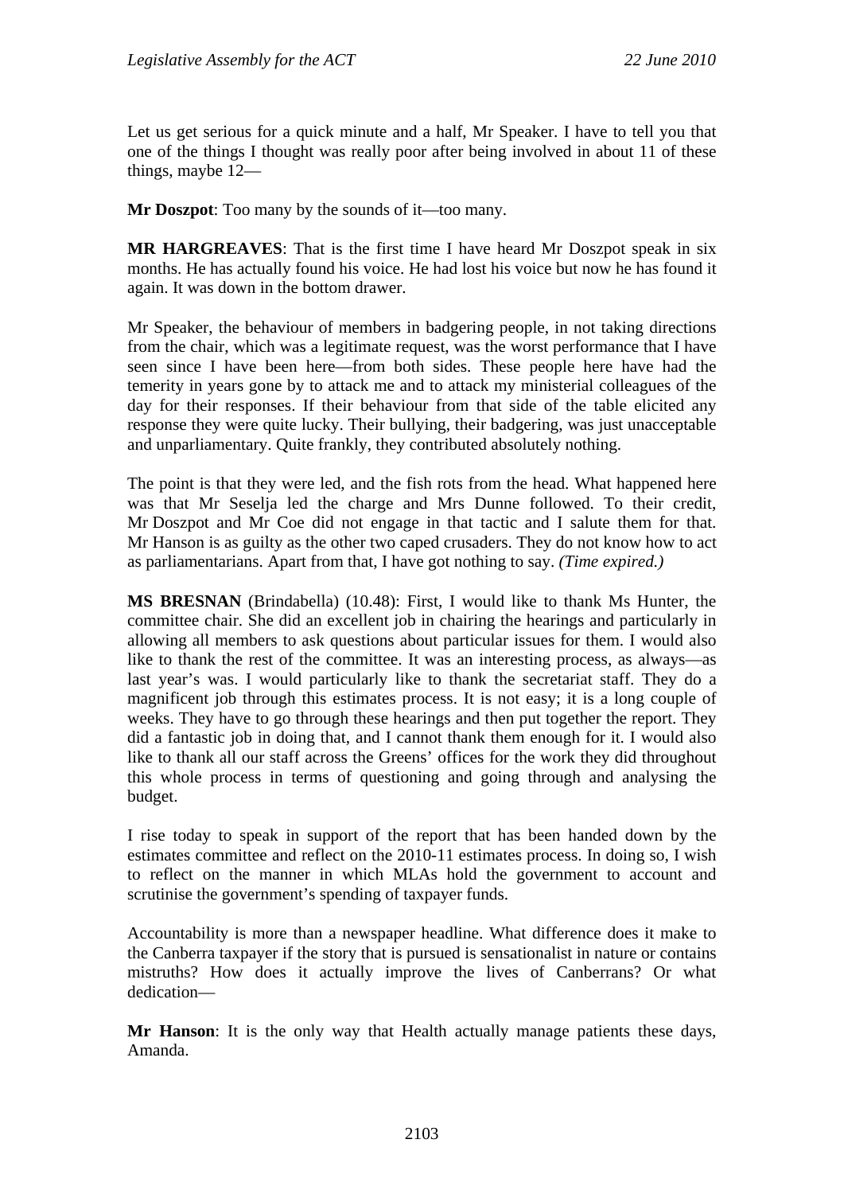Let us get serious for a quick minute and a half, Mr Speaker. I have to tell you that one of the things I thought was really poor after being involved in about 11 of these things, maybe 12—

**Mr Doszpot**: Too many by the sounds of it—too many.

**MR HARGREAVES**: That is the first time I have heard Mr Doszpot speak in six months. He has actually found his voice. He had lost his voice but now he has found it again. It was down in the bottom drawer.

Mr Speaker, the behaviour of members in badgering people, in not taking directions from the chair, which was a legitimate request, was the worst performance that I have seen since I have been here—from both sides. These people here have had the temerity in years gone by to attack me and to attack my ministerial colleagues of the day for their responses. If their behaviour from that side of the table elicited any response they were quite lucky. Their bullying, their badgering, was just unacceptable and unparliamentary. Quite frankly, they contributed absolutely nothing.

The point is that they were led, and the fish rots from the head. What happened here was that Mr Seselja led the charge and Mrs Dunne followed. To their credit, Mr Doszpot and Mr Coe did not engage in that tactic and I salute them for that. Mr Hanson is as guilty as the other two caped crusaders. They do not know how to act as parliamentarians. Apart from that, I have got nothing to say. *(Time expired.)*

**MS BRESNAN** (Brindabella) (10.48): First, I would like to thank Ms Hunter, the committee chair. She did an excellent job in chairing the hearings and particularly in allowing all members to ask questions about particular issues for them. I would also like to thank the rest of the committee. It was an interesting process, as always—as last year's was. I would particularly like to thank the secretariat staff. They do a magnificent job through this estimates process. It is not easy; it is a long couple of weeks. They have to go through these hearings and then put together the report. They did a fantastic job in doing that, and I cannot thank them enough for it. I would also like to thank all our staff across the Greens' offices for the work they did throughout this whole process in terms of questioning and going through and analysing the budget.

I rise today to speak in support of the report that has been handed down by the estimates committee and reflect on the 2010-11 estimates process. In doing so, I wish to reflect on the manner in which MLAs hold the government to account and scrutinise the government's spending of taxpayer funds.

Accountability is more than a newspaper headline. What difference does it make to the Canberra taxpayer if the story that is pursued is sensationalist in nature or contains mistruths? How does it actually improve the lives of Canberrans? Or what dedication—

**Mr Hanson**: It is the only way that Health actually manage patients these days, Amanda.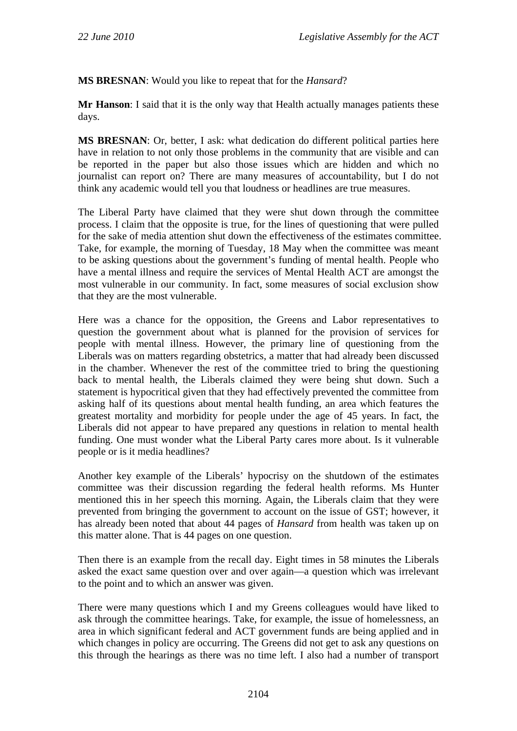**MS BRESNAN**: Would you like to repeat that for the *Hansard*?

**Mr Hanson**: I said that it is the only way that Health actually manages patients these days.

**MS BRESNAN**: Or, better, I ask: what dedication do different political parties here have in relation to not only those problems in the community that are visible and can be reported in the paper but also those issues which are hidden and which no journalist can report on? There are many measures of accountability, but I do not think any academic would tell you that loudness or headlines are true measures.

The Liberal Party have claimed that they were shut down through the committee process. I claim that the opposite is true, for the lines of questioning that were pulled for the sake of media attention shut down the effectiveness of the estimates committee. Take, for example, the morning of Tuesday, 18 May when the committee was meant to be asking questions about the government's funding of mental health. People who have a mental illness and require the services of Mental Health ACT are amongst the most vulnerable in our community. In fact, some measures of social exclusion show that they are the most vulnerable.

Here was a chance for the opposition, the Greens and Labor representatives to question the government about what is planned for the provision of services for people with mental illness. However, the primary line of questioning from the Liberals was on matters regarding obstetrics, a matter that had already been discussed in the chamber. Whenever the rest of the committee tried to bring the questioning back to mental health, the Liberals claimed they were being shut down. Such a statement is hypocritical given that they had effectively prevented the committee from asking half of its questions about mental health funding, an area which features the greatest mortality and morbidity for people under the age of 45 years. In fact, the Liberals did not appear to have prepared any questions in relation to mental health funding. One must wonder what the Liberal Party cares more about. Is it vulnerable people or is it media headlines?

Another key example of the Liberals' hypocrisy on the shutdown of the estimates committee was their discussion regarding the federal health reforms. Ms Hunter mentioned this in her speech this morning. Again, the Liberals claim that they were prevented from bringing the government to account on the issue of GST; however, it has already been noted that about 44 pages of *Hansard* from health was taken up on this matter alone. That is 44 pages on one question.

Then there is an example from the recall day. Eight times in 58 minutes the Liberals asked the exact same question over and over again—a question which was irrelevant to the point and to which an answer was given.

There were many questions which I and my Greens colleagues would have liked to ask through the committee hearings. Take, for example, the issue of homelessness, an area in which significant federal and ACT government funds are being applied and in which changes in policy are occurring. The Greens did not get to ask any questions on this through the hearings as there was no time left. I also had a number of transport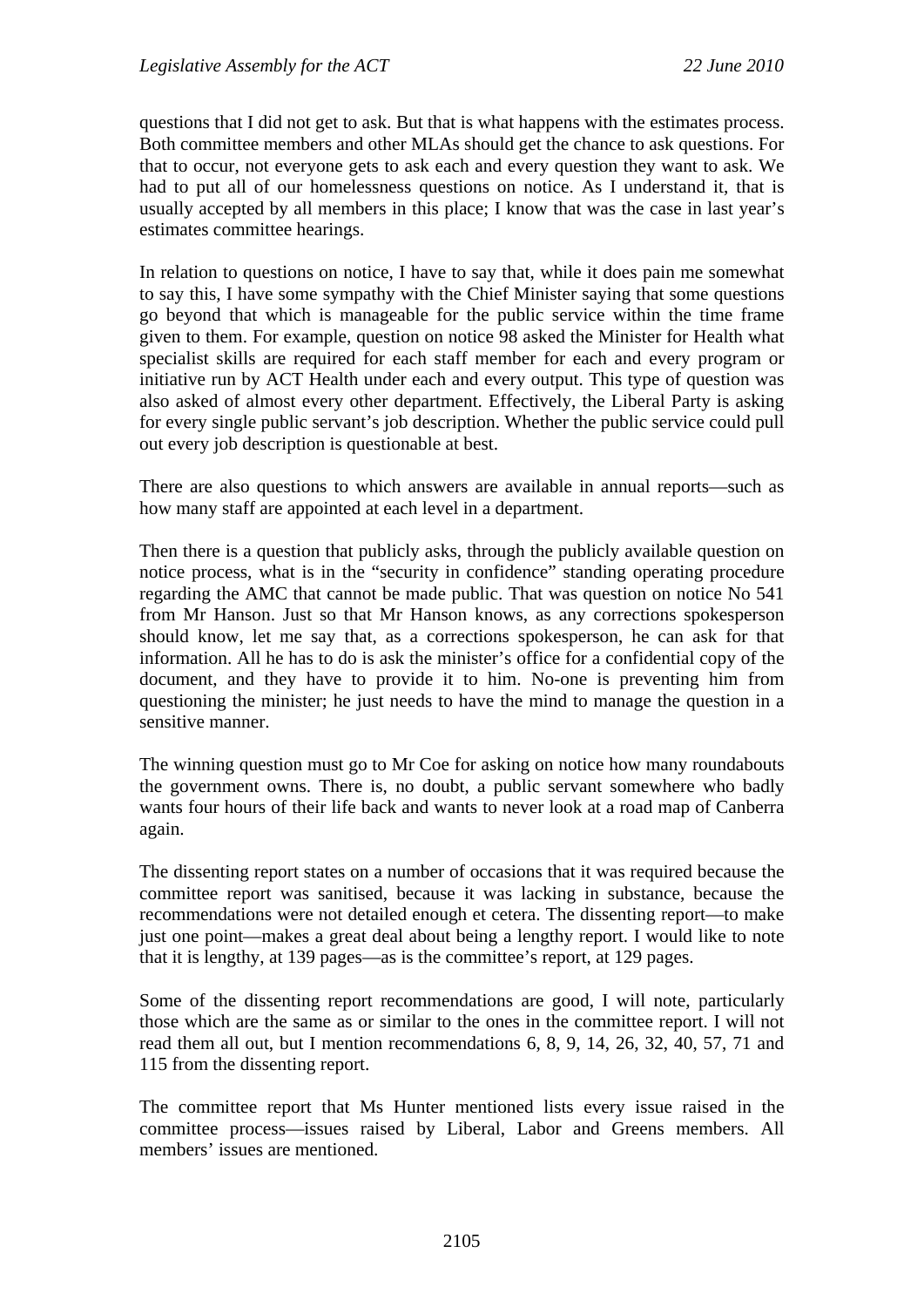questions that I did not get to ask. But that is what happens with the estimates process. Both committee members and other MLAs should get the chance to ask questions. For that to occur, not everyone gets to ask each and every question they want to ask. We had to put all of our homelessness questions on notice. As I understand it, that is usually accepted by all members in this place; I know that was the case in last year's estimates committee hearings.

In relation to questions on notice, I have to say that, while it does pain me somewhat to say this, I have some sympathy with the Chief Minister saying that some questions go beyond that which is manageable for the public service within the time frame given to them. For example, question on notice 98 asked the Minister for Health what specialist skills are required for each staff member for each and every program or initiative run by ACT Health under each and every output. This type of question was also asked of almost every other department. Effectively, the Liberal Party is asking for every single public servant's job description. Whether the public service could pull out every job description is questionable at best.

There are also questions to which answers are available in annual reports—such as how many staff are appointed at each level in a department.

Then there is a question that publicly asks, through the publicly available question on notice process, what is in the "security in confidence" standing operating procedure regarding the AMC that cannot be made public. That was question on notice No 541 from Mr Hanson. Just so that Mr Hanson knows, as any corrections spokesperson should know, let me say that, as a corrections spokesperson, he can ask for that information. All he has to do is ask the minister's office for a confidential copy of the document, and they have to provide it to him. No-one is preventing him from questioning the minister; he just needs to have the mind to manage the question in a sensitive manner.

The winning question must go to Mr Coe for asking on notice how many roundabouts the government owns. There is, no doubt, a public servant somewhere who badly wants four hours of their life back and wants to never look at a road map of Canberra again.

The dissenting report states on a number of occasions that it was required because the committee report was sanitised, because it was lacking in substance, because the recommendations were not detailed enough et cetera. The dissenting report—to make just one point—makes a great deal about being a lengthy report. I would like to note that it is lengthy, at 139 pages—as is the committee's report, at 129 pages.

Some of the dissenting report recommendations are good, I will note, particularly those which are the same as or similar to the ones in the committee report. I will not read them all out, but I mention recommendations 6, 8, 9, 14, 26, 32, 40, 57, 71 and 115 from the dissenting report.

The committee report that Ms Hunter mentioned lists every issue raised in the committee process—issues raised by Liberal, Labor and Greens members. All members' issues are mentioned.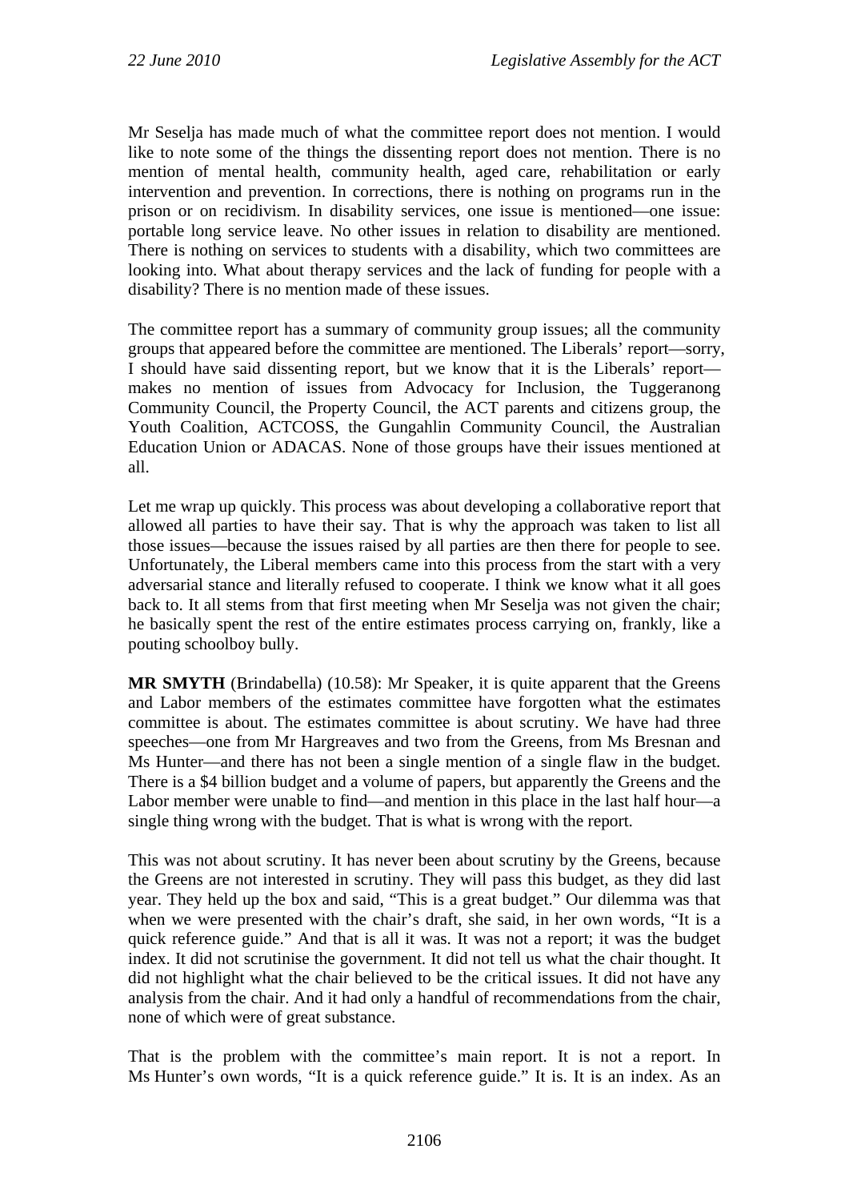Mr Seselja has made much of what the committee report does not mention. I would like to note some of the things the dissenting report does not mention. There is no mention of mental health, community health, aged care, rehabilitation or early intervention and prevention. In corrections, there is nothing on programs run in the prison or on recidivism. In disability services, one issue is mentioned—one issue: portable long service leave. No other issues in relation to disability are mentioned. There is nothing on services to students with a disability, which two committees are looking into. What about therapy services and the lack of funding for people with a disability? There is no mention made of these issues.

The committee report has a summary of community group issues; all the community groups that appeared before the committee are mentioned. The Liberals' report—sorry, I should have said dissenting report, but we know that it is the Liberals' report—makes no mention of issues from Advocacy for Inclusion, the Tuggeranong Community Council, the Property Council, the ACT parents and citizens group, the Youth Coalition, ACTCOSS, the Gungahlin Community Council, the Australian Education Union or ADACAS. None of those groups have their issues mentioned at all.

Let me wrap up quickly. This process was about developing a collaborative report that allowed all parties to have their say. That is why the approach was taken to list all those issues—because the issues raised by all parties are then there for people to see. Unfortunately, the Liberal members came into this process from the start with a very adversarial stance and literally refused to cooperate. I think we know what it all goes back to. It all stems from that first meeting when Mr Seselja was not given the chair; he basically spent the rest of the entire estimates process carrying on, frankly, like a pouting schoolboy bully.

**MR SMYTH** (Brindabella) (10.58): Mr Speaker, it is quite apparent that the Greens and Labor members of the estimates committee have forgotten what the estimates committee is about. The estimates committee is about scrutiny. We have had three speeches—one from Mr Hargreaves and two from the Greens, from Ms Bresnan and Ms Hunter—and there has not been a single mention of a single flaw in the budget. There is a $4 billion budget and a volume of papers, but apparently the Greens and the Labor member were unable to find—and mention in this place in the last half hour—a single thing wrong with the budget. That is what is wrong with the report.

This was not about scrutiny. It has never been about scrutiny by the Greens, because the Greens are not interested in scrutiny. They will pass this budget, as they did last year. They held up the box and said, "This is a great budget." Our dilemma was that when we were presented with the chair's draft, she said, in her own words, "It is a quick reference guide." And that is all it was. It was not a report; it was the budget index. It did not scrutinise the government. It did not tell us what the chair thought. It did not highlight what the chair believed to be the critical issues. It did not have any analysis from the chair. And it had only a handful of recommendations from the chair, none of which were of great substance.

That is the problem with the committee's main report. It is not a report. In Ms Hunter's own words, "It is a quick reference guide." It is. It is an index. As an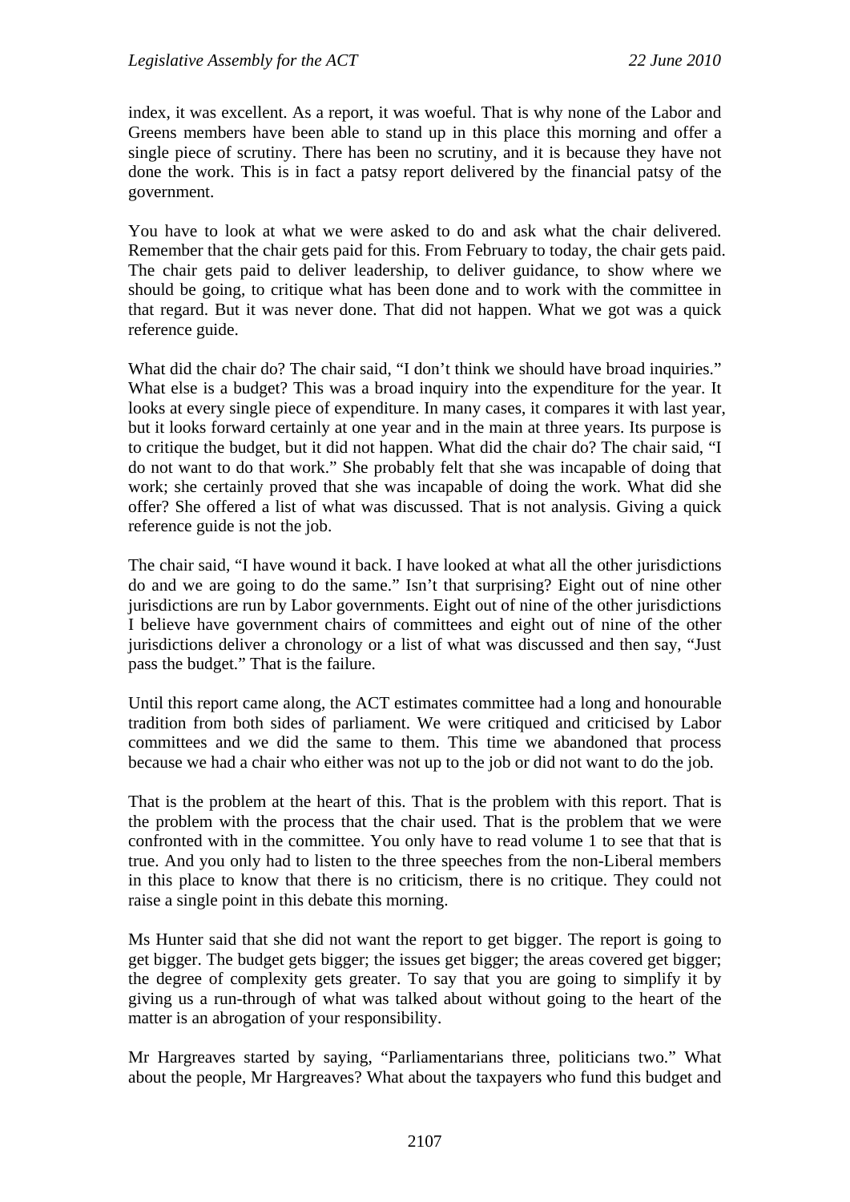index, it was excellent. As a report, it was woeful. That is why none of the Labor and Greens members have been able to stand up in this place this morning and offer a single piece of scrutiny. There has been no scrutiny, and it is because they have not done the work. This is in fact a patsy report delivered by the financial patsy of the government.

You have to look at what we were asked to do and ask what the chair delivered. Remember that the chair gets paid for this. From February to today, the chair gets paid. The chair gets paid to deliver leadership, to deliver guidance, to show where we should be going, to critique what has been done and to work with the committee in that regard. But it was never done. That did not happen. What we got was a quick reference guide.

What did the chair do? The chair said, "I don't think we should have broad inquiries." What else is a budget? This was a broad inquiry into the expenditure for the year. It looks at every single piece of expenditure. In many cases, it compares it with last year, but it looks forward certainly at one year and in the main at three years. Its purpose is to critique the budget, but it did not happen. What did the chair do? The chair said, "I do not want to do that work." She probably felt that she was incapable of doing that work; she certainly proved that she was incapable of doing the work. What did she offer? She offered a list of what was discussed. That is not analysis. Giving a quick reference guide is not the job.

The chair said, "I have wound it back. I have looked at what all the other jurisdictions do and we are going to do the same." Isn't that surprising? Eight out of nine other jurisdictions are run by Labor governments. Eight out of nine of the other jurisdictions I believe have government chairs of committees and eight out of nine of the other jurisdictions deliver a chronology or a list of what was discussed and then say, "Just pass the budget." That is the failure.

Until this report came along, the ACT estimates committee had a long and honourable tradition from both sides of parliament. We were critiqued and criticised by Labor committees and we did the same to them. This time we abandoned that process because we had a chair who either was not up to the job or did not want to do the job.

That is the problem at the heart of this. That is the problem with this report. That is the problem with the process that the chair used. That is the problem that we were confronted with in the committee. You only have to read volume 1 to see that that is true. And you only had to listen to the three speeches from the non-Liberal members in this place to know that there is no criticism, there is no critique. They could not raise a single point in this debate this morning.

Ms Hunter said that she did not want the report to get bigger. The report is going to get bigger. The budget gets bigger; the issues get bigger; the areas covered get bigger; the degree of complexity gets greater. To say that you are going to simplify it by giving us a run-through of what was talked about without going to the heart of the matter is an abrogation of your responsibility.

Mr Hargreaves started by saying, "Parliamentarians three, politicians two." What about the people, Mr Hargreaves? What about the taxpayers who fund this budget and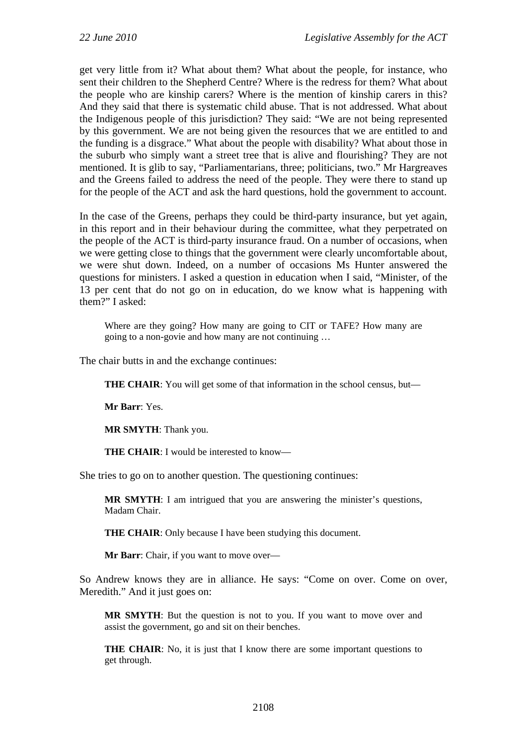get very little from it? What about them? What about the people, for instance, who sent their children to the Shepherd Centre? Where is the redress for them? What about the people who are kinship carers? Where is the mention of kinship carers in this? And they said that there is systematic child abuse. That is not addressed. What about the Indigenous people of this jurisdiction? They said: "We are not being represented by this government. We are not being given the resources that we are entitled to and the funding is a disgrace." What about the people with disability? What about those in the suburb who simply want a street tree that is alive and flourishing? They are not mentioned. It is glib to say, "Parliamentarians, three; politicians, two." Mr Hargreaves and the Greens failed to address the need of the people. They were there to stand up for the people of the ACT and ask the hard questions, hold the government to account.

In the case of the Greens, perhaps they could be third-party insurance, but yet again, in this report and in their behaviour during the committee, what they perpetrated on the people of the ACT is third-party insurance fraud. On a number of occasions, when we were getting close to things that the government were clearly uncomfortable about, we were shut down. Indeed, on a number of occasions Ms Hunter answered the questions for ministers. I asked a question in education when I said, "Minister, of the 13 per cent that do not go on in education, do we know what is happening with them?" I asked:

> Where are they going? How many are going to CIT or TAFE? How many are going to a non-govie and how many are not continuing …

The chair butts in and the exchange continues:

> **THE CHAIR**: You will get some of that information in the school census, but—
>
> **Mr Barr**: Yes.
>
> **MR SMYTH**: Thank you.
>
> **THE CHAIR**: I would be interested to know—

She tries to go on to another question. The questioning continues:

> **MR SMYTH**: I am intrigued that you are answering the minister's questions, Madam Chair.
>
> **THE CHAIR**: Only because I have been studying this document.
>
> **Mr Barr**: Chair, if you want to move over—

So Andrew knows they are in alliance. He says: "Come on over. Come on over, Meredith." And it just goes on:

> **MR SMYTH**: But the question is not to you. If you want to move over and assist the government, go and sit on their benches.
>
> **THE CHAIR**: No, it is just that I know there are some important questions to get through.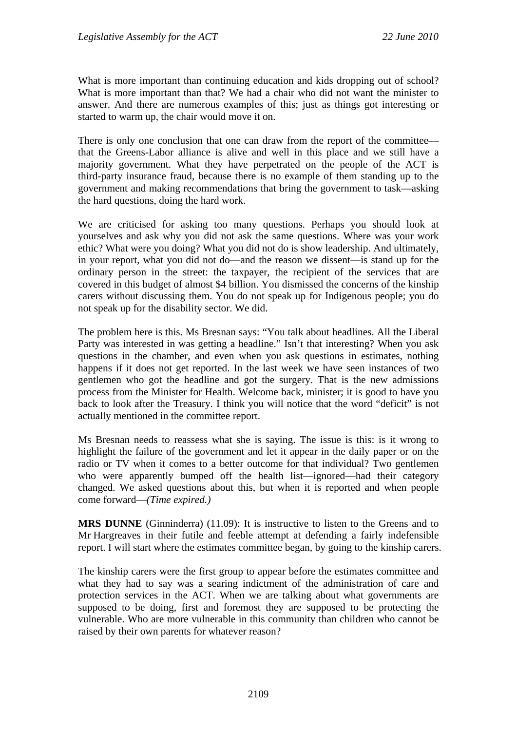What is more important than continuing education and kids dropping out of school? What is more important than that? We had a chair who did not want the minister to answer. And there are numerous examples of this; just as things got interesting or started to warm up, the chair would move it on.

There is only one conclusion that one can draw from the report of the committee—that the Greens-Labor alliance is alive and well in this place and we still have a majority government. What they have perpetrated on the people of the ACT is third-party insurance fraud, because there is no example of them standing up to the government and making recommendations that bring the government to task—asking the hard questions, doing the hard work.

We are criticised for asking too many questions. Perhaps you should look at yourselves and ask why you did not ask the same questions. Where was your work ethic? What were you doing? What you did not do is show leadership. And ultimately, in your report, what you did not do—and the reason we dissent—is stand up for the ordinary person in the street: the taxpayer, the recipient of the services that are covered in this budget of almost $4 billion. You dismissed the concerns of the kinship carers without discussing them. You do not speak up for Indigenous people; you do not speak up for the disability sector. We did.

The problem here is this. Ms Bresnan says: "You talk about headlines. All the Liberal Party was interested in was getting a headline." Isn't that interesting? When you ask questions in the chamber, and even when you ask questions in estimates, nothing happens if it does not get reported. In the last week we have seen instances of two gentlemen who got the headline and got the surgery. That is the new admissions process from the Minister for Health. Welcome back, minister; it is good to have you back to look after the Treasury. I think you will notice that the word "deficit" is not actually mentioned in the committee report.

Ms Bresnan needs to reassess what she is saying. The issue is this: is it wrong to highlight the failure of the government and let it appear in the daily paper or on the radio or TV when it comes to a better outcome for that individual? Two gentlemen who were apparently bumped off the health list—ignored—had their category changed. We asked questions about this, but when it is reported and when people come forward—*(Time expired.)*

**MRS DUNNE** (Ginninderra) (11.09): It is instructive to listen to the Greens and to Mr Hargreaves in their futile and feeble attempt at defending a fairly indefensible report. I will start where the estimates committee began, by going to the kinship carers.

The kinship carers were the first group to appear before the estimates committee and what they had to say was a searing indictment of the administration of care and protection services in the ACT. When we are talking about what governments are supposed to be doing, first and foremost they are supposed to be protecting the vulnerable. Who are more vulnerable in this community than children who cannot be raised by their own parents for whatever reason?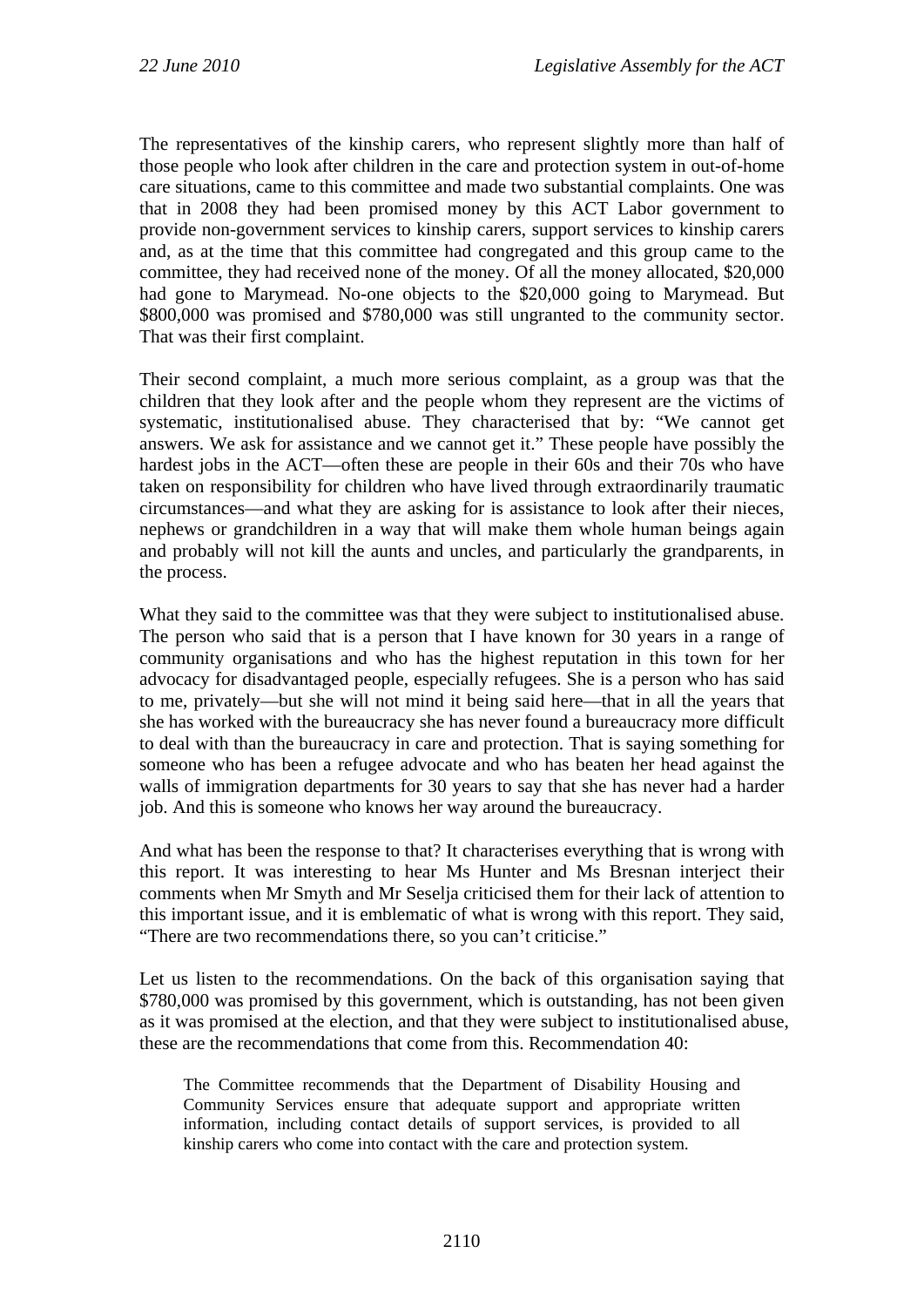The representatives of the kinship carers, who represent slightly more than half of those people who look after children in the care and protection system in out-of-home care situations, came to this committee and made two substantial complaints. One was that in 2008 they had been promised money by this ACT Labor government to provide non-government services to kinship carers, support services to kinship carers and, as at the time that this committee had congregated and this group came to the committee, they had received none of the money. Of all the money allocated, $20,000 had gone to Marymead. No-one objects to the $20,000 going to Marymead. But $800,000 was promised and $780,000 was still ungranted to the community sector. That was their first complaint.

Their second complaint, a much more serious complaint, as a group was that the children that they look after and the people whom they represent are the victims of systematic, institutionalised abuse. They characterised that by: "We cannot get answers. We ask for assistance and we cannot get it." These people have possibly the hardest jobs in the ACT—often these are people in their 60s and their 70s who have taken on responsibility for children who have lived through extraordinarily traumatic circumstances—and what they are asking for is assistance to look after their nieces, nephews or grandchildren in a way that will make them whole human beings again and probably will not kill the aunts and uncles, and particularly the grandparents, in the process.

What they said to the committee was that they were subject to institutionalised abuse. The person who said that is a person that I have known for 30 years in a range of community organisations and who has the highest reputation in this town for her advocacy for disadvantaged people, especially refugees. She is a person who has said to me, privately—but she will not mind it being said here—that in all the years that she has worked with the bureaucracy she has never found a bureaucracy more difficult to deal with than the bureaucracy in care and protection. That is saying something for someone who has been a refugee advocate and who has beaten her head against the walls of immigration departments for 30 years to say that she has never had a harder job. And this is someone who knows her way around the bureaucracy.

And what has been the response to that? It characterises everything that is wrong with this report. It was interesting to hear Ms Hunter and Ms Bresnan interject their comments when Mr Smyth and Mr Seselja criticised them for their lack of attention to this important issue, and it is emblematic of what is wrong with this report. They said, "There are two recommendations there, so you can't criticise."

Let us listen to the recommendations. On the back of this organisation saying that $780,000 was promised by this government, which is outstanding, has not been given as it was promised at the election, and that they were subject to institutionalised abuse, these are the recommendations that come from this. Recommendation 40:

> The Committee recommends that the Department of Disability Housing and Community Services ensure that adequate support and appropriate written information, including contact details of support services, is provided to all kinship carers who come into contact with the care and protection system.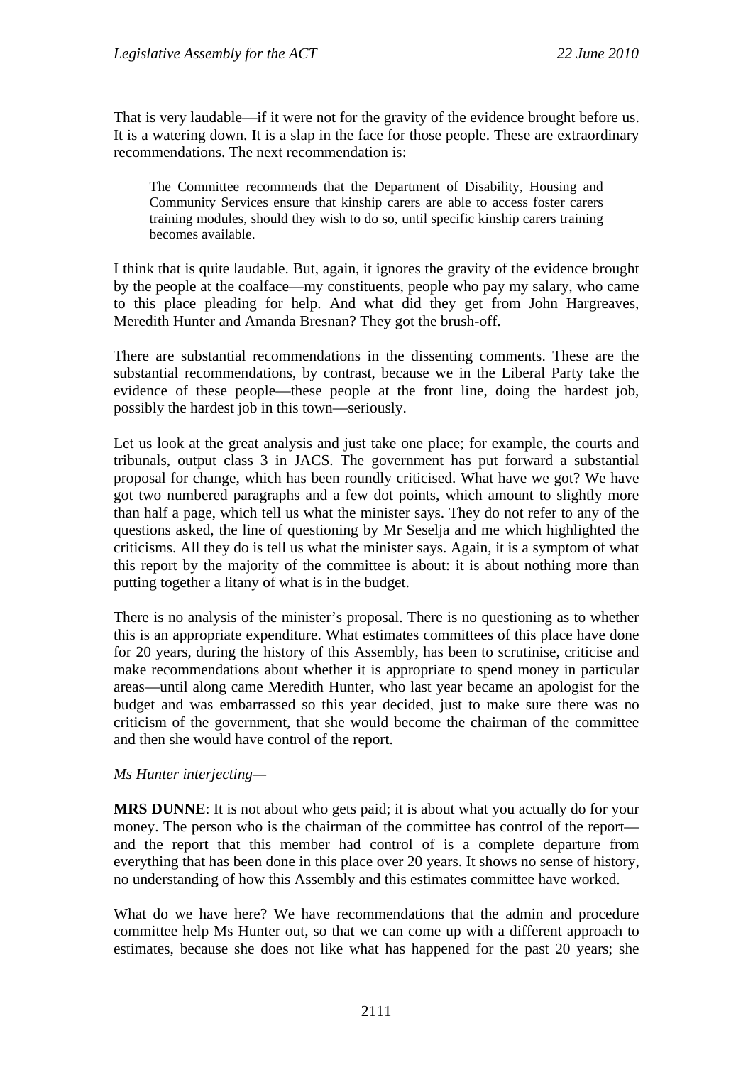That is very laudable—if it were not for the gravity of the evidence brought before us. It is a watering down. It is a slap in the face for those people. These are extraordinary recommendations. The next recommendation is:

> The Committee recommends that the Department of Disability, Housing and Community Services ensure that kinship carers are able to access foster carers training modules, should they wish to do so, until specific kinship carers training becomes available.

I think that is quite laudable. But, again, it ignores the gravity of the evidence brought by the people at the coalface—my constituents, people who pay my salary, who came to this place pleading for help. And what did they get from John Hargreaves, Meredith Hunter and Amanda Bresnan? They got the brush-off.

There are substantial recommendations in the dissenting comments. These are the substantial recommendations, by contrast, because we in the Liberal Party take the evidence of these people—these people at the front line, doing the hardest job, possibly the hardest job in this town—seriously.

Let us look at the great analysis and just take one place; for example, the courts and tribunals, output class 3 in JACS. The government has put forward a substantial proposal for change, which has been roundly criticised. What have we got? We have got two numbered paragraphs and a few dot points, which amount to slightly more than half a page, which tell us what the minister says. They do not refer to any of the questions asked, the line of questioning by Mr Seselja and me which highlighted the criticisms. All they do is tell us what the minister says. Again, it is a symptom of what this report by the majority of the committee is about: it is about nothing more than putting together a litany of what is in the budget.

There is no analysis of the minister's proposal. There is no questioning as to whether this is an appropriate expenditure. What estimates committees of this place have done for 20 years, during the history of this Assembly, has been to scrutinise, criticise and make recommendations about whether it is appropriate to spend money in particular areas—until along came Meredith Hunter, who last year became an apologist for the budget and was embarrassed so this year decided, just to make sure there was no criticism of the government, that she would become the chairman of the committee and then she would have control of the report.

*Ms Hunter interjecting*—

**MRS DUNNE**: It is not about who gets paid; it is about what you actually do for your money. The person who is the chairman of the committee has control of the report—and the report that this member had control of is a complete departure from everything that has been done in this place over 20 years. It shows no sense of history, no understanding of how this Assembly and this estimates committee have worked.

What do we have here? We have recommendations that the admin and procedure committee help Ms Hunter out, so that we can come up with a different approach to estimates, because she does not like what has happened for the past 20 years; she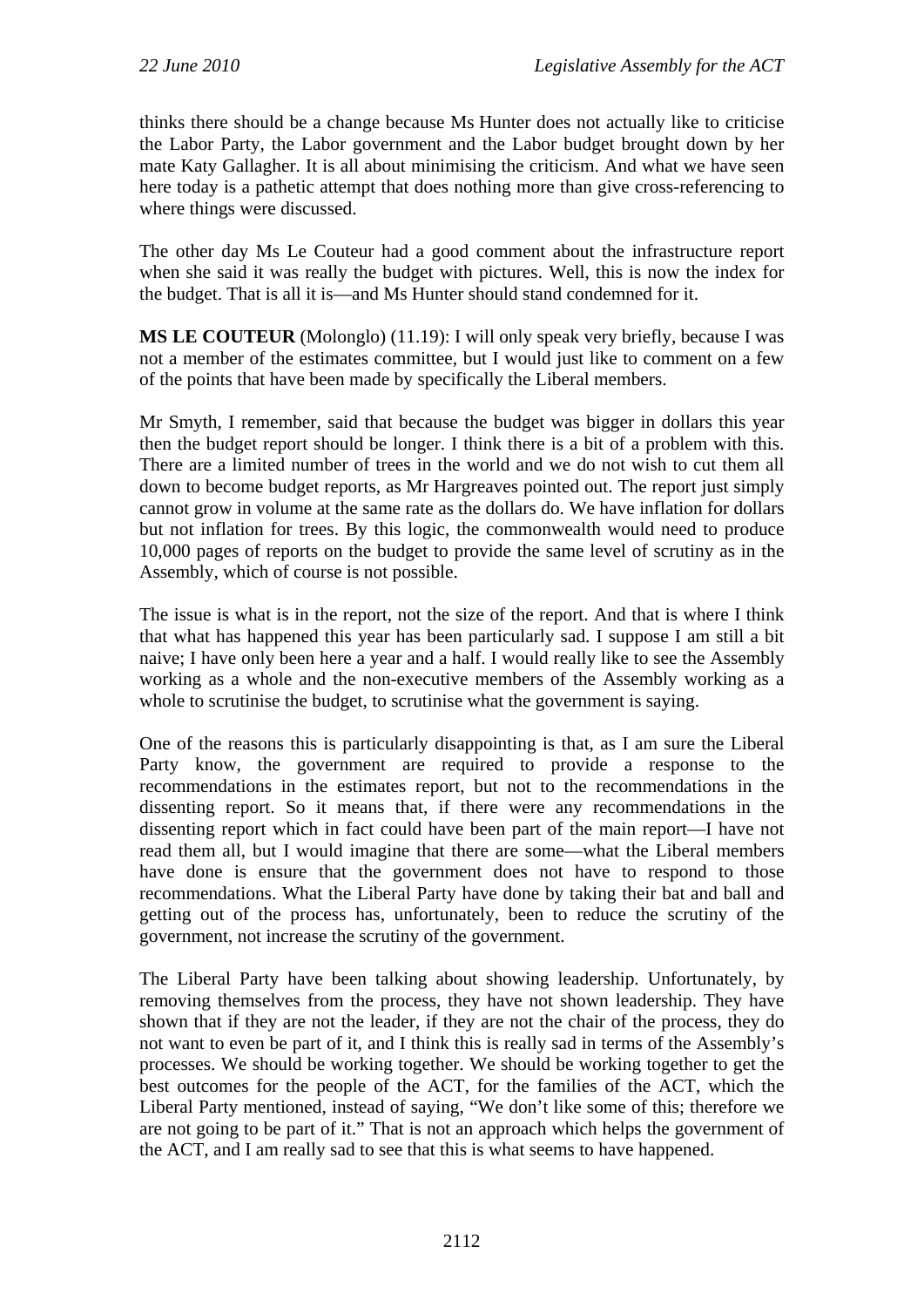thinks there should be a change because Ms Hunter does not actually like to criticise the Labor Party, the Labor government and the Labor budget brought down by her mate Katy Gallagher. It is all about minimising the criticism. And what we have seen here today is a pathetic attempt that does nothing more than give cross-referencing to where things were discussed.

The other day Ms Le Couteur had a good comment about the infrastructure report when she said it was really the budget with pictures. Well, this is now the index for the budget. That is all it is—and Ms Hunter should stand condemned for it.

**MS LE COUTEUR** (Molonglo) (11.19): I will only speak very briefly, because I was not a member of the estimates committee, but I would just like to comment on a few of the points that have been made by specifically the Liberal members.

Mr Smyth, I remember, said that because the budget was bigger in dollars this year then the budget report should be longer. I think there is a bit of a problem with this. There are a limited number of trees in the world and we do not wish to cut them all down to become budget reports, as Mr Hargreaves pointed out. The report just simply cannot grow in volume at the same rate as the dollars do. We have inflation for dollars but not inflation for trees. By this logic, the commonwealth would need to produce 10,000 pages of reports on the budget to provide the same level of scrutiny as in the Assembly, which of course is not possible.

The issue is what is in the report, not the size of the report. And that is where I think that what has happened this year has been particularly sad. I suppose I am still a bit naive; I have only been here a year and a half. I would really like to see the Assembly working as a whole and the non-executive members of the Assembly working as a whole to scrutinise the budget, to scrutinise what the government is saying.

One of the reasons this is particularly disappointing is that, as I am sure the Liberal Party know, the government are required to provide a response to the recommendations in the estimates report, but not to the recommendations in the dissenting report. So it means that, if there were any recommendations in the dissenting report which in fact could have been part of the main report—I have not read them all, but I would imagine that there are some—what the Liberal members have done is ensure that the government does not have to respond to those recommendations. What the Liberal Party have done by taking their bat and ball and getting out of the process has, unfortunately, been to reduce the scrutiny of the government, not increase the scrutiny of the government.

The Liberal Party have been talking about showing leadership. Unfortunately, by removing themselves from the process, they have not shown leadership. They have shown that if they are not the leader, if they are not the chair of the process, they do not want to even be part of it, and I think this is really sad in terms of the Assembly's processes. We should be working together. We should be working together to get the best outcomes for the people of the ACT, for the families of the ACT, which the Liberal Party mentioned, instead of saying, "We don't like some of this; therefore we are not going to be part of it." That is not an approach which helps the government of the ACT, and I am really sad to see that this is what seems to have happened.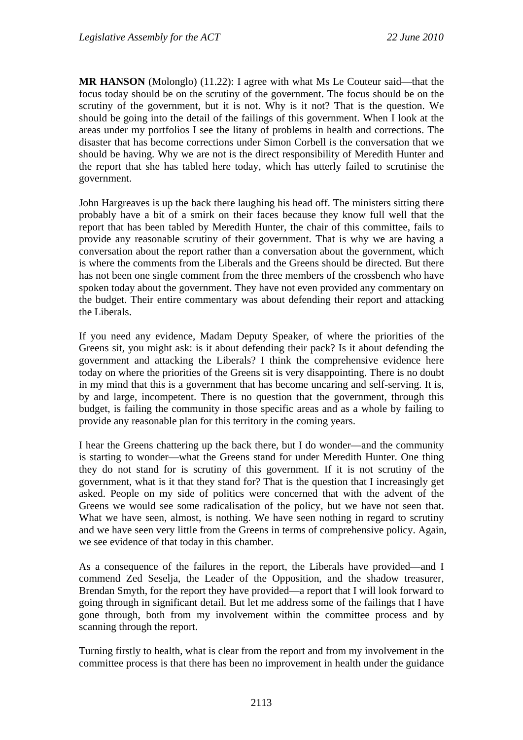**MR HANSON** (Molonglo) (11.22): I agree with what Ms Le Couteur said—that the focus today should be on the scrutiny of the government. The focus should be on the scrutiny of the government, but it is not. Why is it not? That is the question. We should be going into the detail of the failings of this government. When I look at the areas under my portfolios I see the litany of problems in health and corrections. The disaster that has become corrections under Simon Corbell is the conversation that we should be having. Why we are not is the direct responsibility of Meredith Hunter and the report that she has tabled here today, which has utterly failed to scrutinise the government.

John Hargreaves is up the back there laughing his head off. The ministers sitting there probably have a bit of a smirk on their faces because they know full well that the report that has been tabled by Meredith Hunter, the chair of this committee, fails to provide any reasonable scrutiny of their government. That is why we are having a conversation about the report rather than a conversation about the government, which is where the comments from the Liberals and the Greens should be directed. But there has not been one single comment from the three members of the crossbench who have spoken today about the government. They have not even provided any commentary on the budget. Their entire commentary was about defending their report and attacking the Liberals.

If you need any evidence, Madam Deputy Speaker, of where the priorities of the Greens sit, you might ask: is it about defending their pack? Is it about defending the government and attacking the Liberals? I think the comprehensive evidence here today on where the priorities of the Greens sit is very disappointing. There is no doubt in my mind that this is a government that has become uncaring and self-serving. It is, by and large, incompetent. There is no question that the government, through this budget, is failing the community in those specific areas and as a whole by failing to provide any reasonable plan for this territory in the coming years.

I hear the Greens chattering up the back there, but I do wonder—and the community is starting to wonder—what the Greens stand for under Meredith Hunter. One thing they do not stand for is scrutiny of this government. If it is not scrutiny of the government, what is it that they stand for? That is the question that I increasingly get asked. People on my side of politics were concerned that with the advent of the Greens we would see some radicalisation of the policy, but we have not seen that. What we have seen, almost, is nothing. We have seen nothing in regard to scrutiny and we have seen very little from the Greens in terms of comprehensive policy. Again, we see evidence of that today in this chamber.

As a consequence of the failures in the report, the Liberals have provided—and I commend Zed Seselja, the Leader of the Opposition, and the shadow treasurer, Brendan Smyth, for the report they have provided—a report that I will look forward to going through in significant detail. But let me address some of the failings that I have gone through, both from my involvement within the committee process and by scanning through the report.

Turning firstly to health, what is clear from the report and from my involvement in the committee process is that there has been no improvement in health under the guidance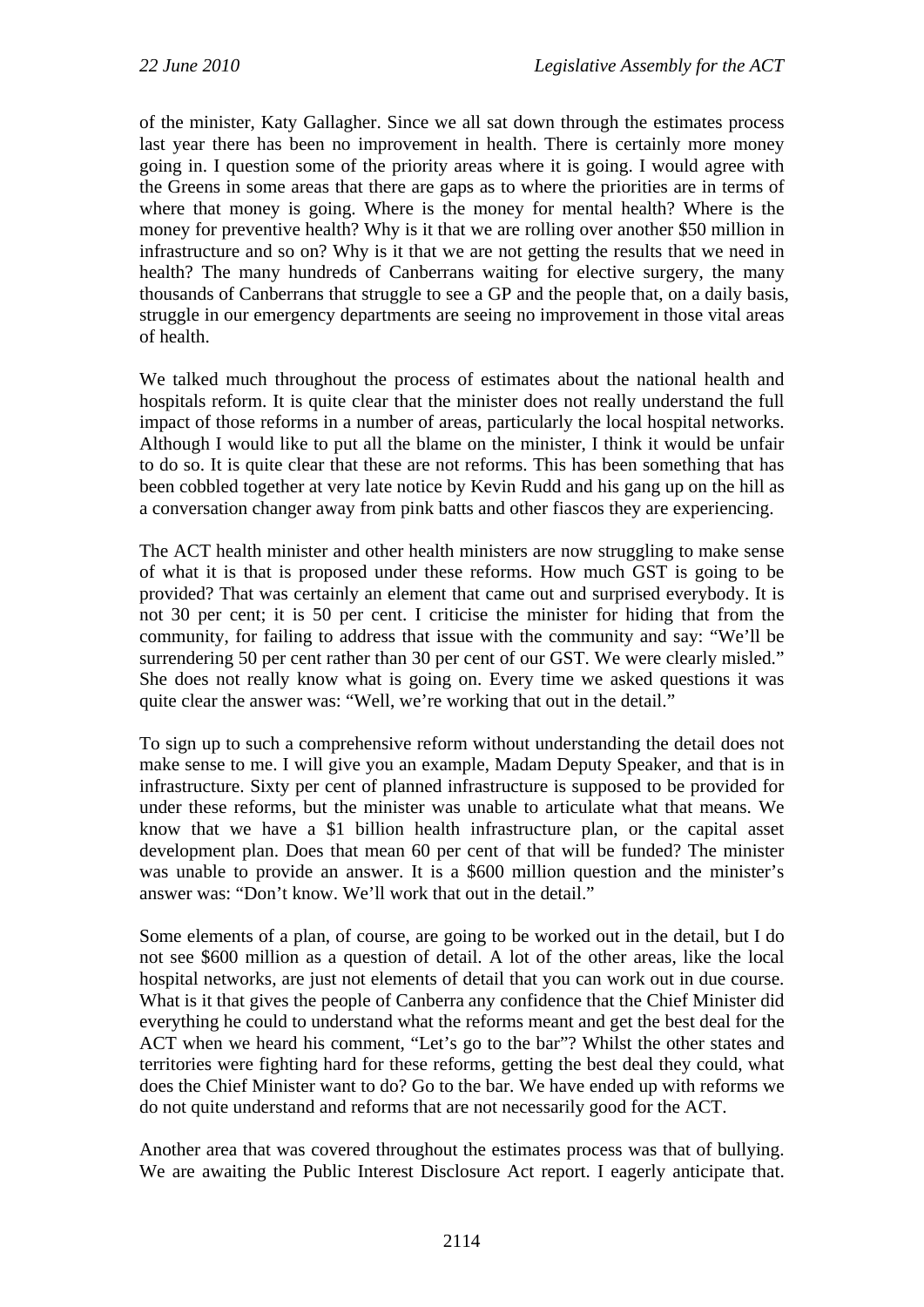of the minister, Katy Gallagher. Since we all sat down through the estimates process last year there has been no improvement in health. There is certainly more money going in. I question some of the priority areas where it is going. I would agree with the Greens in some areas that there are gaps as to where the priorities are in terms of where that money is going. Where is the money for mental health? Where is the money for preventive health? Why is it that we are rolling over another $50 million in infrastructure and so on? Why is it that we are not getting the results that we need in health? The many hundreds of Canberrans waiting for elective surgery, the many thousands of Canberrans that struggle to see a GP and the people that, on a daily basis, struggle in our emergency departments are seeing no improvement in those vital areas of health.

We talked much throughout the process of estimates about the national health and hospitals reform. It is quite clear that the minister does not really understand the full impact of those reforms in a number of areas, particularly the local hospital networks. Although I would like to put all the blame on the minister, I think it would be unfair to do so. It is quite clear that these are not reforms. This has been something that has been cobbled together at very late notice by Kevin Rudd and his gang up on the hill as a conversation changer away from pink batts and other fiascos they are experiencing.

The ACT health minister and other health ministers are now struggling to make sense of what it is that is proposed under these reforms. How much GST is going to be provided? That was certainly an element that came out and surprised everybody. It is not 30 per cent; it is 50 per cent. I criticise the minister for hiding that from the community, for failing to address that issue with the community and say: "We'll be surrendering 50 per cent rather than 30 per cent of our GST. We were clearly misled." She does not really know what is going on. Every time we asked questions it was quite clear the answer was: "Well, we're working that out in the detail."

To sign up to such a comprehensive reform without understanding the detail does not make sense to me. I will give you an example, Madam Deputy Speaker, and that is in infrastructure. Sixty per cent of planned infrastructure is supposed to be provided for under these reforms, but the minister was unable to articulate what that means. We know that we have a $1 billion health infrastructure plan, or the capital asset development plan. Does that mean 60 per cent of that will be funded? The minister was unable to provide an answer. It is a $600 million question and the minister's answer was: "Don't know. We'll work that out in the detail."

Some elements of a plan, of course, are going to be worked out in the detail, but I do not see $600 million as a question of detail. A lot of the other areas, like the local hospital networks, are just not elements of detail that you can work out in due course. What is it that gives the people of Canberra any confidence that the Chief Minister did everything he could to understand what the reforms meant and get the best deal for the ACT when we heard his comment, "Let's go to the bar"? Whilst the other states and territories were fighting hard for these reforms, getting the best deal they could, what does the Chief Minister want to do? Go to the bar. We have ended up with reforms we do not quite understand and reforms that are not necessarily good for the ACT.

Another area that was covered throughout the estimates process was that of bullying. We are awaiting the Public Interest Disclosure Act report. I eagerly anticipate that.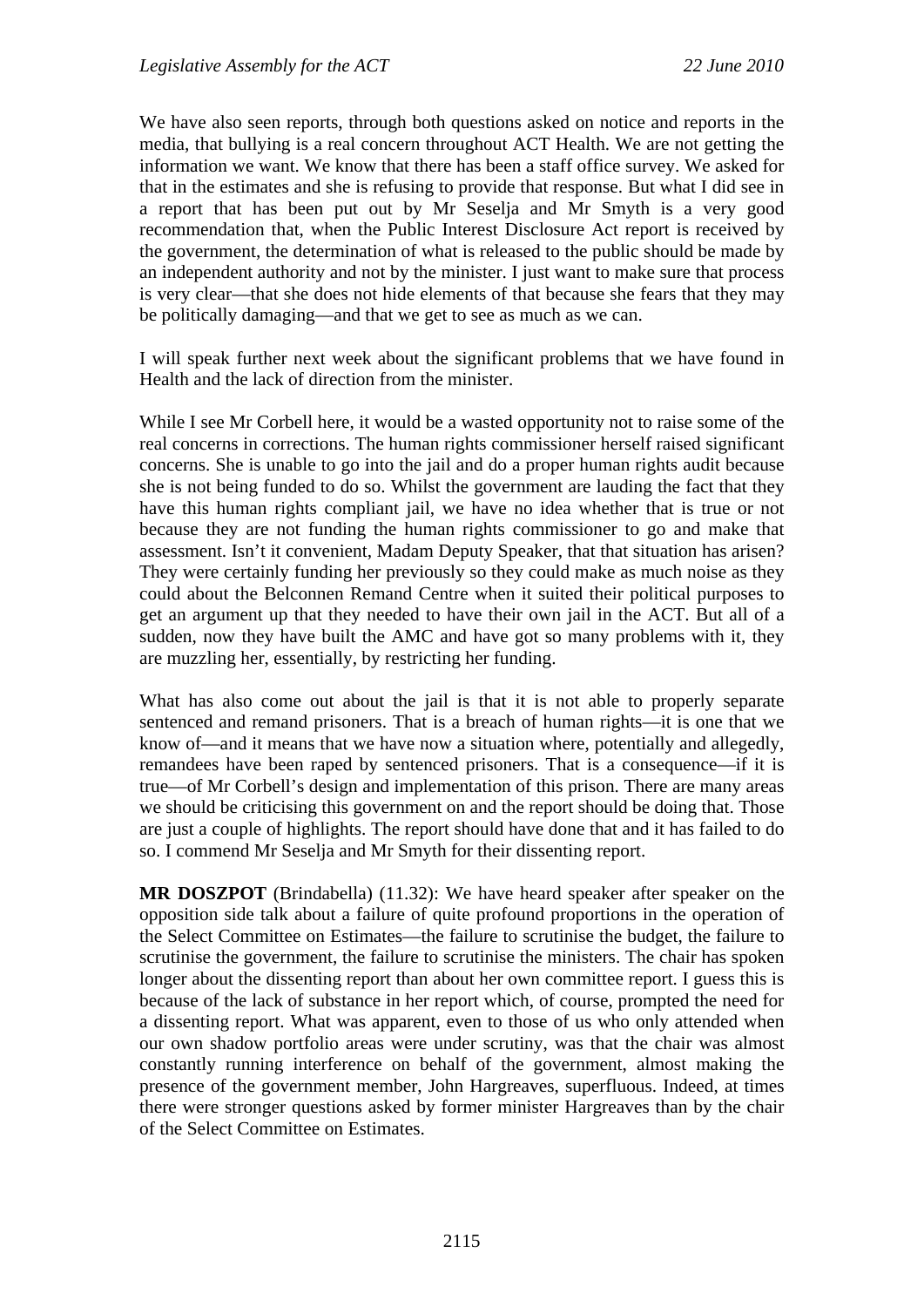We have also seen reports, through both questions asked on notice and reports in the media, that bullying is a real concern throughout ACT Health. We are not getting the information we want. We know that there has been a staff office survey. We asked for that in the estimates and she is refusing to provide that response. But what I did see in a report that has been put out by Mr Seselja and Mr Smyth is a very good recommendation that, when the Public Interest Disclosure Act report is received by the government, the determination of what is released to the public should be made by an independent authority and not by the minister. I just want to make sure that process is very clear—that she does not hide elements of that because she fears that they may be politically damaging—and that we get to see as much as we can.

I will speak further next week about the significant problems that we have found in Health and the lack of direction from the minister.

While I see Mr Corbell here, it would be a wasted opportunity not to raise some of the real concerns in corrections. The human rights commissioner herself raised significant concerns. She is unable to go into the jail and do a proper human rights audit because she is not being funded to do so. Whilst the government are lauding the fact that they have this human rights compliant jail, we have no idea whether that is true or not because they are not funding the human rights commissioner to go and make that assessment. Isn't it convenient, Madam Deputy Speaker, that that situation has arisen? They were certainly funding her previously so they could make as much noise as they could about the Belconnen Remand Centre when it suited their political purposes to get an argument up that they needed to have their own jail in the ACT. But all of a sudden, now they have built the AMC and have got so many problems with it, they are muzzling her, essentially, by restricting her funding.

What has also come out about the jail is that it is not able to properly separate sentenced and remand prisoners. That is a breach of human rights—it is one that we know of—and it means that we have now a situation where, potentially and allegedly, remandees have been raped by sentenced prisoners. That is a consequence—if it is true—of Mr Corbell's design and implementation of this prison. There are many areas we should be criticising this government on and the report should be doing that. Those are just a couple of highlights. The report should have done that and it has failed to do so. I commend Mr Seselja and Mr Smyth for their dissenting report.

**MR DOSZPOT** (Brindabella) (11.32): We have heard speaker after speaker on the opposition side talk about a failure of quite profound proportions in the operation of the Select Committee on Estimates—the failure to scrutinise the budget, the failure to scrutinise the government, the failure to scrutinise the ministers. The chair has spoken longer about the dissenting report than about her own committee report. I guess this is because of the lack of substance in her report which, of course, prompted the need for a dissenting report. What was apparent, even to those of us who only attended when our own shadow portfolio areas were under scrutiny, was that the chair was almost constantly running interference on behalf of the government, almost making the presence of the government member, John Hargreaves, superfluous. Indeed, at times there were stronger questions asked by former minister Hargreaves than by the chair of the Select Committee on Estimates.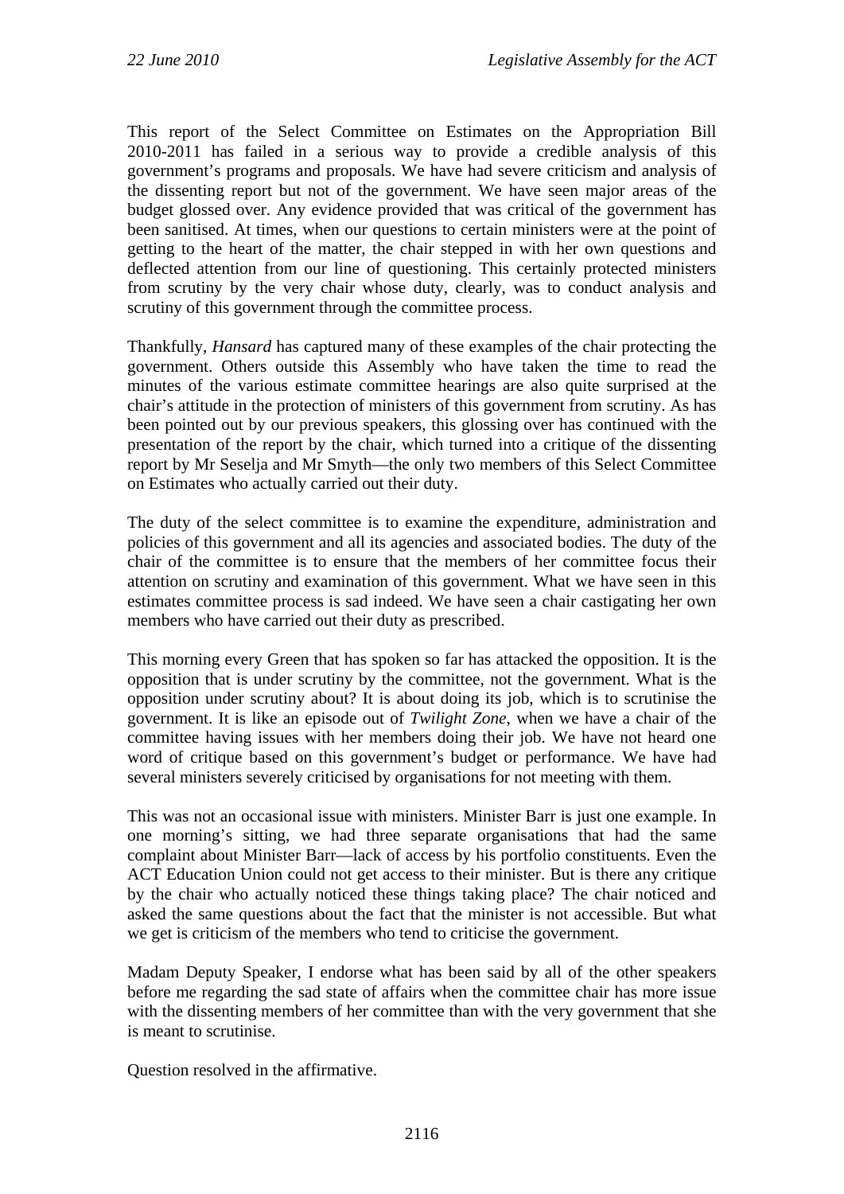This report of the Select Committee on Estimates on the Appropriation Bill 2010-2011 has failed in a serious way to provide a credible analysis of this government's programs and proposals. We have had severe criticism and analysis of the dissenting report but not of the government. We have seen major areas of the budget glossed over. Any evidence provided that was critical of the government has been sanitised. At times, when our questions to certain ministers were at the point of getting to the heart of the matter, the chair stepped in with her own questions and deflected attention from our line of questioning. This certainly protected ministers from scrutiny by the very chair whose duty, clearly, was to conduct analysis and scrutiny of this government through the committee process.

Thankfully, *Hansard* has captured many of these examples of the chair protecting the government. Others outside this Assembly who have taken the time to read the minutes of the various estimate committee hearings are also quite surprised at the chair's attitude in the protection of ministers of this government from scrutiny. As has been pointed out by our previous speakers, this glossing over has continued with the presentation of the report by the chair, which turned into a critique of the dissenting report by Mr Seselja and Mr Smyth—the only two members of this Select Committee on Estimates who actually carried out their duty.

The duty of the select committee is to examine the expenditure, administration and policies of this government and all its agencies and associated bodies. The duty of the chair of the committee is to ensure that the members of her committee focus their attention on scrutiny and examination of this government. What we have seen in this estimates committee process is sad indeed. We have seen a chair castigating her own members who have carried out their duty as prescribed.

This morning every Green that has spoken so far has attacked the opposition. It is the opposition that is under scrutiny by the committee, not the government. What is the opposition under scrutiny about? It is about doing its job, which is to scrutinise the government. It is like an episode out of *Twilight Zone*, when we have a chair of the committee having issues with her members doing their job. We have not heard one word of critique based on this government's budget or performance. We have had several ministers severely criticised by organisations for not meeting with them.

This was not an occasional issue with ministers. Minister Barr is just one example. In one morning's sitting, we had three separate organisations that had the same complaint about Minister Barr—lack of access by his portfolio constituents. Even the ACT Education Union could not get access to their minister. But is there any critique by the chair who actually noticed these things taking place? The chair noticed and asked the same questions about the fact that the minister is not accessible. But what we get is criticism of the members who tend to criticise the government.

Madam Deputy Speaker, I endorse what has been said by all of the other speakers before me regarding the sad state of affairs when the committee chair has more issue with the dissenting members of her committee than with the very government that she is meant to scrutinise.

Question resolved in the affirmative.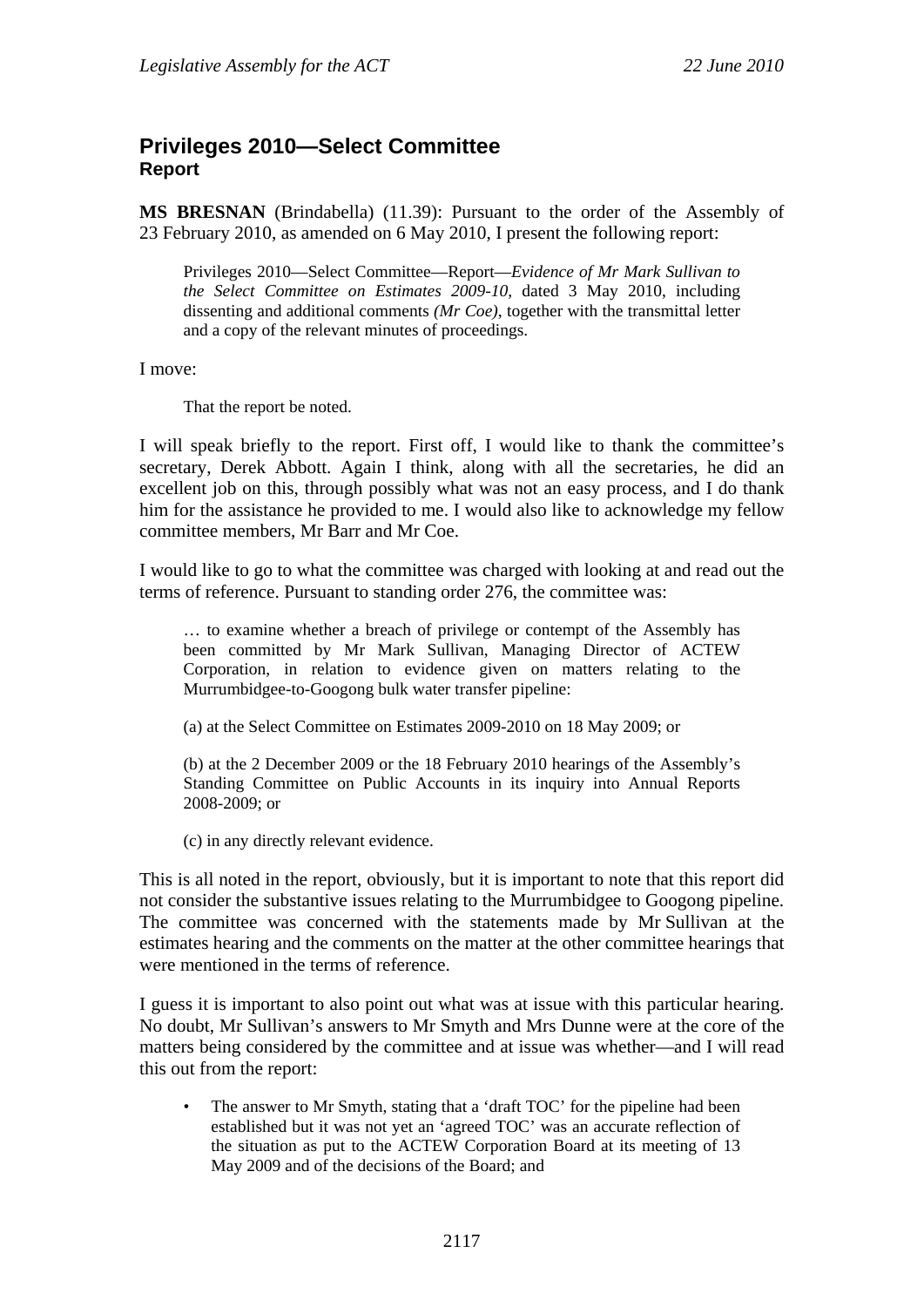## Privileges 2010—Select Committee
### Report

**MS BRESNAN** (Brindabella) (11.39): Pursuant to the order of the Assembly of 23 February 2010, as amended on 6 May 2010, I present the following report:

> Privileges 2010—Select Committee—Report—*Evidence of Mr Mark Sullivan to the Select Committee on Estimates 2009-10*, dated 3 May 2010, including dissenting and additional comments *(Mr Coe)*, together with the transmittal letter and a copy of the relevant minutes of proceedings.

I move:

> That the report be noted.

I will speak briefly to the report. First off, I would like to thank the committee's secretary, Derek Abbott. Again I think, along with all the secretaries, he did an excellent job on this, through possibly what was not an easy process, and I do thank him for the assistance he provided to me. I would also like to acknowledge my fellow committee members, Mr Barr and Mr Coe.

I would like to go to what the committee was charged with looking at and read out the terms of reference. Pursuant to standing order 276, the committee was:

> … to examine whether a breach of privilege or contempt of the Assembly has been committed by Mr Mark Sullivan, Managing Director of ACTEW Corporation, in relation to evidence given on matters relating to the Murrumbidgee-to-Googong bulk water transfer pipeline:
>
> (a) at the Select Committee on Estimates 2009-2010 on 18 May 2009; or
>
> (b) at the 2 December 2009 or the 18 February 2010 hearings of the Assembly's Standing Committee on Public Accounts in its inquiry into Annual Reports 2008-2009; or
>
> (c) in any directly relevant evidence.

This is all noted in the report, obviously, but it is important to note that this report did not consider the substantive issues relating to the Murrumbidgee to Googong pipeline. The committee was concerned with the statements made by Mr Sullivan at the estimates hearing and the comments on the matter at the other committee hearings that were mentioned in the terms of reference.

I guess it is important to also point out what was at issue with this particular hearing. No doubt, Mr Sullivan's answers to Mr Smyth and Mrs Dunne were at the core of the matters being considered by the committee and at issue was whether—and I will read this out from the report:

> - The answer to Mr Smyth, stating that a 'draft TOC' for the pipeline had been established but it was not yet an 'agreed TOC' was an accurate reflection of the situation as put to the ACTEW Corporation Board at its meeting of 13 May 2009 and of the decisions of the Board; and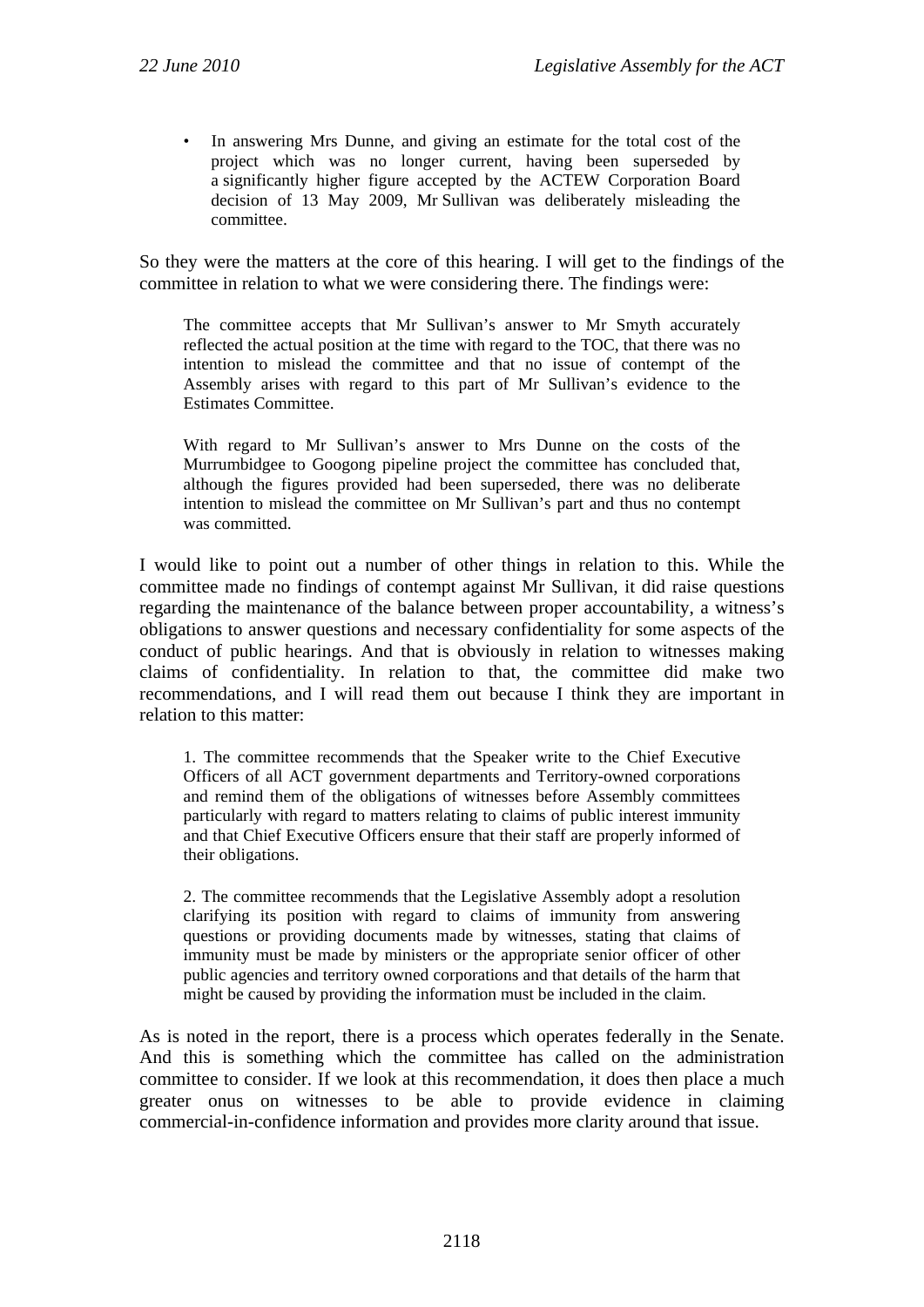- In answering Mrs Dunne, and giving an estimate for the total cost of the project which was no longer current, having been superseded by a significantly higher figure accepted by the ACTEW Corporation Board decision of 13 May 2009, Mr Sullivan was deliberately misleading the committee.

So they were the matters at the core of this hearing. I will get to the findings of the committee in relation to what we were considering there. The findings were:

> The committee accepts that Mr Sullivan's answer to Mr Smyth accurately reflected the actual position at the time with regard to the TOC, that there was no intention to mislead the committee and that no issue of contempt of the Assembly arises with regard to this part of Mr Sullivan's evidence to the Estimates Committee.
>
> With regard to Mr Sullivan's answer to Mrs Dunne on the costs of the Murrumbidgee to Googong pipeline project the committee has concluded that, although the figures provided had been superseded, there was no deliberate intention to mislead the committee on Mr Sullivan's part and thus no contempt was committed.

I would like to point out a number of other things in relation to this. While the committee made no findings of contempt against Mr Sullivan, it did raise questions regarding the maintenance of the balance between proper accountability, a witness's obligations to answer questions and necessary confidentiality for some aspects of the conduct of public hearings. And that is obviously in relation to witnesses making claims of confidentiality. In relation to that, the committee did make two recommendations, and I will read them out because I think they are important in relation to this matter:

> 1. The committee recommends that the Speaker write to the Chief Executive Officers of all ACT government departments and Territory-owned corporations and remind them of the obligations of witnesses before Assembly committees particularly with regard to matters relating to claims of public interest immunity and that Chief Executive Officers ensure that their staff are properly informed of their obligations.
>
> 2. The committee recommends that the Legislative Assembly adopt a resolution clarifying its position with regard to claims of immunity from answering questions or providing documents made by witnesses, stating that claims of immunity must be made by ministers or the appropriate senior officer of other public agencies and territory owned corporations and that details of the harm that might be caused by providing the information must be included in the claim.

As is noted in the report, there is a process which operates federally in the Senate. And this is something which the committee has called on the administration committee to consider. If we look at this recommendation, it does then place a much greater onus on witnesses to be able to provide evidence in claiming commercial-in-confidence information and provides more clarity around that issue.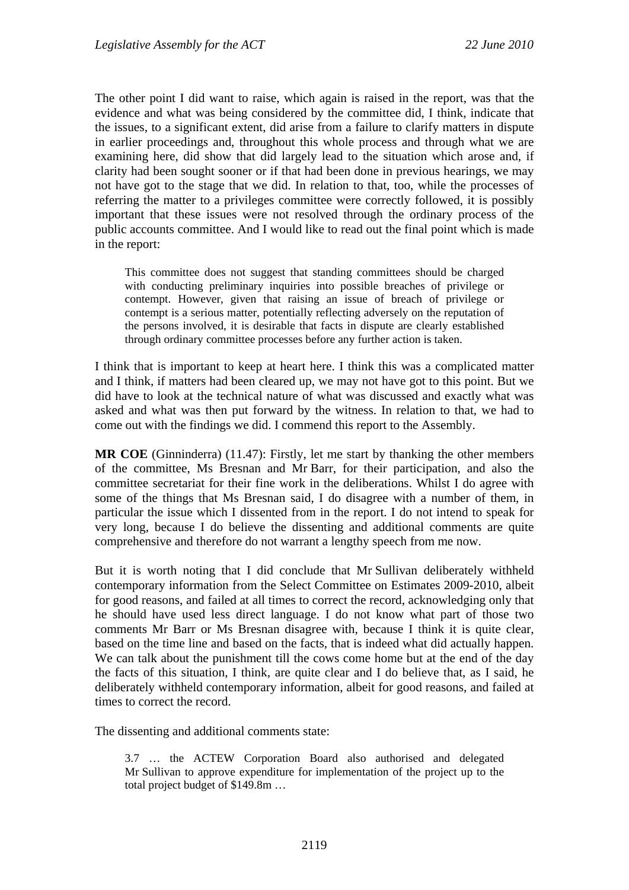The other point I did want to raise, which again is raised in the report, was that the evidence and what was being considered by the committee did, I think, indicate that the issues, to a significant extent, did arise from a failure to clarify matters in dispute in earlier proceedings and, throughout this whole process and through what we are examining here, did show that did largely lead to the situation which arose and, if clarity had been sought sooner or if that had been done in previous hearings, we may not have got to the stage that we did. In relation to that, too, while the processes of referring the matter to a privileges committee were correctly followed, it is possibly important that these issues were not resolved through the ordinary process of the public accounts committee. And I would like to read out the final point which is made in the report:

> This committee does not suggest that standing committees should be charged with conducting preliminary inquiries into possible breaches of privilege or contempt. However, given that raising an issue of breach of privilege or contempt is a serious matter, potentially reflecting adversely on the reputation of the persons involved, it is desirable that facts in dispute are clearly established through ordinary committee processes before any further action is taken.

I think that is important to keep at heart here. I think this was a complicated matter and I think, if matters had been cleared up, we may not have got to this point. But we did have to look at the technical nature of what was discussed and exactly what was asked and what was then put forward by the witness. In relation to that, we had to come out with the findings we did. I commend this report to the Assembly.

**MR COE** (Ginninderra) (11.47): Firstly, let me start by thanking the other members of the committee, Ms Bresnan and Mr Barr, for their participation, and also the committee secretariat for their fine work in the deliberations. Whilst I do agree with some of the things that Ms Bresnan said, I do disagree with a number of them, in particular the issue which I dissented from in the report. I do not intend to speak for very long, because I do believe the dissenting and additional comments are quite comprehensive and therefore do not warrant a lengthy speech from me now.

But it is worth noting that I did conclude that Mr Sullivan deliberately withheld contemporary information from the Select Committee on Estimates 2009-2010, albeit for good reasons, and failed at all times to correct the record, acknowledging only that he should have used less direct language. I do not know what part of those two comments Mr Barr or Ms Bresnan disagree with, because I think it is quite clear, based on the time line and based on the facts, that is indeed what did actually happen. We can talk about the punishment till the cows come home but at the end of the day the facts of this situation, I think, are quite clear and I do believe that, as I said, he deliberately withheld contemporary information, albeit for good reasons, and failed at times to correct the record.

The dissenting and additional comments state:

> 3.7 … the ACTEW Corporation Board also authorised and delegated Mr Sullivan to approve expenditure for implementation of the project up to the total project budget of $149.8m …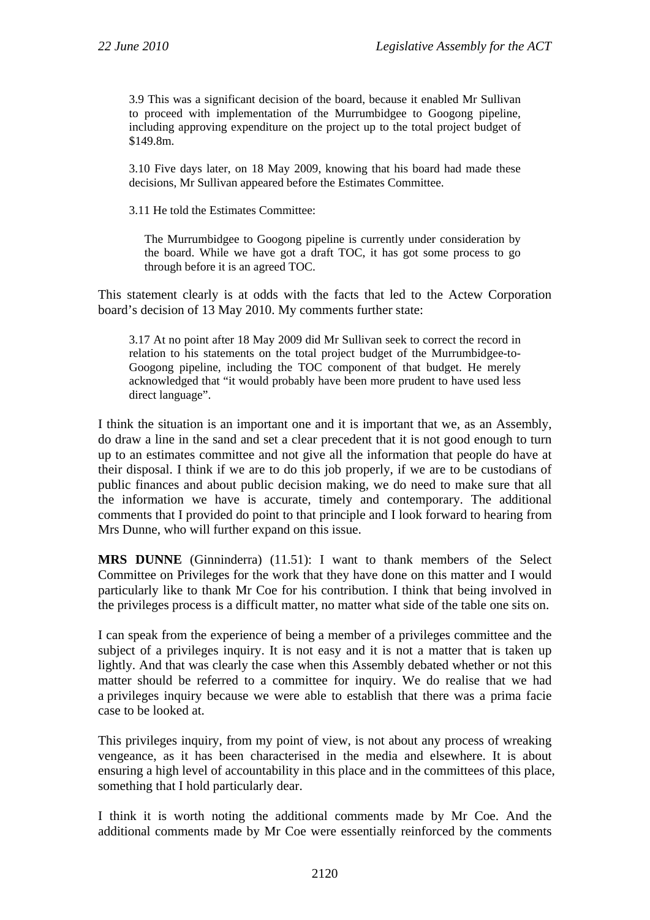> 3.9 This was a significant decision of the board, because it enabled Mr Sullivan to proceed with implementation of the Murrumbidgee to Googong pipeline, including approving expenditure on the project up to the total project budget of $149.8m.
>
> 3.10 Five days later, on 18 May 2009, knowing that his board had made these decisions, Mr Sullivan appeared before the Estimates Committee.
>
> 3.11 He told the Estimates Committee:
>
> > The Murrumbidgee to Googong pipeline is currently under consideration by the board. While we have got a draft TOC, it has got some process to go through before it is an agreed TOC.

This statement clearly is at odds with the facts that led to the Actew Corporation board's decision of 13 May 2010. My comments further state:

> 3.17 At no point after 18 May 2009 did Mr Sullivan seek to correct the record in relation to his statements on the total project budget of the Murrumbidgee-to-Googong pipeline, including the TOC component of that budget. He merely acknowledged that "it would probably have been more prudent to have used less direct language".

I think the situation is an important one and it is important that we, as an Assembly, do draw a line in the sand and set a clear precedent that it is not good enough to turn up to an estimates committee and not give all the information that people do have at their disposal. I think if we are to do this job properly, if we are to be custodians of public finances and about public decision making, we do need to make sure that all the information we have is accurate, timely and contemporary. The additional comments that I provided do point to that principle and I look forward to hearing from Mrs Dunne, who will further expand on this issue.

**MRS DUNNE** (Ginninderra) (11.51): I want to thank members of the Select Committee on Privileges for the work that they have done on this matter and I would particularly like to thank Mr Coe for his contribution. I think that being involved in the privileges process is a difficult matter, no matter what side of the table one sits on.

I can speak from the experience of being a member of a privileges committee and the subject of a privileges inquiry. It is not easy and it is not a matter that is taken up lightly. And that was clearly the case when this Assembly debated whether or not this matter should be referred to a committee for inquiry. We do realise that we had a privileges inquiry because we were able to establish that there was a prima facie case to be looked at.

This privileges inquiry, from my point of view, is not about any process of wreaking vengeance, as it has been characterised in the media and elsewhere. It is about ensuring a high level of accountability in this place and in the committees of this place, something that I hold particularly dear.

I think it is worth noting the additional comments made by Mr Coe. And the additional comments made by Mr Coe were essentially reinforced by the comments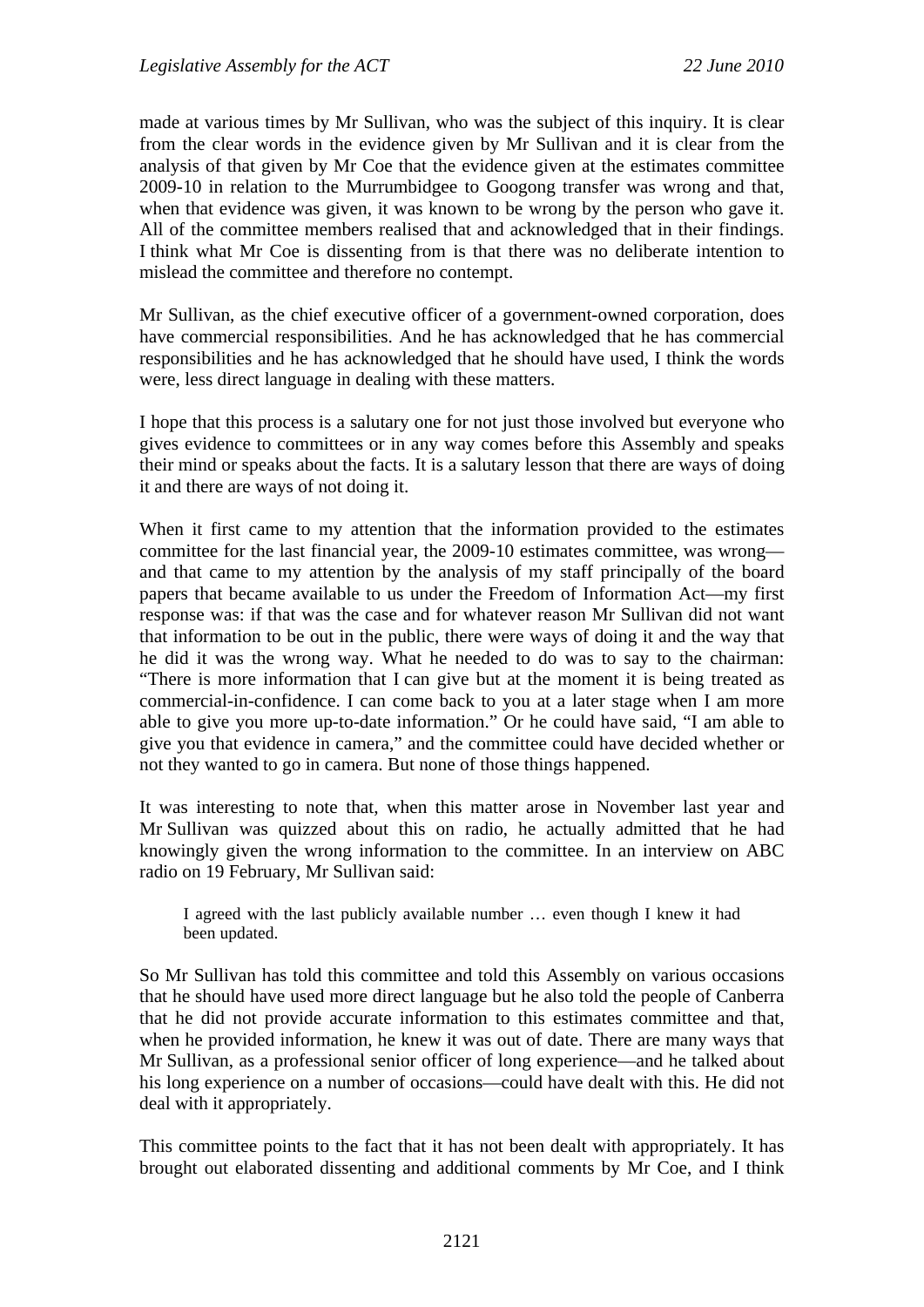made at various times by Mr Sullivan, who was the subject of this inquiry. It is clear from the clear words in the evidence given by Mr Sullivan and it is clear from the analysis of that given by Mr Coe that the evidence given at the estimates committee 2009-10 in relation to the Murrumbidgee to Googong transfer was wrong and that, when that evidence was given, it was known to be wrong by the person who gave it. All of the committee members realised that and acknowledged that in their findings. I think what Mr Coe is dissenting from is that there was no deliberate intention to mislead the committee and therefore no contempt.

Mr Sullivan, as the chief executive officer of a government-owned corporation, does have commercial responsibilities. And he has acknowledged that he has commercial responsibilities and he has acknowledged that he should have used, I think the words were, less direct language in dealing with these matters.

I hope that this process is a salutary one for not just those involved but everyone who gives evidence to committees or in any way comes before this Assembly and speaks their mind or speaks about the facts. It is a salutary lesson that there are ways of doing it and there are ways of not doing it.

When it first came to my attention that the information provided to the estimates committee for the last financial year, the 2009-10 estimates committee, was wrong—and that came to my attention by the analysis of my staff principally of the board papers that became available to us under the Freedom of Information Act—my first response was: if that was the case and for whatever reason Mr Sullivan did not want that information to be out in the public, there were ways of doing it and the way that he did it was the wrong way. What he needed to do was to say to the chairman: "There is more information that I can give but at the moment it is being treated as commercial-in-confidence. I can come back to you at a later stage when I am more able to give you more up-to-date information." Or he could have said, "I am able to give you that evidence in camera," and the committee could have decided whether or not they wanted to go in camera. But none of those things happened.

It was interesting to note that, when this matter arose in November last year and Mr Sullivan was quizzed about this on radio, he actually admitted that he had knowingly given the wrong information to the committee. In an interview on ABC radio on 19 February, Mr Sullivan said:

> I agreed with the last publicly available number … even though I knew it had been updated.

So Mr Sullivan has told this committee and told this Assembly on various occasions that he should have used more direct language but he also told the people of Canberra that he did not provide accurate information to this estimates committee and that, when he provided information, he knew it was out of date. There are many ways that Mr Sullivan, as a professional senior officer of long experience—and he talked about his long experience on a number of occasions—could have dealt with this. He did not deal with it appropriately.

This committee points to the fact that it has not been dealt with appropriately. It has brought out elaborated dissenting and additional comments by Mr Coe, and I think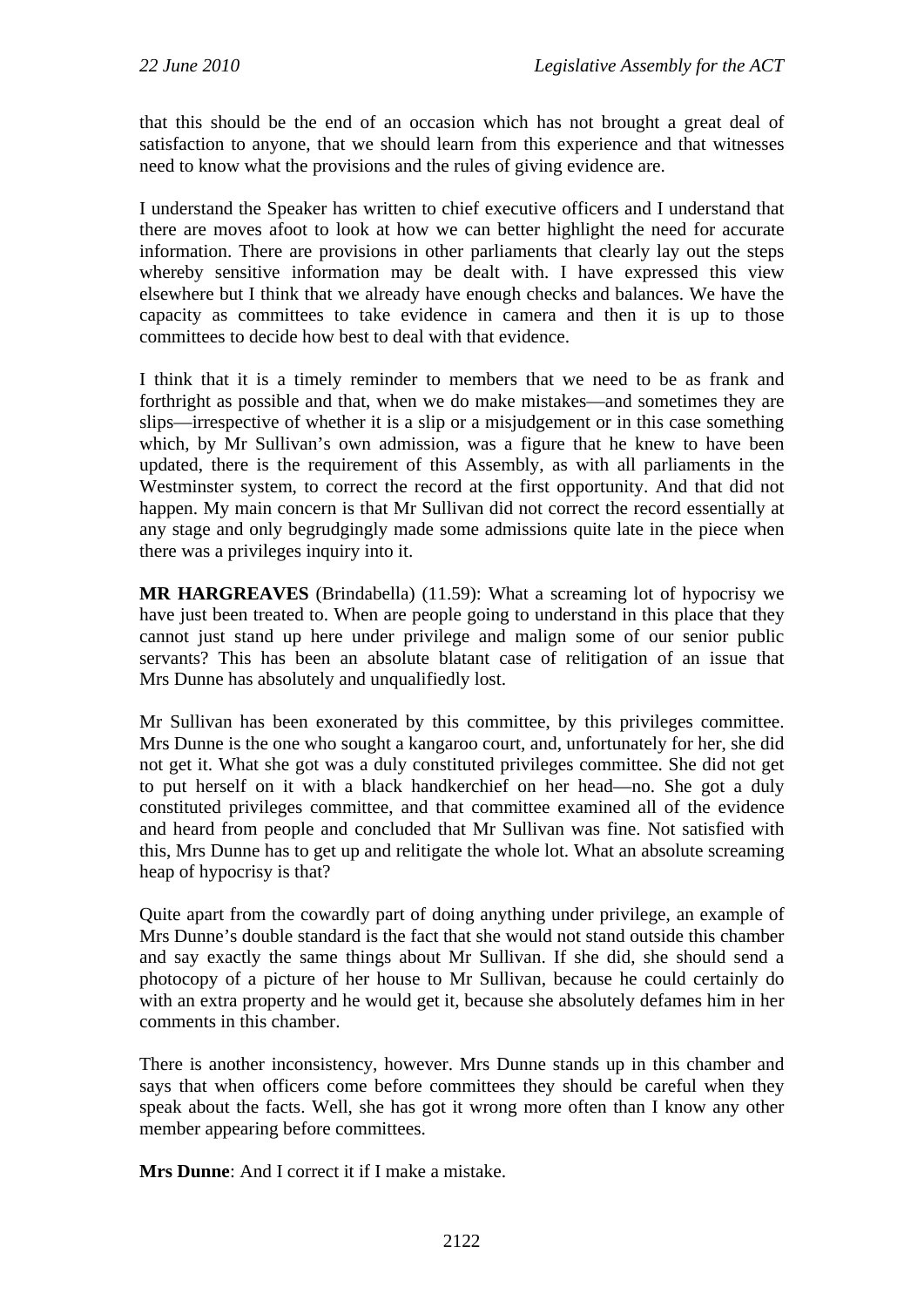that this should be the end of an occasion which has not brought a great deal of satisfaction to anyone, that we should learn from this experience and that witnesses need to know what the provisions and the rules of giving evidence are.

I understand the Speaker has written to chief executive officers and I understand that there are moves afoot to look at how we can better highlight the need for accurate information. There are provisions in other parliaments that clearly lay out the steps whereby sensitive information may be dealt with. I have expressed this view elsewhere but I think that we already have enough checks and balances. We have the capacity as committees to take evidence in camera and then it is up to those committees to decide how best to deal with that evidence.

I think that it is a timely reminder to members that we need to be as frank and forthright as possible and that, when we do make mistakes—and sometimes they are slips—irrespective of whether it is a slip or a misjudgement or in this case something which, by Mr Sullivan's own admission, was a figure that he knew to have been updated, there is the requirement of this Assembly, as with all parliaments in the Westminster system, to correct the record at the first opportunity. And that did not happen. My main concern is that Mr Sullivan did not correct the record essentially at any stage and only begrudgingly made some admissions quite late in the piece when there was a privileges inquiry into it.

**MR HARGREAVES** (Brindabella) (11.59): What a screaming lot of hypocrisy we have just been treated to. When are people going to understand in this place that they cannot just stand up here under privilege and malign some of our senior public servants? This has been an absolute blatant case of relitigation of an issue that Mrs Dunne has absolutely and unqualifiedly lost.

Mr Sullivan has been exonerated by this committee, by this privileges committee. Mrs Dunne is the one who sought a kangaroo court, and, unfortunately for her, she did not get it. What she got was a duly constituted privileges committee. She did not get to put herself on it with a black handkerchief on her head—no. She got a duly constituted privileges committee, and that committee examined all of the evidence and heard from people and concluded that Mr Sullivan was fine. Not satisfied with this, Mrs Dunne has to get up and relitigate the whole lot. What an absolute screaming heap of hypocrisy is that?

Quite apart from the cowardly part of doing anything under privilege, an example of Mrs Dunne's double standard is the fact that she would not stand outside this chamber and say exactly the same things about Mr Sullivan. If she did, she should send a photocopy of a picture of her house to Mr Sullivan, because he could certainly do with an extra property and he would get it, because she absolutely defames him in her comments in this chamber.

There is another inconsistency, however. Mrs Dunne stands up in this chamber and says that when officers come before committees they should be careful when they speak about the facts. Well, she has got it wrong more often than I know any other member appearing before committees.

**Mrs Dunne**: And I correct it if I make a mistake.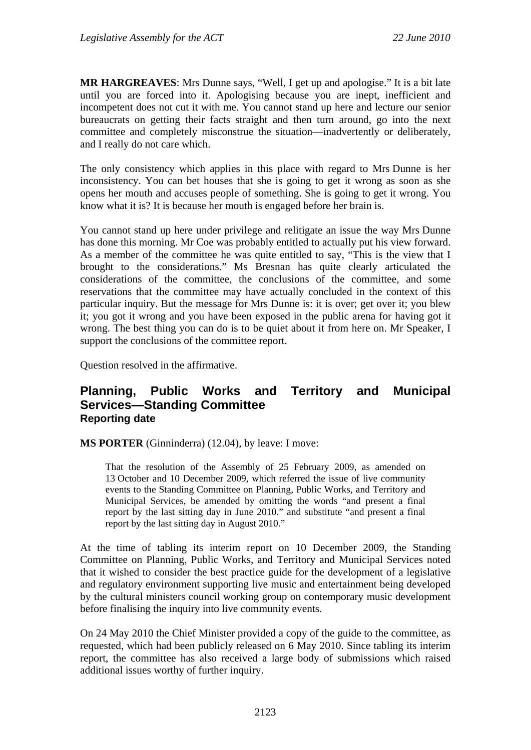**MR HARGREAVES**: Mrs Dunne says, “Well, I get up and apologise.” It is a bit late until you are forced into it. Apologising because you are inept, inefficient and incompetent does not cut it with me. You cannot stand up here and lecture our senior bureaucrats on getting their facts straight and then turn around, go into the next committee and completely misconstrue the situation—inadvertently or deliberately, and I really do not care which.

The only consistency which applies in this place with regard to Mrs Dunne is her inconsistency. You can bet houses that she is going to get it wrong as soon as she opens her mouth and accuses people of something. She is going to get it wrong. You know what it is? It is because her mouth is engaged before her brain is.

You cannot stand up here under privilege and relitigate an issue the way Mrs Dunne has done this morning. Mr Coe was probably entitled to actually put his view forward. As a member of the committee he was quite entitled to say, “This is the view that I brought to the considerations.” Ms Bresnan has quite clearly articulated the considerations of the committee, the conclusions of the committee, and some reservations that the committee may have actually concluded in the context of this particular inquiry. But the message for Mrs Dunne is: it is over; get over it; you blew it; you got it wrong and you have been exposed in the public arena for having got it wrong. The best thing you can do is to be quiet about it from here on. Mr Speaker, I support the conclusions of the committee report.

Question resolved in the affirmative.

## Planning, Public Works and Territory and Municipal Services—Standing Committee

### Reporting date

**MS PORTER** (Ginninderra) (12.04), by leave: I move:

> That the resolution of the Assembly of 25 February 2009, as amended on 13 October and 10 December 2009, which referred the issue of live community events to the Standing Committee on Planning, Public Works, and Territory and Municipal Services, be amended by omitting the words “and present a final report by the last sitting day in June 2010.” and substitute “and present a final report by the last sitting day in August 2010.”

At the time of tabling its interim report on 10 December 2009, the Standing Committee on Planning, Public Works, and Territory and Municipal Services noted that it wished to consider the best practice guide for the development of a legislative and regulatory environment supporting live music and entertainment being developed by the cultural ministers council working group on contemporary music development before finalising the inquiry into live community events.

On 24 May 2010 the Chief Minister provided a copy of the guide to the committee, as requested, which had been publicly released on 6 May 2010. Since tabling its interim report, the committee has also received a large body of submissions which raised additional issues worthy of further inquiry.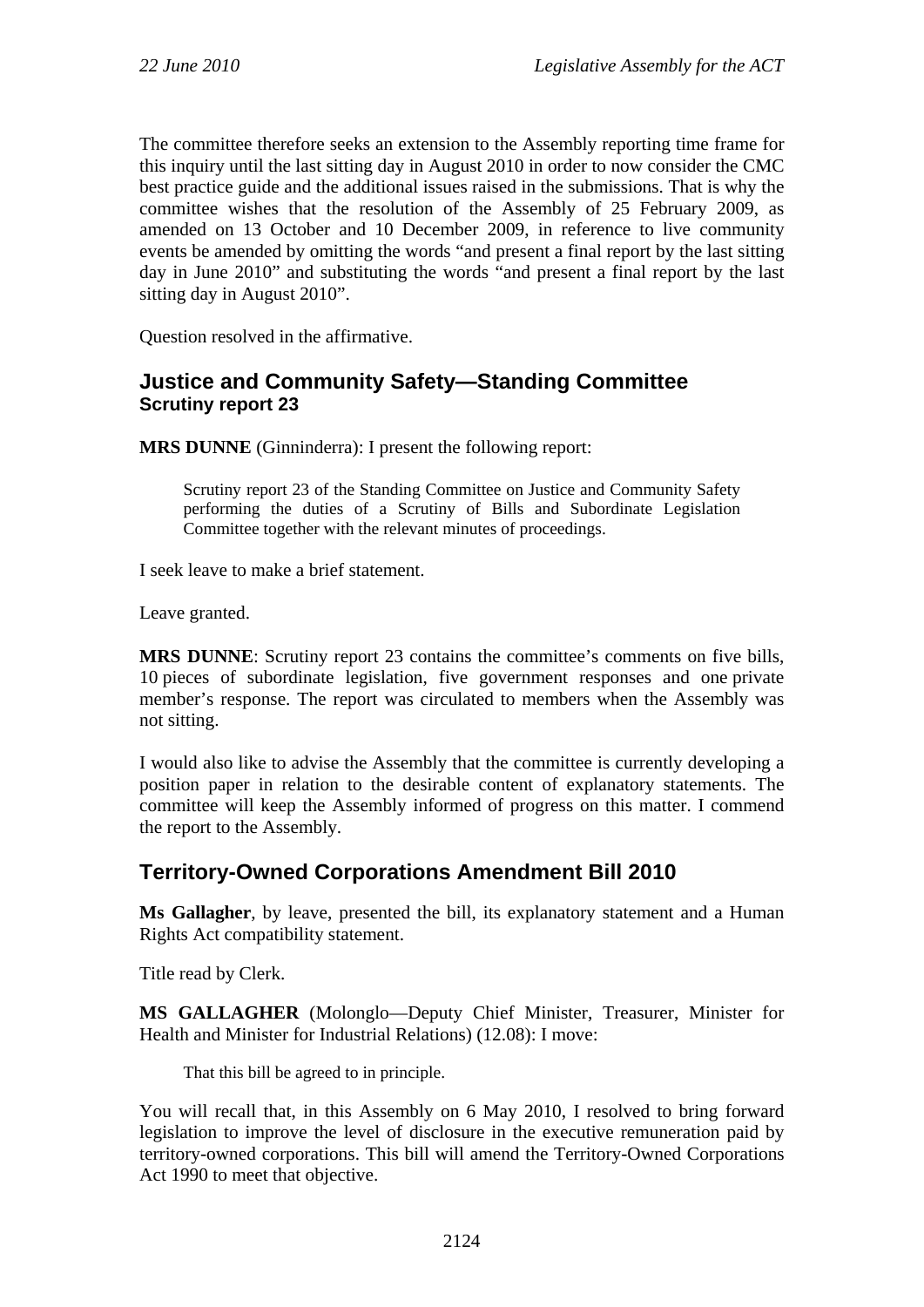The committee therefore seeks an extension to the Assembly reporting time frame for this inquiry until the last sitting day in August 2010 in order to now consider the CMC best practice guide and the additional issues raised in the submissions. That is why the committee wishes that the resolution of the Assembly of 25 February 2009, as amended on 13 October and 10 December 2009, in reference to live community events be amended by omitting the words "and present a final report by the last sitting day in June 2010" and substituting the words "and present a final report by the last sitting day in August 2010".

Question resolved in the affirmative.

## Justice and Community Safety—Standing Committee

### Scrutiny report 23

**MRS DUNNE** (Ginninderra): I present the following report:

> Scrutiny report 23 of the Standing Committee on Justice and Community Safety performing the duties of a Scrutiny of Bills and Subordinate Legislation Committee together with the relevant minutes of proceedings.

I seek leave to make a brief statement.

Leave granted.

**MRS DUNNE**: Scrutiny report 23 contains the committee's comments on five bills, 10 pieces of subordinate legislation, five government responses and one private member's response. The report was circulated to members when the Assembly was not sitting.

I would also like to advise the Assembly that the committee is currently developing a position paper in relation to the desirable content of explanatory statements. The committee will keep the Assembly informed of progress on this matter. I commend the report to the Assembly.

## Territory-Owned Corporations Amendment Bill 2010

**Ms Gallagher**, by leave, presented the bill, its explanatory statement and a Human Rights Act compatibility statement.

Title read by Clerk.

**MS GALLAGHER** (Molonglo—Deputy Chief Minister, Treasurer, Minister for Health and Minister for Industrial Relations) (12.08): I move:

> That this bill be agreed to in principle.

You will recall that, in this Assembly on 6 May 2010, I resolved to bring forward legislation to improve the level of disclosure in the executive remuneration paid by territory-owned corporations. This bill will amend the Territory-Owned Corporations Act 1990 to meet that objective.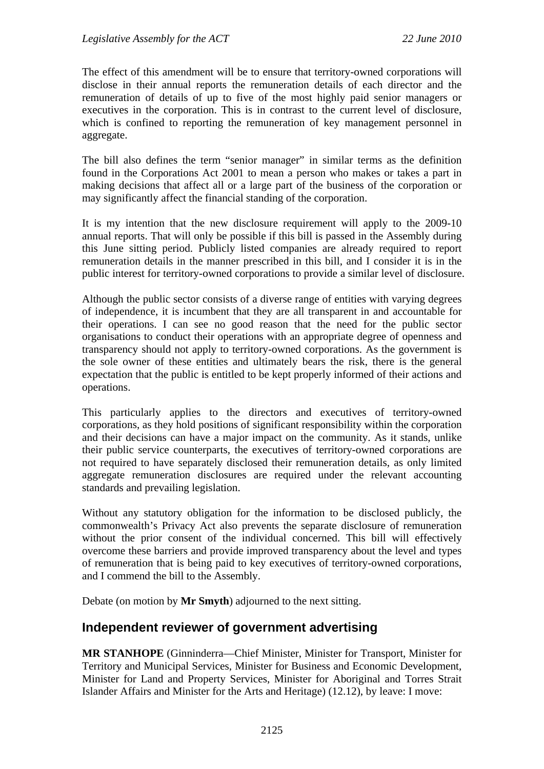The effect of this amendment will be to ensure that territory-owned corporations will disclose in their annual reports the remuneration details of each director and the remuneration of details of up to five of the most highly paid senior managers or executives in the corporation. This is in contrast to the current level of disclosure, which is confined to reporting the remuneration of key management personnel in aggregate.

The bill also defines the term "senior manager" in similar terms as the definition found in the Corporations Act 2001 to mean a person who makes or takes a part in making decisions that affect all or a large part of the business of the corporation or may significantly affect the financial standing of the corporation.

It is my intention that the new disclosure requirement will apply to the 2009-10 annual reports. That will only be possible if this bill is passed in the Assembly during this June sitting period. Publicly listed companies are already required to report remuneration details in the manner prescribed in this bill, and I consider it is in the public interest for territory-owned corporations to provide a similar level of disclosure.

Although the public sector consists of a diverse range of entities with varying degrees of independence, it is incumbent that they are all transparent in and accountable for their operations. I can see no good reason that the need for the public sector organisations to conduct their operations with an appropriate degree of openness and transparency should not apply to territory-owned corporations. As the government is the sole owner of these entities and ultimately bears the risk, there is the general expectation that the public is entitled to be kept properly informed of their actions and operations.

This particularly applies to the directors and executives of territory-owned corporations, as they hold positions of significant responsibility within the corporation and their decisions can have a major impact on the community. As it stands, unlike their public service counterparts, the executives of territory-owned corporations are not required to have separately disclosed their remuneration details, as only limited aggregate remuneration disclosures are required under the relevant accounting standards and prevailing legislation.

Without any statutory obligation for the information to be disclosed publicly, the commonwealth's Privacy Act also prevents the separate disclosure of remuneration without the prior consent of the individual concerned. This bill will effectively overcome these barriers and provide improved transparency about the level and types of remuneration that is being paid to key executives of territory-owned corporations, and I commend the bill to the Assembly.

Debate (on motion by **Mr Smyth**) adjourned to the next sitting.

## Independent reviewer of government advertising

**MR STANHOPE** (Ginninderra—Chief Minister, Minister for Transport, Minister for Territory and Municipal Services, Minister for Business and Economic Development, Minister for Land and Property Services, Minister for Aboriginal and Torres Strait Islander Affairs and Minister for the Arts and Heritage) (12.12), by leave: I move: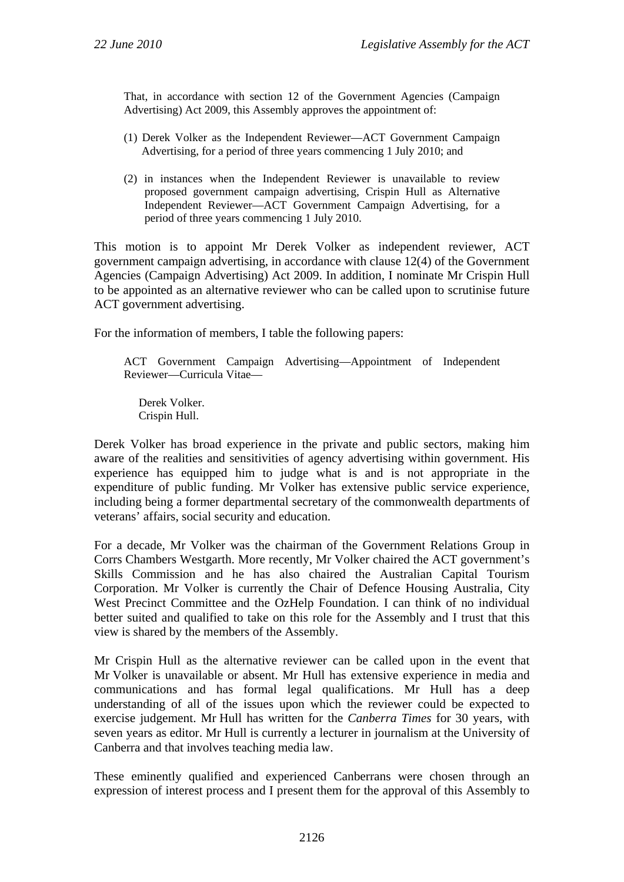> That, in accordance with section 12 of the Government Agencies (Campaign Advertising) Act 2009, this Assembly approves the appointment of:
>
> (1) Derek Volker as the Independent Reviewer—ACT Government Campaign Advertising, for a period of three years commencing 1 July 2010; and
>
> (2) in instances when the Independent Reviewer is unavailable to review proposed government campaign advertising, Crispin Hull as Alternative Independent Reviewer—ACT Government Campaign Advertising, for a period of three years commencing 1 July 2010.

This motion is to appoint Mr Derek Volker as independent reviewer, ACT government campaign advertising, in accordance with clause 12(4) of the Government Agencies (Campaign Advertising) Act 2009. In addition, I nominate Mr Crispin Hull to be appointed as an alternative reviewer who can be called upon to scrutinise future ACT government advertising.

For the information of members, I table the following papers:

> ACT Government Campaign Advertising—Appointment of Independent Reviewer—Curricula Vitae—
>
> Derek Volker.
> Crispin Hull.

Derek Volker has broad experience in the private and public sectors, making him aware of the realities and sensitivities of agency advertising within government. His experience has equipped him to judge what is and is not appropriate in the expenditure of public funding. Mr Volker has extensive public service experience, including being a former departmental secretary of the commonwealth departments of veterans' affairs, social security and education.

For a decade, Mr Volker was the chairman of the Government Relations Group in Corrs Chambers Westgarth. More recently, Mr Volker chaired the ACT government's Skills Commission and he has also chaired the Australian Capital Tourism Corporation. Mr Volker is currently the Chair of Defence Housing Australia, City West Precinct Committee and the OzHelp Foundation. I can think of no individual better suited and qualified to take on this role for the Assembly and I trust that this view is shared by the members of the Assembly.

Mr Crispin Hull as the alternative reviewer can be called upon in the event that Mr Volker is unavailable or absent. Mr Hull has extensive experience in media and communications and has formal legal qualifications. Mr Hull has a deep understanding of all of the issues upon which the reviewer could be expected to exercise judgement. Mr Hull has written for the *Canberra Times* for 30 years, with seven years as editor. Mr Hull is currently a lecturer in journalism at the University of Canberra and that involves teaching media law.

These eminently qualified and experienced Canberrans were chosen through an expression of interest process and I present them for the approval of this Assembly to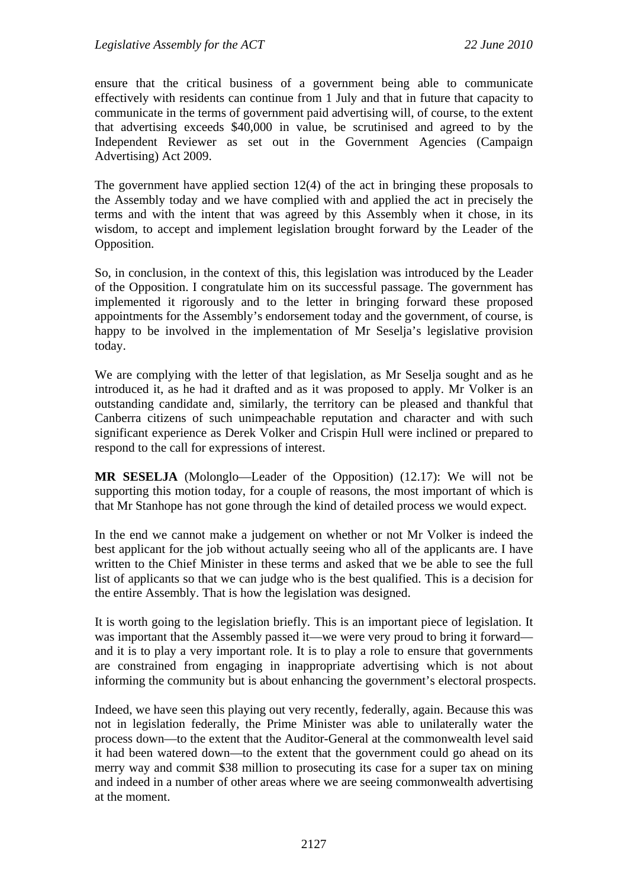ensure that the critical business of a government being able to communicate effectively with residents can continue from 1 July and that in future that capacity to communicate in the terms of government paid advertising will, of course, to the extent that advertising exceeds $40,000 in value, be scrutinised and agreed to by the Independent Reviewer as set out in the Government Agencies (Campaign Advertising) Act 2009.

The government have applied section 12(4) of the act in bringing these proposals to the Assembly today and we have complied with and applied the act in precisely the terms and with the intent that was agreed by this Assembly when it chose, in its wisdom, to accept and implement legislation brought forward by the Leader of the Opposition.

So, in conclusion, in the context of this, this legislation was introduced by the Leader of the Opposition. I congratulate him on its successful passage. The government has implemented it rigorously and to the letter in bringing forward these proposed appointments for the Assembly's endorsement today and the government, of course, is happy to be involved in the implementation of Mr Seselja's legislative provision today.

We are complying with the letter of that legislation, as Mr Seselja sought and as he introduced it, as he had it drafted and as it was proposed to apply. Mr Volker is an outstanding candidate and, similarly, the territory can be pleased and thankful that Canberra citizens of such unimpeachable reputation and character and with such significant experience as Derek Volker and Crispin Hull were inclined or prepared to respond to the call for expressions of interest.

**MR SESELJA** (Molonglo—Leader of the Opposition) (12.17): We will not be supporting this motion today, for a couple of reasons, the most important of which is that Mr Stanhope has not gone through the kind of detailed process we would expect.

In the end we cannot make a judgement on whether or not Mr Volker is indeed the best applicant for the job without actually seeing who all of the applicants are. I have written to the Chief Minister in these terms and asked that we be able to see the full list of applicants so that we can judge who is the best qualified. This is a decision for the entire Assembly. That is how the legislation was designed.

It is worth going to the legislation briefly. This is an important piece of legislation. It was important that the Assembly passed it—we were very proud to bring it forward—and it is to play a very important role. It is to play a role to ensure that governments are constrained from engaging in inappropriate advertising which is not about informing the community but is about enhancing the government's electoral prospects.

Indeed, we have seen this playing out very recently, federally, again. Because this was not in legislation federally, the Prime Minister was able to unilaterally water the process down—to the extent that the Auditor-General at the commonwealth level said it had been watered down—to the extent that the government could go ahead on its merry way and commit $38 million to prosecuting its case for a super tax on mining and indeed in a number of other areas where we are seeing commonwealth advertising at the moment.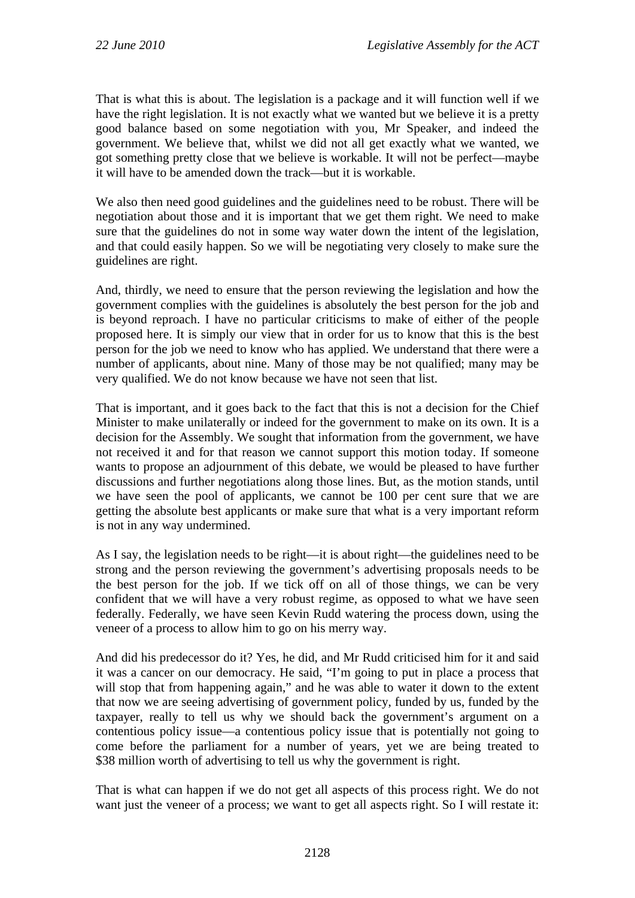That is what this is about. The legislation is a package and it will function well if we have the right legislation. It is not exactly what we wanted but we believe it is a pretty good balance based on some negotiation with you, Mr Speaker, and indeed the government. We believe that, whilst we did not all get exactly what we wanted, we got something pretty close that we believe is workable. It will not be perfect—maybe it will have to be amended down the track—but it is workable.

We also then need good guidelines and the guidelines need to be robust. There will be negotiation about those and it is important that we get them right. We need to make sure that the guidelines do not in some way water down the intent of the legislation, and that could easily happen. So we will be negotiating very closely to make sure the guidelines are right.

And, thirdly, we need to ensure that the person reviewing the legislation and how the government complies with the guidelines is absolutely the best person for the job and is beyond reproach. I have no particular criticisms to make of either of the people proposed here. It is simply our view that in order for us to know that this is the best person for the job we need to know who has applied. We understand that there were a number of applicants, about nine. Many of those may be not qualified; many may be very qualified. We do not know because we have not seen that list.

That is important, and it goes back to the fact that this is not a decision for the Chief Minister to make unilaterally or indeed for the government to make on its own. It is a decision for the Assembly. We sought that information from the government, we have not received it and for that reason we cannot support this motion today. If someone wants to propose an adjournment of this debate, we would be pleased to have further discussions and further negotiations along those lines. But, as the motion stands, until we have seen the pool of applicants, we cannot be 100 per cent sure that we are getting the absolute best applicants or make sure that what is a very important reform is not in any way undermined.

As I say, the legislation needs to be right—it is about right—the guidelines need to be strong and the person reviewing the government's advertising proposals needs to be the best person for the job. If we tick off on all of those things, we can be very confident that we will have a very robust regime, as opposed to what we have seen federally. Federally, we have seen Kevin Rudd watering the process down, using the veneer of a process to allow him to go on his merry way.

And did his predecessor do it? Yes, he did, and Mr Rudd criticised him for it and said it was a cancer on our democracy. He said, "I'm going to put in place a process that will stop that from happening again," and he was able to water it down to the extent that now we are seeing advertising of government policy, funded by us, funded by the taxpayer, really to tell us why we should back the government's argument on a contentious policy issue—a contentious policy issue that is potentially not going to come before the parliament for a number of years, yet we are being treated to $38 million worth of advertising to tell us why the government is right.

That is what can happen if we do not get all aspects of this process right. We do not want just the veneer of a process; we want to get all aspects right. So I will restate it: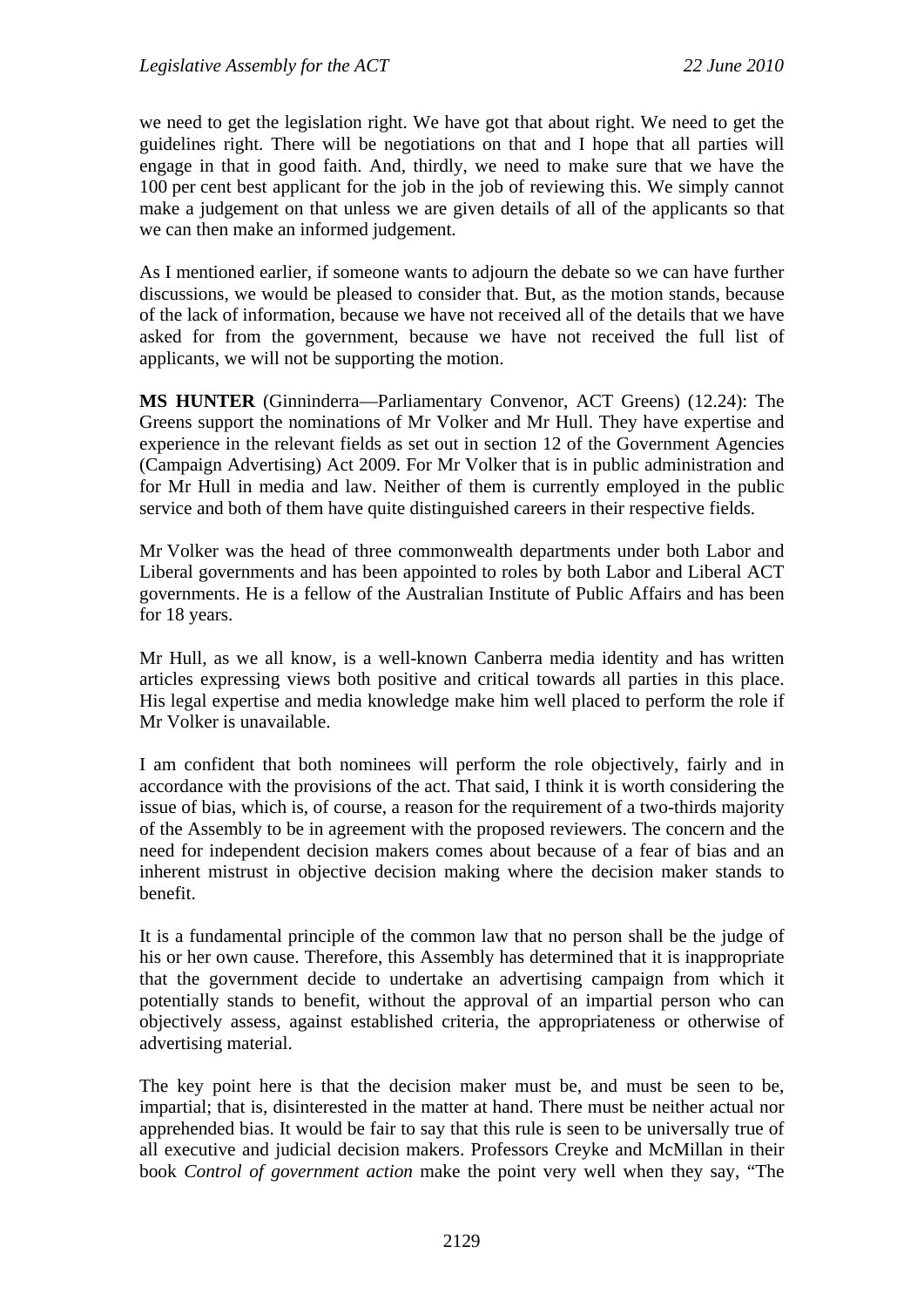we need to get the legislation right. We have got that about right. We need to get the guidelines right. There will be negotiations on that and I hope that all parties will engage in that in good faith. And, thirdly, we need to make sure that we have the 100 per cent best applicant for the job in the job of reviewing this. We simply cannot make a judgement on that unless we are given details of all of the applicants so that we can then make an informed judgement.

As I mentioned earlier, if someone wants to adjourn the debate so we can have further discussions, we would be pleased to consider that. But, as the motion stands, because of the lack of information, because we have not received all of the details that we have asked for from the government, because we have not received the full list of applicants, we will not be supporting the motion.

**MS HUNTER** (Ginninderra—Parliamentary Convenor, ACT Greens) (12.24): The Greens support the nominations of Mr Volker and Mr Hull. They have expertise and experience in the relevant fields as set out in section 12 of the Government Agencies (Campaign Advertising) Act 2009. For Mr Volker that is in public administration and for Mr Hull in media and law. Neither of them is currently employed in the public service and both of them have quite distinguished careers in their respective fields.

Mr Volker was the head of three commonwealth departments under both Labor and Liberal governments and has been appointed to roles by both Labor and Liberal ACT governments. He is a fellow of the Australian Institute of Public Affairs and has been for 18 years.

Mr Hull, as we all know, is a well-known Canberra media identity and has written articles expressing views both positive and critical towards all parties in this place. His legal expertise and media knowledge make him well placed to perform the role if Mr Volker is unavailable.

I am confident that both nominees will perform the role objectively, fairly and in accordance with the provisions of the act. That said, I think it is worth considering the issue of bias, which is, of course, a reason for the requirement of a two-thirds majority of the Assembly to be in agreement with the proposed reviewers. The concern and the need for independent decision makers comes about because of a fear of bias and an inherent mistrust in objective decision making where the decision maker stands to benefit.

It is a fundamental principle of the common law that no person shall be the judge of his or her own cause. Therefore, this Assembly has determined that it is inappropriate that the government decide to undertake an advertising campaign from which it potentially stands to benefit, without the approval of an impartial person who can objectively assess, against established criteria, the appropriateness or otherwise of advertising material.

The key point here is that the decision maker must be, and must be seen to be, impartial; that is, disinterested in the matter at hand. There must be neither actual nor apprehended bias. It would be fair to say that this rule is seen to be universally true of all executive and judicial decision makers. Professors Creyke and McMillan in their book *Control of government action* make the point very well when they say, "The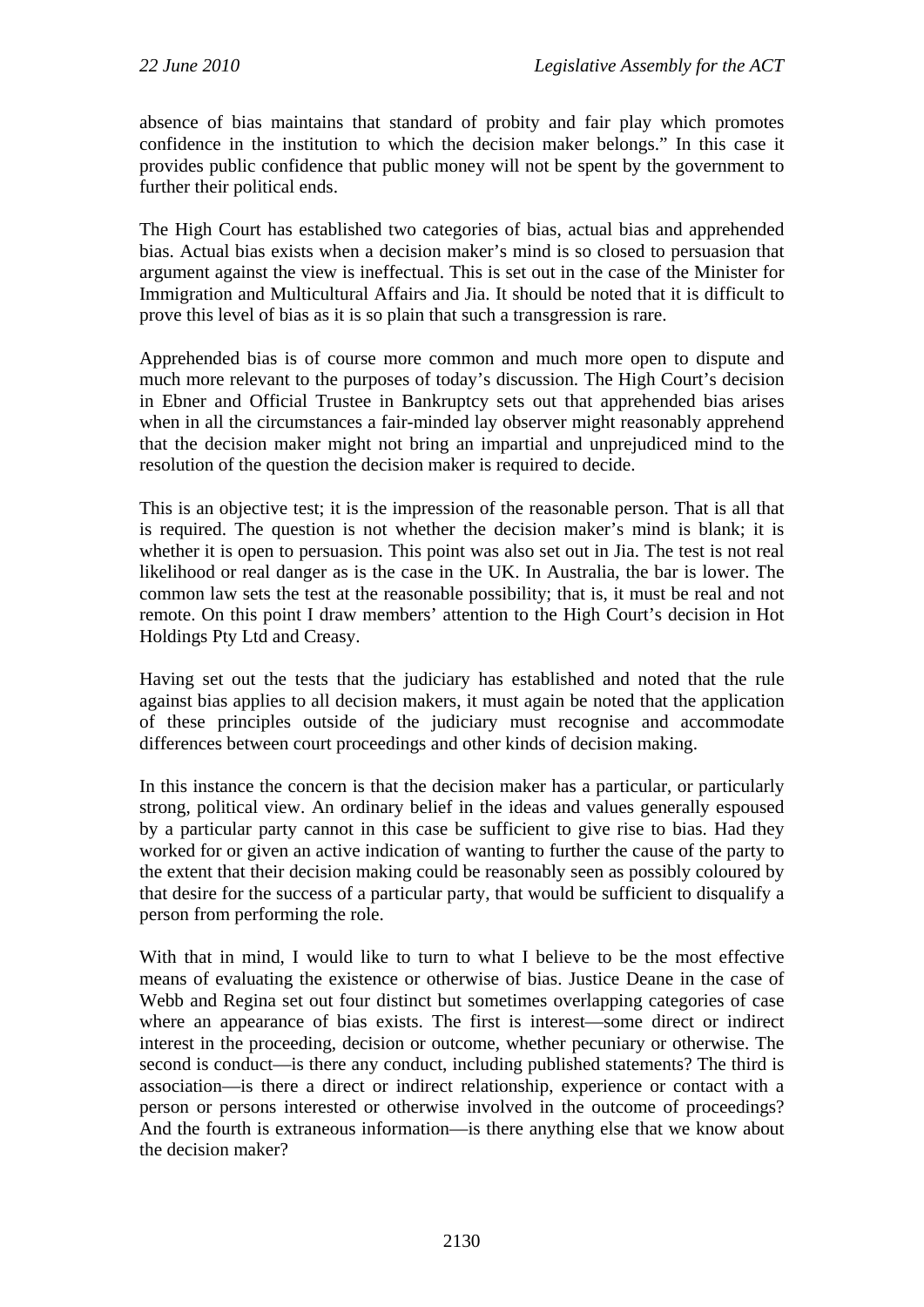absence of bias maintains that standard of probity and fair play which promotes confidence in the institution to which the decision maker belongs." In this case it provides public confidence that public money will not be spent by the government to further their political ends.

The High Court has established two categories of bias, actual bias and apprehended bias. Actual bias exists when a decision maker's mind is so closed to persuasion that argument against the view is ineffectual. This is set out in the case of the Minister for Immigration and Multicultural Affairs and Jia. It should be noted that it is difficult to prove this level of bias as it is so plain that such a transgression is rare.

Apprehended bias is of course more common and much more open to dispute and much more relevant to the purposes of today's discussion. The High Court's decision in Ebner and Official Trustee in Bankruptcy sets out that apprehended bias arises when in all the circumstances a fair-minded lay observer might reasonably apprehend that the decision maker might not bring an impartial and unprejudiced mind to the resolution of the question the decision maker is required to decide.

This is an objective test; it is the impression of the reasonable person. That is all that is required. The question is not whether the decision maker's mind is blank; it is whether it is open to persuasion. This point was also set out in Jia. The test is not real likelihood or real danger as is the case in the UK. In Australia, the bar is lower. The common law sets the test at the reasonable possibility; that is, it must be real and not remote. On this point I draw members' attention to the High Court's decision in Hot Holdings Pty Ltd and Creasy.

Having set out the tests that the judiciary has established and noted that the rule against bias applies to all decision makers, it must again be noted that the application of these principles outside of the judiciary must recognise and accommodate differences between court proceedings and other kinds of decision making.

In this instance the concern is that the decision maker has a particular, or particularly strong, political view. An ordinary belief in the ideas and values generally espoused by a particular party cannot in this case be sufficient to give rise to bias. Had they worked for or given an active indication of wanting to further the cause of the party to the extent that their decision making could be reasonably seen as possibly coloured by that desire for the success of a particular party, that would be sufficient to disqualify a person from performing the role.

With that in mind, I would like to turn to what I believe to be the most effective means of evaluating the existence or otherwise of bias. Justice Deane in the case of Webb and Regina set out four distinct but sometimes overlapping categories of case where an appearance of bias exists. The first is interest—some direct or indirect interest in the proceeding, decision or outcome, whether pecuniary or otherwise. The second is conduct—is there any conduct, including published statements? The third is association—is there a direct or indirect relationship, experience or contact with a person or persons interested or otherwise involved in the outcome of proceedings? And the fourth is extraneous information—is there anything else that we know about the decision maker?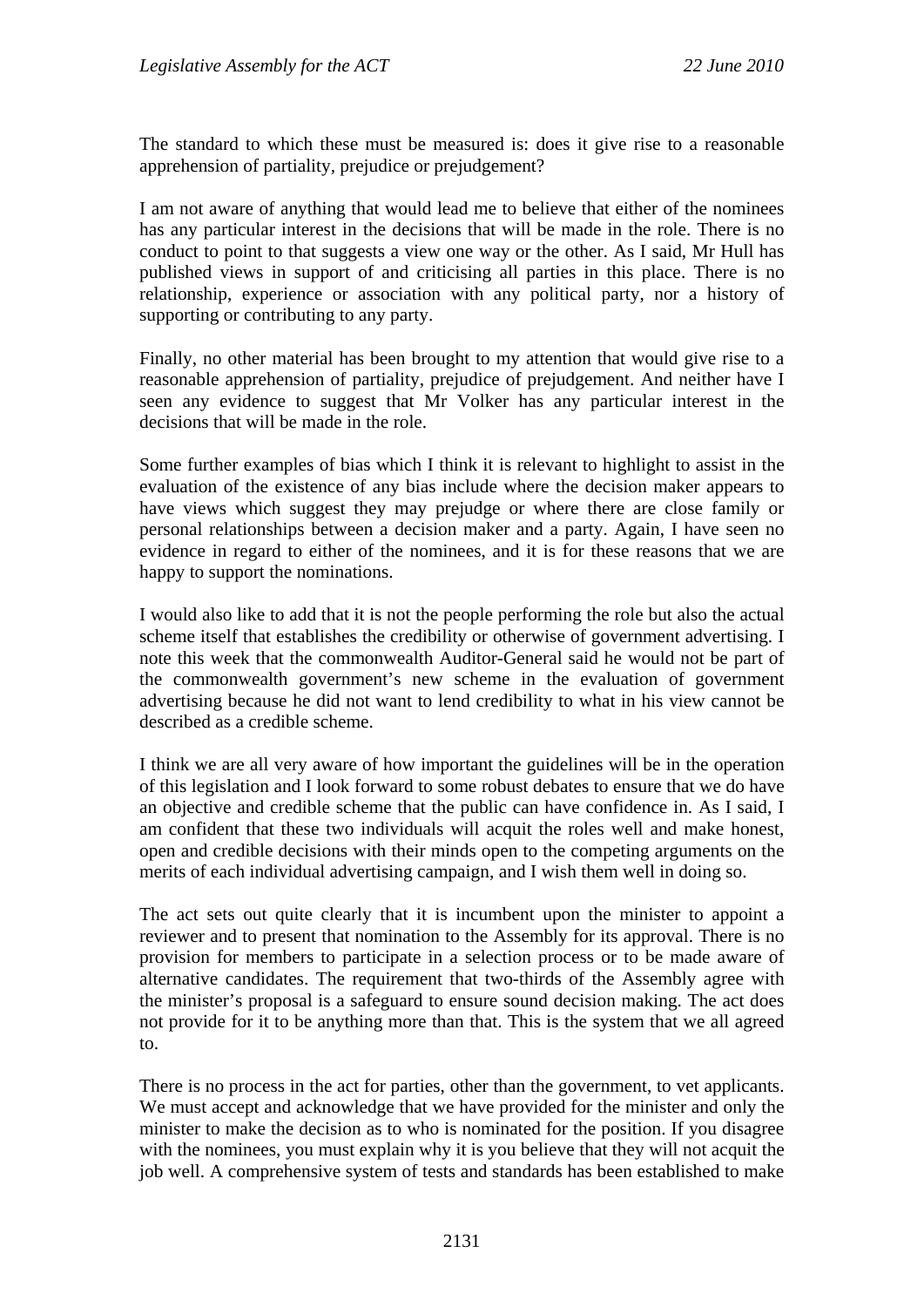The standard to which these must be measured is: does it give rise to a reasonable apprehension of partiality, prejudice or prejudgement?

I am not aware of anything that would lead me to believe that either of the nominees has any particular interest in the decisions that will be made in the role. There is no conduct to point to that suggests a view one way or the other. As I said, Mr Hull has published views in support of and criticising all parties in this place. There is no relationship, experience or association with any political party, nor a history of supporting or contributing to any party.

Finally, no other material has been brought to my attention that would give rise to a reasonable apprehension of partiality, prejudice of prejudgement. And neither have I seen any evidence to suggest that Mr Volker has any particular interest in the decisions that will be made in the role.

Some further examples of bias which I think it is relevant to highlight to assist in the evaluation of the existence of any bias include where the decision maker appears to have views which suggest they may prejudge or where there are close family or personal relationships between a decision maker and a party. Again, I have seen no evidence in regard to either of the nominees, and it is for these reasons that we are happy to support the nominations.

I would also like to add that it is not the people performing the role but also the actual scheme itself that establishes the credibility or otherwise of government advertising. I note this week that the commonwealth Auditor-General said he would not be part of the commonwealth government's new scheme in the evaluation of government advertising because he did not want to lend credibility to what in his view cannot be described as a credible scheme.

I think we are all very aware of how important the guidelines will be in the operation of this legislation and I look forward to some robust debates to ensure that we do have an objective and credible scheme that the public can have confidence in. As I said, I am confident that these two individuals will acquit the roles well and make honest, open and credible decisions with their minds open to the competing arguments on the merits of each individual advertising campaign, and I wish them well in doing so.

The act sets out quite clearly that it is incumbent upon the minister to appoint a reviewer and to present that nomination to the Assembly for its approval. There is no provision for members to participate in a selection process or to be made aware of alternative candidates. The requirement that two-thirds of the Assembly agree with the minister's proposal is a safeguard to ensure sound decision making. The act does not provide for it to be anything more than that. This is the system that we all agreed to.

There is no process in the act for parties, other than the government, to vet applicants. We must accept and acknowledge that we have provided for the minister and only the minister to make the decision as to who is nominated for the position. If you disagree with the nominees, you must explain why it is you believe that they will not acquit the job well. A comprehensive system of tests and standards has been established to make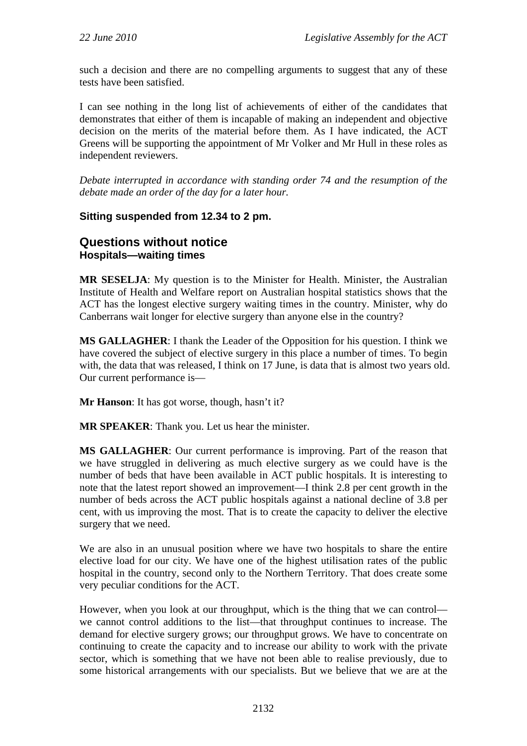such a decision and there are no compelling arguments to suggest that any of these tests have been satisfied.

I can see nothing in the long list of achievements of either of the candidates that demonstrates that either of them is incapable of making an independent and objective decision on the merits of the material before them. As I have indicated, the ACT Greens will be supporting the appointment of Mr Volker and Mr Hull in these roles as independent reviewers.

*Debate interrupted in accordance with standing order 74 and the resumption of the debate made an order of the day for a later hour.*

**Sitting suspended from 12.34 to 2 pm.**

## Questions without notice

### Hospitals—waiting times

**MR SESELJA**: My question is to the Minister for Health. Minister, the Australian Institute of Health and Welfare report on Australian hospital statistics shows that the ACT has the longest elective surgery waiting times in the country. Minister, why do Canberrans wait longer for elective surgery than anyone else in the country?

**MS GALLAGHER**: I thank the Leader of the Opposition for his question. I think we have covered the subject of elective surgery in this place a number of times. To begin with, the data that was released, I think on 17 June, is data that is almost two years old. Our current performance is—

**Mr Hanson**: It has got worse, though, hasn't it?

**MR SPEAKER**: Thank you. Let us hear the minister.

**MS GALLAGHER**: Our current performance is improving. Part of the reason that we have struggled in delivering as much elective surgery as we could have is the number of beds that have been available in ACT public hospitals. It is interesting to note that the latest report showed an improvement—I think 2.8 per cent growth in the number of beds across the ACT public hospitals against a national decline of 3.8 per cent, with us improving the most. That is to create the capacity to deliver the elective surgery that we need.

We are also in an unusual position where we have two hospitals to share the entire elective load for our city. We have one of the highest utilisation rates of the public hospital in the country, second only to the Northern Territory. That does create some very peculiar conditions for the ACT.

However, when you look at our throughput, which is the thing that we can control—we cannot control additions to the list—that throughput continues to increase. The demand for elective surgery grows; our throughput grows. We have to concentrate on continuing to create the capacity and to increase our ability to work with the private sector, which is something that we have not been able to realise previously, due to some historical arrangements with our specialists. But we believe that we are at the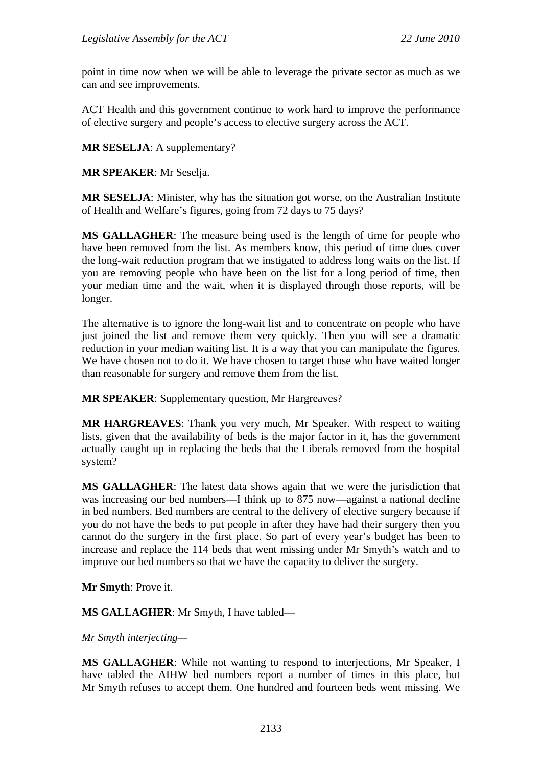point in time now when we will be able to leverage the private sector as much as we can and see improvements.

ACT Health and this government continue to work hard to improve the performance of elective surgery and people's access to elective surgery across the ACT.

**MR SESELJA**: A supplementary?

**MR SPEAKER**: Mr Seselja.

**MR SESELJA**: Minister, why has the situation got worse, on the Australian Institute of Health and Welfare's figures, going from 72 days to 75 days?

**MS GALLAGHER**: The measure being used is the length of time for people who have been removed from the list. As members know, this period of time does cover the long-wait reduction program that we instigated to address long waits on the list. If you are removing people who have been on the list for a long period of time, then your median time and the wait, when it is displayed through those reports, will be longer.

The alternative is to ignore the long-wait list and to concentrate on people who have just joined the list and remove them very quickly. Then you will see a dramatic reduction in your median waiting list. It is a way that you can manipulate the figures. We have chosen not to do it. We have chosen to target those who have waited longer than reasonable for surgery and remove them from the list.

**MR SPEAKER**: Supplementary question, Mr Hargreaves?

**MR HARGREAVES**: Thank you very much, Mr Speaker. With respect to waiting lists, given that the availability of beds is the major factor in it, has the government actually caught up in replacing the beds that the Liberals removed from the hospital system?

**MS GALLAGHER**: The latest data shows again that we were the jurisdiction that was increasing our bed numbers—I think up to 875 now—against a national decline in bed numbers. Bed numbers are central to the delivery of elective surgery because if you do not have the beds to put people in after they have had their surgery then you cannot do the surgery in the first place. So part of every year's budget has been to increase and replace the 114 beds that went missing under Mr Smyth's watch and to improve our bed numbers so that we have the capacity to deliver the surgery.

**Mr Smyth**: Prove it.

**MS GALLAGHER**: Mr Smyth, I have tabled—

*Mr Smyth interjecting—*

**MS GALLAGHER**: While not wanting to respond to interjections, Mr Speaker, I have tabled the AIHW bed numbers report a number of times in this place, but Mr Smyth refuses to accept them. One hundred and fourteen beds went missing. We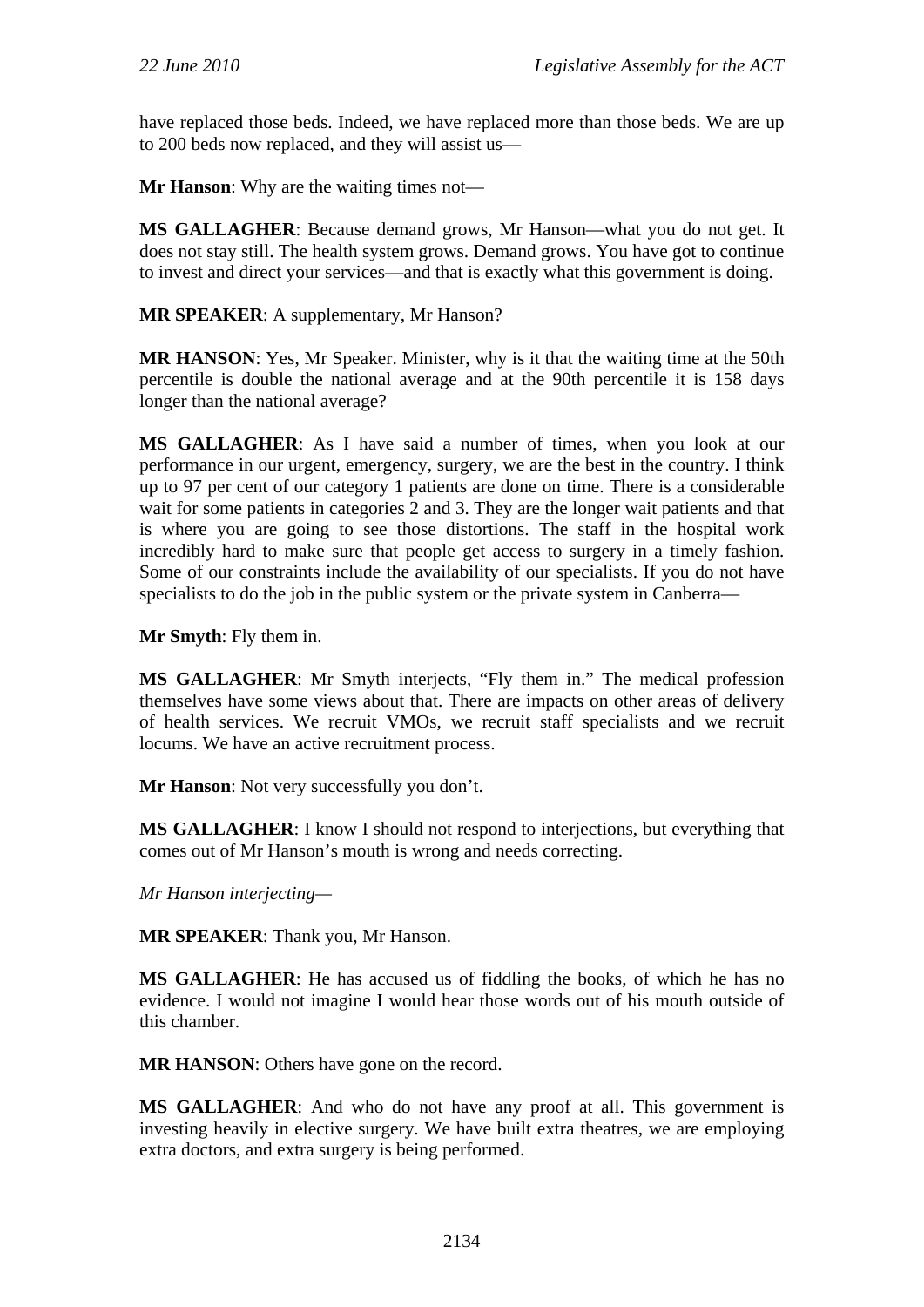have replaced those beds. Indeed, we have replaced more than those beds. We are up to 200 beds now replaced, and they will assist us—

**Mr Hanson**: Why are the waiting times not—

**MS GALLAGHER**: Because demand grows, Mr Hanson—what you do not get. It does not stay still. The health system grows. Demand grows. You have got to continue to invest and direct your services—and that is exactly what this government is doing.

**MR SPEAKER**: A supplementary, Mr Hanson?

**MR HANSON**: Yes, Mr Speaker. Minister, why is it that the waiting time at the 50th percentile is double the national average and at the 90th percentile it is 158 days longer than the national average?

**MS GALLAGHER**: As I have said a number of times, when you look at our performance in our urgent, emergency, surgery, we are the best in the country. I think up to 97 per cent of our category 1 patients are done on time. There is a considerable wait for some patients in categories 2 and 3. They are the longer wait patients and that is where you are going to see those distortions. The staff in the hospital work incredibly hard to make sure that people get access to surgery in a timely fashion. Some of our constraints include the availability of our specialists. If you do not have specialists to do the job in the public system or the private system in Canberra—

**Mr Smyth**: Fly them in.

**MS GALLAGHER**: Mr Smyth interjects, "Fly them in." The medical profession themselves have some views about that. There are impacts on other areas of delivery of health services. We recruit VMOs, we recruit staff specialists and we recruit locums. We have an active recruitment process.

**Mr Hanson**: Not very successfully you don't.

**MS GALLAGHER**: I know I should not respond to interjections, but everything that comes out of Mr Hanson's mouth is wrong and needs correcting.

*Mr Hanson interjecting*—

**MR SPEAKER**: Thank you, Mr Hanson.

**MS GALLAGHER**: He has accused us of fiddling the books, of which he has no evidence. I would not imagine I would hear those words out of his mouth outside of this chamber.

**MR HANSON**: Others have gone on the record.

**MS GALLAGHER**: And who do not have any proof at all. This government is investing heavily in elective surgery. We have built extra theatres, we are employing extra doctors, and extra surgery is being performed.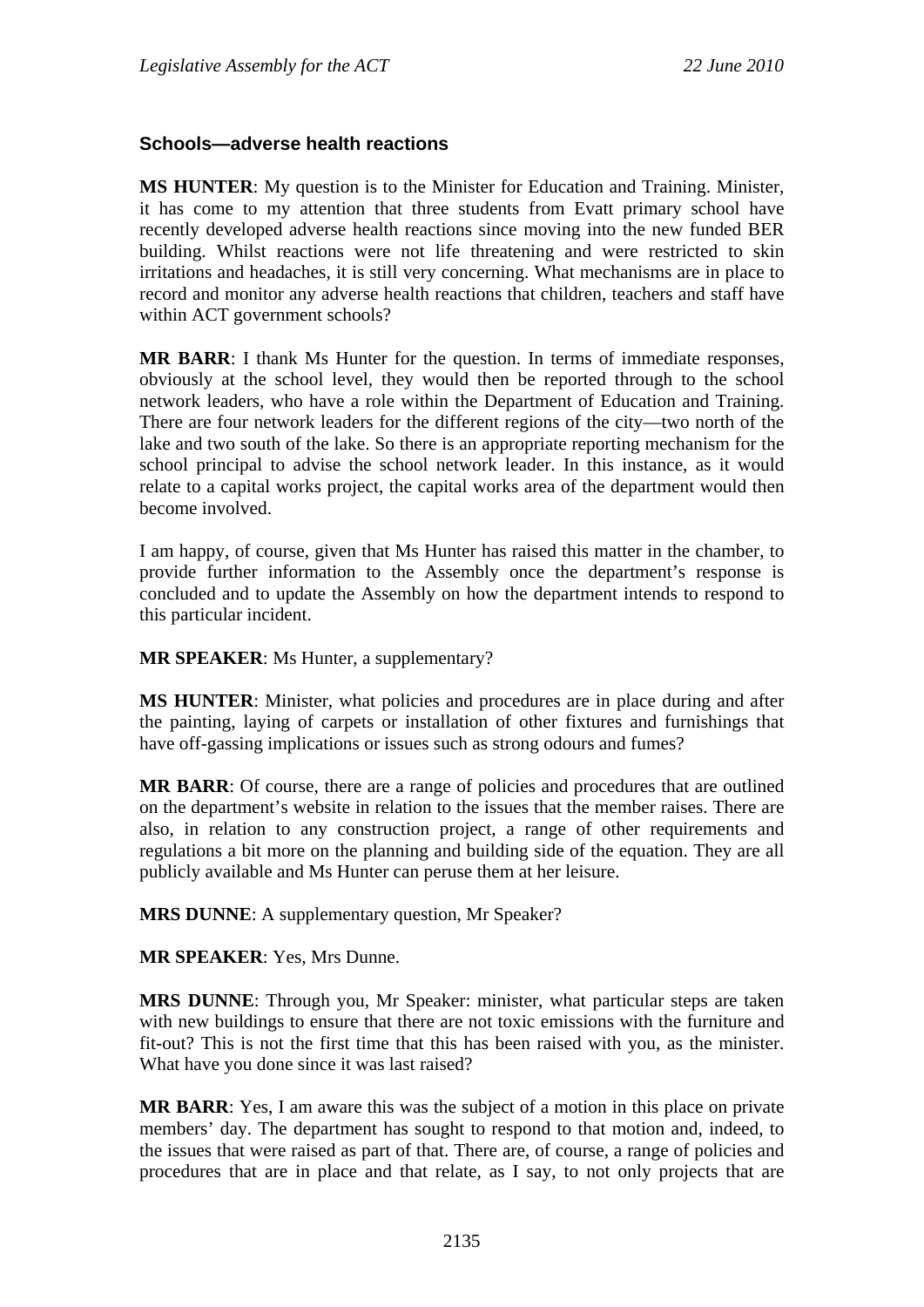### Schools—adverse health reactions

**MS HUNTER**: My question is to the Minister for Education and Training. Minister, it has come to my attention that three students from Evatt primary school have recently developed adverse health reactions since moving into the new funded BER building. Whilst reactions were not life threatening and were restricted to skin irritations and headaches, it is still very concerning. What mechanisms are in place to record and monitor any adverse health reactions that children, teachers and staff have within ACT government schools?

**MR BARR**: I thank Ms Hunter for the question. In terms of immediate responses, obviously at the school level, they would then be reported through to the school network leaders, who have a role within the Department of Education and Training. There are four network leaders for the different regions of the city—two north of the lake and two south of the lake. So there is an appropriate reporting mechanism for the school principal to advise the school network leader. In this instance, as it would relate to a capital works project, the capital works area of the department would then become involved.

I am happy, of course, given that Ms Hunter has raised this matter in the chamber, to provide further information to the Assembly once the department's response is concluded and to update the Assembly on how the department intends to respond to this particular incident.

**MR SPEAKER**: Ms Hunter, a supplementary?

**MS HUNTER**: Minister, what policies and procedures are in place during and after the painting, laying of carpets or installation of other fixtures and furnishings that have off-gassing implications or issues such as strong odours and fumes?

**MR BARR**: Of course, there are a range of policies and procedures that are outlined on the department's website in relation to the issues that the member raises. There are also, in relation to any construction project, a range of other requirements and regulations a bit more on the planning and building side of the equation. They are all publicly available and Ms Hunter can peruse them at her leisure.

**MRS DUNNE**: A supplementary question, Mr Speaker?

**MR SPEAKER**: Yes, Mrs Dunne.

**MRS DUNNE**: Through you, Mr Speaker: minister, what particular steps are taken with new buildings to ensure that there are not toxic emissions with the furniture and fit-out? This is not the first time that this has been raised with you, as the minister. What have you done since it was last raised?

**MR BARR**: Yes, I am aware this was the subject of a motion in this place on private members' day. The department has sought to respond to that motion and, indeed, to the issues that were raised as part of that. There are, of course, a range of policies and procedures that are in place and that relate, as I say, to not only projects that are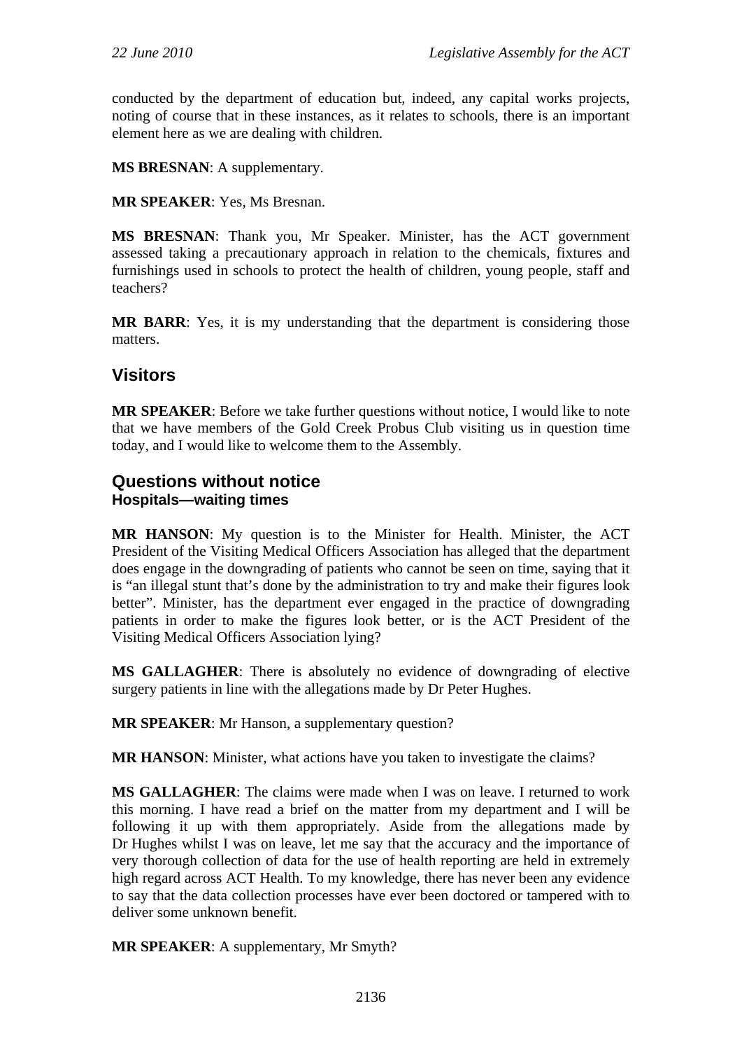conducted by the department of education but, indeed, any capital works projects, noting of course that in these instances, as it relates to schools, there is an important element here as we are dealing with children.

**MS BRESNAN**: A supplementary.

**MR SPEAKER**: Yes, Ms Bresnan.

**MS BRESNAN**: Thank you, Mr Speaker. Minister, has the ACT government assessed taking a precautionary approach in relation to the chemicals, fixtures and furnishings used in schools to protect the health of children, young people, staff and teachers?

**MR BARR**: Yes, it is my understanding that the department is considering those matters.

## Visitors

**MR SPEAKER**: Before we take further questions without notice, I would like to note that we have members of the Gold Creek Probus Club visiting us in question time today, and I would like to welcome them to the Assembly.

## Questions without notice

### Hospitals—waiting times

**MR HANSON**: My question is to the Minister for Health. Minister, the ACT President of the Visiting Medical Officers Association has alleged that the department does engage in the downgrading of patients who cannot be seen on time, saying that it is "an illegal stunt that's done by the administration to try and make their figures look better". Minister, has the department ever engaged in the practice of downgrading patients in order to make the figures look better, or is the ACT President of the Visiting Medical Officers Association lying?

**MS GALLAGHER**: There is absolutely no evidence of downgrading of elective surgery patients in line with the allegations made by Dr Peter Hughes.

**MR SPEAKER**: Mr Hanson, a supplementary question?

**MR HANSON**: Minister, what actions have you taken to investigate the claims?

**MS GALLAGHER**: The claims were made when I was on leave. I returned to work this morning. I have read a brief on the matter from my department and I will be following it up with them appropriately. Aside from the allegations made by Dr Hughes whilst I was on leave, let me say that the accuracy and the importance of very thorough collection of data for the use of health reporting are held in extremely high regard across ACT Health. To my knowledge, there has never been any evidence to say that the data collection processes have ever been doctored or tampered with to deliver some unknown benefit.

**MR SPEAKER**: A supplementary, Mr Smyth?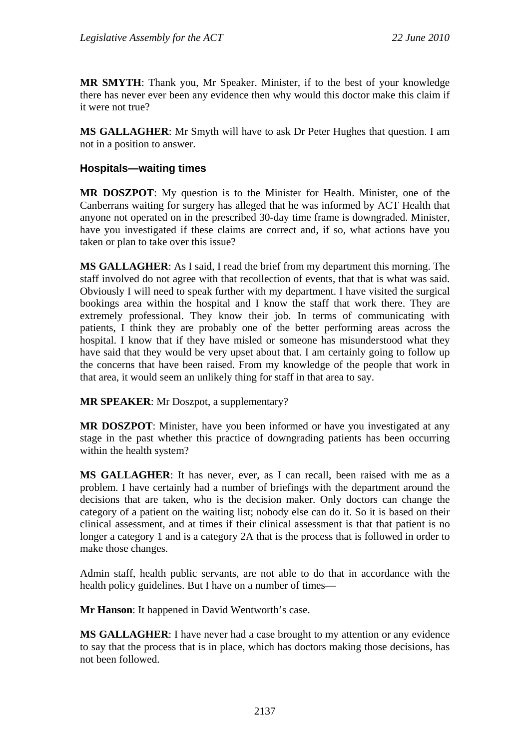**MR SMYTH**: Thank you, Mr Speaker. Minister, if to the best of your knowledge there has never ever been any evidence then why would this doctor make this claim if it were not true?

**MS GALLAGHER**: Mr Smyth will have to ask Dr Peter Hughes that question. I am not in a position to answer.

### Hospitals—waiting times

**MR DOSZPOT**: My question is to the Minister for Health. Minister, one of the Canberrans waiting for surgery has alleged that he was informed by ACT Health that anyone not operated on in the prescribed 30-day time frame is downgraded. Minister, have you investigated if these claims are correct and, if so, what actions have you taken or plan to take over this issue?

**MS GALLAGHER**: As I said, I read the brief from my department this morning. The staff involved do not agree with that recollection of events, that that is what was said. Obviously I will need to speak further with my department. I have visited the surgical bookings area within the hospital and I know the staff that work there. They are extremely professional. They know their job. In terms of communicating with patients, I think they are probably one of the better performing areas across the hospital. I know that if they have misled or someone has misunderstood what they have said that they would be very upset about that. I am certainly going to follow up the concerns that have been raised. From my knowledge of the people that work in that area, it would seem an unlikely thing for staff in that area to say.

**MR SPEAKER**: Mr Doszpot, a supplementary?

**MR DOSZPOT**: Minister, have you been informed or have you investigated at any stage in the past whether this practice of downgrading patients has been occurring within the health system?

**MS GALLAGHER**: It has never, ever, as I can recall, been raised with me as a problem. I have certainly had a number of briefings with the department around the decisions that are taken, who is the decision maker. Only doctors can change the category of a patient on the waiting list; nobody else can do it. So it is based on their clinical assessment, and at times if their clinical assessment is that that patient is no longer a category 1 and is a category 2A that is the process that is followed in order to make those changes.

Admin staff, health public servants, are not able to do that in accordance with the health policy guidelines. But I have on a number of times—

**Mr Hanson**: It happened in David Wentworth's case.

**MS GALLAGHER**: I have never had a case brought to my attention or any evidence to say that the process that is in place, which has doctors making those decisions, has not been followed.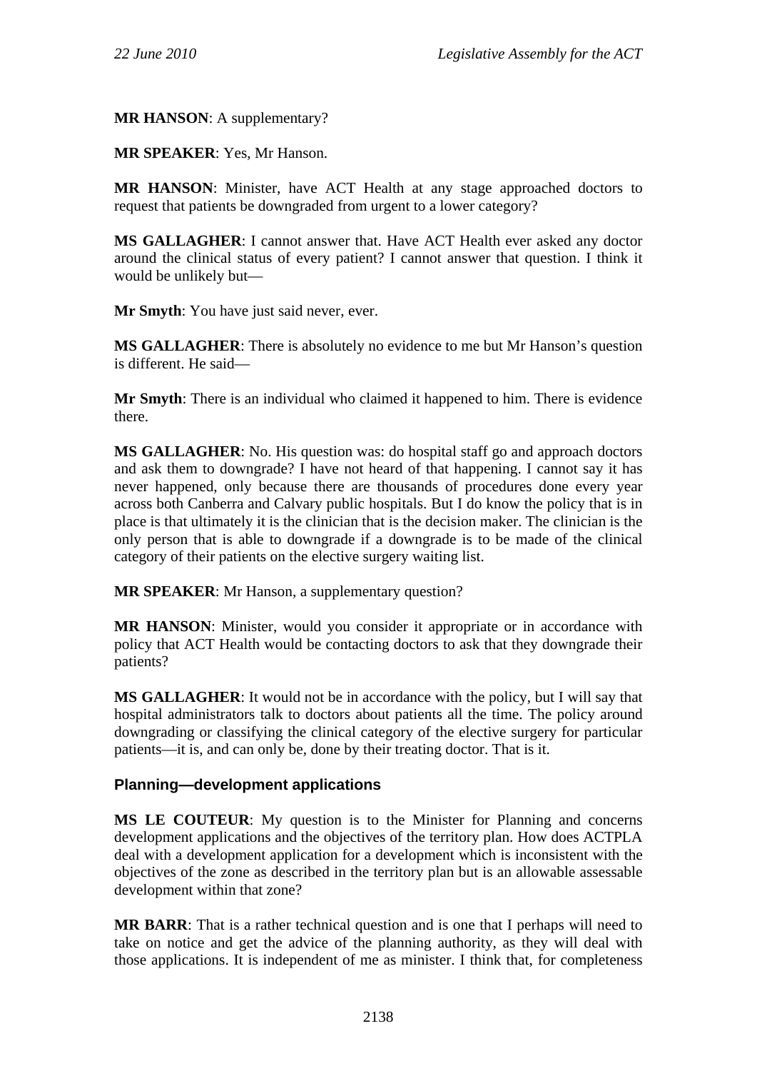**MR HANSON**: A supplementary?

**MR SPEAKER**: Yes, Mr Hanson.

**MR HANSON**: Minister, have ACT Health at any stage approached doctors to request that patients be downgraded from urgent to a lower category?

**MS GALLAGHER**: I cannot answer that. Have ACT Health ever asked any doctor around the clinical status of every patient? I cannot answer that question. I think it would be unlikely but—

**Mr Smyth**: You have just said never, ever.

**MS GALLAGHER**: There is absolutely no evidence to me but Mr Hanson's question is different. He said—

**Mr Smyth**: There is an individual who claimed it happened to him. There is evidence there.

**MS GALLAGHER**: No. His question was: do hospital staff go and approach doctors and ask them to downgrade? I have not heard of that happening. I cannot say it has never happened, only because there are thousands of procedures done every year across both Canberra and Calvary public hospitals. But I do know the policy that is in place is that ultimately it is the clinician that is the decision maker. The clinician is the only person that is able to downgrade if a downgrade is to be made of the clinical category of their patients on the elective surgery waiting list.

**MR SPEAKER**: Mr Hanson, a supplementary question?

**MR HANSON**: Minister, would you consider it appropriate or in accordance with policy that ACT Health would be contacting doctors to ask that they downgrade their patients?

**MS GALLAGHER**: It would not be in accordance with the policy, but I will say that hospital administrators talk to doctors about patients all the time. The policy around downgrading or classifying the clinical category of the elective surgery for particular patients—it is, and can only be, done by their treating doctor. That is it.

## Planning—development applications

**MS LE COUTEUR**: My question is to the Minister for Planning and concerns development applications and the objectives of the territory plan. How does ACTPLA deal with a development application for a development which is inconsistent with the objectives of the zone as described in the territory plan but is an allowable assessable development within that zone?

**MR BARR**: That is a rather technical question and is one that I perhaps will need to take on notice and get the advice of the planning authority, as they will deal with those applications. It is independent of me as minister. I think that, for completeness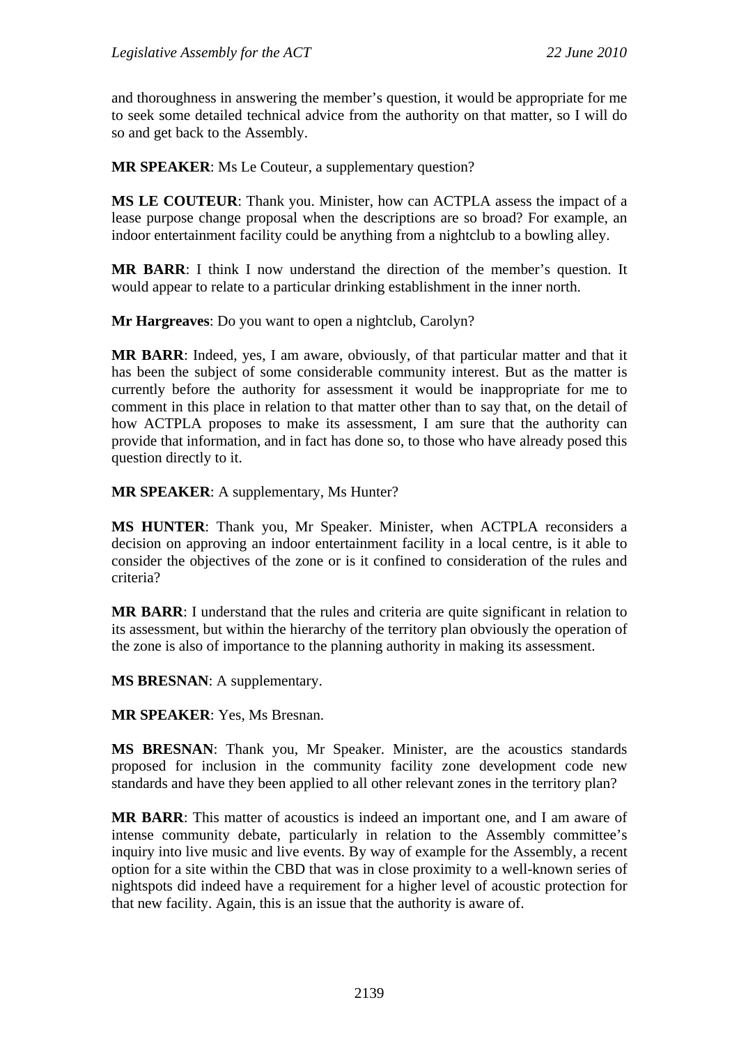and thoroughness in answering the member's question, it would be appropriate for me to seek some detailed technical advice from the authority on that matter, so I will do so and get back to the Assembly.

**MR SPEAKER**: Ms Le Couteur, a supplementary question?

**MS LE COUTEUR**: Thank you. Minister, how can ACTPLA assess the impact of a lease purpose change proposal when the descriptions are so broad? For example, an indoor entertainment facility could be anything from a nightclub to a bowling alley.

**MR BARR**: I think I now understand the direction of the member's question. It would appear to relate to a particular drinking establishment in the inner north.

**Mr Hargreaves**: Do you want to open a nightclub, Carolyn?

**MR BARR**: Indeed, yes, I am aware, obviously, of that particular matter and that it has been the subject of some considerable community interest. But as the matter is currently before the authority for assessment it would be inappropriate for me to comment in this place in relation to that matter other than to say that, on the detail of how ACTPLA proposes to make its assessment, I am sure that the authority can provide that information, and in fact has done so, to those who have already posed this question directly to it.

**MR SPEAKER**: A supplementary, Ms Hunter?

**MS HUNTER**: Thank you, Mr Speaker. Minister, when ACTPLA reconsiders a decision on approving an indoor entertainment facility in a local centre, is it able to consider the objectives of the zone or is it confined to consideration of the rules and criteria?

**MR BARR**: I understand that the rules and criteria are quite significant in relation to its assessment, but within the hierarchy of the territory plan obviously the operation of the zone is also of importance to the planning authority in making its assessment.

**MS BRESNAN**: A supplementary.

**MR SPEAKER**: Yes, Ms Bresnan.

**MS BRESNAN**: Thank you, Mr Speaker. Minister, are the acoustics standards proposed for inclusion in the community facility zone development code new standards and have they been applied to all other relevant zones in the territory plan?

**MR BARR**: This matter of acoustics is indeed an important one, and I am aware of intense community debate, particularly in relation to the Assembly committee's inquiry into live music and live events. By way of example for the Assembly, a recent option for a site within the CBD that was in close proximity to a well-known series of nightspots did indeed have a requirement for a higher level of acoustic protection for that new facility. Again, this is an issue that the authority is aware of.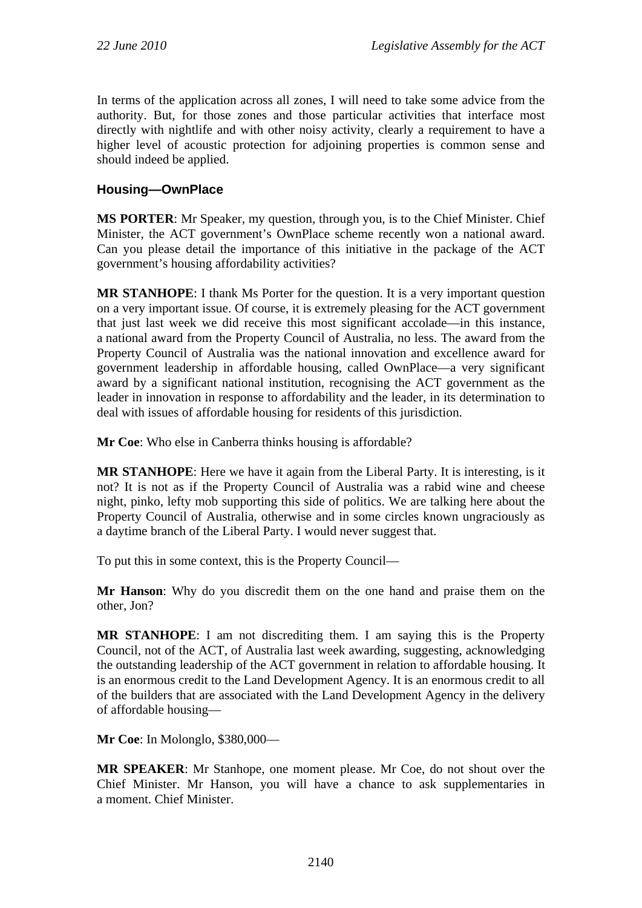In terms of the application across all zones, I will need to take some advice from the authority. But, for those zones and those particular activities that interface most directly with nightlife and with other noisy activity, clearly a requirement to have a higher level of acoustic protection for adjoining properties is common sense and should indeed be applied.

### Housing—OwnPlace

**MS PORTER**: Mr Speaker, my question, through you, is to the Chief Minister. Chief Minister, the ACT government's OwnPlace scheme recently won a national award. Can you please detail the importance of this initiative in the package of the ACT government's housing affordability activities?

**MR STANHOPE**: I thank Ms Porter for the question. It is a very important question on a very important issue. Of course, it is extremely pleasing for the ACT government that just last week we did receive this most significant accolade—in this instance, a national award from the Property Council of Australia, no less. The award from the Property Council of Australia was the national innovation and excellence award for government leadership in affordable housing, called OwnPlace—a very significant award by a significant national institution, recognising the ACT government as the leader in innovation in response to affordability and the leader, in its determination to deal with issues of affordable housing for residents of this jurisdiction.

**Mr Coe**: Who else in Canberra thinks housing is affordable?

**MR STANHOPE**: Here we have it again from the Liberal Party. It is interesting, is it not? It is not as if the Property Council of Australia was a rabid wine and cheese night, pinko, lefty mob supporting this side of politics. We are talking here about the Property Council of Australia, otherwise and in some circles known ungraciously as a daytime branch of the Liberal Party. I would never suggest that.

To put this in some context, this is the Property Council—

**Mr Hanson**: Why do you discredit them on the one hand and praise them on the other, Jon?

**MR STANHOPE**: I am not discrediting them. I am saying this is the Property Council, not of the ACT, of Australia last week awarding, suggesting, acknowledging the outstanding leadership of the ACT government in relation to affordable housing. It is an enormous credit to the Land Development Agency. It is an enormous credit to all of the builders that are associated with the Land Development Agency in the delivery of affordable housing—

**Mr Coe**: In Molonglo, $380,000—

**MR SPEAKER**: Mr Stanhope, one moment please. Mr Coe, do not shout over the Chief Minister. Mr Hanson, you will have a chance to ask supplementaries in a moment. Chief Minister.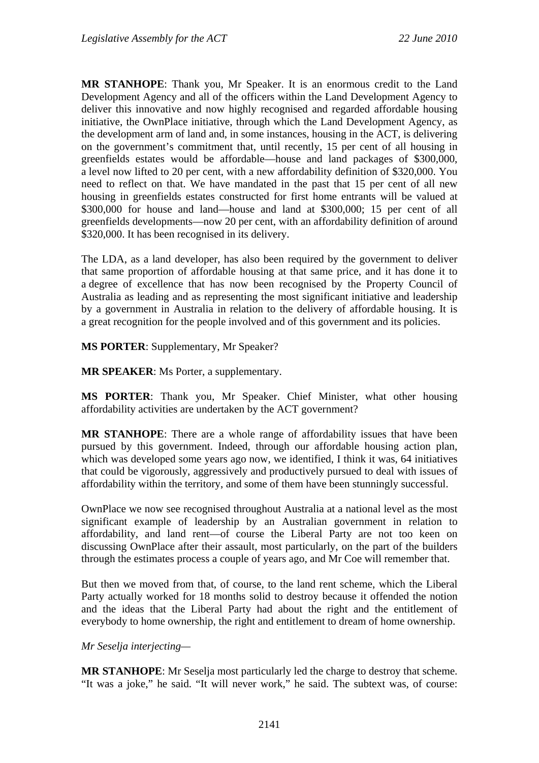**MR STANHOPE**: Thank you, Mr Speaker. It is an enormous credit to the Land Development Agency and all of the officers within the Land Development Agency to deliver this innovative and now highly recognised and regarded affordable housing initiative, the OwnPlace initiative, through which the Land Development Agency, as the development arm of land and, in some instances, housing in the ACT, is delivering on the government's commitment that, until recently, 15 per cent of all housing in greenfields estates would be affordable—house and land packages of $300,000, a level now lifted to 20 per cent, with a new affordability definition of $320,000. You need to reflect on that. We have mandated in the past that 15 per cent of all new housing in greenfields estates constructed for first home entrants will be valued at $300,000 for house and land—house and land at $300,000; 15 per cent of all greenfields developments—now 20 per cent, with an affordability definition of around $320,000. It has been recognised in its delivery.

The LDA, as a land developer, has also been required by the government to deliver that same proportion of affordable housing at that same price, and it has done it to a degree of excellence that has now been recognised by the Property Council of Australia as leading and as representing the most significant initiative and leadership by a government in Australia in relation to the delivery of affordable housing. It is a great recognition for the people involved and of this government and its policies.

**MS PORTER**: Supplementary, Mr Speaker?

**MR SPEAKER**: Ms Porter, a supplementary.

**MS PORTER**: Thank you, Mr Speaker. Chief Minister, what other housing affordability activities are undertaken by the ACT government?

**MR STANHOPE**: There are a whole range of affordability issues that have been pursued by this government. Indeed, through our affordable housing action plan, which was developed some years ago now, we identified, I think it was, 64 initiatives that could be vigorously, aggressively and productively pursued to deal with issues of affordability within the territory, and some of them have been stunningly successful.

OwnPlace we now see recognised throughout Australia at a national level as the most significant example of leadership by an Australian government in relation to affordability, and land rent—of course the Liberal Party are not too keen on discussing OwnPlace after their assault, most particularly, on the part of the builders through the estimates process a couple of years ago, and Mr Coe will remember that.

But then we moved from that, of course, to the land rent scheme, which the Liberal Party actually worked for 18 months solid to destroy because it offended the notion and the ideas that the Liberal Party had about the right and the entitlement of everybody to home ownership, the right and entitlement to dream of home ownership.

*Mr Seselja interjecting*—

**MR STANHOPE**: Mr Seselja most particularly led the charge to destroy that scheme. "It was a joke," he said. "It will never work," he said. The subtext was, of course: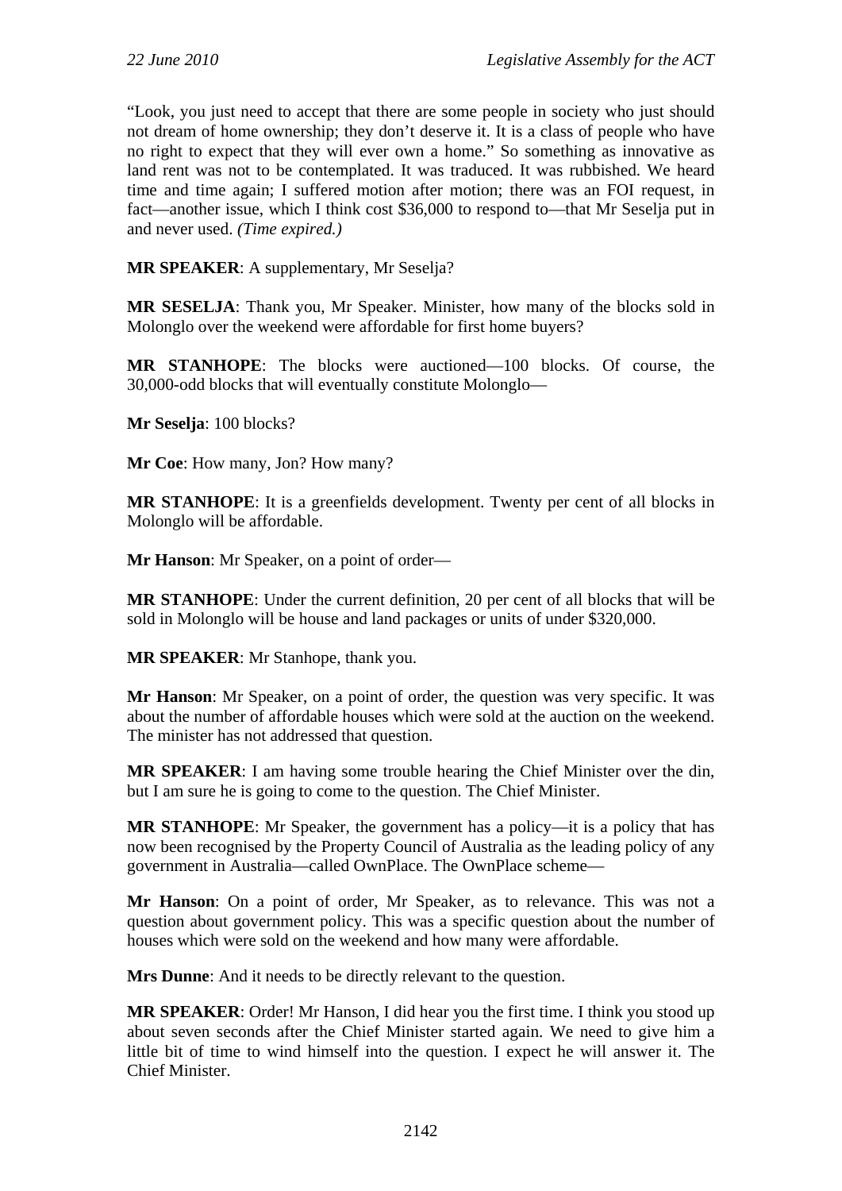"Look, you just need to accept that there are some people in society who just should not dream of home ownership; they don't deserve it. It is a class of people who have no right to expect that they will ever own a home." So something as innovative as land rent was not to be contemplated. It was traduced. It was rubbished. We heard time and time again; I suffered motion after motion; there was an FOI request, in fact—another issue, which I think cost $36,000 to respond to—that Mr Seselja put in and never used. *(Time expired.)*

**MR SPEAKER**: A supplementary, Mr Seselja?

**MR SESELJA**: Thank you, Mr Speaker. Minister, how many of the blocks sold in Molonglo over the weekend were affordable for first home buyers?

**MR STANHOPE**: The blocks were auctioned—100 blocks. Of course, the 30,000-odd blocks that will eventually constitute Molonglo—

**Mr Seselja**: 100 blocks?

**Mr Coe**: How many, Jon? How many?

**MR STANHOPE**: It is a greenfields development. Twenty per cent of all blocks in Molonglo will be affordable.

**Mr Hanson**: Mr Speaker, on a point of order—

**MR STANHOPE**: Under the current definition, 20 per cent of all blocks that will be sold in Molonglo will be house and land packages or units of under $320,000.

**MR SPEAKER**: Mr Stanhope, thank you.

**Mr Hanson**: Mr Speaker, on a point of order, the question was very specific. It was about the number of affordable houses which were sold at the auction on the weekend. The minister has not addressed that question.

**MR SPEAKER**: I am having some trouble hearing the Chief Minister over the din, but I am sure he is going to come to the question. The Chief Minister.

**MR STANHOPE**: Mr Speaker, the government has a policy—it is a policy that has now been recognised by the Property Council of Australia as the leading policy of any government in Australia—called OwnPlace. The OwnPlace scheme—

**Mr Hanson**: On a point of order, Mr Speaker, as to relevance. This was not a question about government policy. This was a specific question about the number of houses which were sold on the weekend and how many were affordable.

**Mrs Dunne**: And it needs to be directly relevant to the question.

**MR SPEAKER**: Order! Mr Hanson, I did hear you the first time. I think you stood up about seven seconds after the Chief Minister started again. We need to give him a little bit of time to wind himself into the question. I expect he will answer it. The Chief Minister.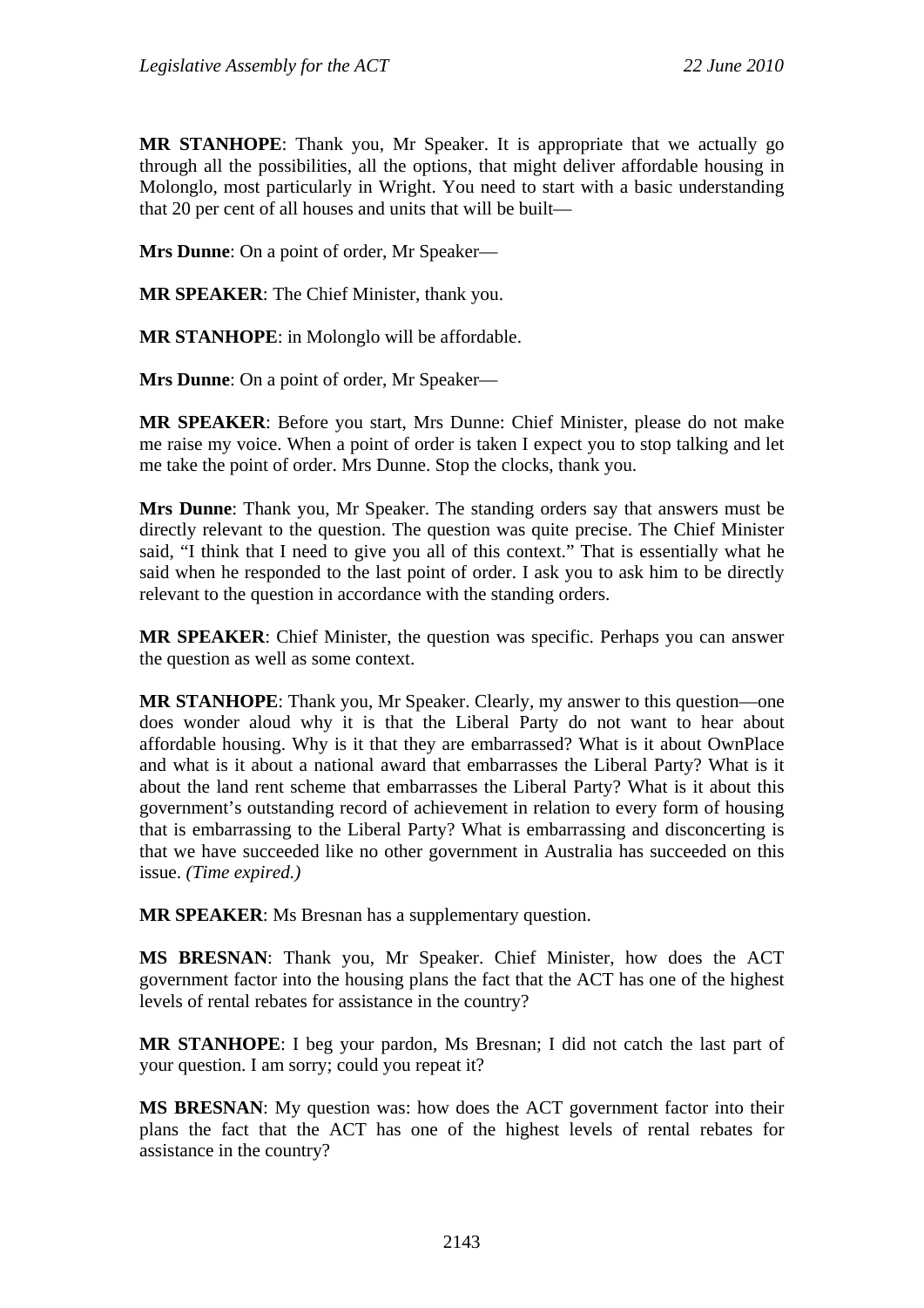**MR STANHOPE**: Thank you, Mr Speaker. It is appropriate that we actually go through all the possibilities, all the options, that might deliver affordable housing in Molonglo, most particularly in Wright. You need to start with a basic understanding that 20 per cent of all houses and units that will be built—

**Mrs Dunne**: On a point of order, Mr Speaker—

**MR SPEAKER**: The Chief Minister, thank you.

**MR STANHOPE**: in Molonglo will be affordable.

**Mrs Dunne**: On a point of order, Mr Speaker—

**MR SPEAKER**: Before you start, Mrs Dunne: Chief Minister, please do not make me raise my voice. When a point of order is taken I expect you to stop talking and let me take the point of order. Mrs Dunne. Stop the clocks, thank you.

**Mrs Dunne**: Thank you, Mr Speaker. The standing orders say that answers must be directly relevant to the question. The question was quite precise. The Chief Minister said, "I think that I need to give you all of this context." That is essentially what he said when he responded to the last point of order. I ask you to ask him to be directly relevant to the question in accordance with the standing orders.

**MR SPEAKER**: Chief Minister, the question was specific. Perhaps you can answer the question as well as some context.

**MR STANHOPE**: Thank you, Mr Speaker. Clearly, my answer to this question—one does wonder aloud why it is that the Liberal Party do not want to hear about affordable housing. Why is it that they are embarrassed? What is it about OwnPlace and what is it about a national award that embarrasses the Liberal Party? What is it about the land rent scheme that embarrasses the Liberal Party? What is it about this government's outstanding record of achievement in relation to every form of housing that is embarrassing to the Liberal Party? What is embarrassing and disconcerting is that we have succeeded like no other government in Australia has succeeded on this issue. *(Time expired.)*

**MR SPEAKER**: Ms Bresnan has a supplementary question.

**MS BRESNAN**: Thank you, Mr Speaker. Chief Minister, how does the ACT government factor into the housing plans the fact that the ACT has one of the highest levels of rental rebates for assistance in the country?

**MR STANHOPE**: I beg your pardon, Ms Bresnan; I did not catch the last part of your question. I am sorry; could you repeat it?

**MS BRESNAN**: My question was: how does the ACT government factor into their plans the fact that the ACT has one of the highest levels of rental rebates for assistance in the country?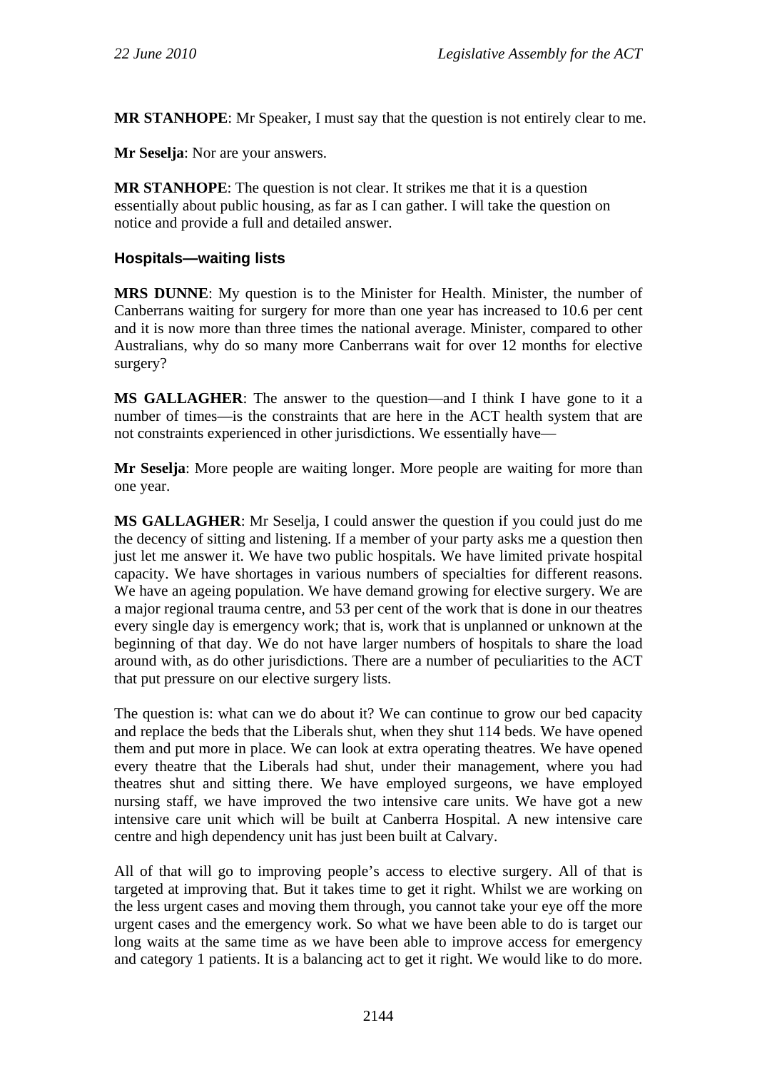**MR STANHOPE**: Mr Speaker, I must say that the question is not entirely clear to me.

**Mr Seselja**: Nor are your answers.

**MR STANHOPE**: The question is not clear. It strikes me that it is a question essentially about public housing, as far as I can gather. I will take the question on notice and provide a full and detailed answer.

### Hospitals—waiting lists

**MRS DUNNE**: My question is to the Minister for Health. Minister, the number of Canberrans waiting for surgery for more than one year has increased to 10.6 per cent and it is now more than three times the national average. Minister, compared to other Australians, why do so many more Canberrans wait for over 12 months for elective surgery?

**MS GALLAGHER**: The answer to the question—and I think I have gone to it a number of times—is the constraints that are here in the ACT health system that are not constraints experienced in other jurisdictions. We essentially have—

**Mr Seselja**: More people are waiting longer. More people are waiting for more than one year.

**MS GALLAGHER**: Mr Seselja, I could answer the question if you could just do me the decency of sitting and listening. If a member of your party asks me a question then just let me answer it. We have two public hospitals. We have limited private hospital capacity. We have shortages in various numbers of specialties for different reasons. We have an ageing population. We have demand growing for elective surgery. We are a major regional trauma centre, and 53 per cent of the work that is done in our theatres every single day is emergency work; that is, work that is unplanned or unknown at the beginning of that day. We do not have larger numbers of hospitals to share the load around with, as do other jurisdictions. There are a number of peculiarities to the ACT that put pressure on our elective surgery lists.

The question is: what can we do about it? We can continue to grow our bed capacity and replace the beds that the Liberals shut, when they shut 114 beds. We have opened them and put more in place. We can look at extra operating theatres. We have opened every theatre that the Liberals had shut, under their management, where you had theatres shut and sitting there. We have employed surgeons, we have employed nursing staff, we have improved the two intensive care units. We have got a new intensive care unit which will be built at Canberra Hospital. A new intensive care centre and high dependency unit has just been built at Calvary.

All of that will go to improving people's access to elective surgery. All of that is targeted at improving that. But it takes time to get it right. Whilst we are working on the less urgent cases and moving them through, you cannot take your eye off the more urgent cases and the emergency work. So what we have been able to do is target our long waits at the same time as we have been able to improve access for emergency and category 1 patients. It is a balancing act to get it right. We would like to do more.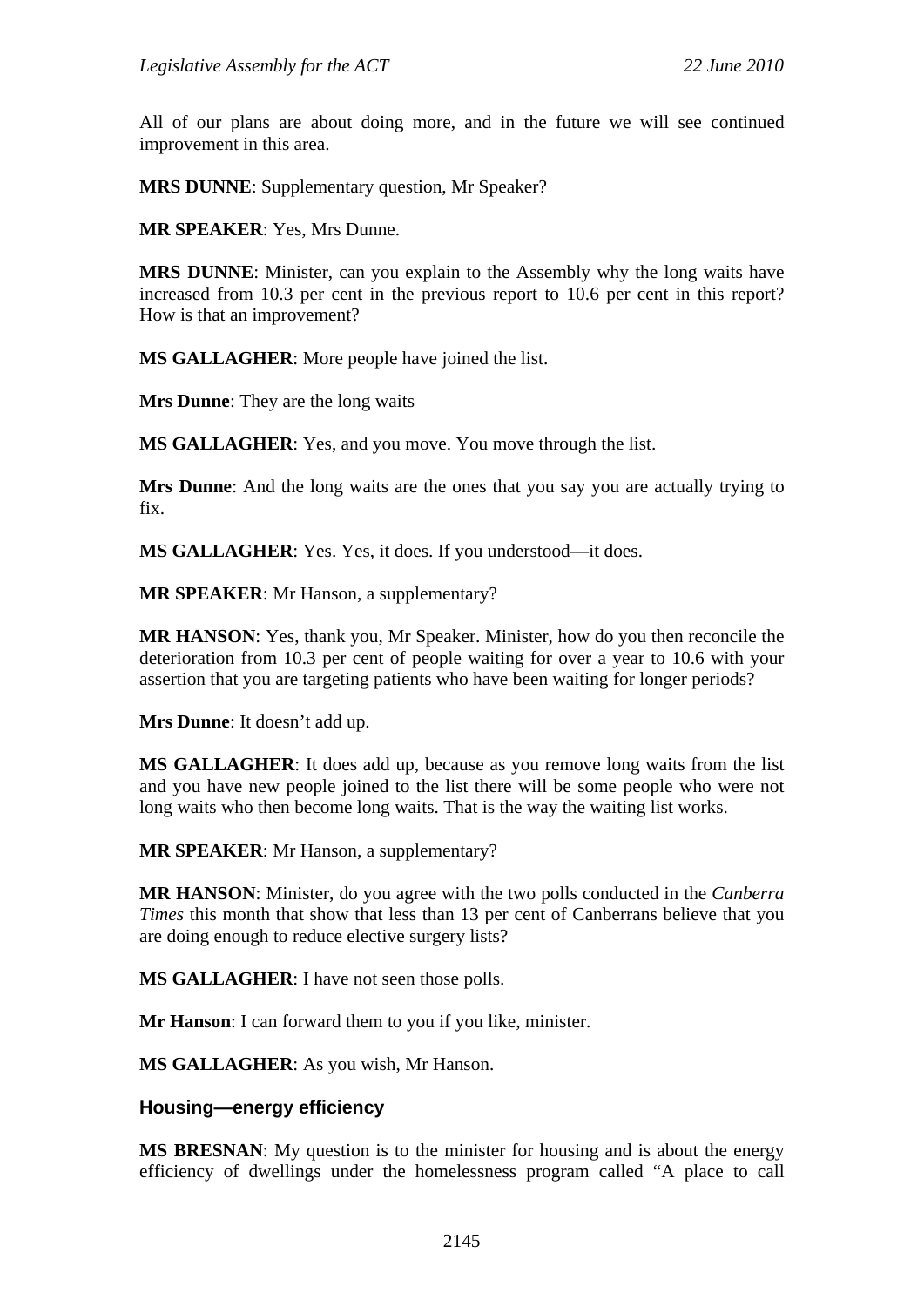All of our plans are about doing more, and in the future we will see continued improvement in this area.

**MRS DUNNE**: Supplementary question, Mr Speaker?

**MR SPEAKER**: Yes, Mrs Dunne.

**MRS DUNNE**: Minister, can you explain to the Assembly why the long waits have increased from 10.3 per cent in the previous report to 10.6 per cent in this report? How is that an improvement?

**MS GALLAGHER**: More people have joined the list.

**Mrs Dunne**: They are the long waits

**MS GALLAGHER**: Yes, and you move. You move through the list.

**Mrs Dunne**: And the long waits are the ones that you say you are actually trying to fix.

**MS GALLAGHER**: Yes. Yes, it does. If you understood—it does.

**MR SPEAKER**: Mr Hanson, a supplementary?

**MR HANSON**: Yes, thank you, Mr Speaker. Minister, how do you then reconcile the deterioration from 10.3 per cent of people waiting for over a year to 10.6 with your assertion that you are targeting patients who have been waiting for longer periods?

**Mrs Dunne**: It doesn't add up.

**MS GALLAGHER**: It does add up, because as you remove long waits from the list and you have new people joined to the list there will be some people who were not long waits who then become long waits. That is the way the waiting list works.

**MR SPEAKER**: Mr Hanson, a supplementary?

**MR HANSON**: Minister, do you agree with the two polls conducted in the *Canberra Times* this month that show that less than 13 per cent of Canberrans believe that you are doing enough to reduce elective surgery lists?

**MS GALLAGHER**: I have not seen those polls.

**Mr Hanson**: I can forward them to you if you like, minister.

**MS GALLAGHER**: As you wish, Mr Hanson.

## Housing—energy efficiency

**MS BRESNAN**: My question is to the minister for housing and is about the energy efficiency of dwellings under the homelessness program called "A place to call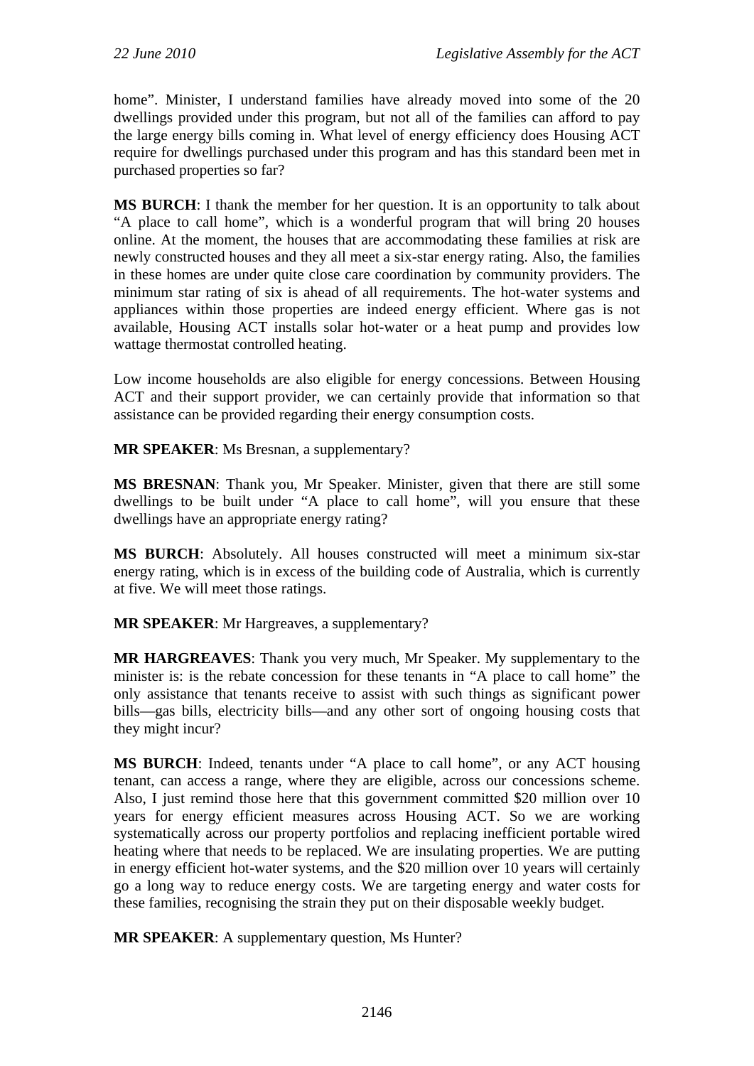home". Minister, I understand families have already moved into some of the 20 dwellings provided under this program, but not all of the families can afford to pay the large energy bills coming in. What level of energy efficiency does Housing ACT require for dwellings purchased under this program and has this standard been met in purchased properties so far?

**MS BURCH**: I thank the member for her question. It is an opportunity to talk about "A place to call home", which is a wonderful program that will bring 20 houses online. At the moment, the houses that are accommodating these families at risk are newly constructed houses and they all meet a six-star energy rating. Also, the families in these homes are under quite close care coordination by community providers. The minimum star rating of six is ahead of all requirements. The hot-water systems and appliances within those properties are indeed energy efficient. Where gas is not available, Housing ACT installs solar hot-water or a heat pump and provides low wattage thermostat controlled heating.

Low income households are also eligible for energy concessions. Between Housing ACT and their support provider, we can certainly provide that information so that assistance can be provided regarding their energy consumption costs.

**MR SPEAKER**: Ms Bresnan, a supplementary?

**MS BRESNAN**: Thank you, Mr Speaker. Minister, given that there are still some dwellings to be built under "A place to call home", will you ensure that these dwellings have an appropriate energy rating?

**MS BURCH**: Absolutely. All houses constructed will meet a minimum six-star energy rating, which is in excess of the building code of Australia, which is currently at five. We will meet those ratings.

**MR SPEAKER**: Mr Hargreaves, a supplementary?

**MR HARGREAVES**: Thank you very much, Mr Speaker. My supplementary to the minister is: is the rebate concession for these tenants in "A place to call home" the only assistance that tenants receive to assist with such things as significant power bills—gas bills, electricity bills—and any other sort of ongoing housing costs that they might incur?

**MS BURCH**: Indeed, tenants under "A place to call home", or any ACT housing tenant, can access a range, where they are eligible, across our concessions scheme. Also, I just remind those here that this government committed $20 million over 10 years for energy efficient measures across Housing ACT. So we are working systematically across our property portfolios and replacing inefficient portable wired heating where that needs to be replaced. We are insulating properties. We are putting in energy efficient hot-water systems, and the $20 million over 10 years will certainly go a long way to reduce energy costs. We are targeting energy and water costs for these families, recognising the strain they put on their disposable weekly budget.

**MR SPEAKER**: A supplementary question, Ms Hunter?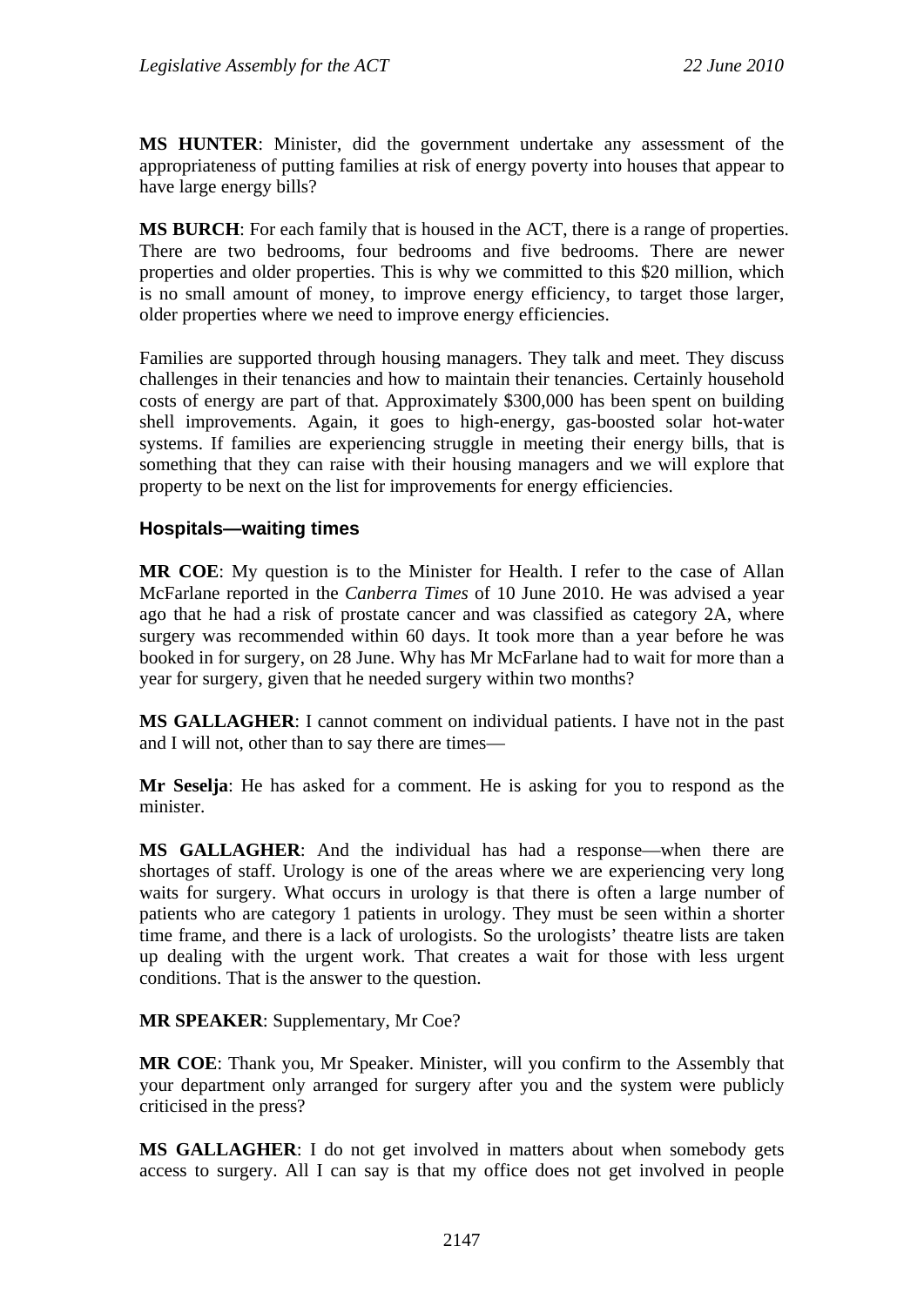**MS HUNTER**: Minister, did the government undertake any assessment of the appropriateness of putting families at risk of energy poverty into houses that appear to have large energy bills?

**MS BURCH**: For each family that is housed in the ACT, there is a range of properties. There are two bedrooms, four bedrooms and five bedrooms. There are newer properties and older properties. This is why we committed to this $20 million, which is no small amount of money, to improve energy efficiency, to target those larger, older properties where we need to improve energy efficiencies.

Families are supported through housing managers. They talk and meet. They discuss challenges in their tenancies and how to maintain their tenancies. Certainly household costs of energy are part of that. Approximately $300,000 has been spent on building shell improvements. Again, it goes to high-energy, gas-boosted solar hot-water systems. If families are experiencing struggle in meeting their energy bills, that is something that they can raise with their housing managers and we will explore that property to be next on the list for improvements for energy efficiencies.

### Hospitals—waiting times

**MR COE**: My question is to the Minister for Health. I refer to the case of Allan McFarlane reported in the *Canberra Times* of 10 June 2010. He was advised a year ago that he had a risk of prostate cancer and was classified as category 2A, where surgery was recommended within 60 days. It took more than a year before he was booked in for surgery, on 28 June. Why has Mr McFarlane had to wait for more than a year for surgery, given that he needed surgery within two months?

**MS GALLAGHER**: I cannot comment on individual patients. I have not in the past and I will not, other than to say there are times—

**Mr Seselja**: He has asked for a comment. He is asking for you to respond as the minister.

**MS GALLAGHER**: And the individual has had a response—when there are shortages of staff. Urology is one of the areas where we are experiencing very long waits for surgery. What occurs in urology is that there is often a large number of patients who are category 1 patients in urology. They must be seen within a shorter time frame, and there is a lack of urologists. So the urologists' theatre lists are taken up dealing with the urgent work. That creates a wait for those with less urgent conditions. That is the answer to the question.

**MR SPEAKER**: Supplementary, Mr Coe?

**MR COE**: Thank you, Mr Speaker. Minister, will you confirm to the Assembly that your department only arranged for surgery after you and the system were publicly criticised in the press?

**MS GALLAGHER**: I do not get involved in matters about when somebody gets access to surgery. All I can say is that my office does not get involved in people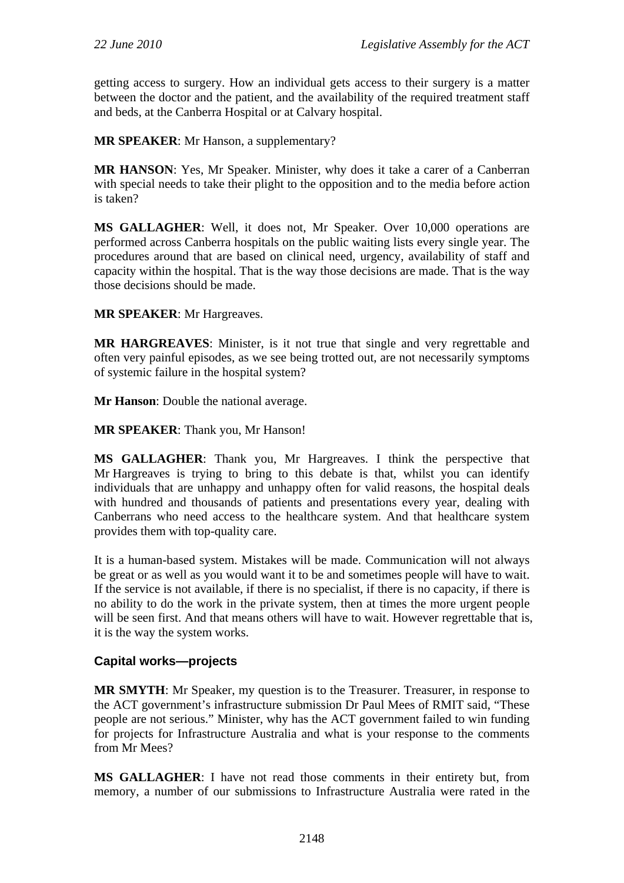getting access to surgery. How an individual gets access to their surgery is a matter between the doctor and the patient, and the availability of the required treatment staff and beds, at the Canberra Hospital or at Calvary hospital.

**MR SPEAKER**: Mr Hanson, a supplementary?

**MR HANSON**: Yes, Mr Speaker. Minister, why does it take a carer of a Canberran with special needs to take their plight to the opposition and to the media before action is taken?

**MS GALLAGHER**: Well, it does not, Mr Speaker. Over 10,000 operations are performed across Canberra hospitals on the public waiting lists every single year. The procedures around that are based on clinical need, urgency, availability of staff and capacity within the hospital. That is the way those decisions are made. That is the way those decisions should be made.

**MR SPEAKER**: Mr Hargreaves.

**MR HARGREAVES**: Minister, is it not true that single and very regrettable and often very painful episodes, as we see being trotted out, are not necessarily symptoms of systemic failure in the hospital system?

**Mr Hanson**: Double the national average.

**MR SPEAKER**: Thank you, Mr Hanson!

**MS GALLAGHER**: Thank you, Mr Hargreaves. I think the perspective that Mr Hargreaves is trying to bring to this debate is that, whilst you can identify individuals that are unhappy and unhappy often for valid reasons, the hospital deals with hundred and thousands of patients and presentations every year, dealing with Canberrans who need access to the healthcare system. And that healthcare system provides them with top-quality care.

It is a human-based system. Mistakes will be made. Communication will not always be great or as well as you would want it to be and sometimes people will have to wait. If the service is not available, if there is no specialist, if there is no capacity, if there is no ability to do the work in the private system, then at times the more urgent people will be seen first. And that means others will have to wait. However regrettable that is, it is the way the system works.

### Capital works—projects

**MR SMYTH**: Mr Speaker, my question is to the Treasurer. Treasurer, in response to the ACT government's infrastructure submission Dr Paul Mees of RMIT said, "These people are not serious." Minister, why has the ACT government failed to win funding for projects for Infrastructure Australia and what is your response to the comments from Mr Mees?

**MS GALLAGHER**: I have not read those comments in their entirety but, from memory, a number of our submissions to Infrastructure Australia were rated in the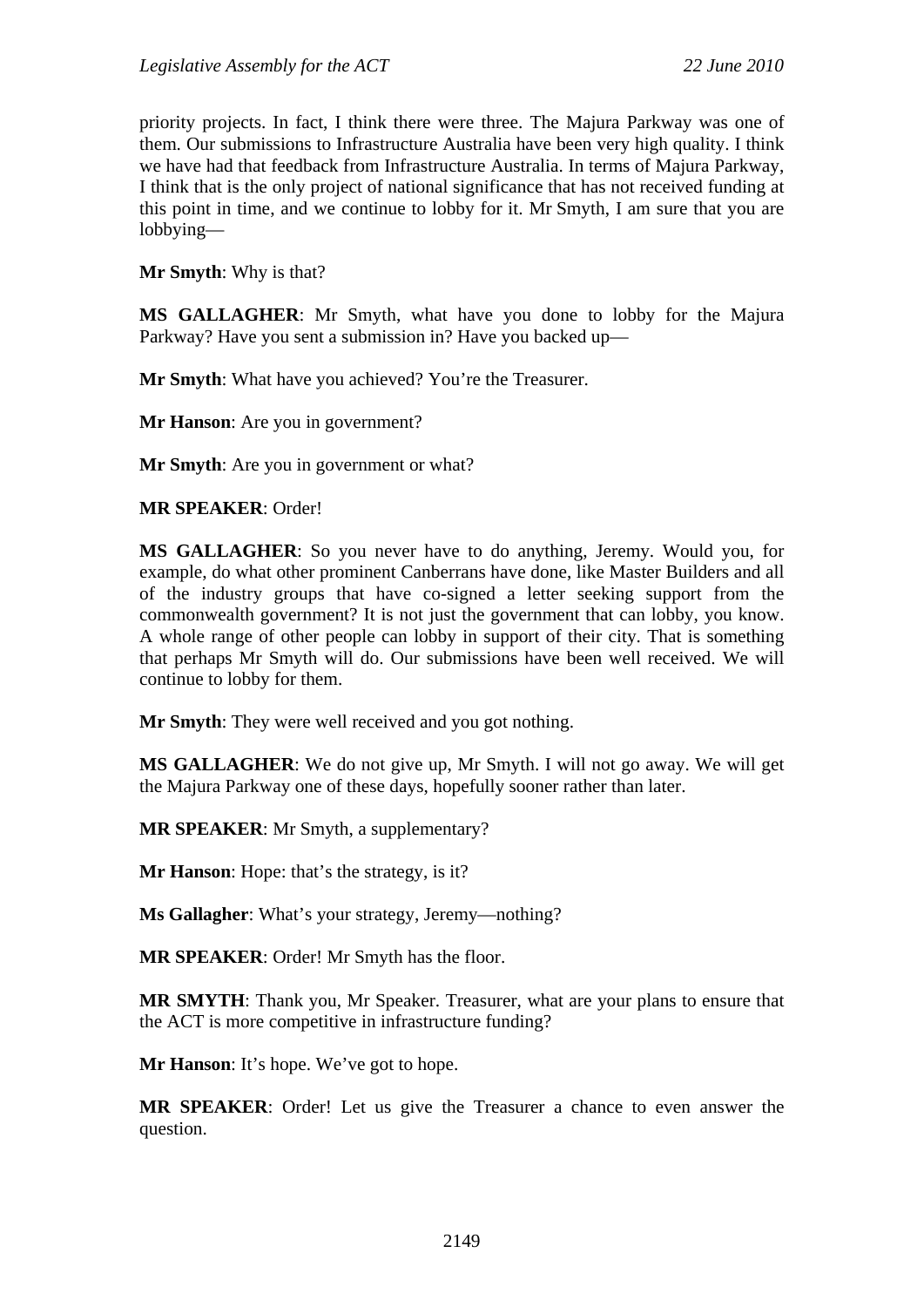priority projects. In fact, I think there were three. The Majura Parkway was one of them. Our submissions to Infrastructure Australia have been very high quality. I think we have had that feedback from Infrastructure Australia. In terms of Majura Parkway, I think that is the only project of national significance that has not received funding at this point in time, and we continue to lobby for it. Mr Smyth, I am sure that you are lobbying—

**Mr Smyth**: Why is that?

**MS GALLAGHER**: Mr Smyth, what have you done to lobby for the Majura Parkway? Have you sent a submission in? Have you backed up—

**Mr Smyth**: What have you achieved? You're the Treasurer.

**Mr Hanson**: Are you in government?

**Mr Smyth**: Are you in government or what?

**MR SPEAKER**: Order!

**MS GALLAGHER**: So you never have to do anything, Jeremy. Would you, for example, do what other prominent Canberrans have done, like Master Builders and all of the industry groups that have co-signed a letter seeking support from the commonwealth government? It is not just the government that can lobby, you know. A whole range of other people can lobby in support of their city. That is something that perhaps Mr Smyth will do. Our submissions have been well received. We will continue to lobby for them.

**Mr Smyth**: They were well received and you got nothing.

**MS GALLAGHER**: We do not give up, Mr Smyth. I will not go away. We will get the Majura Parkway one of these days, hopefully sooner rather than later.

**MR SPEAKER**: Mr Smyth, a supplementary?

**Mr Hanson**: Hope: that's the strategy, is it?

**Ms Gallagher**: What's your strategy, Jeremy—nothing?

**MR SPEAKER**: Order! Mr Smyth has the floor.

**MR SMYTH**: Thank you, Mr Speaker. Treasurer, what are your plans to ensure that the ACT is more competitive in infrastructure funding?

**Mr Hanson**: It's hope. We've got to hope.

**MR SPEAKER**: Order! Let us give the Treasurer a chance to even answer the question.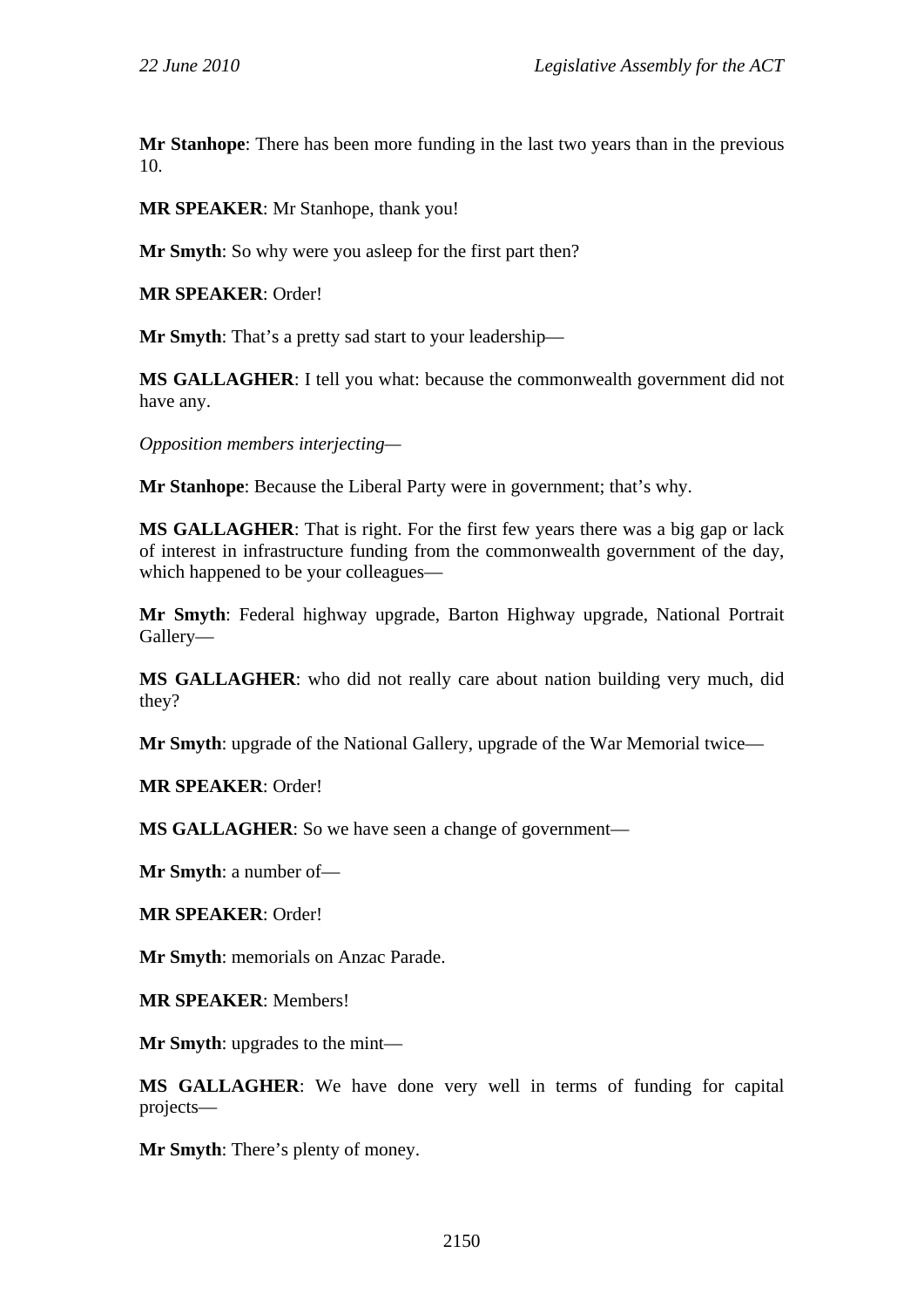**Mr Stanhope**: There has been more funding in the last two years than in the previous 10.

**MR SPEAKER**: Mr Stanhope, thank you!

**Mr Smyth**: So why were you asleep for the first part then?

**MR SPEAKER**: Order!

**Mr Smyth**: That's a pretty sad start to your leadership—

**MS GALLAGHER**: I tell you what: because the commonwealth government did not have any.

*Opposition members interjecting*—

**Mr Stanhope**: Because the Liberal Party were in government; that's why.

**MS GALLAGHER**: That is right. For the first few years there was a big gap or lack of interest in infrastructure funding from the commonwealth government of the day, which happened to be your colleagues—

**Mr Smyth**: Federal highway upgrade, Barton Highway upgrade, National Portrait Gallery—

**MS GALLAGHER**: who did not really care about nation building very much, did they?

**Mr Smyth**: upgrade of the National Gallery, upgrade of the War Memorial twice—

**MR SPEAKER**: Order!

**MS GALLAGHER**: So we have seen a change of government—

**Mr Smyth**: a number of—

**MR SPEAKER**: Order!

**Mr Smyth**: memorials on Anzac Parade.

**MR SPEAKER**: Members!

**Mr Smyth**: upgrades to the mint—

**MS GALLAGHER**: We have done very well in terms of funding for capital projects—

**Mr Smyth**: There's plenty of money.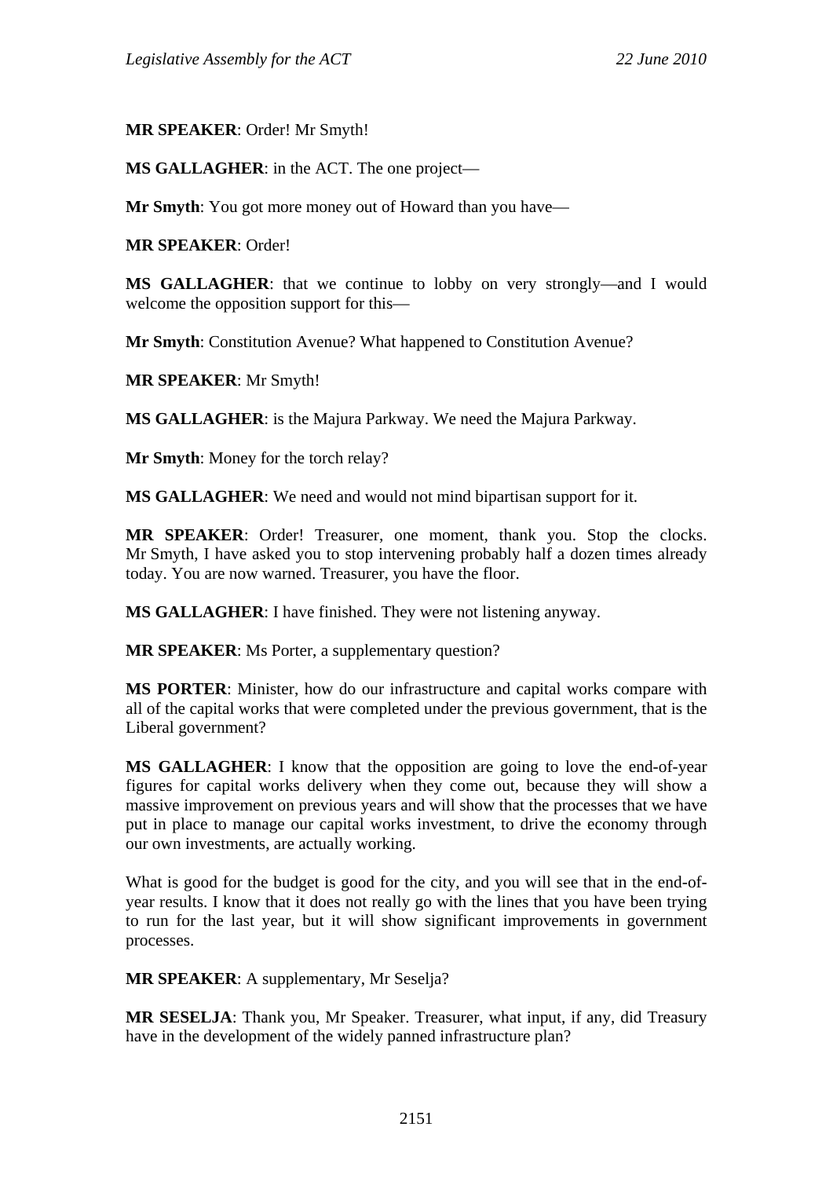**MR SPEAKER**: Order! Mr Smyth!

**MS GALLAGHER**: in the ACT. The one project—

**Mr Smyth**: You got more money out of Howard than you have—

**MR SPEAKER**: Order!

**MS GALLAGHER**: that we continue to lobby on very strongly—and I would welcome the opposition support for this—

**Mr Smyth**: Constitution Avenue? What happened to Constitution Avenue?

**MR SPEAKER**: Mr Smyth!

**MS GALLAGHER**: is the Majura Parkway. We need the Majura Parkway.

**Mr Smyth**: Money for the torch relay?

**MS GALLAGHER**: We need and would not mind bipartisan support for it.

**MR SPEAKER**: Order! Treasurer, one moment, thank you. Stop the clocks. Mr Smyth, I have asked you to stop intervening probably half a dozen times already today. You are now warned. Treasurer, you have the floor.

**MS GALLAGHER**: I have finished. They were not listening anyway.

**MR SPEAKER**: Ms Porter, a supplementary question?

**MS PORTER**: Minister, how do our infrastructure and capital works compare with all of the capital works that were completed under the previous government, that is the Liberal government?

**MS GALLAGHER**: I know that the opposition are going to love the end-of-year figures for capital works delivery when they come out, because they will show a massive improvement on previous years and will show that the processes that we have put in place to manage our capital works investment, to drive the economy through our own investments, are actually working.

What is good for the budget is good for the city, and you will see that in the end-of-year results. I know that it does not really go with the lines that you have been trying to run for the last year, but it will show significant improvements in government processes.

**MR SPEAKER**: A supplementary, Mr Seselja?

**MR SESELJA**: Thank you, Mr Speaker. Treasurer, what input, if any, did Treasury have in the development of the widely panned infrastructure plan?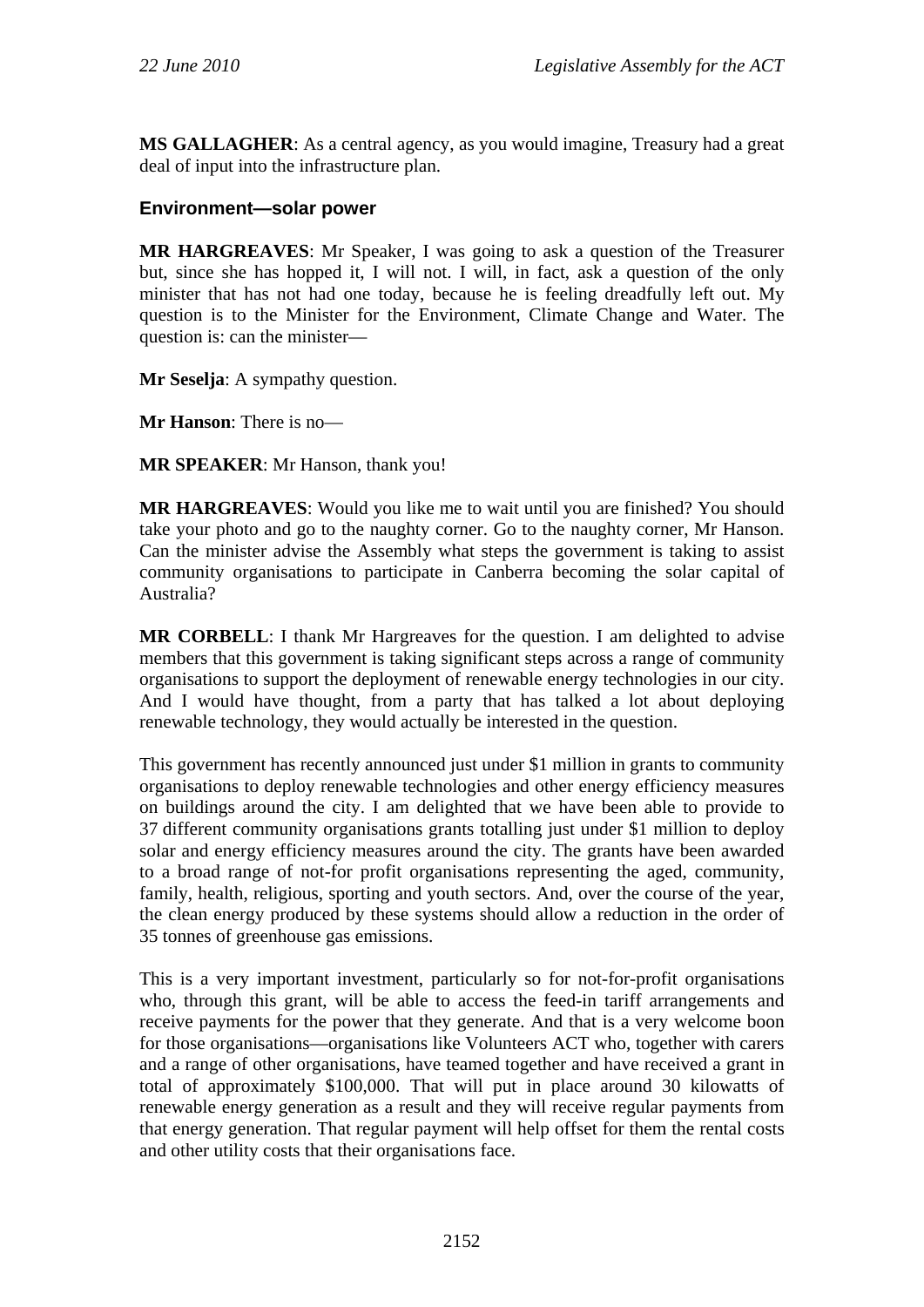**MS GALLAGHER**: As a central agency, as you would imagine, Treasury had a great deal of input into the infrastructure plan.

### Environment—solar power

**MR HARGREAVES**: Mr Speaker, I was going to ask a question of the Treasurer but, since she has hopped it, I will not. I will, in fact, ask a question of the only minister that has not had one today, because he is feeling dreadfully left out. My question is to the Minister for the Environment, Climate Change and Water. The question is: can the minister—

**Mr Seselja**: A sympathy question.

**Mr Hanson**: There is no—

**MR SPEAKER**: Mr Hanson, thank you!

**MR HARGREAVES**: Would you like me to wait until you are finished? You should take your photo and go to the naughty corner. Go to the naughty corner, Mr Hanson. Can the minister advise the Assembly what steps the government is taking to assist community organisations to participate in Canberra becoming the solar capital of Australia?

**MR CORBELL**: I thank Mr Hargreaves for the question. I am delighted to advise members that this government is taking significant steps across a range of community organisations to support the deployment of renewable energy technologies in our city. And I would have thought, from a party that has talked a lot about deploying renewable technology, they would actually be interested in the question.

This government has recently announced just under $1 million in grants to community organisations to deploy renewable technologies and other energy efficiency measures on buildings around the city. I am delighted that we have been able to provide to 37 different community organisations grants totalling just under $1 million to deploy solar and energy efficiency measures around the city. The grants have been awarded to a broad range of not-for profit organisations representing the aged, community, family, health, religious, sporting and youth sectors. And, over the course of the year, the clean energy produced by these systems should allow a reduction in the order of 35 tonnes of greenhouse gas emissions.

This is a very important investment, particularly so for not-for-profit organisations who, through this grant, will be able to access the feed-in tariff arrangements and receive payments for the power that they generate. And that is a very welcome boon for those organisations—organisations like Volunteers ACT who, together with carers and a range of other organisations, have teamed together and have received a grant in total of approximately $100,000. That will put in place around 30 kilowatts of renewable energy generation as a result and they will receive regular payments from that energy generation. That regular payment will help offset for them the rental costs and other utility costs that their organisations face.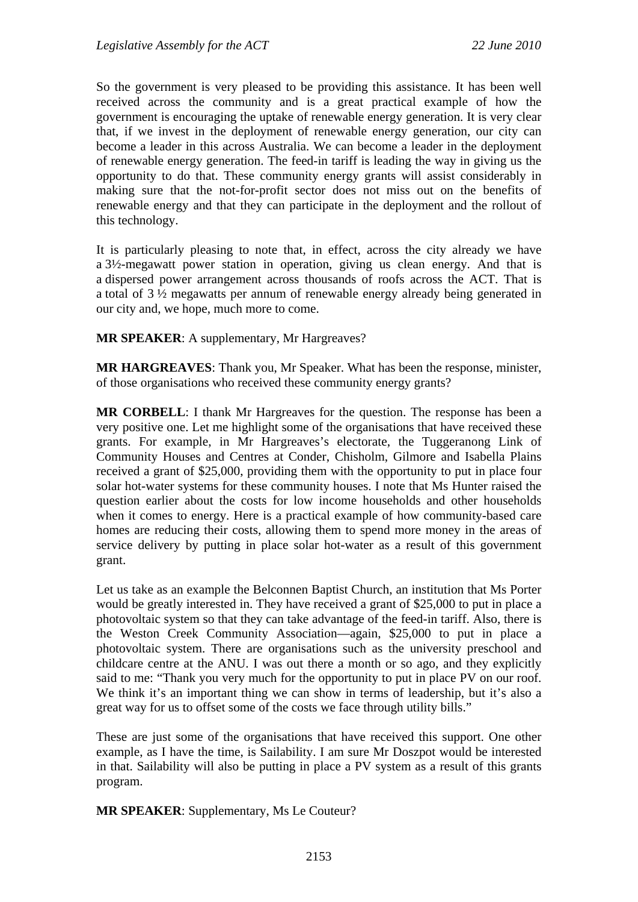So the government is very pleased to be providing this assistance. It has been well received across the community and is a great practical example of how the government is encouraging the uptake of renewable energy generation. It is very clear that, if we invest in the deployment of renewable energy generation, our city can become a leader in this across Australia. We can become a leader in the deployment of renewable energy generation. The feed-in tariff is leading the way in giving us the opportunity to do that. These community energy grants will assist considerably in making sure that the not-for-profit sector does not miss out on the benefits of renewable energy and that they can participate in the deployment and the rollout of this technology.

It is particularly pleasing to note that, in effect, across the city already we have a 3½-megawatt power station in operation, giving us clean energy. And that is a dispersed power arrangement across thousands of roofs across the ACT. That is a total of 3 ½ megawatts per annum of renewable energy already being generated in our city and, we hope, much more to come.

**MR SPEAKER**: A supplementary, Mr Hargreaves?

**MR HARGREAVES**: Thank you, Mr Speaker. What has been the response, minister, of those organisations who received these community energy grants?

**MR CORBELL**: I thank Mr Hargreaves for the question. The response has been a very positive one. Let me highlight some of the organisations that have received these grants. For example, in Mr Hargreaves's electorate, the Tuggeranong Link of Community Houses and Centres at Conder, Chisholm, Gilmore and Isabella Plains received a grant of $25,000, providing them with the opportunity to put in place four solar hot-water systems for these community houses. I note that Ms Hunter raised the question earlier about the costs for low income households and other households when it comes to energy. Here is a practical example of how community-based care homes are reducing their costs, allowing them to spend more money in the areas of service delivery by putting in place solar hot-water as a result of this government grant.

Let us take as an example the Belconnen Baptist Church, an institution that Ms Porter would be greatly interested in. They have received a grant of $25,000 to put in place a photovoltaic system so that they can take advantage of the feed-in tariff. Also, there is the Weston Creek Community Association—again, $25,000 to put in place a photovoltaic system. There are organisations such as the university preschool and childcare centre at the ANU. I was out there a month or so ago, and they explicitly said to me: "Thank you very much for the opportunity to put in place PV on our roof. We think it's an important thing we can show in terms of leadership, but it's also a great way for us to offset some of the costs we face through utility bills."

These are just some of the organisations that have received this support. One other example, as I have the time, is Sailability. I am sure Mr Doszpot would be interested in that. Sailability will also be putting in place a PV system as a result of this grants program.

**MR SPEAKER**: Supplementary, Ms Le Couteur?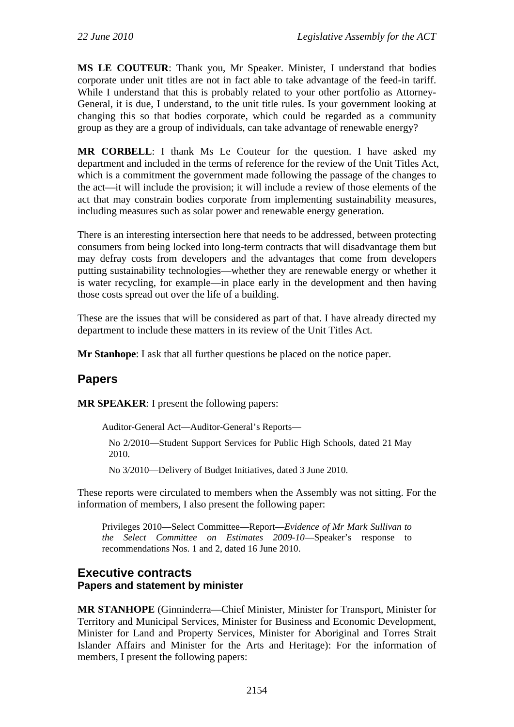**MS LE COUTEUR**: Thank you, Mr Speaker. Minister, I understand that bodies corporate under unit titles are not in fact able to take advantage of the feed-in tariff. While I understand that this is probably related to your other portfolio as Attorney-General, it is due, I understand, to the unit title rules. Is your government looking at changing this so that bodies corporate, which could be regarded as a community group as they are a group of individuals, can take advantage of renewable energy?

**MR CORBELL**: I thank Ms Le Couteur for the question. I have asked my department and included in the terms of reference for the review of the Unit Titles Act, which is a commitment the government made following the passage of the changes to the act—it will include the provision; it will include a review of those elements of the act that may constrain bodies corporate from implementing sustainability measures, including measures such as solar power and renewable energy generation.

There is an interesting intersection here that needs to be addressed, between protecting consumers from being locked into long-term contracts that will disadvantage them but may defray costs from developers and the advantages that come from developers putting sustainability technologies—whether they are renewable energy or whether it is water recycling, for example—in place early in the development and then having those costs spread out over the life of a building.

These are the issues that will be considered as part of that. I have already directed my department to include these matters in its review of the Unit Titles Act.

**Mr Stanhope**: I ask that all further questions be placed on the notice paper.

## Papers

**MR SPEAKER**: I present the following papers:

> Auditor-General Act—Auditor-General's Reports—
>
> No 2/2010—Student Support Services for Public High Schools, dated 21 May 2010.
>
> No 3/2010—Delivery of Budget Initiatives, dated 3 June 2010.

These reports were circulated to members when the Assembly was not sitting. For the information of members, I also present the following paper:

> Privileges 2010—Select Committee—Report—*Evidence of Mr Mark Sullivan to the Select Committee on Estimates 2009-10*—Speaker's response to recommendations Nos. 1 and 2, dated 16 June 2010.

## Executive contracts
### Papers and statement by minister

**MR STANHOPE** (Ginninderra—Chief Minister, Minister for Transport, Minister for Territory and Municipal Services, Minister for Business and Economic Development, Minister for Land and Property Services, Minister for Aboriginal and Torres Strait Islander Affairs and Minister for the Arts and Heritage): For the information of members, I present the following papers: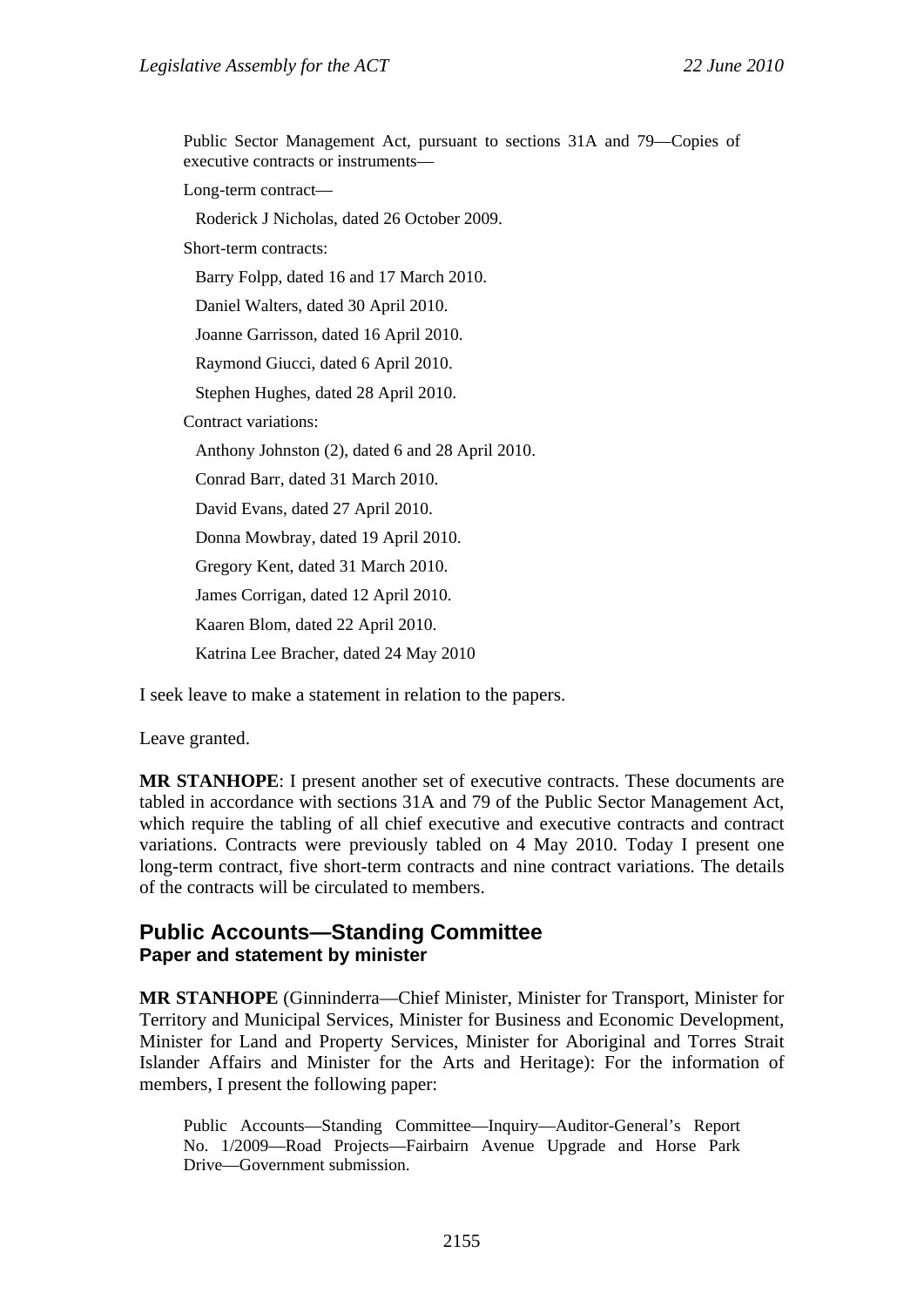Public Sector Management Act, pursuant to sections 31A and 79—Copies of executive contracts or instruments—

Long-term contract—

Roderick J Nicholas, dated 26 October 2009.

Short-term contracts:

Barry Folpp, dated 16 and 17 March 2010.

Daniel Walters, dated 30 April 2010.

Joanne Garrisson, dated 16 April 2010.

Raymond Giucci, dated 6 April 2010.

Stephen Hughes, dated 28 April 2010.

Contract variations:

Anthony Johnston (2), dated 6 and 28 April 2010.

Conrad Barr, dated 31 March 2010.

David Evans, dated 27 April 2010.

Donna Mowbray, dated 19 April 2010.

Gregory Kent, dated 31 March 2010.

James Corrigan, dated 12 April 2010.

Kaaren Blom, dated 22 April 2010.

Katrina Lee Bracher, dated 24 May 2010

I seek leave to make a statement in relation to the papers.

Leave granted.

**MR STANHOPE**: I present another set of executive contracts. These documents are tabled in accordance with sections 31A and 79 of the Public Sector Management Act, which require the tabling of all chief executive and executive contracts and contract variations. Contracts were previously tabled on 4 May 2010. Today I present one long-term contract, five short-term contracts and nine contract variations. The details of the contracts will be circulated to members.

## Public Accounts—Standing Committee

### Paper and statement by minister

**MR STANHOPE** (Ginninderra—Chief Minister, Minister for Transport, Minister for Territory and Municipal Services, Minister for Business and Economic Development, Minister for Land and Property Services, Minister for Aboriginal and Torres Strait Islander Affairs and Minister for the Arts and Heritage): For the information of members, I present the following paper:

Public Accounts—Standing Committee—Inquiry—Auditor-General's Report No. 1/2009—Road Projects—Fairbairn Avenue Upgrade and Horse Park Drive—Government submission.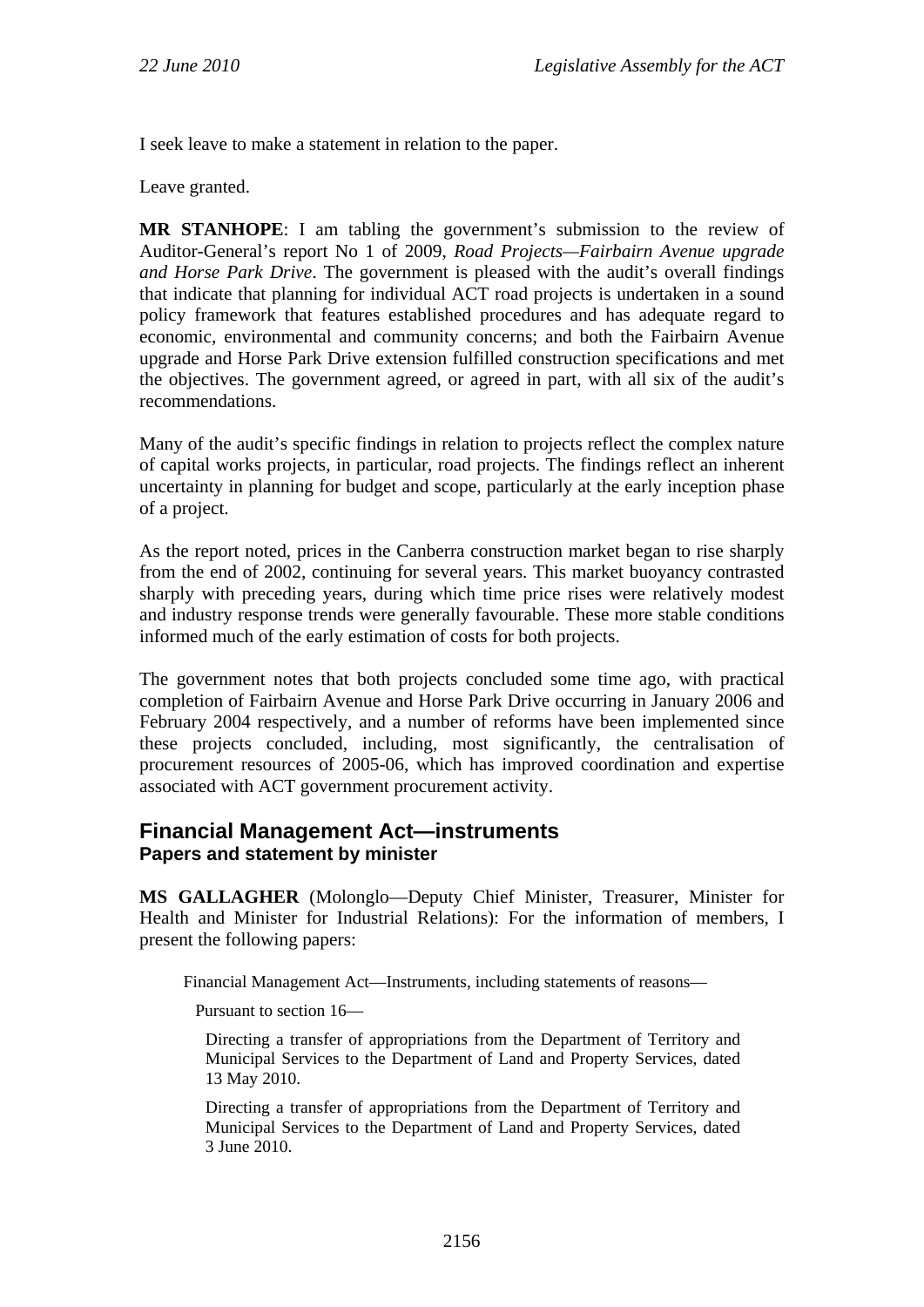I seek leave to make a statement in relation to the paper.

Leave granted.

**MR STANHOPE**: I am tabling the government's submission to the review of Auditor-General's report No 1 of 2009, *Road Projects—Fairbairn Avenue upgrade and Horse Park Drive*. The government is pleased with the audit's overall findings that indicate that planning for individual ACT road projects is undertaken in a sound policy framework that features established procedures and has adequate regard to economic, environmental and community concerns; and both the Fairbairn Avenue upgrade and Horse Park Drive extension fulfilled construction specifications and met the objectives. The government agreed, or agreed in part, with all six of the audit's recommendations.

Many of the audit's specific findings in relation to projects reflect the complex nature of capital works projects, in particular, road projects. The findings reflect an inherent uncertainty in planning for budget and scope, particularly at the early inception phase of a project.

As the report noted, prices in the Canberra construction market began to rise sharply from the end of 2002, continuing for several years. This market buoyancy contrasted sharply with preceding years, during which time price rises were relatively modest and industry response trends were generally favourable. These more stable conditions informed much of the early estimation of costs for both projects.

The government notes that both projects concluded some time ago, with practical completion of Fairbairn Avenue and Horse Park Drive occurring in January 2006 and February 2004 respectively, and a number of reforms have been implemented since these projects concluded, including, most significantly, the centralisation of procurement resources of 2005-06, which has improved coordination and expertise associated with ACT government procurement activity.

## Financial Management Act—instruments
### Papers and statement by minister

**MS GALLAGHER** (Molonglo—Deputy Chief Minister, Treasurer, Minister for Health and Minister for Industrial Relations): For the information of members, I present the following papers:

Financial Management Act—Instruments, including statements of reasons—

Pursuant to section 16—

Directing a transfer of appropriations from the Department of Territory and Municipal Services to the Department of Land and Property Services, dated 13 May 2010.

Directing a transfer of appropriations from the Department of Territory and Municipal Services to the Department of Land and Property Services, dated 3 June 2010.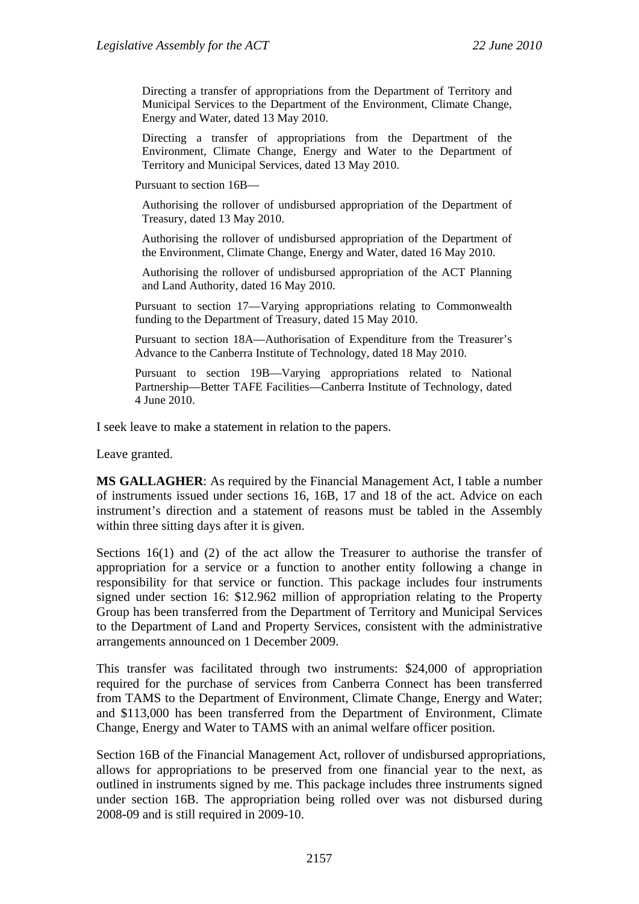Directing a transfer of appropriations from the Department of Territory and Municipal Services to the Department of the Environment, Climate Change, Energy and Water, dated 13 May 2010.

Directing a transfer of appropriations from the Department of the Environment, Climate Change, Energy and Water to the Department of Territory and Municipal Services, dated 13 May 2010.

Pursuant to section 16B—

Authorising the rollover of undisbursed appropriation of the Department of Treasury, dated 13 May 2010.

Authorising the rollover of undisbursed appropriation of the Department of the Environment, Climate Change, Energy and Water, dated 16 May 2010.

Authorising the rollover of undisbursed appropriation of the ACT Planning and Land Authority, dated 16 May 2010.

Pursuant to section 17—Varying appropriations relating to Commonwealth funding to the Department of Treasury, dated 15 May 2010.

Pursuant to section 18A—Authorisation of Expenditure from the Treasurer's Advance to the Canberra Institute of Technology, dated 18 May 2010.

Pursuant to section 19B—Varying appropriations related to National Partnership—Better TAFE Facilities—Canberra Institute of Technology, dated 4 June 2010.

I seek leave to make a statement in relation to the papers.

Leave granted.

**MS GALLAGHER**: As required by the Financial Management Act, I table a number of instruments issued under sections 16, 16B, 17 and 18 of the act. Advice on each instrument's direction and a statement of reasons must be tabled in the Assembly within three sitting days after it is given.

Sections 16(1) and (2) of the act allow the Treasurer to authorise the transfer of appropriation for a service or a function to another entity following a change in responsibility for that service or function. This package includes four instruments signed under section 16: $12.962 million of appropriation relating to the Property Group has been transferred from the Department of Territory and Municipal Services to the Department of Land and Property Services, consistent with the administrative arrangements announced on 1 December 2009.

This transfer was facilitated through two instruments: $24,000 of appropriation required for the purchase of services from Canberra Connect has been transferred from TAMS to the Department of Environment, Climate Change, Energy and Water; and $113,000 has been transferred from the Department of Environment, Climate Change, Energy and Water to TAMS with an animal welfare officer position.

Section 16B of the Financial Management Act, rollover of undisbursed appropriations, allows for appropriations to be preserved from one financial year to the next, as outlined in instruments signed by me. This package includes three instruments signed under section 16B. The appropriation being rolled over was not disbursed during 2008-09 and is still required in 2009-10.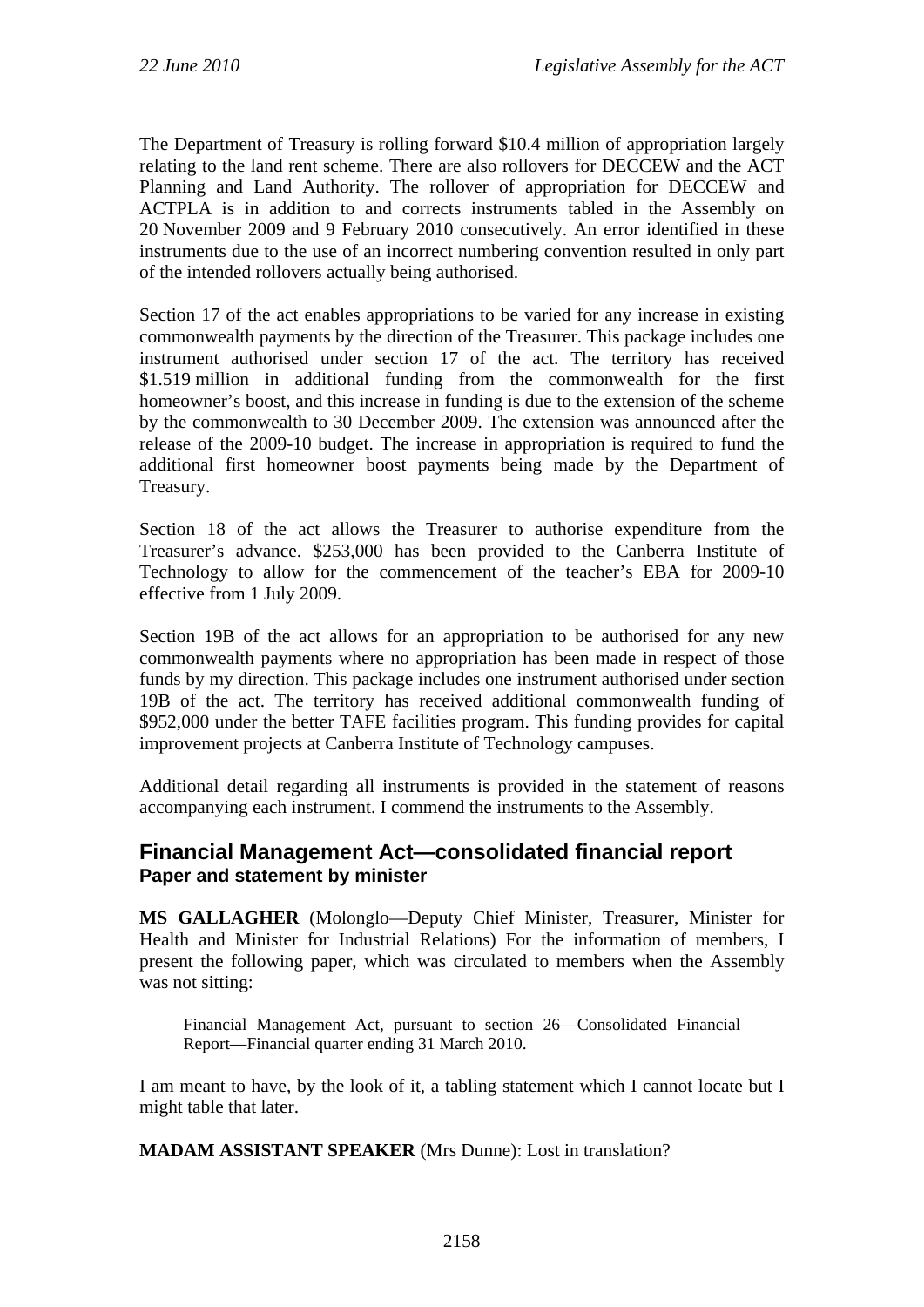The Department of Treasury is rolling forward $10.4 million of appropriation largely relating to the land rent scheme. There are also rollovers for DECCEW and the ACT Planning and Land Authority. The rollover of appropriation for DECCEW and ACTPLA is in addition to and corrects instruments tabled in the Assembly on 20 November 2009 and 9 February 2010 consecutively. An error identified in these instruments due to the use of an incorrect numbering convention resulted in only part of the intended rollovers actually being authorised.

Section 17 of the act enables appropriations to be varied for any increase in existing commonwealth payments by the direction of the Treasurer. This package includes one instrument authorised under section 17 of the act. The territory has received $1.519 million in additional funding from the commonwealth for the first homeowner's boost, and this increase in funding is due to the extension of the scheme by the commonwealth to 30 December 2009. The extension was announced after the release of the 2009-10 budget. The increase in appropriation is required to fund the additional first homeowner boost payments being made by the Department of Treasury.

Section 18 of the act allows the Treasurer to authorise expenditure from the Treasurer's advance. $253,000 has been provided to the Canberra Institute of Technology to allow for the commencement of the teacher's EBA for 2009-10 effective from 1 July 2009.

Section 19B of the act allows for an appropriation to be authorised for any new commonwealth payments where no appropriation has been made in respect of those funds by my direction. This package includes one instrument authorised under section 19B of the act. The territory has received additional commonwealth funding of $952,000 under the better TAFE facilities program. This funding provides for capital improvement projects at Canberra Institute of Technology campuses.

Additional detail regarding all instruments is provided in the statement of reasons accompanying each instrument. I commend the instruments to the Assembly.

## Financial Management Act—consolidated financial report

### Paper and statement by minister

**MS GALLAGHER** (Molonglo—Deputy Chief Minister, Treasurer, Minister for Health and Minister for Industrial Relations) For the information of members, I present the following paper, which was circulated to members when the Assembly was not sitting:

> Financial Management Act, pursuant to section 26—Consolidated Financial Report—Financial quarter ending 31 March 2010.

I am meant to have, by the look of it, a tabling statement which I cannot locate but I might table that later.

**MADAM ASSISTANT SPEAKER** (Mrs Dunne): Lost in translation?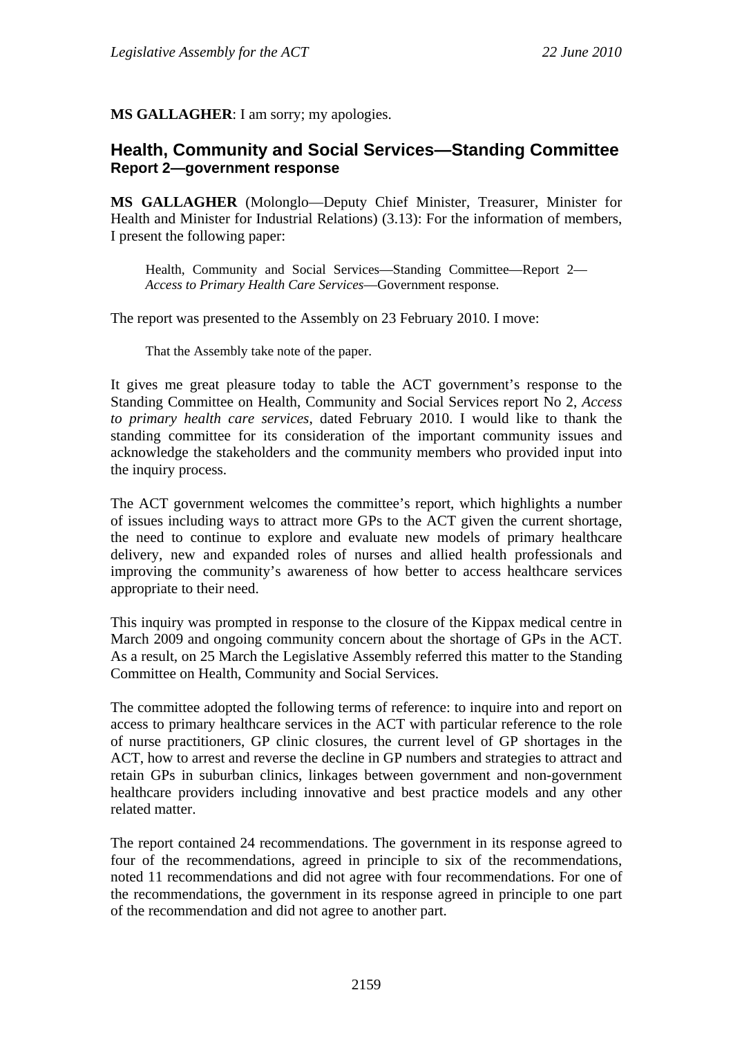**MS GALLAGHER**: I am sorry; my apologies.

## Health, Community and Social Services—Standing Committee
### Report 2—government response

**MS GALLAGHER** (Molonglo—Deputy Chief Minister, Treasurer, Minister for Health and Minister for Industrial Relations) (3.13): For the information of members, I present the following paper:

> Health, Community and Social Services—Standing Committee—Report 2—*Access to Primary Health Care Services*—Government response.

The report was presented to the Assembly on 23 February 2010. I move:

> That the Assembly take note of the paper.

It gives me great pleasure today to table the ACT government's response to the Standing Committee on Health, Community and Social Services report No 2, *Access to primary health care services*, dated February 2010. I would like to thank the standing committee for its consideration of the important community issues and acknowledge the stakeholders and the community members who provided input into the inquiry process.

The ACT government welcomes the committee's report, which highlights a number of issues including ways to attract more GPs to the ACT given the current shortage, the need to continue to explore and evaluate new models of primary healthcare delivery, new and expanded roles of nurses and allied health professionals and improving the community's awareness of how better to access healthcare services appropriate to their need.

This inquiry was prompted in response to the closure of the Kippax medical centre in March 2009 and ongoing community concern about the shortage of GPs in the ACT. As a result, on 25 March the Legislative Assembly referred this matter to the Standing Committee on Health, Community and Social Services.

The committee adopted the following terms of reference: to inquire into and report on access to primary healthcare services in the ACT with particular reference to the role of nurse practitioners, GP clinic closures, the current level of GP shortages in the ACT, how to arrest and reverse the decline in GP numbers and strategies to attract and retain GPs in suburban clinics, linkages between government and non-government healthcare providers including innovative and best practice models and any other related matter.

The report contained 24 recommendations. The government in its response agreed to four of the recommendations, agreed in principle to six of the recommendations, noted 11 recommendations and did not agree with four recommendations. For one of the recommendations, the government in its response agreed in principle to one part of the recommendation and did not agree to another part.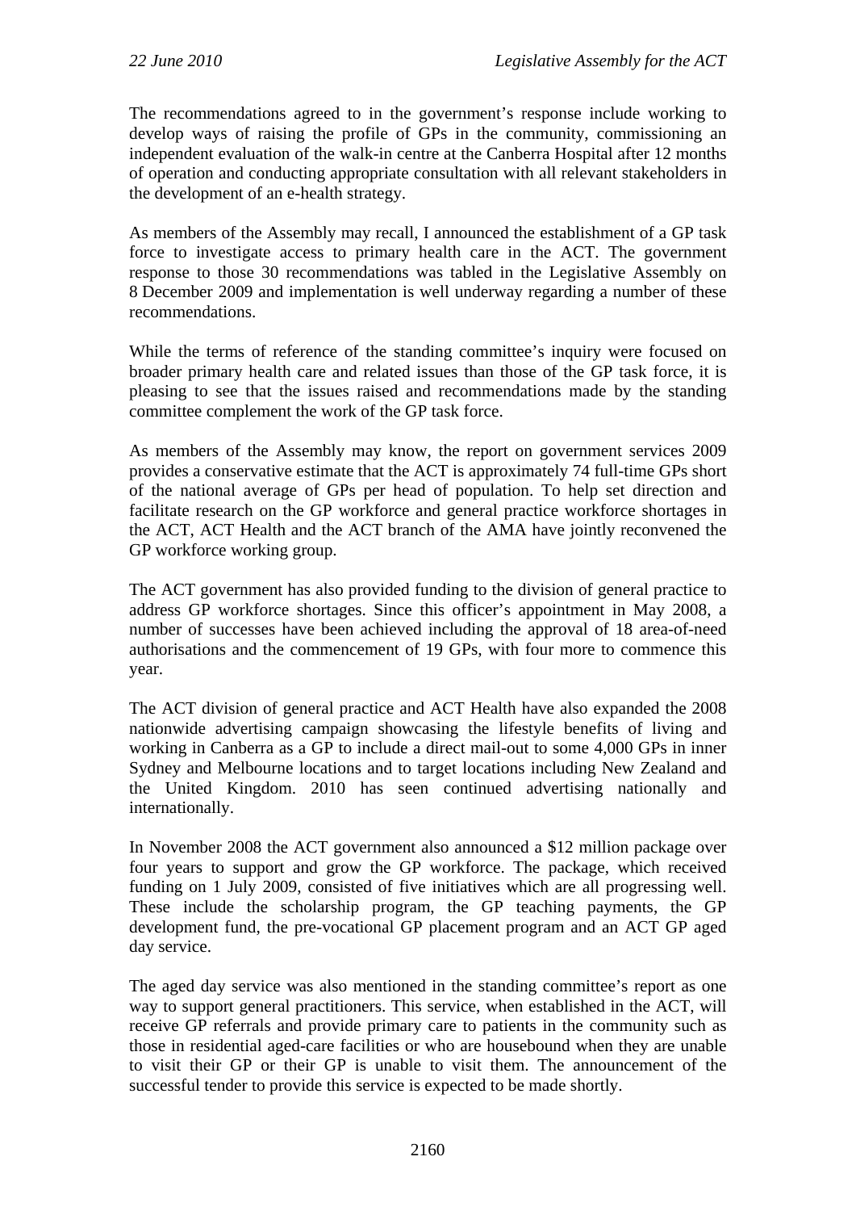The recommendations agreed to in the government's response include working to develop ways of raising the profile of GPs in the community, commissioning an independent evaluation of the walk-in centre at the Canberra Hospital after 12 months of operation and conducting appropriate consultation with all relevant stakeholders in the development of an e-health strategy.

As members of the Assembly may recall, I announced the establishment of a GP task force to investigate access to primary health care in the ACT. The government response to those 30 recommendations was tabled in the Legislative Assembly on 8 December 2009 and implementation is well underway regarding a number of these recommendations.

While the terms of reference of the standing committee's inquiry were focused on broader primary health care and related issues than those of the GP task force, it is pleasing to see that the issues raised and recommendations made by the standing committee complement the work of the GP task force.

As members of the Assembly may know, the report on government services 2009 provides a conservative estimate that the ACT is approximately 74 full-time GPs short of the national average of GPs per head of population. To help set direction and facilitate research on the GP workforce and general practice workforce shortages in the ACT, ACT Health and the ACT branch of the AMA have jointly reconvened the GP workforce working group.

The ACT government has also provided funding to the division of general practice to address GP workforce shortages. Since this officer's appointment in May 2008, a number of successes have been achieved including the approval of 18 area-of-need authorisations and the commencement of 19 GPs, with four more to commence this year.

The ACT division of general practice and ACT Health have also expanded the 2008 nationwide advertising campaign showcasing the lifestyle benefits of living and working in Canberra as a GP to include a direct mail-out to some 4,000 GPs in inner Sydney and Melbourne locations and to target locations including New Zealand and the United Kingdom. 2010 has seen continued advertising nationally and internationally.

In November 2008 the ACT government also announced a $12 million package over four years to support and grow the GP workforce. The package, which received funding on 1 July 2009, consisted of five initiatives which are all progressing well. These include the scholarship program, the GP teaching payments, the GP development fund, the pre-vocational GP placement program and an ACT GP aged day service.

The aged day service was also mentioned in the standing committee's report as one way to support general practitioners. This service, when established in the ACT, will receive GP referrals and provide primary care to patients in the community such as those in residential aged-care facilities or who are housebound when they are unable to visit their GP or their GP is unable to visit them. The announcement of the successful tender to provide this service is expected to be made shortly.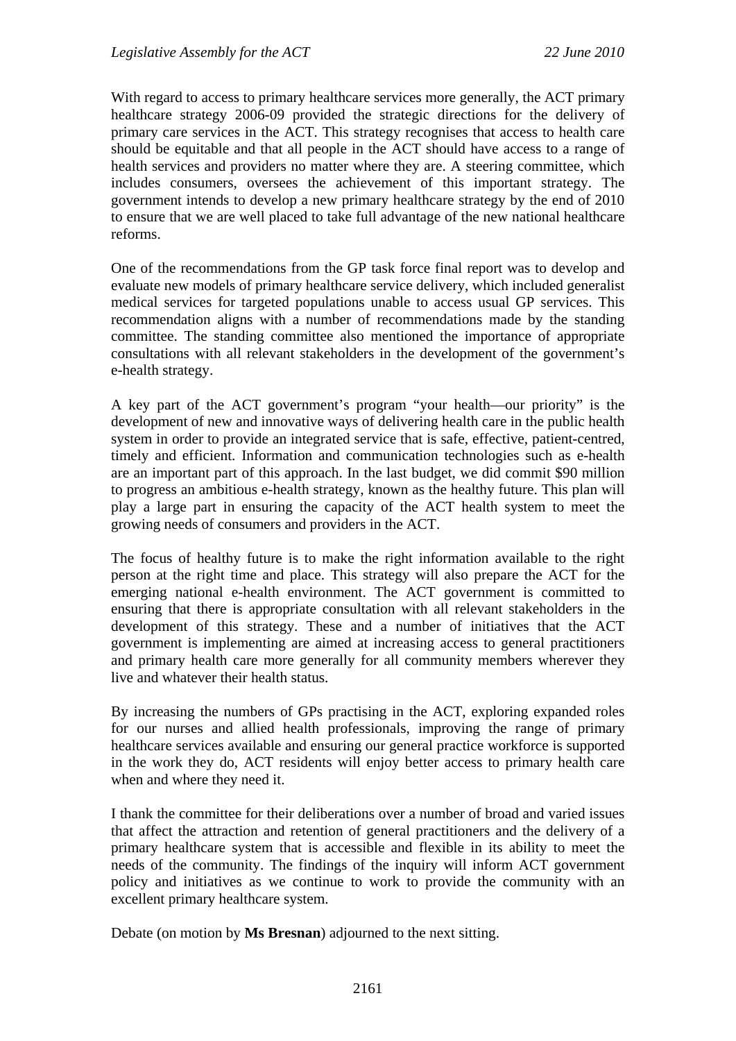With regard to access to primary healthcare services more generally, the ACT primary healthcare strategy 2006-09 provided the strategic directions for the delivery of primary care services in the ACT. This strategy recognises that access to health care should be equitable and that all people in the ACT should have access to a range of health services and providers no matter where they are. A steering committee, which includes consumers, oversees the achievement of this important strategy. The government intends to develop a new primary healthcare strategy by the end of 2010 to ensure that we are well placed to take full advantage of the new national healthcare reforms.

One of the recommendations from the GP task force final report was to develop and evaluate new models of primary healthcare service delivery, which included generalist medical services for targeted populations unable to access usual GP services. This recommendation aligns with a number of recommendations made by the standing committee. The standing committee also mentioned the importance of appropriate consultations with all relevant stakeholders in the development of the government's e-health strategy.

A key part of the ACT government's program "your health—our priority" is the development of new and innovative ways of delivering health care in the public health system in order to provide an integrated service that is safe, effective, patient-centred, timely and efficient. Information and communication technologies such as e-health are an important part of this approach. In the last budget, we did commit $90 million to progress an ambitious e-health strategy, known as the healthy future. This plan will play a large part in ensuring the capacity of the ACT health system to meet the growing needs of consumers and providers in the ACT.

The focus of healthy future is to make the right information available to the right person at the right time and place. This strategy will also prepare the ACT for the emerging national e-health environment. The ACT government is committed to ensuring that there is appropriate consultation with all relevant stakeholders in the development of this strategy. These and a number of initiatives that the ACT government is implementing are aimed at increasing access to general practitioners and primary health care more generally for all community members wherever they live and whatever their health status.

By increasing the numbers of GPs practising in the ACT, exploring expanded roles for our nurses and allied health professionals, improving the range of primary healthcare services available and ensuring our general practice workforce is supported in the work they do, ACT residents will enjoy better access to primary health care when and where they need it.

I thank the committee for their deliberations over a number of broad and varied issues that affect the attraction and retention of general practitioners and the delivery of a primary healthcare system that is accessible and flexible in its ability to meet the needs of the community. The findings of the inquiry will inform ACT government policy and initiatives as we continue to work to provide the community with an excellent primary healthcare system.

Debate (on motion by **Ms Bresnan**) adjourned to the next sitting.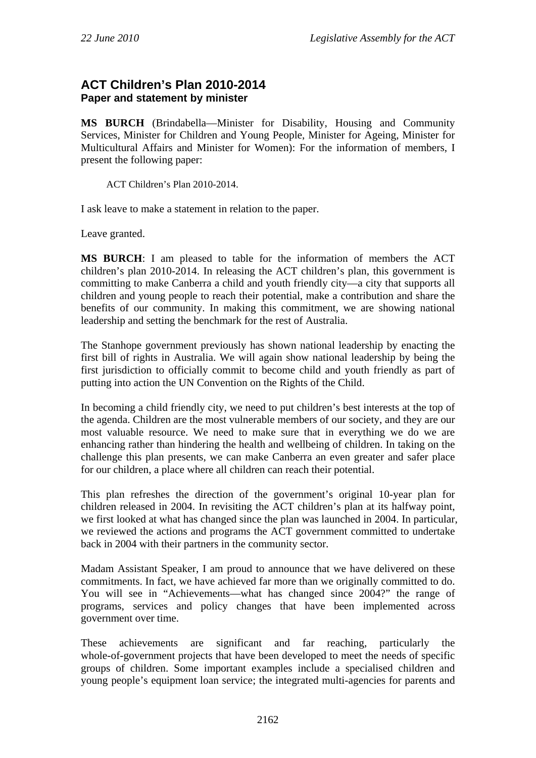## ACT Children's Plan 2010-2014
### Paper and statement by minister

**MS BURCH** (Brindabella—Minister for Disability, Housing and Community Services, Minister for Children and Young People, Minister for Ageing, Minister for Multicultural Affairs and Minister for Women): For the information of members, I present the following paper:

> ACT Children's Plan 2010-2014.

I ask leave to make a statement in relation to the paper.

Leave granted.

**MS BURCH**: I am pleased to table for the information of members the ACT children's plan 2010-2014. In releasing the ACT children's plan, this government is committing to make Canberra a child and youth friendly city—a city that supports all children and young people to reach their potential, make a contribution and share the benefits of our community. In making this commitment, we are showing national leadership and setting the benchmark for the rest of Australia.

The Stanhope government previously has shown national leadership by enacting the first bill of rights in Australia. We will again show national leadership by being the first jurisdiction to officially commit to become child and youth friendly as part of putting into action the UN Convention on the Rights of the Child.

In becoming a child friendly city, we need to put children's best interests at the top of the agenda. Children are the most vulnerable members of our society, and they are our most valuable resource. We need to make sure that in everything we do we are enhancing rather than hindering the health and wellbeing of children. In taking on the challenge this plan presents, we can make Canberra an even greater and safer place for our children, a place where all children can reach their potential.

This plan refreshes the direction of the government's original 10-year plan for children released in 2004. In revisiting the ACT children's plan at its halfway point, we first looked at what has changed since the plan was launched in 2004. In particular, we reviewed the actions and programs the ACT government committed to undertake back in 2004 with their partners in the community sector.

Madam Assistant Speaker, I am proud to announce that we have delivered on these commitments. In fact, we have achieved far more than we originally committed to do. You will see in "Achievements—what has changed since 2004?" the range of programs, services and policy changes that have been implemented across government over time.

These achievements are significant and far reaching, particularly the whole-of-government projects that have been developed to meet the needs of specific groups of children. Some important examples include a specialised children and young people's equipment loan service; the integrated multi-agencies for parents and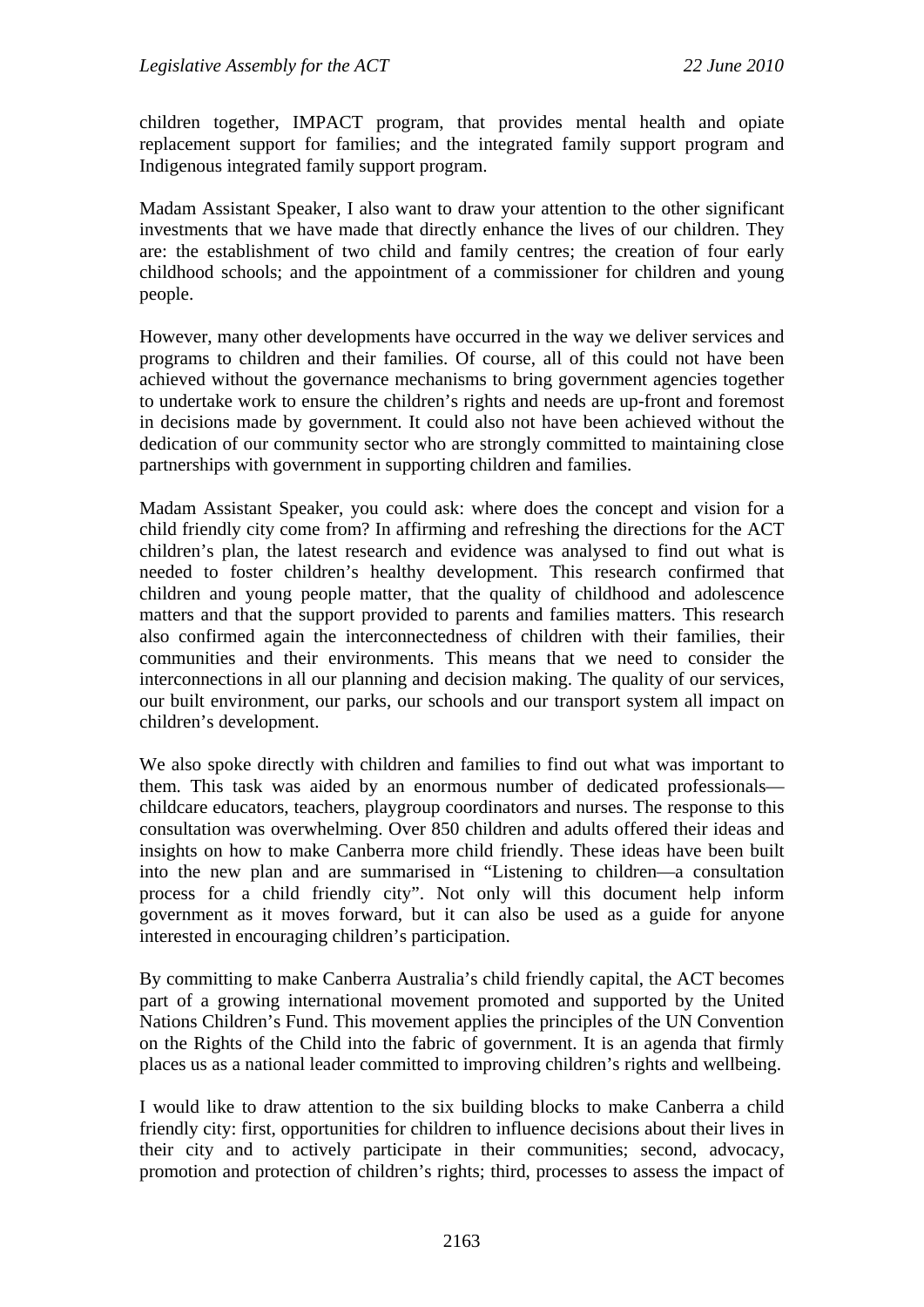children together, IMPACT program, that provides mental health and opiate replacement support for families; and the integrated family support program and Indigenous integrated family support program.

Madam Assistant Speaker, I also want to draw your attention to the other significant investments that we have made that directly enhance the lives of our children. They are: the establishment of two child and family centres; the creation of four early childhood schools; and the appointment of a commissioner for children and young people.

However, many other developments have occurred in the way we deliver services and programs to children and their families. Of course, all of this could not have been achieved without the governance mechanisms to bring government agencies together to undertake work to ensure the children's rights and needs are up-front and foremost in decisions made by government. It could also not have been achieved without the dedication of our community sector who are strongly committed to maintaining close partnerships with government in supporting children and families.

Madam Assistant Speaker, you could ask: where does the concept and vision for a child friendly city come from? In affirming and refreshing the directions for the ACT children's plan, the latest research and evidence was analysed to find out what is needed to foster children's healthy development. This research confirmed that children and young people matter, that the quality of childhood and adolescence matters and that the support provided to parents and families matters. This research also confirmed again the interconnectedness of children with their families, their communities and their environments. This means that we need to consider the interconnections in all our planning and decision making. The quality of our services, our built environment, our parks, our schools and our transport system all impact on children's development.

We also spoke directly with children and families to find out what was important to them. This task was aided by an enormous number of dedicated professionals—childcare educators, teachers, playgroup coordinators and nurses. The response to this consultation was overwhelming. Over 850 children and adults offered their ideas and insights on how to make Canberra more child friendly. These ideas have been built into the new plan and are summarised in "Listening to children—a consultation process for a child friendly city". Not only will this document help inform government as it moves forward, but it can also be used as a guide for anyone interested in encouraging children's participation.

By committing to make Canberra Australia's child friendly capital, the ACT becomes part of a growing international movement promoted and supported by the United Nations Children's Fund. This movement applies the principles of the UN Convention on the Rights of the Child into the fabric of government. It is an agenda that firmly places us as a national leader committed to improving children's rights and wellbeing.

I would like to draw attention to the six building blocks to make Canberra a child friendly city: first, opportunities for children to influence decisions about their lives in their city and to actively participate in their communities; second, advocacy, promotion and protection of children's rights; third, processes to assess the impact of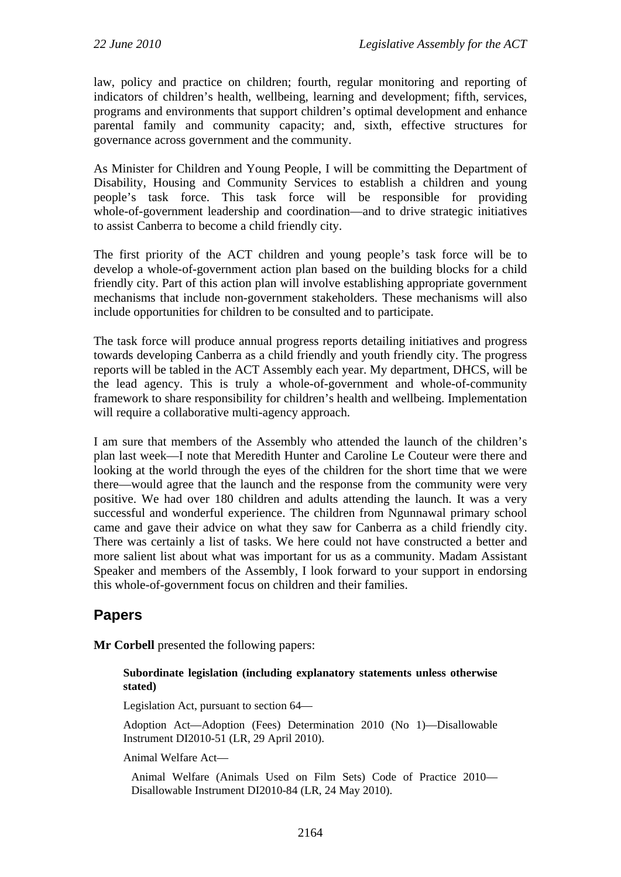law, policy and practice on children; fourth, regular monitoring and reporting of indicators of children's health, wellbeing, learning and development; fifth, services, programs and environments that support children's optimal development and enhance parental family and community capacity; and, sixth, effective structures for governance across government and the community.

As Minister for Children and Young People, I will be committing the Department of Disability, Housing and Community Services to establish a children and young people's task force. This task force will be responsible for providing whole-of-government leadership and coordination—and to drive strategic initiatives to assist Canberra to become a child friendly city.

The first priority of the ACT children and young people's task force will be to develop a whole-of-government action plan based on the building blocks for a child friendly city. Part of this action plan will involve establishing appropriate government mechanisms that include non-government stakeholders. These mechanisms will also include opportunities for children to be consulted and to participate.

The task force will produce annual progress reports detailing initiatives and progress towards developing Canberra as a child friendly and youth friendly city. The progress reports will be tabled in the ACT Assembly each year. My department, DHCS, will be the lead agency. This is truly a whole-of-government and whole-of-community framework to share responsibility for children's health and wellbeing. Implementation will require a collaborative multi-agency approach.

I am sure that members of the Assembly who attended the launch of the children's plan last week—I note that Meredith Hunter and Caroline Le Couteur were there and looking at the world through the eyes of the children for the short time that we were there—would agree that the launch and the response from the community were very positive. We had over 180 children and adults attending the launch. It was a very successful and wonderful experience. The children from Ngunnawal primary school came and gave their advice on what they saw for Canberra as a child friendly city. There was certainly a list of tasks. We here could not have constructed a better and more salient list about what was important for us as a community. Madam Assistant Speaker and members of the Assembly, I look forward to your support in endorsing this whole-of-government focus on children and their families.

## Papers

**Mr Corbell** presented the following papers:

> **Subordinate legislation (including explanatory statements unless otherwise stated)**
>
> Legislation Act, pursuant to section 64—
>
> Adoption Act—Adoption (Fees) Determination 2010 (No 1)—Disallowable Instrument DI2010-51 (LR, 29 April 2010).
>
> Animal Welfare Act—
>
> Animal Welfare (Animals Used on Film Sets) Code of Practice 2010—Disallowable Instrument DI2010-84 (LR, 24 May 2010).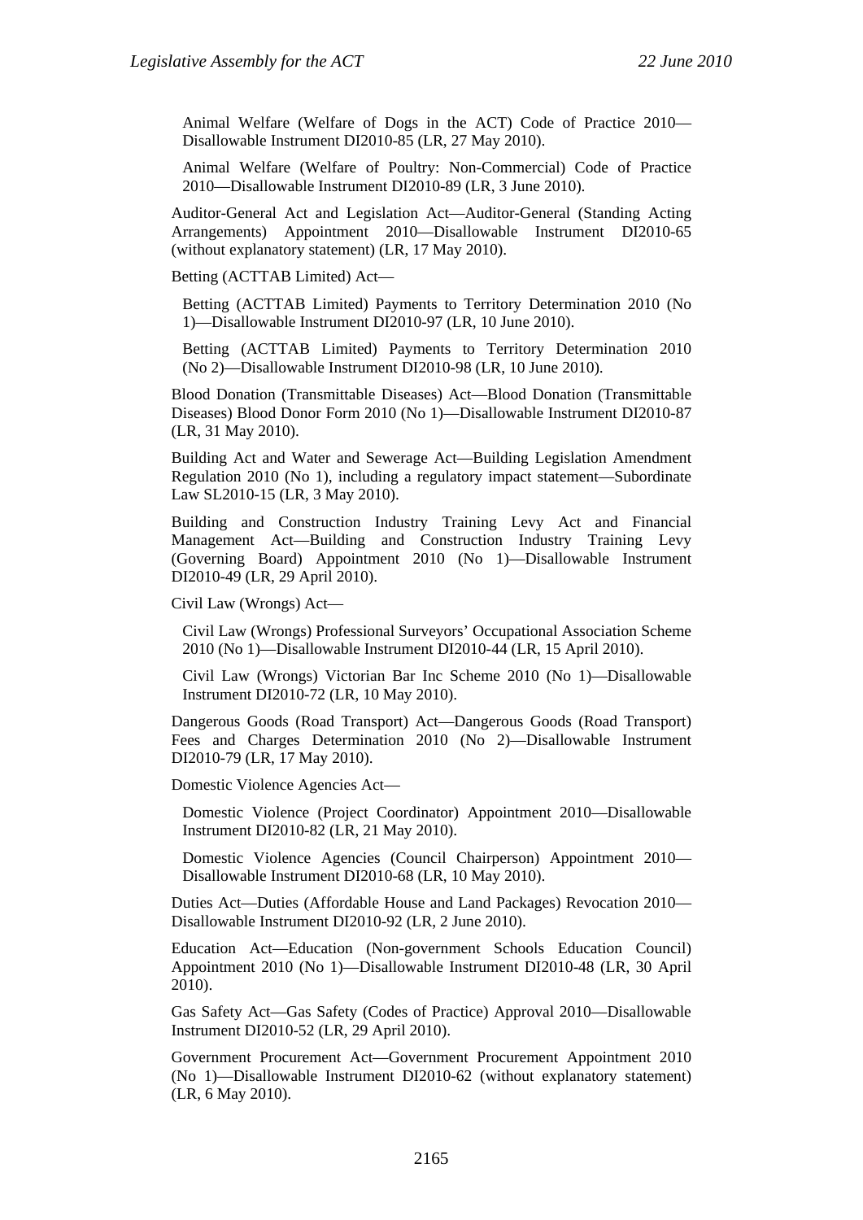Animal Welfare (Welfare of Dogs in the ACT) Code of Practice 2010—Disallowable Instrument DI2010-85 (LR, 27 May 2010).

Animal Welfare (Welfare of Poultry: Non-Commercial) Code of Practice 2010—Disallowable Instrument DI2010-89 (LR, 3 June 2010).

Auditor-General Act and Legislation Act—Auditor-General (Standing Acting Arrangements) Appointment 2010—Disallowable Instrument DI2010-65 (without explanatory statement) (LR, 17 May 2010).

Betting (ACTTAB Limited) Act—

Betting (ACTTAB Limited) Payments to Territory Determination 2010 (No 1)—Disallowable Instrument DI2010-97 (LR, 10 June 2010).

Betting (ACTTAB Limited) Payments to Territory Determination 2010 (No 2)—Disallowable Instrument DI2010-98 (LR, 10 June 2010).

Blood Donation (Transmittable Diseases) Act—Blood Donation (Transmittable Diseases) Blood Donor Form 2010 (No 1)—Disallowable Instrument DI2010-87 (LR, 31 May 2010).

Building Act and Water and Sewerage Act—Building Legislation Amendment Regulation 2010 (No 1), including a regulatory impact statement—Subordinate Law SL2010-15 (LR, 3 May 2010).

Building and Construction Industry Training Levy Act and Financial Management Act—Building and Construction Industry Training Levy (Governing Board) Appointment 2010 (No 1)—Disallowable Instrument DI2010-49 (LR, 29 April 2010).

Civil Law (Wrongs) Act—

Civil Law (Wrongs) Professional Surveyors' Occupational Association Scheme 2010 (No 1)—Disallowable Instrument DI2010-44 (LR, 15 April 2010).

Civil Law (Wrongs) Victorian Bar Inc Scheme 2010 (No 1)—Disallowable Instrument DI2010-72 (LR, 10 May 2010).

Dangerous Goods (Road Transport) Act—Dangerous Goods (Road Transport) Fees and Charges Determination 2010 (No 2)—Disallowable Instrument DI2010-79 (LR, 17 May 2010).

Domestic Violence Agencies Act—

Domestic Violence (Project Coordinator) Appointment 2010—Disallowable Instrument DI2010-82 (LR, 21 May 2010).

Domestic Violence Agencies (Council Chairperson) Appointment 2010—Disallowable Instrument DI2010-68 (LR, 10 May 2010).

Duties Act—Duties (Affordable House and Land Packages) Revocation 2010—Disallowable Instrument DI2010-92 (LR, 2 June 2010).

Education Act—Education (Non-government Schools Education Council) Appointment 2010 (No 1)—Disallowable Instrument DI2010-48 (LR, 30 April 2010).

Gas Safety Act—Gas Safety (Codes of Practice) Approval 2010—Disallowable Instrument DI2010-52 (LR, 29 April 2010).

Government Procurement Act—Government Procurement Appointment 2010 (No 1)—Disallowable Instrument DI2010-62 (without explanatory statement) (LR, 6 May 2010).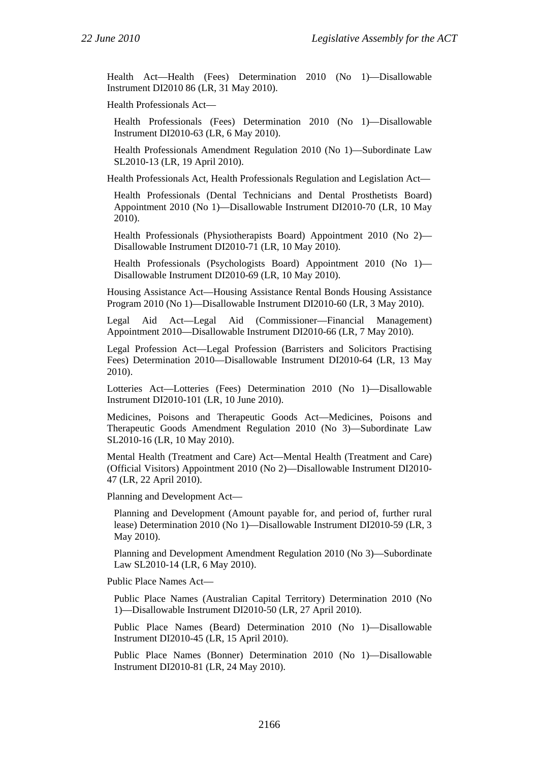Health Act—Health (Fees) Determination 2010 (No 1)—Disallowable Instrument DI2010 86 (LR, 31 May 2010).

Health Professionals Act—

Health Professionals (Fees) Determination 2010 (No 1)—Disallowable Instrument DI2010-63 (LR, 6 May 2010).

Health Professionals Amendment Regulation 2010 (No 1)—Subordinate Law SL2010-13 (LR, 19 April 2010).

Health Professionals Act, Health Professionals Regulation and Legislation Act—

Health Professionals (Dental Technicians and Dental Prosthetists Board) Appointment 2010 (No 1)—Disallowable Instrument DI2010-70 (LR, 10 May 2010).

Health Professionals (Physiotherapists Board) Appointment 2010 (No 2)—Disallowable Instrument DI2010-71 (LR, 10 May 2010).

Health Professionals (Psychologists Board) Appointment 2010 (No 1)—Disallowable Instrument DI2010-69 (LR, 10 May 2010).

Housing Assistance Act—Housing Assistance Rental Bonds Housing Assistance Program 2010 (No 1)—Disallowable Instrument DI2010-60 (LR, 3 May 2010).

Legal Aid Act—Legal Aid (Commissioner—Financial Management) Appointment 2010—Disallowable Instrument DI2010-66 (LR, 7 May 2010).

Legal Profession Act—Legal Profession (Barristers and Solicitors Practising Fees) Determination 2010—Disallowable Instrument DI2010-64 (LR, 13 May 2010).

Lotteries Act—Lotteries (Fees) Determination 2010 (No 1)—Disallowable Instrument DI2010-101 (LR, 10 June 2010).

Medicines, Poisons and Therapeutic Goods Act—Medicines, Poisons and Therapeutic Goods Amendment Regulation 2010 (No 3)—Subordinate Law SL2010-16 (LR, 10 May 2010).

Mental Health (Treatment and Care) Act—Mental Health (Treatment and Care) (Official Visitors) Appointment 2010 (No 2)—Disallowable Instrument DI2010-47 (LR, 22 April 2010).

Planning and Development Act—

Planning and Development (Amount payable for, and period of, further rural lease) Determination 2010 (No 1)—Disallowable Instrument DI2010-59 (LR, 3 May 2010).

Planning and Development Amendment Regulation 2010 (No 3)—Subordinate Law SL2010-14 (LR, 6 May 2010).

Public Place Names Act—

Public Place Names (Australian Capital Territory) Determination 2010 (No 1)—Disallowable Instrument DI2010-50 (LR, 27 April 2010).

Public Place Names (Beard) Determination 2010 (No 1)—Disallowable Instrument DI2010-45 (LR, 15 April 2010).

Public Place Names (Bonner) Determination 2010 (No 1)—Disallowable Instrument DI2010-81 (LR, 24 May 2010).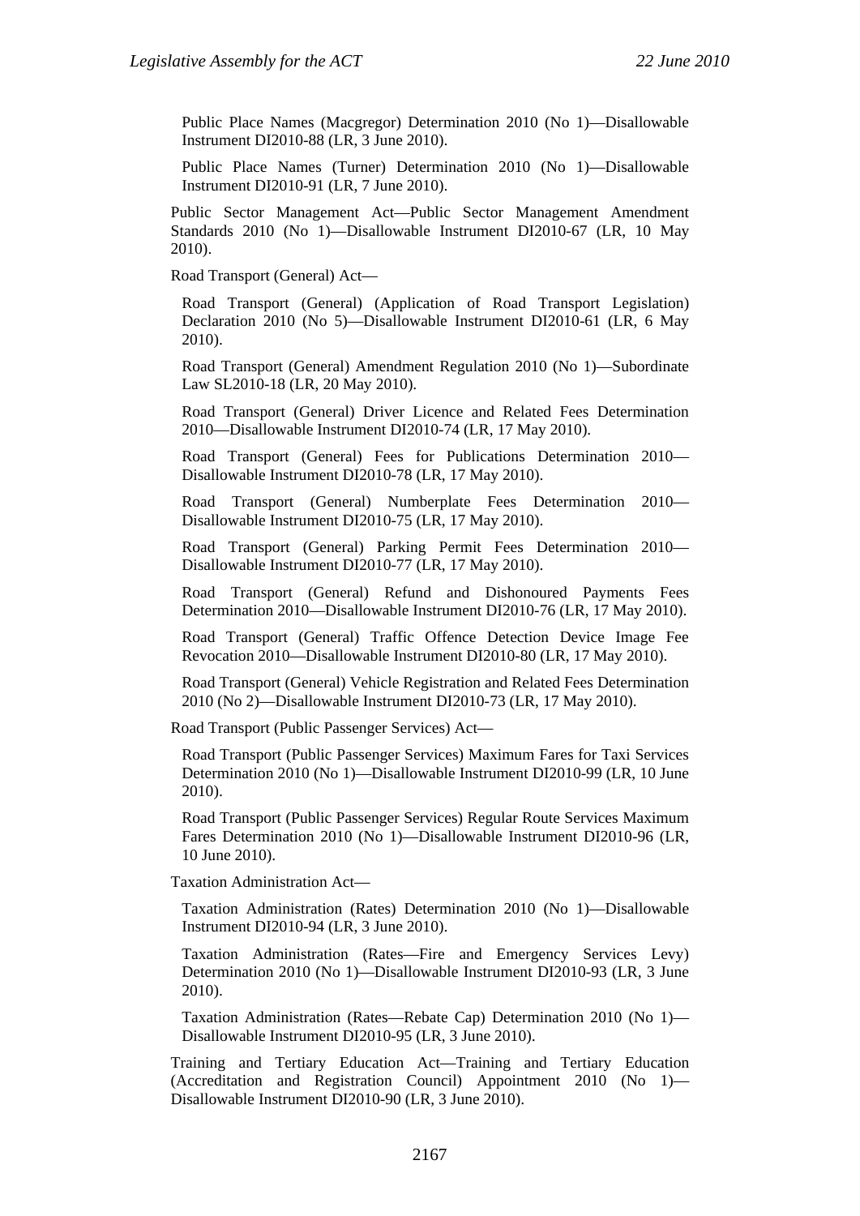Public Place Names (Macgregor) Determination 2010 (No 1)—Disallowable Instrument DI2010-88 (LR, 3 June 2010).

Public Place Names (Turner) Determination 2010 (No 1)—Disallowable Instrument DI2010-91 (LR, 7 June 2010).

Public Sector Management Act—Public Sector Management Amendment Standards 2010 (No 1)—Disallowable Instrument DI2010-67 (LR, 10 May 2010).

Road Transport (General) Act—

Road Transport (General) (Application of Road Transport Legislation) Declaration 2010 (No 5)—Disallowable Instrument DI2010-61 (LR, 6 May 2010).

Road Transport (General) Amendment Regulation 2010 (No 1)—Subordinate Law SL2010-18 (LR, 20 May 2010).

Road Transport (General) Driver Licence and Related Fees Determination 2010—Disallowable Instrument DI2010-74 (LR, 17 May 2010).

Road Transport (General) Fees for Publications Determination 2010—Disallowable Instrument DI2010-78 (LR, 17 May 2010).

Road Transport (General) Numberplate Fees Determination 2010—Disallowable Instrument DI2010-75 (LR, 17 May 2010).

Road Transport (General) Parking Permit Fees Determination 2010—Disallowable Instrument DI2010-77 (LR, 17 May 2010).

Road Transport (General) Refund and Dishonoured Payments Fees Determination 2010—Disallowable Instrument DI2010-76 (LR, 17 May 2010).

Road Transport (General) Traffic Offence Detection Device Image Fee Revocation 2010—Disallowable Instrument DI2010-80 (LR, 17 May 2010).

Road Transport (General) Vehicle Registration and Related Fees Determination 2010 (No 2)—Disallowable Instrument DI2010-73 (LR, 17 May 2010).

Road Transport (Public Passenger Services) Act—

Road Transport (Public Passenger Services) Maximum Fares for Taxi Services Determination 2010 (No 1)—Disallowable Instrument DI2010-99 (LR, 10 June 2010).

Road Transport (Public Passenger Services) Regular Route Services Maximum Fares Determination 2010 (No 1)—Disallowable Instrument DI2010-96 (LR, 10 June 2010).

Taxation Administration Act—

Taxation Administration (Rates) Determination 2010 (No 1)—Disallowable Instrument DI2010-94 (LR, 3 June 2010).

Taxation Administration (Rates—Fire and Emergency Services Levy) Determination 2010 (No 1)—Disallowable Instrument DI2010-93 (LR, 3 June 2010).

Taxation Administration (Rates—Rebate Cap) Determination 2010 (No 1)—Disallowable Instrument DI2010-95 (LR, 3 June 2010).

Training and Tertiary Education Act—Training and Tertiary Education (Accreditation and Registration Council) Appointment 2010 (No 1)—Disallowable Instrument DI2010-90 (LR, 3 June 2010).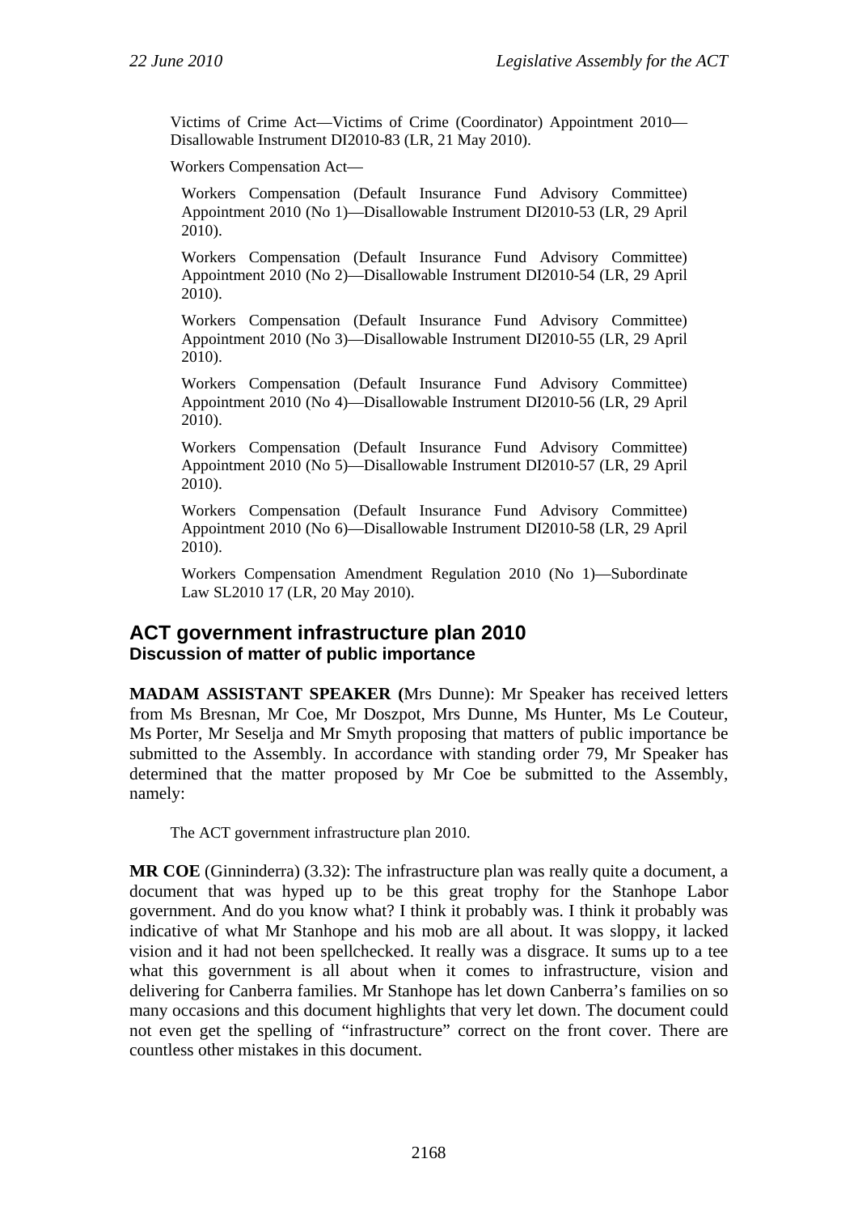Victims of Crime Act—Victims of Crime (Coordinator) Appointment 2010—Disallowable Instrument DI2010-83 (LR, 21 May 2010).

Workers Compensation Act—

Workers Compensation (Default Insurance Fund Advisory Committee) Appointment 2010 (No 1)—Disallowable Instrument DI2010-53 (LR, 29 April 2010).

Workers Compensation (Default Insurance Fund Advisory Committee) Appointment 2010 (No 2)—Disallowable Instrument DI2010-54 (LR, 29 April 2010).

Workers Compensation (Default Insurance Fund Advisory Committee) Appointment 2010 (No 3)—Disallowable Instrument DI2010-55 (LR, 29 April 2010).

Workers Compensation (Default Insurance Fund Advisory Committee) Appointment 2010 (No 4)—Disallowable Instrument DI2010-56 (LR, 29 April 2010).

Workers Compensation (Default Insurance Fund Advisory Committee) Appointment 2010 (No 5)—Disallowable Instrument DI2010-57 (LR, 29 April 2010).

Workers Compensation (Default Insurance Fund Advisory Committee) Appointment 2010 (No 6)—Disallowable Instrument DI2010-58 (LR, 29 April 2010).

Workers Compensation Amendment Regulation 2010 (No 1)—Subordinate Law SL2010 17 (LR, 20 May 2010).

## ACT government infrastructure plan 2010
### Discussion of matter of public importance

**MADAM ASSISTANT SPEAKER (**Mrs Dunne): Mr Speaker has received letters from Ms Bresnan, Mr Coe, Mr Doszpot, Mrs Dunne, Ms Hunter, Ms Le Couteur, Ms Porter, Mr Seselja and Mr Smyth proposing that matters of public importance be submitted to the Assembly. In accordance with standing order 79, Mr Speaker has determined that the matter proposed by Mr Coe be submitted to the Assembly, namely:

The ACT government infrastructure plan 2010.

**MR COE** (Ginninderra) (3.32): The infrastructure plan was really quite a document, a document that was hyped up to be this great trophy for the Stanhope Labor government. And do you know what? I think it probably was. I think it probably was indicative of what Mr Stanhope and his mob are all about. It was sloppy, it lacked vision and it had not been spellchecked. It really was a disgrace. It sums up to a tee what this government is all about when it comes to infrastructure, vision and delivering for Canberra families. Mr Stanhope has let down Canberra's families on so many occasions and this document highlights that very let down. The document could not even get the spelling of "infrastructure" correct on the front cover. There are countless other mistakes in this document.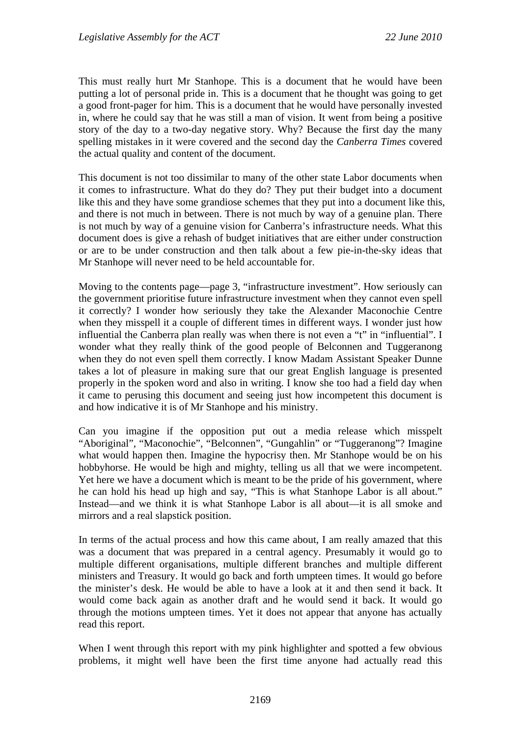This must really hurt Mr Stanhope. This is a document that he would have been putting a lot of personal pride in. This is a document that he thought was going to get a good front-pager for him. This is a document that he would have personally invested in, where he could say that he was still a man of vision. It went from being a positive story of the day to a two-day negative story. Why? Because the first day the many spelling mistakes in it were covered and the second day the *Canberra Times* covered the actual quality and content of the document.

This document is not too dissimilar to many of the other state Labor documents when it comes to infrastructure. What do they do? They put their budget into a document like this and they have some grandiose schemes that they put into a document like this, and there is not much in between. There is not much by way of a genuine plan. There is not much by way of a genuine vision for Canberra's infrastructure needs. What this document does is give a rehash of budget initiatives that are either under construction or are to be under construction and then talk about a few pie-in-the-sky ideas that Mr Stanhope will never need to be held accountable for.

Moving to the contents page—page 3, "infrastructure investment". How seriously can the government prioritise future infrastructure investment when they cannot even spell it correctly? I wonder how seriously they take the Alexander Maconochie Centre when they misspell it a couple of different times in different ways. I wonder just how influential the Canberra plan really was when there is not even a "t" in "influential". I wonder what they really think of the good people of Belconnen and Tuggeranong when they do not even spell them correctly. I know Madam Assistant Speaker Dunne takes a lot of pleasure in making sure that our great English language is presented properly in the spoken word and also in writing. I know she too had a field day when it came to perusing this document and seeing just how incompetent this document is and how indicative it is of Mr Stanhope and his ministry.

Can you imagine if the opposition put out a media release which misspelt "Aboriginal", "Maconochie", "Belconnen", "Gungahlin" or "Tuggeranong"? Imagine what would happen then. Imagine the hypocrisy then. Mr Stanhope would be on his hobbyhorse. He would be high and mighty, telling us all that we were incompetent. Yet here we have a document which is meant to be the pride of his government, where he can hold his head up high and say, "This is what Stanhope Labor is all about." Instead—and we think it is what Stanhope Labor is all about—it is all smoke and mirrors and a real slapstick position.

In terms of the actual process and how this came about, I am really amazed that this was a document that was prepared in a central agency. Presumably it would go to multiple different organisations, multiple different branches and multiple different ministers and Treasury. It would go back and forth umpteen times. It would go before the minister's desk. He would be able to have a look at it and then send it back. It would come back again as another draft and he would send it back. It would go through the motions umpteen times. Yet it does not appear that anyone has actually read this report.

When I went through this report with my pink highlighter and spotted a few obvious problems, it might well have been the first time anyone had actually read this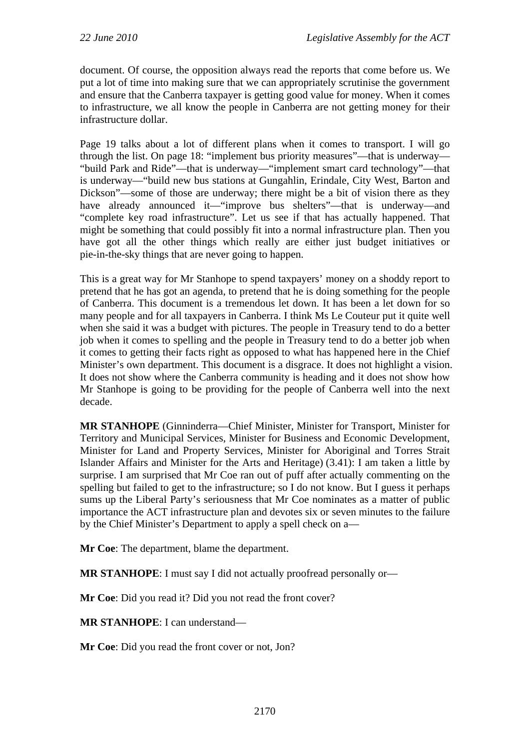document. Of course, the opposition always read the reports that come before us. We put a lot of time into making sure that we can appropriately scrutinise the government and ensure that the Canberra taxpayer is getting good value for money. When it comes to infrastructure, we all know the people in Canberra are not getting money for their infrastructure dollar.

Page 19 talks about a lot of different plans when it comes to transport. I will go through the list. On page 18: "implement bus priority measures"—that is underway—"build Park and Ride"—that is underway—"implement smart card technology"—that is underway—"build new bus stations at Gungahlin, Erindale, City West, Barton and Dickson"—some of those are underway; there might be a bit of vision there as they have already announced it—"improve bus shelters"—that is underway—and "complete key road infrastructure". Let us see if that has actually happened. That might be something that could possibly fit into a normal infrastructure plan. Then you have got all the other things which really are either just budget initiatives or pie-in-the-sky things that are never going to happen.

This is a great way for Mr Stanhope to spend taxpayers' money on a shoddy report to pretend that he has got an agenda, to pretend that he is doing something for the people of Canberra. This document is a tremendous let down. It has been a let down for so many people and for all taxpayers in Canberra. I think Ms Le Couteur put it quite well when she said it was a budget with pictures. The people in Treasury tend to do a better job when it comes to spelling and the people in Treasury tend to do a better job when it comes to getting their facts right as opposed to what has happened here in the Chief Minister's own department. This document is a disgrace. It does not highlight a vision. It does not show where the Canberra community is heading and it does not show how Mr Stanhope is going to be providing for the people of Canberra well into the next decade.

**MR STANHOPE** (Ginninderra—Chief Minister, Minister for Transport, Minister for Territory and Municipal Services, Minister for Business and Economic Development, Minister for Land and Property Services, Minister for Aboriginal and Torres Strait Islander Affairs and Minister for the Arts and Heritage) (3.41): I am taken a little by surprise. I am surprised that Mr Coe ran out of puff after actually commenting on the spelling but failed to get to the infrastructure; so I do not know. But I guess it perhaps sums up the Liberal Party's seriousness that Mr Coe nominates as a matter of public importance the ACT infrastructure plan and devotes six or seven minutes to the failure by the Chief Minister's Department to apply a spell check on a—

**Mr Coe**: The department, blame the department.

**MR STANHOPE**: I must say I did not actually proofread personally or—

**Mr Coe**: Did you read it? Did you not read the front cover?

**MR STANHOPE**: I can understand—

**Mr Coe**: Did you read the front cover or not, Jon?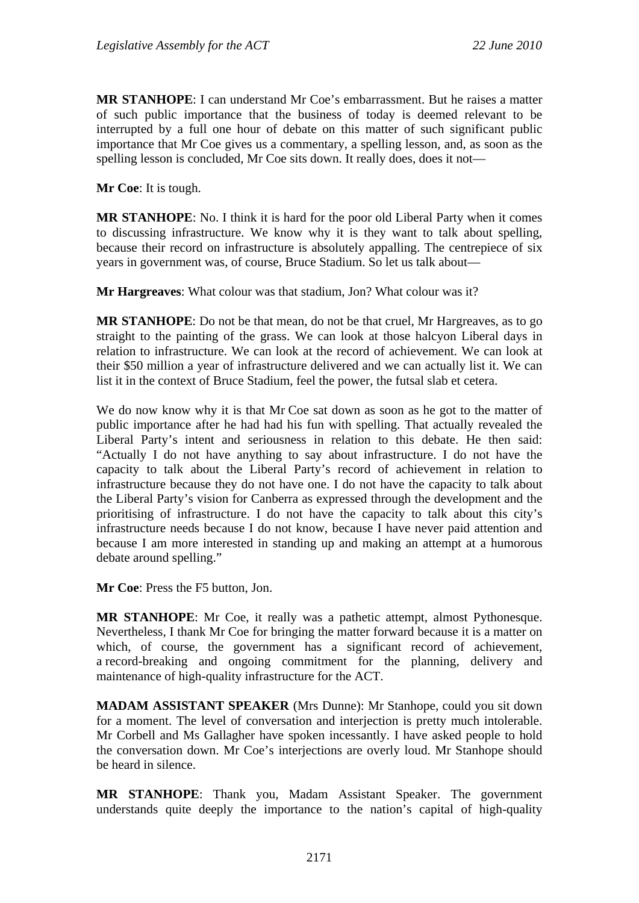**MR STANHOPE**: I can understand Mr Coe's embarrassment. But he raises a matter of such public importance that the business of today is deemed relevant to be interrupted by a full one hour of debate on this matter of such significant public importance that Mr Coe gives us a commentary, a spelling lesson, and, as soon as the spelling lesson is concluded, Mr Coe sits down. It really does, does it not—

**Mr Coe**: It is tough.

**MR STANHOPE**: No. I think it is hard for the poor old Liberal Party when it comes to discussing infrastructure. We know why it is they want to talk about spelling, because their record on infrastructure is absolutely appalling. The centrepiece of six years in government was, of course, Bruce Stadium. So let us talk about—

**Mr Hargreaves**: What colour was that stadium, Jon? What colour was it?

**MR STANHOPE**: Do not be that mean, do not be that cruel, Mr Hargreaves, as to go straight to the painting of the grass. We can look at those halcyon Liberal days in relation to infrastructure. We can look at the record of achievement. We can look at their $50 million a year of infrastructure delivered and we can actually list it. We can list it in the context of Bruce Stadium, feel the power, the futsal slab et cetera.

We do now know why it is that Mr Coe sat down as soon as he got to the matter of public importance after he had had his fun with spelling. That actually revealed the Liberal Party's intent and seriousness in relation to this debate. He then said: "Actually I do not have anything to say about infrastructure. I do not have the capacity to talk about the Liberal Party's record of achievement in relation to infrastructure because they do not have one. I do not have the capacity to talk about the Liberal Party's vision for Canberra as expressed through the development and the prioritising of infrastructure. I do not have the capacity to talk about this city's infrastructure needs because I do not know, because I have never paid attention and because I am more interested in standing up and making an attempt at a humorous debate around spelling."

**Mr Coe**: Press the F5 button, Jon.

**MR STANHOPE**: Mr Coe, it really was a pathetic attempt, almost Pythonesque. Nevertheless, I thank Mr Coe for bringing the matter forward because it is a matter on which, of course, the government has a significant record of achievement, a record-breaking and ongoing commitment for the planning, delivery and maintenance of high-quality infrastructure for the ACT.

**MADAM ASSISTANT SPEAKER** (Mrs Dunne): Mr Stanhope, could you sit down for a moment. The level of conversation and interjection is pretty much intolerable. Mr Corbell and Ms Gallagher have spoken incessantly. I have asked people to hold the conversation down. Mr Coe's interjections are overly loud. Mr Stanhope should be heard in silence.

**MR STANHOPE**: Thank you, Madam Assistant Speaker. The government understands quite deeply the importance to the nation's capital of high-quality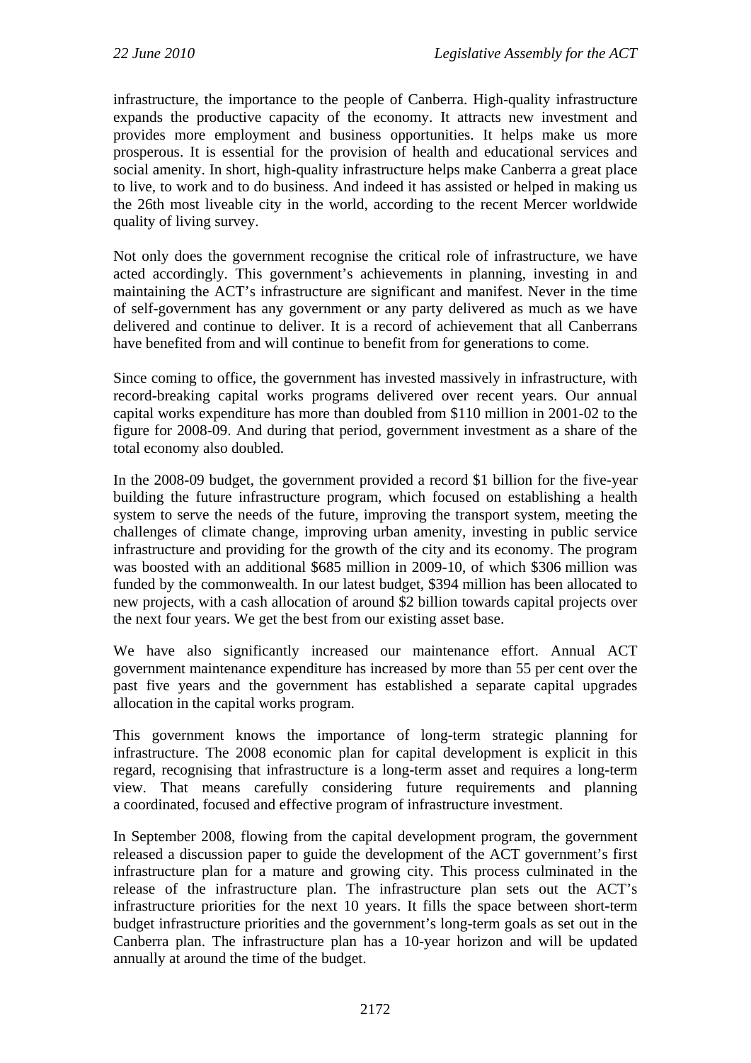infrastructure, the importance to the people of Canberra. High-quality infrastructure expands the productive capacity of the economy. It attracts new investment and provides more employment and business opportunities. It helps make us more prosperous. It is essential for the provision of health and educational services and social amenity. In short, high-quality infrastructure helps make Canberra a great place to live, to work and to do business. And indeed it has assisted or helped in making us the 26th most liveable city in the world, according to the recent Mercer worldwide quality of living survey.

Not only does the government recognise the critical role of infrastructure, we have acted accordingly. This government's achievements in planning, investing in and maintaining the ACT's infrastructure are significant and manifest. Never in the time of self-government has any government or any party delivered as much as we have delivered and continue to deliver. It is a record of achievement that all Canberrans have benefited from and will continue to benefit from for generations to come.

Since coming to office, the government has invested massively in infrastructure, with record-breaking capital works programs delivered over recent years. Our annual capital works expenditure has more than doubled from $110 million in 2001-02 to the figure for 2008-09. And during that period, government investment as a share of the total economy also doubled.

In the 2008-09 budget, the government provided a record $1 billion for the five-year building the future infrastructure program, which focused on establishing a health system to serve the needs of the future, improving the transport system, meeting the challenges of climate change, improving urban amenity, investing in public service infrastructure and providing for the growth of the city and its economy. The program was boosted with an additional $685 million in 2009-10, of which $306 million was funded by the commonwealth. In our latest budget, $394 million has been allocated to new projects, with a cash allocation of around $2 billion towards capital projects over the next four years. We get the best from our existing asset base.

We have also significantly increased our maintenance effort. Annual ACT government maintenance expenditure has increased by more than 55 per cent over the past five years and the government has established a separate capital upgrades allocation in the capital works program.

This government knows the importance of long-term strategic planning for infrastructure. The 2008 economic plan for capital development is explicit in this regard, recognising that infrastructure is a long-term asset and requires a long-term view. That means carefully considering future requirements and planning a coordinated, focused and effective program of infrastructure investment.

In September 2008, flowing from the capital development program, the government released a discussion paper to guide the development of the ACT government's first infrastructure plan for a mature and growing city. This process culminated in the release of the infrastructure plan. The infrastructure plan sets out the ACT's infrastructure priorities for the next 10 years. It fills the space between short-term budget infrastructure priorities and the government's long-term goals as set out in the Canberra plan. The infrastructure plan has a 10-year horizon and will be updated annually at around the time of the budget.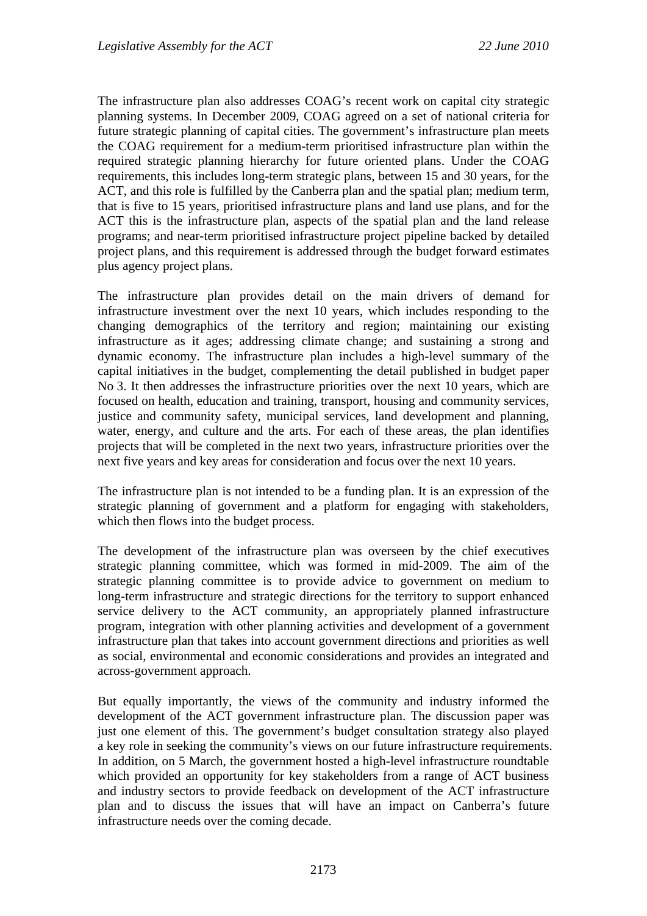The infrastructure plan also addresses COAG's recent work on capital city strategic planning systems. In December 2009, COAG agreed on a set of national criteria for future strategic planning of capital cities. The government's infrastructure plan meets the COAG requirement for a medium-term prioritised infrastructure plan within the required strategic planning hierarchy for future oriented plans. Under the COAG requirements, this includes long-term strategic plans, between 15 and 30 years, for the ACT, and this role is fulfilled by the Canberra plan and the spatial plan; medium term, that is five to 15 years, prioritised infrastructure plans and land use plans, and for the ACT this is the infrastructure plan, aspects of the spatial plan and the land release programs; and near-term prioritised infrastructure project pipeline backed by detailed project plans, and this requirement is addressed through the budget forward estimates plus agency project plans.

The infrastructure plan provides detail on the main drivers of demand for infrastructure investment over the next 10 years, which includes responding to the changing demographics of the territory and region; maintaining our existing infrastructure as it ages; addressing climate change; and sustaining a strong and dynamic economy. The infrastructure plan includes a high-level summary of the capital initiatives in the budget, complementing the detail published in budget paper No 3. It then addresses the infrastructure priorities over the next 10 years, which are focused on health, education and training, transport, housing and community services, justice and community safety, municipal services, land development and planning, water, energy, and culture and the arts. For each of these areas, the plan identifies projects that will be completed in the next two years, infrastructure priorities over the next five years and key areas for consideration and focus over the next 10 years.

The infrastructure plan is not intended to be a funding plan. It is an expression of the strategic planning of government and a platform for engaging with stakeholders, which then flows into the budget process.

The development of the infrastructure plan was overseen by the chief executives strategic planning committee, which was formed in mid-2009. The aim of the strategic planning committee is to provide advice to government on medium to long-term infrastructure and strategic directions for the territory to support enhanced service delivery to the ACT community, an appropriately planned infrastructure program, integration with other planning activities and development of a government infrastructure plan that takes into account government directions and priorities as well as social, environmental and economic considerations and provides an integrated and across-government approach.

But equally importantly, the views of the community and industry informed the development of the ACT government infrastructure plan. The discussion paper was just one element of this. The government's budget consultation strategy also played a key role in seeking the community's views on our future infrastructure requirements. In addition, on 5 March, the government hosted a high-level infrastructure roundtable which provided an opportunity for key stakeholders from a range of ACT business and industry sectors to provide feedback on development of the ACT infrastructure plan and to discuss the issues that will have an impact on Canberra's future infrastructure needs over the coming decade.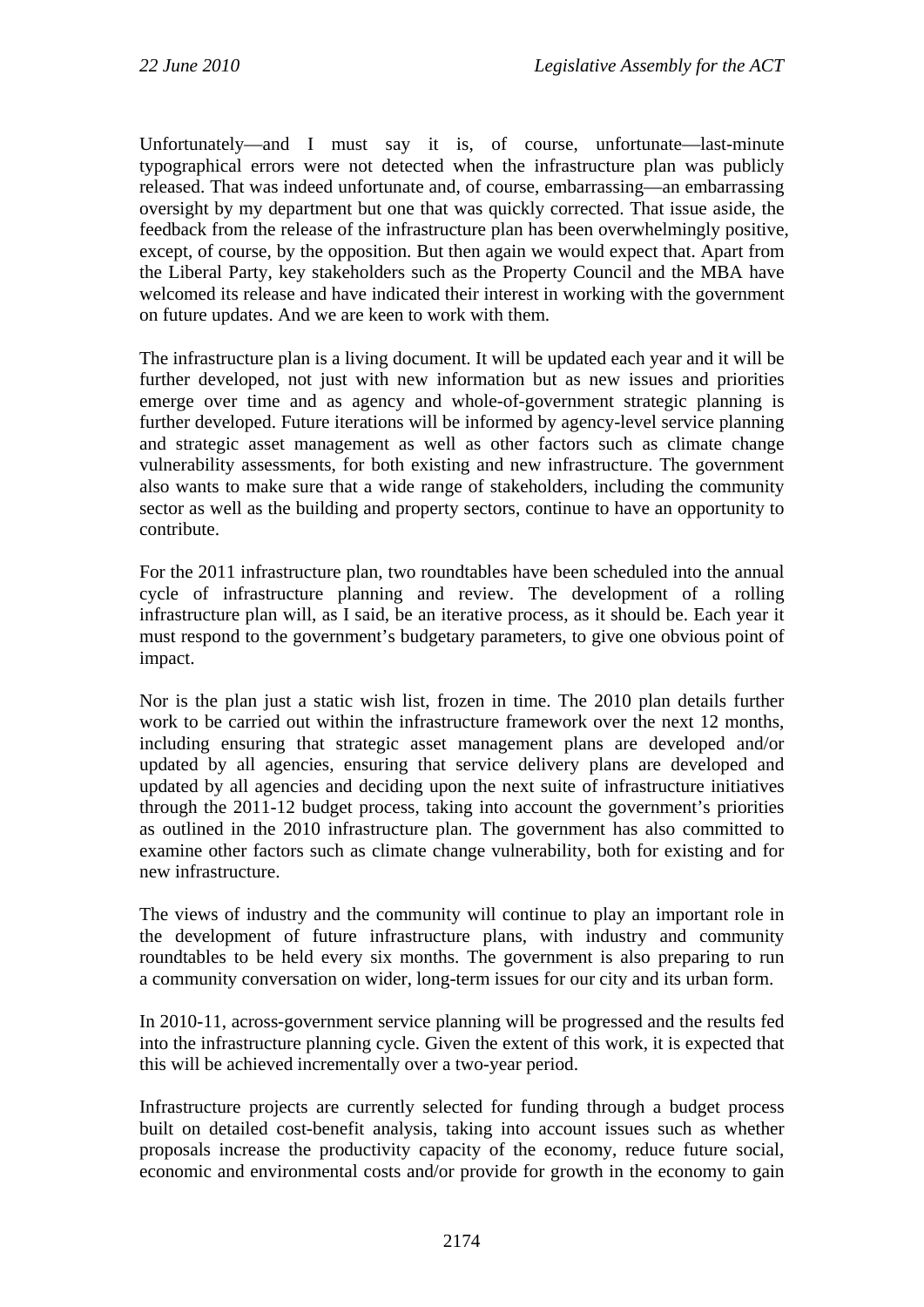Unfortunately—and I must say it is, of course, unfortunate—last-minute typographical errors were not detected when the infrastructure plan was publicly released. That was indeed unfortunate and, of course, embarrassing—an embarrassing oversight by my department but one that was quickly corrected. That issue aside, the feedback from the release of the infrastructure plan has been overwhelmingly positive, except, of course, by the opposition. But then again we would expect that. Apart from the Liberal Party, key stakeholders such as the Property Council and the MBA have welcomed its release and have indicated their interest in working with the government on future updates. And we are keen to work with them.

The infrastructure plan is a living document. It will be updated each year and it will be further developed, not just with new information but as new issues and priorities emerge over time and as agency and whole-of-government strategic planning is further developed. Future iterations will be informed by agency-level service planning and strategic asset management as well as other factors such as climate change vulnerability assessments, for both existing and new infrastructure. The government also wants to make sure that a wide range of stakeholders, including the community sector as well as the building and property sectors, continue to have an opportunity to contribute.

For the 2011 infrastructure plan, two roundtables have been scheduled into the annual cycle of infrastructure planning and review. The development of a rolling infrastructure plan will, as I said, be an iterative process, as it should be. Each year it must respond to the government's budgetary parameters, to give one obvious point of impact.

Nor is the plan just a static wish list, frozen in time. The 2010 plan details further work to be carried out within the infrastructure framework over the next 12 months, including ensuring that strategic asset management plans are developed and/or updated by all agencies, ensuring that service delivery plans are developed and updated by all agencies and deciding upon the next suite of infrastructure initiatives through the 2011-12 budget process, taking into account the government's priorities as outlined in the 2010 infrastructure plan. The government has also committed to examine other factors such as climate change vulnerability, both for existing and for new infrastructure.

The views of industry and the community will continue to play an important role in the development of future infrastructure plans, with industry and community roundtables to be held every six months. The government is also preparing to run a community conversation on wider, long-term issues for our city and its urban form.

In 2010-11, across-government service planning will be progressed and the results fed into the infrastructure planning cycle. Given the extent of this work, it is expected that this will be achieved incrementally over a two-year period.

Infrastructure projects are currently selected for funding through a budget process built on detailed cost-benefit analysis, taking into account issues such as whether proposals increase the productivity capacity of the economy, reduce future social, economic and environmental costs and/or provide for growth in the economy to gain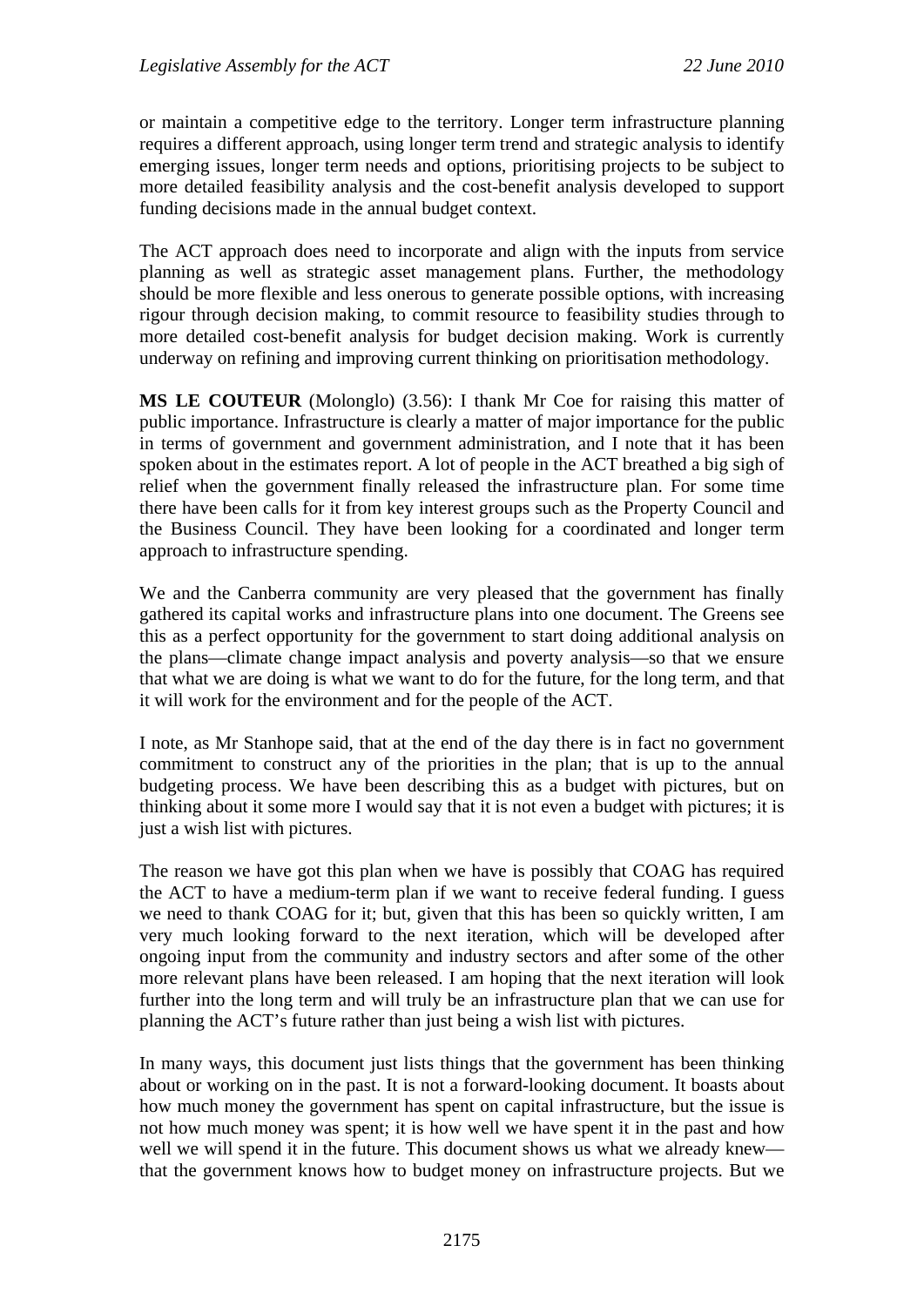or maintain a competitive edge to the territory. Longer term infrastructure planning requires a different approach, using longer term trend and strategic analysis to identify emerging issues, longer term needs and options, prioritising projects to be subject to more detailed feasibility analysis and the cost-benefit analysis developed to support funding decisions made in the annual budget context.

The ACT approach does need to incorporate and align with the inputs from service planning as well as strategic asset management plans. Further, the methodology should be more flexible and less onerous to generate possible options, with increasing rigour through decision making, to commit resource to feasibility studies through to more detailed cost-benefit analysis for budget decision making. Work is currently underway on refining and improving current thinking on prioritisation methodology.

**MS LE COUTEUR** (Molonglo) (3.56): I thank Mr Coe for raising this matter of public importance. Infrastructure is clearly a matter of major importance for the public in terms of government and government administration, and I note that it has been spoken about in the estimates report. A lot of people in the ACT breathed a big sigh of relief when the government finally released the infrastructure plan. For some time there have been calls for it from key interest groups such as the Property Council and the Business Council. They have been looking for a coordinated and longer term approach to infrastructure spending.

We and the Canberra community are very pleased that the government has finally gathered its capital works and infrastructure plans into one document. The Greens see this as a perfect opportunity for the government to start doing additional analysis on the plans—climate change impact analysis and poverty analysis—so that we ensure that what we are doing is what we want to do for the future, for the long term, and that it will work for the environment and for the people of the ACT.

I note, as Mr Stanhope said, that at the end of the day there is in fact no government commitment to construct any of the priorities in the plan; that is up to the annual budgeting process. We have been describing this as a budget with pictures, but on thinking about it some more I would say that it is not even a budget with pictures; it is just a wish list with pictures.

The reason we have got this plan when we have is possibly that COAG has required the ACT to have a medium-term plan if we want to receive federal funding. I guess we need to thank COAG for it; but, given that this has been so quickly written, I am very much looking forward to the next iteration, which will be developed after ongoing input from the community and industry sectors and after some of the other more relevant plans have been released. I am hoping that the next iteration will look further into the long term and will truly be an infrastructure plan that we can use for planning the ACT's future rather than just being a wish list with pictures.

In many ways, this document just lists things that the government has been thinking about or working on in the past. It is not a forward-looking document. It boasts about how much money the government has spent on capital infrastructure, but the issue is not how much money was spent; it is how well we have spent it in the past and how well we will spend it in the future. This document shows us what we already knew—that the government knows how to budget money on infrastructure projects. But we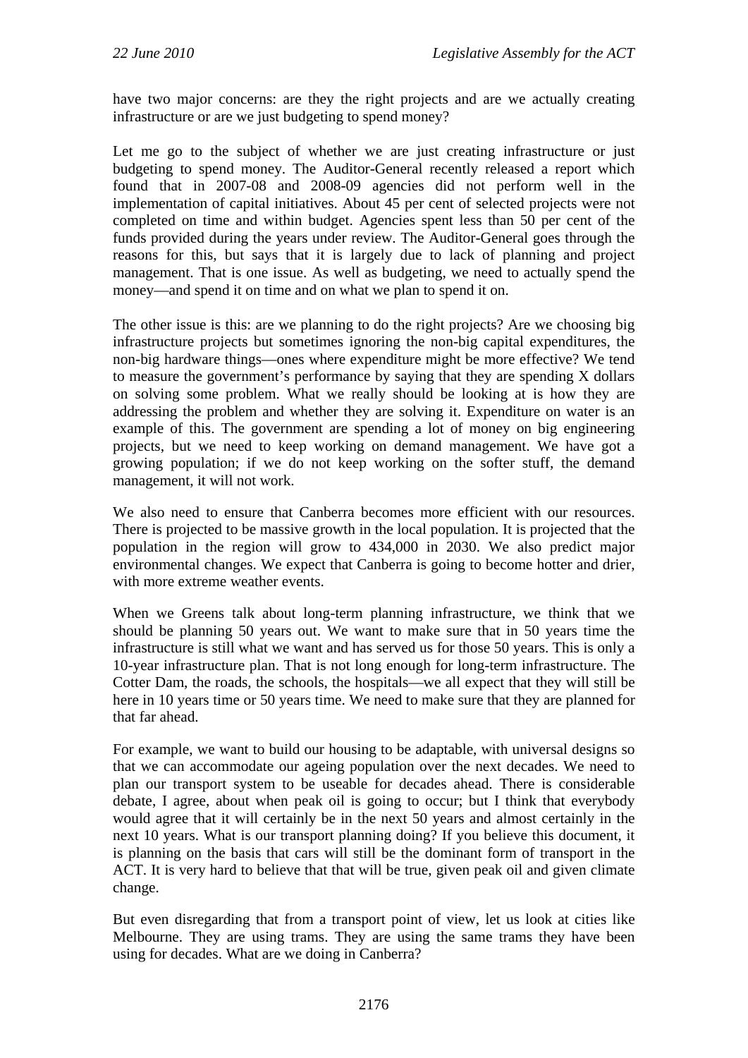have two major concerns: are they the right projects and are we actually creating infrastructure or are we just budgeting to spend money?

Let me go to the subject of whether we are just creating infrastructure or just budgeting to spend money. The Auditor-General recently released a report which found that in 2007-08 and 2008-09 agencies did not perform well in the implementation of capital initiatives. About 45 per cent of selected projects were not completed on time and within budget. Agencies spent less than 50 per cent of the funds provided during the years under review. The Auditor-General goes through the reasons for this, but says that it is largely due to lack of planning and project management. That is one issue. As well as budgeting, we need to actually spend the money—and spend it on time and on what we plan to spend it on.

The other issue is this: are we planning to do the right projects? Are we choosing big infrastructure projects but sometimes ignoring the non-big capital expenditures, the non-big hardware things—ones where expenditure might be more effective? We tend to measure the government's performance by saying that they are spending X dollars on solving some problem. What we really should be looking at is how they are addressing the problem and whether they are solving it. Expenditure on water is an example of this. The government are spending a lot of money on big engineering projects, but we need to keep working on demand management. We have got a growing population; if we do not keep working on the softer stuff, the demand management, it will not work.

We also need to ensure that Canberra becomes more efficient with our resources. There is projected to be massive growth in the local population. It is projected that the population in the region will grow to 434,000 in 2030. We also predict major environmental changes. We expect that Canberra is going to become hotter and drier, with more extreme weather events.

When we Greens talk about long-term planning infrastructure, we think that we should be planning 50 years out. We want to make sure that in 50 years time the infrastructure is still what we want and has served us for those 50 years. This is only a 10-year infrastructure plan. That is not long enough for long-term infrastructure. The Cotter Dam, the roads, the schools, the hospitals—we all expect that they will still be here in 10 years time or 50 years time. We need to make sure that they are planned for that far ahead.

For example, we want to build our housing to be adaptable, with universal designs so that we can accommodate our ageing population over the next decades. We need to plan our transport system to be useable for decades ahead. There is considerable debate, I agree, about when peak oil is going to occur; but I think that everybody would agree that it will certainly be in the next 50 years and almost certainly in the next 10 years. What is our transport planning doing? If you believe this document, it is planning on the basis that cars will still be the dominant form of transport in the ACT. It is very hard to believe that that will be true, given peak oil and given climate change.

But even disregarding that from a transport point of view, let us look at cities like Melbourne. They are using trams. They are using the same trams they have been using for decades. What are we doing in Canberra?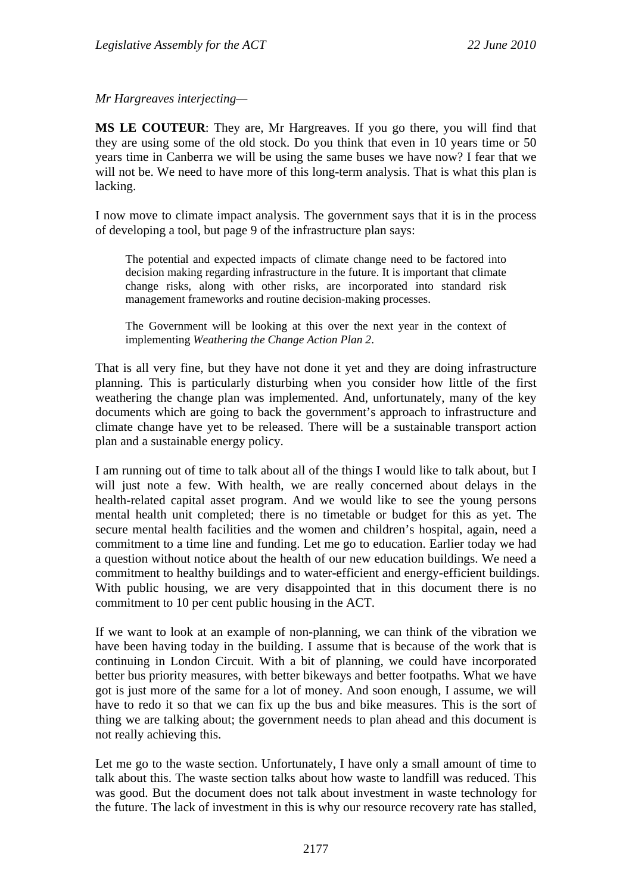*Mr Hargreaves interjecting*—

**MS LE COUTEUR**: They are, Mr Hargreaves. If you go there, you will find that they are using some of the old stock. Do you think that even in 10 years time or 50 years time in Canberra we will be using the same buses we have now? I fear that we will not be. We need to have more of this long-term analysis. That is what this plan is lacking.

I now move to climate impact analysis. The government says that it is in the process of developing a tool, but page 9 of the infrastructure plan says:

> The potential and expected impacts of climate change need to be factored into decision making regarding infrastructure in the future. It is important that climate change risks, along with other risks, are incorporated into standard risk management frameworks and routine decision-making processes.
>
> The Government will be looking at this over the next year in the context of implementing *Weathering the Change Action Plan 2*.

That is all very fine, but they have not done it yet and they are doing infrastructure planning. This is particularly disturbing when you consider how little of the first weathering the change plan was implemented. And, unfortunately, many of the key documents which are going to back the government's approach to infrastructure and climate change have yet to be released. There will be a sustainable transport action plan and a sustainable energy policy.

I am running out of time to talk about all of the things I would like to talk about, but I will just note a few. With health, we are really concerned about delays in the health-related capital asset program. And we would like to see the young persons mental health unit completed; there is no timetable or budget for this as yet. The secure mental health facilities and the women and children's hospital, again, need a commitment to a time line and funding. Let me go to education. Earlier today we had a question without notice about the health of our new education buildings. We need a commitment to healthy buildings and to water-efficient and energy-efficient buildings. With public housing, we are very disappointed that in this document there is no commitment to 10 per cent public housing in the ACT.

If we want to look at an example of non-planning, we can think of the vibration we have been having today in the building. I assume that is because of the work that is continuing in London Circuit. With a bit of planning, we could have incorporated better bus priority measures, with better bikeways and better footpaths. What we have got is just more of the same for a lot of money. And soon enough, I assume, we will have to redo it so that we can fix up the bus and bike measures. This is the sort of thing we are talking about; the government needs to plan ahead and this document is not really achieving this.

Let me go to the waste section. Unfortunately, I have only a small amount of time to talk about this. The waste section talks about how waste to landfill was reduced. This was good. But the document does not talk about investment in waste technology for the future. The lack of investment in this is why our resource recovery rate has stalled,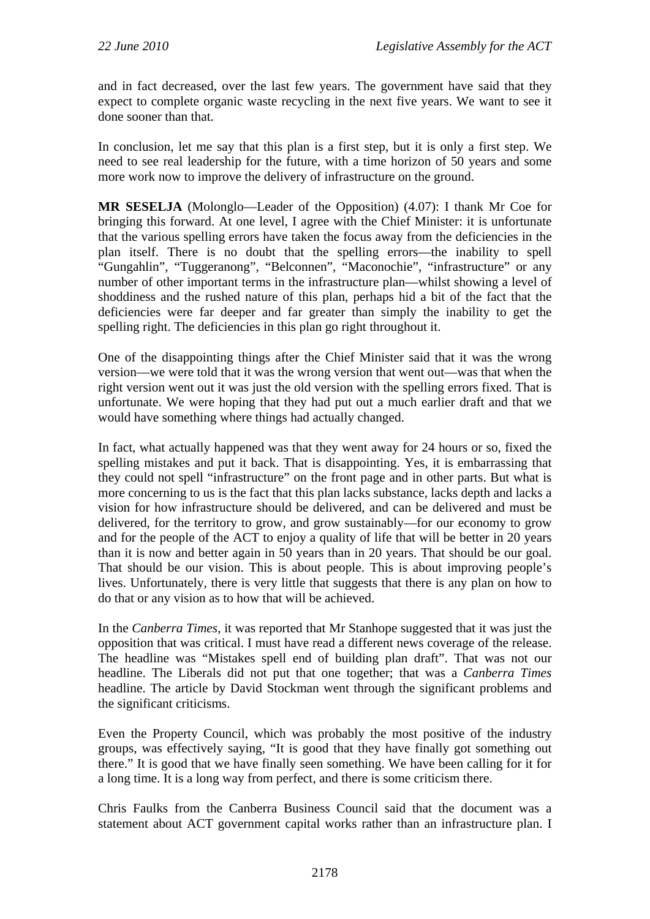and in fact decreased, over the last few years. The government have said that they expect to complete organic waste recycling in the next five years. We want to see it done sooner than that.

In conclusion, let me say that this plan is a first step, but it is only a first step. We need to see real leadership for the future, with a time horizon of 50 years and some more work now to improve the delivery of infrastructure on the ground.

**MR SESELJA** (Molonglo—Leader of the Opposition) (4.07): I thank Mr Coe for bringing this forward. At one level, I agree with the Chief Minister: it is unfortunate that the various spelling errors have taken the focus away from the deficiencies in the plan itself. There is no doubt that the spelling errors—the inability to spell "Gungahlin", "Tuggeranong", "Belconnen", "Maconochie", "infrastructure" or any number of other important terms in the infrastructure plan—whilst showing a level of shoddiness and the rushed nature of this plan, perhaps hid a bit of the fact that the deficiencies were far deeper and far greater than simply the inability to get the spelling right. The deficiencies in this plan go right throughout it.

One of the disappointing things after the Chief Minister said that it was the wrong version—we were told that it was the wrong version that went out—was that when the right version went out it was just the old version with the spelling errors fixed. That is unfortunate. We were hoping that they had put out a much earlier draft and that we would have something where things had actually changed.

In fact, what actually happened was that they went away for 24 hours or so, fixed the spelling mistakes and put it back. That is disappointing. Yes, it is embarrassing that they could not spell "infrastructure" on the front page and in other parts. But what is more concerning to us is the fact that this plan lacks substance, lacks depth and lacks a vision for how infrastructure should be delivered, and can be delivered and must be delivered, for the territory to grow, and grow sustainably—for our economy to grow and for the people of the ACT to enjoy a quality of life that will be better in 20 years than it is now and better again in 50 years than in 20 years. That should be our goal. That should be our vision. This is about people. This is about improving people's lives. Unfortunately, there is very little that suggests that there is any plan on how to do that or any vision as to how that will be achieved.

In the *Canberra Times*, it was reported that Mr Stanhope suggested that it was just the opposition that was critical. I must have read a different news coverage of the release. The headline was "Mistakes spell end of building plan draft". That was not our headline. The Liberals did not put that one together; that was a *Canberra Times* headline. The article by David Stockman went through the significant problems and the significant criticisms.

Even the Property Council, which was probably the most positive of the industry groups, was effectively saying, "It is good that they have finally got something out there." It is good that we have finally seen something. We have been calling for it for a long time. It is a long way from perfect, and there is some criticism there.

Chris Faulks from the Canberra Business Council said that the document was a statement about ACT government capital works rather than an infrastructure plan. I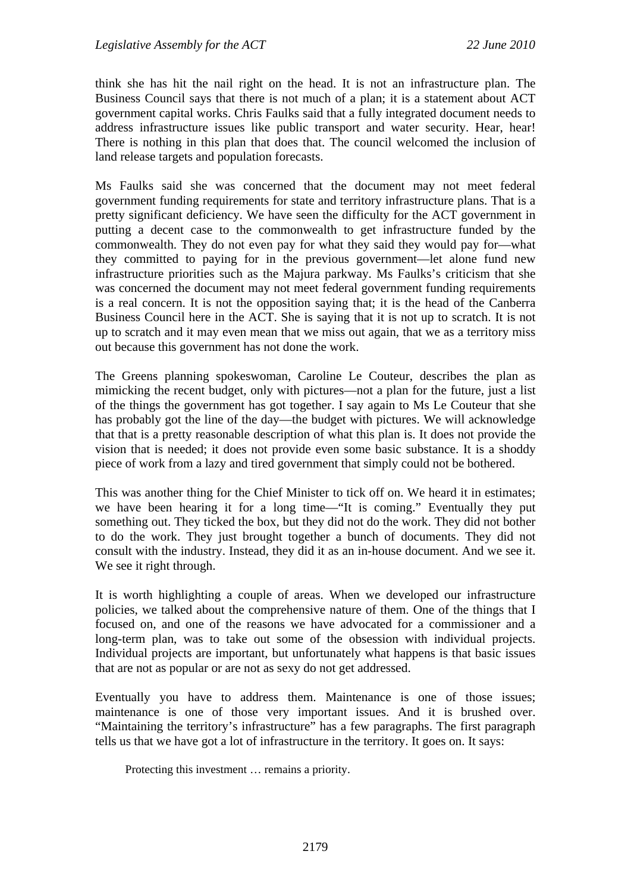think she has hit the nail right on the head. It is not an infrastructure plan. The Business Council says that there is not much of a plan; it is a statement about ACT government capital works. Chris Faulks said that a fully integrated document needs to address infrastructure issues like public transport and water security. Hear, hear! There is nothing in this plan that does that. The council welcomed the inclusion of land release targets and population forecasts.

Ms Faulks said she was concerned that the document may not meet federal government funding requirements for state and territory infrastructure plans. That is a pretty significant deficiency. We have seen the difficulty for the ACT government in putting a decent case to the commonwealth to get infrastructure funded by the commonwealth. They do not even pay for what they said they would pay for—what they committed to paying for in the previous government—let alone fund new infrastructure priorities such as the Majura parkway. Ms Faulks's criticism that she was concerned the document may not meet federal government funding requirements is a real concern. It is not the opposition saying that; it is the head of the Canberra Business Council here in the ACT. She is saying that it is not up to scratch. It is not up to scratch and it may even mean that we miss out again, that we as a territory miss out because this government has not done the work.

The Greens planning spokeswoman, Caroline Le Couteur, describes the plan as mimicking the recent budget, only with pictures—not a plan for the future, just a list of the things the government has got together. I say again to Ms Le Couteur that she has probably got the line of the day—the budget with pictures. We will acknowledge that that is a pretty reasonable description of what this plan is. It does not provide the vision that is needed; it does not provide even some basic substance. It is a shoddy piece of work from a lazy and tired government that simply could not be bothered.

This was another thing for the Chief Minister to tick off on. We heard it in estimates; we have been hearing it for a long time—"It is coming." Eventually they put something out. They ticked the box, but they did not do the work. They did not bother to do the work. They just brought together a bunch of documents. They did not consult with the industry. Instead, they did it as an in-house document. And we see it. We see it right through.

It is worth highlighting a couple of areas. When we developed our infrastructure policies, we talked about the comprehensive nature of them. One of the things that I focused on, and one of the reasons we have advocated for a commissioner and a long-term plan, was to take out some of the obsession with individual projects. Individual projects are important, but unfortunately what happens is that basic issues that are not as popular or are not as sexy do not get addressed.

Eventually you have to address them. Maintenance is one of those issues; maintenance is one of those very important issues. And it is brushed over. "Maintaining the territory's infrastructure" has a few paragraphs. The first paragraph tells us that we have got a lot of infrastructure in the territory. It goes on. It says:

> Protecting this investment … remains a priority.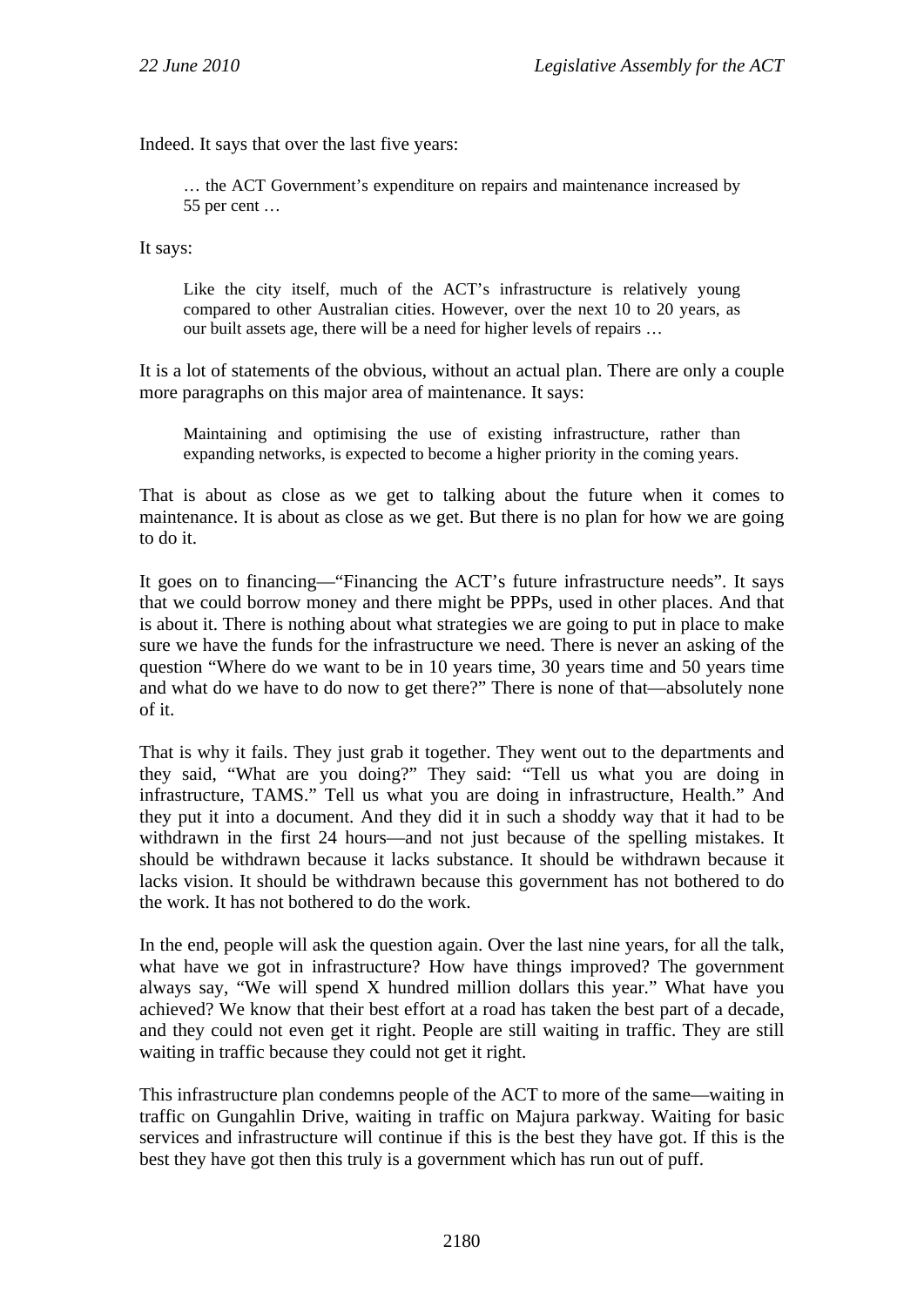Indeed. It says that over the last five years:

> … the ACT Government's expenditure on repairs and maintenance increased by 55 per cent …

It says:

> Like the city itself, much of the ACT's infrastructure is relatively young compared to other Australian cities. However, over the next 10 to 20 years, as our built assets age, there will be a need for higher levels of repairs …

It is a lot of statements of the obvious, without an actual plan. There are only a couple more paragraphs on this major area of maintenance. It says:

> Maintaining and optimising the use of existing infrastructure, rather than expanding networks, is expected to become a higher priority in the coming years.

That is about as close as we get to talking about the future when it comes to maintenance. It is about as close as we get. But there is no plan for how we are going to do it.

It goes on to financing—"Financing the ACT's future infrastructure needs". It says that we could borrow money and there might be PPPs, used in other places. And that is about it. There is nothing about what strategies we are going to put in place to make sure we have the funds for the infrastructure we need. There is never an asking of the question "Where do we want to be in 10 years time, 30 years time and 50 years time and what do we have to do now to get there?" There is none of that—absolutely none of it.

That is why it fails. They just grab it together. They went out to the departments and they said, "What are you doing?" They said: "Tell us what you are doing in infrastructure, TAMS." Tell us what you are doing in infrastructure, Health." And they put it into a document. And they did it in such a shoddy way that it had to be withdrawn in the first 24 hours—and not just because of the spelling mistakes. It should be withdrawn because it lacks substance. It should be withdrawn because it lacks vision. It should be withdrawn because this government has not bothered to do the work. It has not bothered to do the work.

In the end, people will ask the question again. Over the last nine years, for all the talk, what have we got in infrastructure? How have things improved? The government always say, "We will spend X hundred million dollars this year." What have you achieved? We know that their best effort at a road has taken the best part of a decade, and they could not even get it right. People are still waiting in traffic. They are still waiting in traffic because they could not get it right.

This infrastructure plan condemns people of the ACT to more of the same—waiting in traffic on Gungahlin Drive, waiting in traffic on Majura parkway. Waiting for basic services and infrastructure will continue if this is the best they have got. If this is the best they have got then this truly is a government which has run out of puff.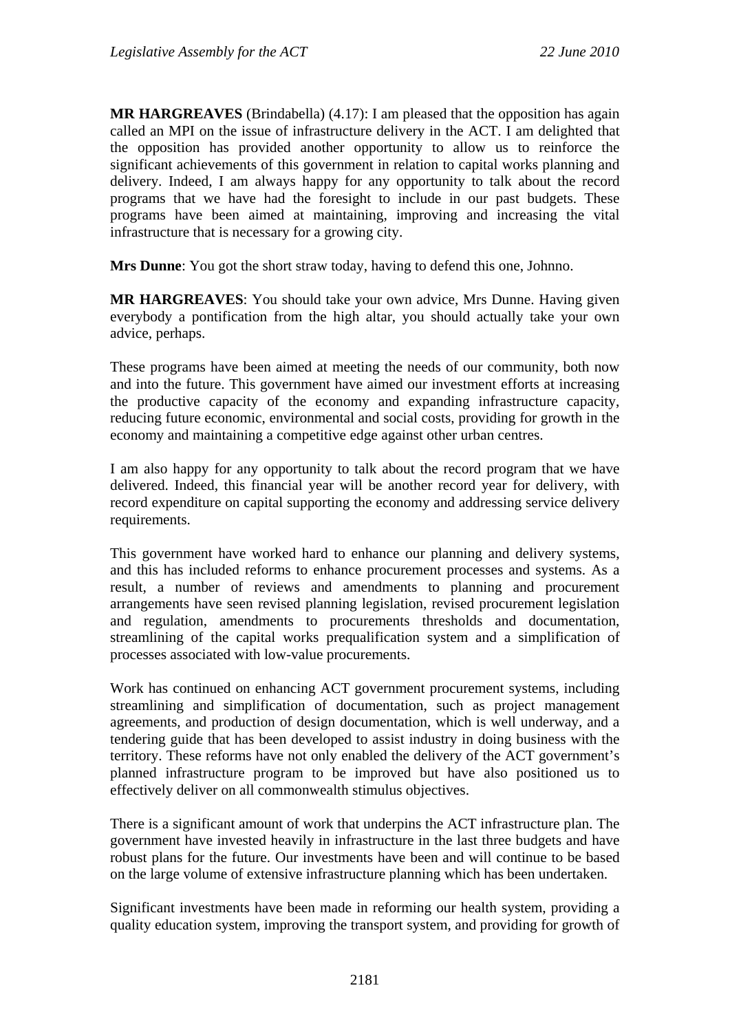**MR HARGREAVES** (Brindabella) (4.17): I am pleased that the opposition has again called an MPI on the issue of infrastructure delivery in the ACT. I am delighted that the opposition has provided another opportunity to allow us to reinforce the significant achievements of this government in relation to capital works planning and delivery. Indeed, I am always happy for any opportunity to talk about the record programs that we have had the foresight to include in our past budgets. These programs have been aimed at maintaining, improving and increasing the vital infrastructure that is necessary for a growing city.

**Mrs Dunne**: You got the short straw today, having to defend this one, Johnno.

**MR HARGREAVES**: You should take your own advice, Mrs Dunne. Having given everybody a pontification from the high altar, you should actually take your own advice, perhaps.

These programs have been aimed at meeting the needs of our community, both now and into the future. This government have aimed our investment efforts at increasing the productive capacity of the economy and expanding infrastructure capacity, reducing future economic, environmental and social costs, providing for growth in the economy and maintaining a competitive edge against other urban centres.

I am also happy for any opportunity to talk about the record program that we have delivered. Indeed, this financial year will be another record year for delivery, with record expenditure on capital supporting the economy and addressing service delivery requirements.

This government have worked hard to enhance our planning and delivery systems, and this has included reforms to enhance procurement processes and systems. As a result, a number of reviews and amendments to planning and procurement arrangements have seen revised planning legislation, revised procurement legislation and regulation, amendments to procurements thresholds and documentation, streamlining of the capital works prequalification system and a simplification of processes associated with low-value procurements.

Work has continued on enhancing ACT government procurement systems, including streamlining and simplification of documentation, such as project management agreements, and production of design documentation, which is well underway, and a tendering guide that has been developed to assist industry in doing business with the territory. These reforms have not only enabled the delivery of the ACT government's planned infrastructure program to be improved but have also positioned us to effectively deliver on all commonwealth stimulus objectives.

There is a significant amount of work that underpins the ACT infrastructure plan. The government have invested heavily in infrastructure in the last three budgets and have robust plans for the future. Our investments have been and will continue to be based on the large volume of extensive infrastructure planning which has been undertaken.

Significant investments have been made in reforming our health system, providing a quality education system, improving the transport system, and providing for growth of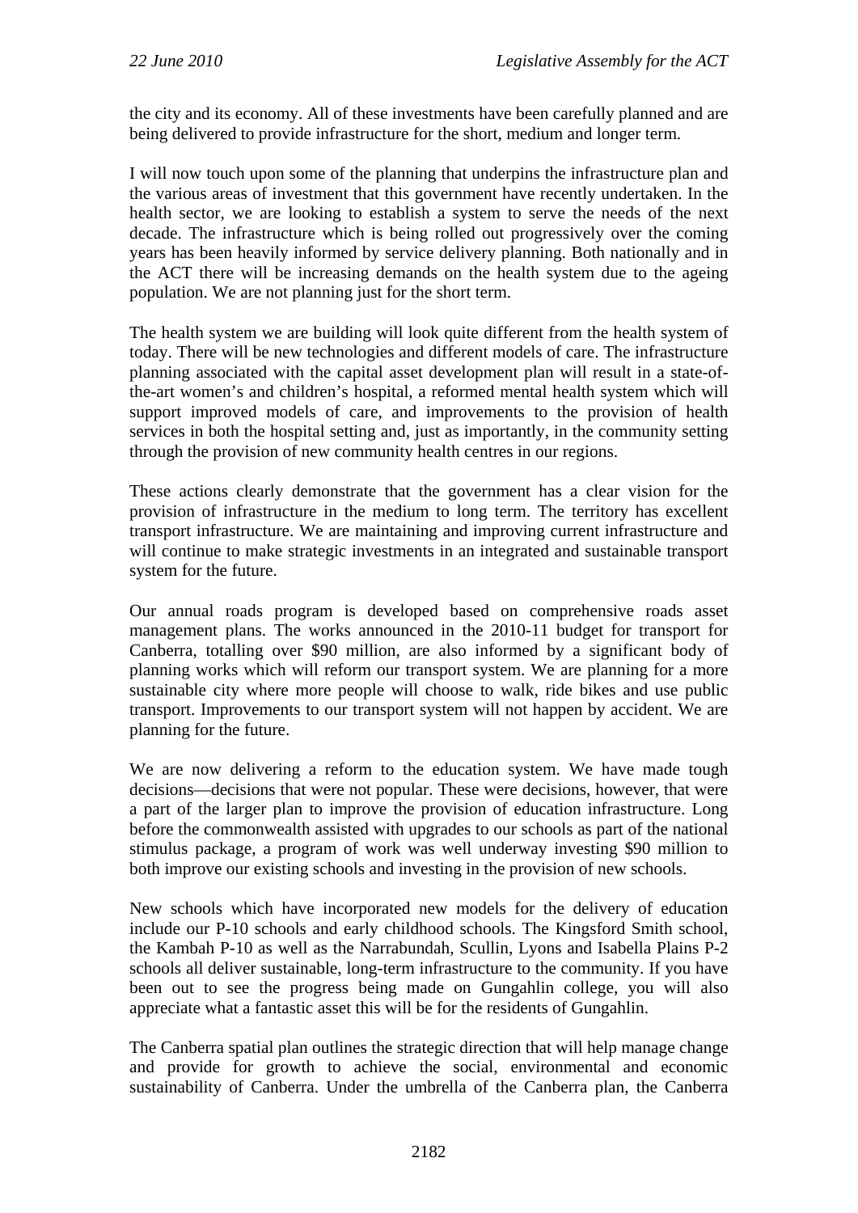the city and its economy. All of these investments have been carefully planned and are being delivered to provide infrastructure for the short, medium and longer term.

I will now touch upon some of the planning that underpins the infrastructure plan and the various areas of investment that this government have recently undertaken. In the health sector, we are looking to establish a system to serve the needs of the next decade. The infrastructure which is being rolled out progressively over the coming years has been heavily informed by service delivery planning. Both nationally and in the ACT there will be increasing demands on the health system due to the ageing population. We are not planning just for the short term.

The health system we are building will look quite different from the health system of today. There will be new technologies and different models of care. The infrastructure planning associated with the capital asset development plan will result in a state-of-the-art women's and children's hospital, a reformed mental health system which will support improved models of care, and improvements to the provision of health services in both the hospital setting and, just as importantly, in the community setting through the provision of new community health centres in our regions.

These actions clearly demonstrate that the government has a clear vision for the provision of infrastructure in the medium to long term. The territory has excellent transport infrastructure. We are maintaining and improving current infrastructure and will continue to make strategic investments in an integrated and sustainable transport system for the future.

Our annual roads program is developed based on comprehensive roads asset management plans. The works announced in the 2010-11 budget for transport for Canberra, totalling over $90 million, are also informed by a significant body of planning works which will reform our transport system. We are planning for a more sustainable city where more people will choose to walk, ride bikes and use public transport. Improvements to our transport system will not happen by accident. We are planning for the future.

We are now delivering a reform to the education system. We have made tough decisions—decisions that were not popular. These were decisions, however, that were a part of the larger plan to improve the provision of education infrastructure. Long before the commonwealth assisted with upgrades to our schools as part of the national stimulus package, a program of work was well underway investing $90 million to both improve our existing schools and investing in the provision of new schools.

New schools which have incorporated new models for the delivery of education include our P-10 schools and early childhood schools. The Kingsford Smith school, the Kambah P-10 as well as the Narrabundah, Scullin, Lyons and Isabella Plains P-2 schools all deliver sustainable, long-term infrastructure to the community. If you have been out to see the progress being made on Gungahlin college, you will also appreciate what a fantastic asset this will be for the residents of Gungahlin.

The Canberra spatial plan outlines the strategic direction that will help manage change and provide for growth to achieve the social, environmental and economic sustainability of Canberra. Under the umbrella of the Canberra plan, the Canberra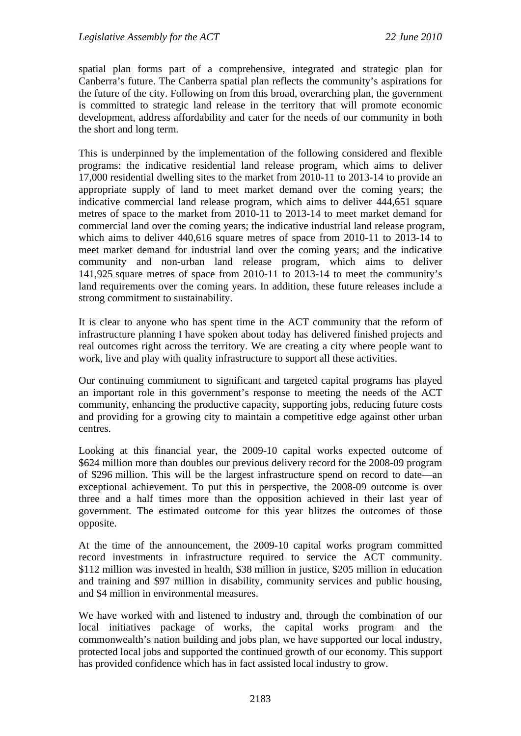spatial plan forms part of a comprehensive, integrated and strategic plan for Canberra's future. The Canberra spatial plan reflects the community's aspirations for the future of the city. Following on from this broad, overarching plan, the government is committed to strategic land release in the territory that will promote economic development, address affordability and cater for the needs of our community in both the short and long term.

This is underpinned by the implementation of the following considered and flexible programs: the indicative residential land release program, which aims to deliver 17,000 residential dwelling sites to the market from 2010-11 to 2013-14 to provide an appropriate supply of land to meet market demand over the coming years; the indicative commercial land release program, which aims to deliver 444,651 square metres of space to the market from 2010-11 to 2013-14 to meet market demand for commercial land over the coming years; the indicative industrial land release program, which aims to deliver 440,616 square metres of space from 2010-11 to 2013-14 to meet market demand for industrial land over the coming years; and the indicative community and non-urban land release program, which aims to deliver 141,925 square metres of space from 2010-11 to 2013-14 to meet the community's land requirements over the coming years. In addition, these future releases include a strong commitment to sustainability.

It is clear to anyone who has spent time in the ACT community that the reform of infrastructure planning I have spoken about today has delivered finished projects and real outcomes right across the territory. We are creating a city where people want to work, live and play with quality infrastructure to support all these activities.

Our continuing commitment to significant and targeted capital programs has played an important role in this government's response to meeting the needs of the ACT community, enhancing the productive capacity, supporting jobs, reducing future costs and providing for a growing city to maintain a competitive edge against other urban centres.

Looking at this financial year, the 2009-10 capital works expected outcome of $624 million more than doubles our previous delivery record for the 2008-09 program of $296 million. This will be the largest infrastructure spend on record to date—an exceptional achievement. To put this in perspective, the 2008-09 outcome is over three and a half times more than the opposition achieved in their last year of government. The estimated outcome for this year blitzes the outcomes of those opposite.

At the time of the announcement, the 2009-10 capital works program committed record investments in infrastructure required to service the ACT community. $112 million was invested in health, $38 million in justice, $205 million in education and training and $97 million in disability, community services and public housing, and $4 million in environmental measures.

We have worked with and listened to industry and, through the combination of our local initiatives package of works, the capital works program and the commonwealth's nation building and jobs plan, we have supported our local industry, protected local jobs and supported the continued growth of our economy. This support has provided confidence which has in fact assisted local industry to grow.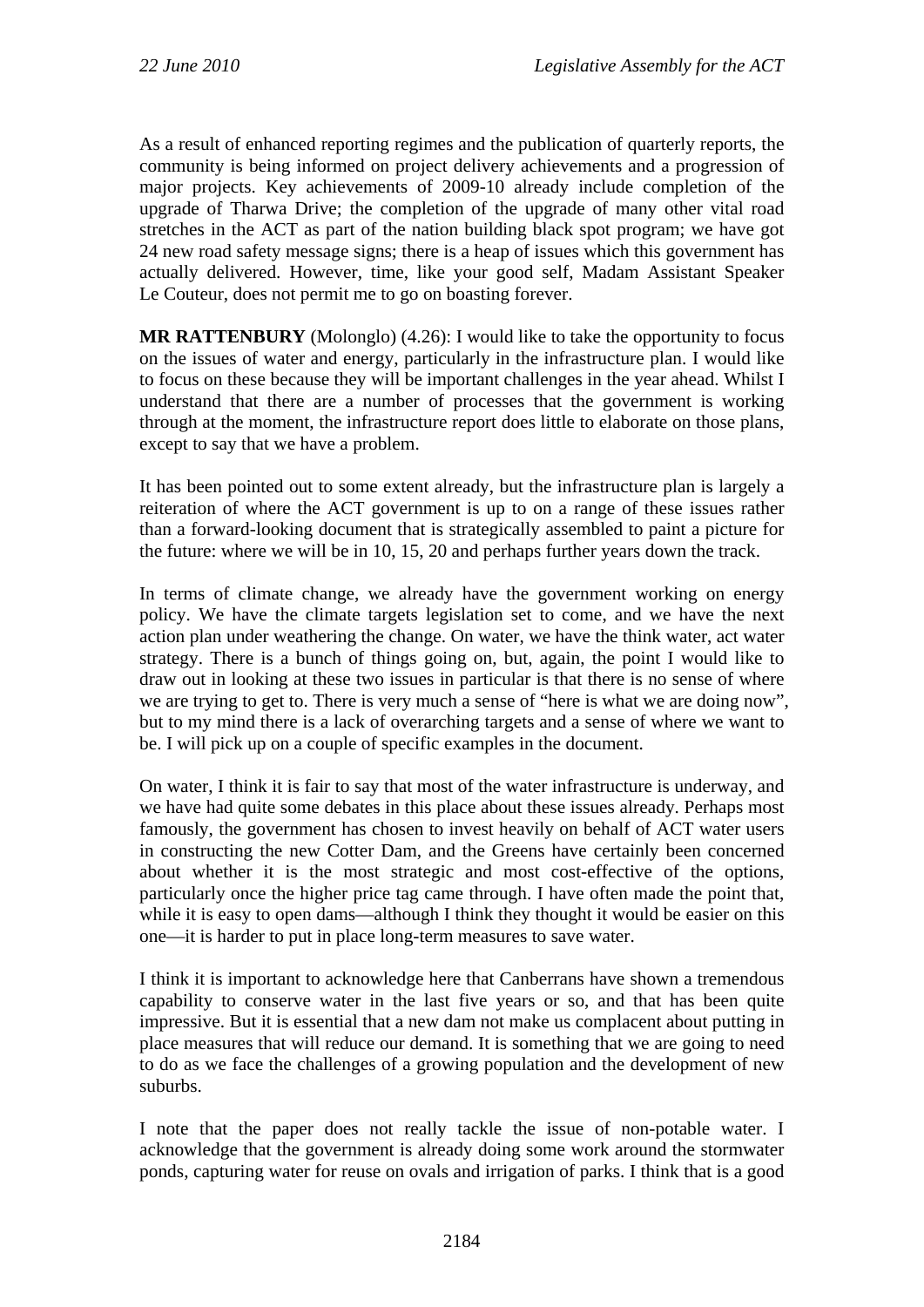As a result of enhanced reporting regimes and the publication of quarterly reports, the community is being informed on project delivery achievements and a progression of major projects. Key achievements of 2009-10 already include completion of the upgrade of Tharwa Drive; the completion of the upgrade of many other vital road stretches in the ACT as part of the nation building black spot program; we have got 24 new road safety message signs; there is a heap of issues which this government has actually delivered. However, time, like your good self, Madam Assistant Speaker Le Couteur, does not permit me to go on boasting forever.

**MR RATTENBURY** (Molonglo) (4.26): I would like to take the opportunity to focus on the issues of water and energy, particularly in the infrastructure plan. I would like to focus on these because they will be important challenges in the year ahead. Whilst I understand that there are a number of processes that the government is working through at the moment, the infrastructure report does little to elaborate on those plans, except to say that we have a problem.

It has been pointed out to some extent already, but the infrastructure plan is largely a reiteration of where the ACT government is up to on a range of these issues rather than a forward-looking document that is strategically assembled to paint a picture for the future: where we will be in 10, 15, 20 and perhaps further years down the track.

In terms of climate change, we already have the government working on energy policy. We have the climate targets legislation set to come, and we have the next action plan under weathering the change. On water, we have the think water, act water strategy. There is a bunch of things going on, but, again, the point I would like to draw out in looking at these two issues in particular is that there is no sense of where we are trying to get to. There is very much a sense of "here is what we are doing now", but to my mind there is a lack of overarching targets and a sense of where we want to be. I will pick up on a couple of specific examples in the document.

On water, I think it is fair to say that most of the water infrastructure is underway, and we have had quite some debates in this place about these issues already. Perhaps most famously, the government has chosen to invest heavily on behalf of ACT water users in constructing the new Cotter Dam, and the Greens have certainly been concerned about whether it is the most strategic and most cost-effective of the options, particularly once the higher price tag came through. I have often made the point that, while it is easy to open dams—although I think they thought it would be easier on this one—it is harder to put in place long-term measures to save water.

I think it is important to acknowledge here that Canberrans have shown a tremendous capability to conserve water in the last five years or so, and that has been quite impressive. But it is essential that a new dam not make us complacent about putting in place measures that will reduce our demand. It is something that we are going to need to do as we face the challenges of a growing population and the development of new suburbs.

I note that the paper does not really tackle the issue of non-potable water. I acknowledge that the government is already doing some work around the stormwater ponds, capturing water for reuse on ovals and irrigation of parks. I think that is a good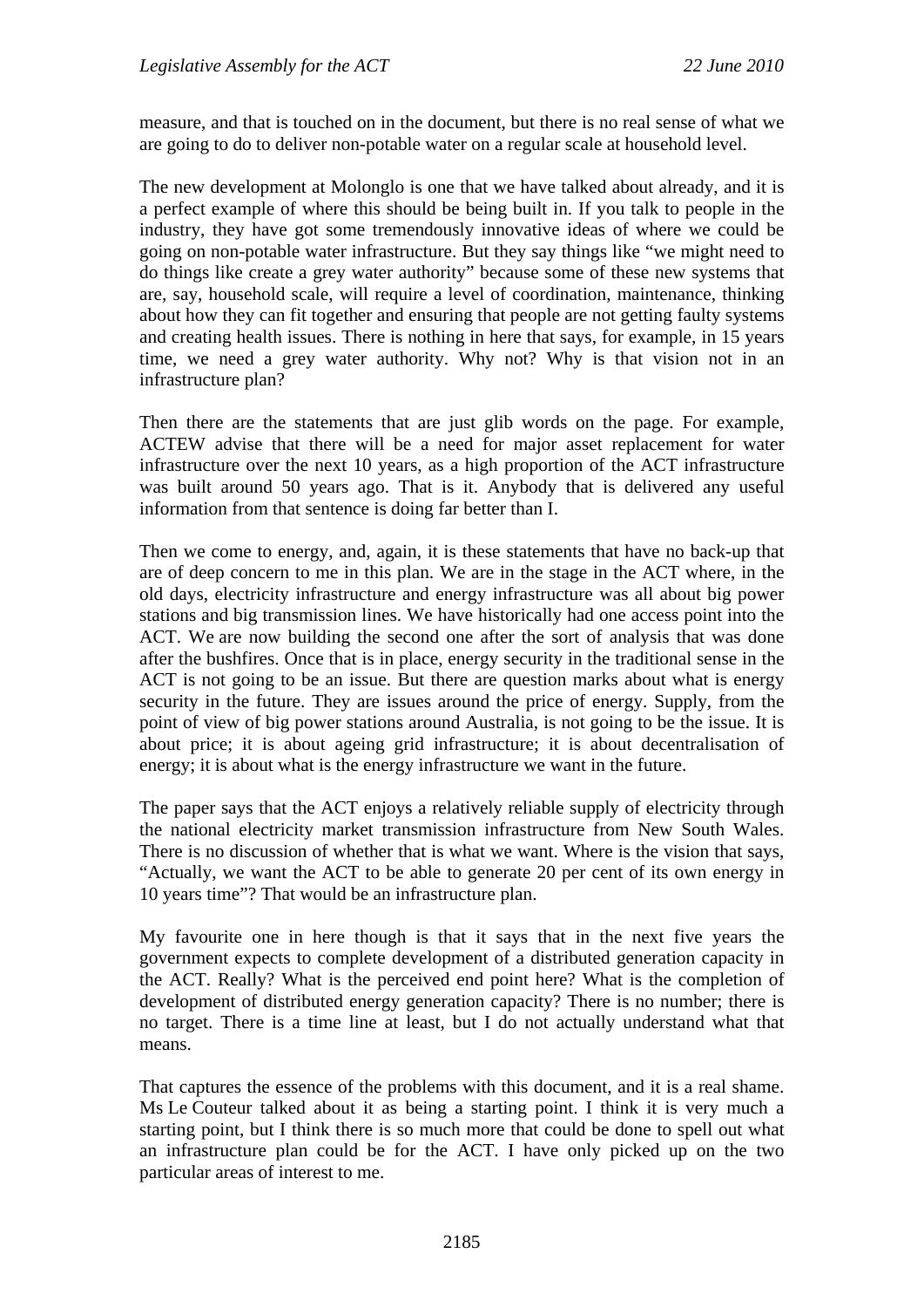measure, and that is touched on in the document, but there is no real sense of what we are going to do to deliver non-potable water on a regular scale at household level.

The new development at Molonglo is one that we have talked about already, and it is a perfect example of where this should be being built in. If you talk to people in the industry, they have got some tremendously innovative ideas of where we could be going on non-potable water infrastructure. But they say things like "we might need to do things like create a grey water authority" because some of these new systems that are, say, household scale, will require a level of coordination, maintenance, thinking about how they can fit together and ensuring that people are not getting faulty systems and creating health issues. There is nothing in here that says, for example, in 15 years time, we need a grey water authority. Why not? Why is that vision not in an infrastructure plan?

Then there are the statements that are just glib words on the page. For example, ACTEW advise that there will be a need for major asset replacement for water infrastructure over the next 10 years, as a high proportion of the ACT infrastructure was built around 50 years ago. That is it. Anybody that is delivered any useful information from that sentence is doing far better than I.

Then we come to energy, and, again, it is these statements that have no back-up that are of deep concern to me in this plan. We are in the stage in the ACT where, in the old days, electricity infrastructure and energy infrastructure was all about big power stations and big transmission lines. We have historically had one access point into the ACT. We are now building the second one after the sort of analysis that was done after the bushfires. Once that is in place, energy security in the traditional sense in the ACT is not going to be an issue. But there are question marks about what is energy security in the future. They are issues around the price of energy. Supply, from the point of view of big power stations around Australia, is not going to be the issue. It is about price; it is about ageing grid infrastructure; it is about decentralisation of energy; it is about what is the energy infrastructure we want in the future.

The paper says that the ACT enjoys a relatively reliable supply of electricity through the national electricity market transmission infrastructure from New South Wales. There is no discussion of whether that is what we want. Where is the vision that says, "Actually, we want the ACT to be able to generate 20 per cent of its own energy in 10 years time"? That would be an infrastructure plan.

My favourite one in here though is that it says that in the next five years the government expects to complete development of a distributed generation capacity in the ACT. Really? What is the perceived end point here? What is the completion of development of distributed energy generation capacity? There is no number; there is no target. There is a time line at least, but I do not actually understand what that means.

That captures the essence of the problems with this document, and it is a real shame. Ms Le Couteur talked about it as being a starting point. I think it is very much a starting point, but I think there is so much more that could be done to spell out what an infrastructure plan could be for the ACT. I have only picked up on the two particular areas of interest to me.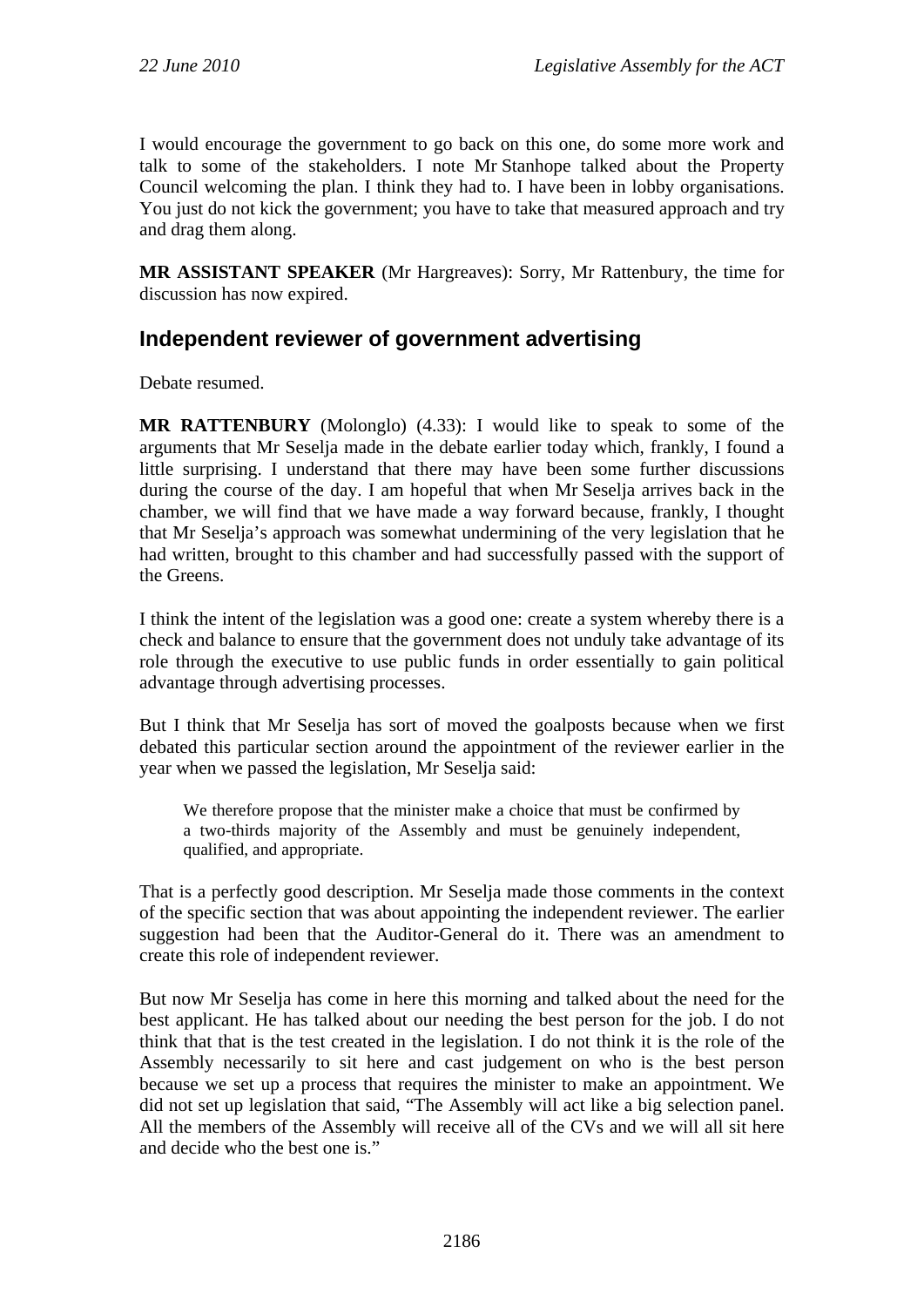I would encourage the government to go back on this one, do some more work and talk to some of the stakeholders. I note Mr Stanhope talked about the Property Council welcoming the plan. I think they had to. I have been in lobby organisations. You just do not kick the government; you have to take that measured approach and try and drag them along.

**MR ASSISTANT SPEAKER** (Mr Hargreaves): Sorry, Mr Rattenbury, the time for discussion has now expired.

## Independent reviewer of government advertising

Debate resumed.

**MR RATTENBURY** (Molonglo) (4.33): I would like to speak to some of the arguments that Mr Seselja made in the debate earlier today which, frankly, I found a little surprising. I understand that there may have been some further discussions during the course of the day. I am hopeful that when Mr Seselja arrives back in the chamber, we will find that we have made a way forward because, frankly, I thought that Mr Seselja's approach was somewhat undermining of the very legislation that he had written, brought to this chamber and had successfully passed with the support of the Greens.

I think the intent of the legislation was a good one: create a system whereby there is a check and balance to ensure that the government does not unduly take advantage of its role through the executive to use public funds in order essentially to gain political advantage through advertising processes.

But I think that Mr Seselja has sort of moved the goalposts because when we first debated this particular section around the appointment of the reviewer earlier in the year when we passed the legislation, Mr Seselja said:

> We therefore propose that the minister make a choice that must be confirmed by a two-thirds majority of the Assembly and must be genuinely independent, qualified, and appropriate.

That is a perfectly good description. Mr Seselja made those comments in the context of the specific section that was about appointing the independent reviewer. The earlier suggestion had been that the Auditor-General do it. There was an amendment to create this role of independent reviewer.

But now Mr Seselja has come in here this morning and talked about the need for the best applicant. He has talked about our needing the best person for the job. I do not think that that is the test created in the legislation. I do not think it is the role of the Assembly necessarily to sit here and cast judgement on who is the best person because we set up a process that requires the minister to make an appointment. We did not set up legislation that said, "The Assembly will act like a big selection panel. All the members of the Assembly will receive all of the CVs and we will all sit here and decide who the best one is."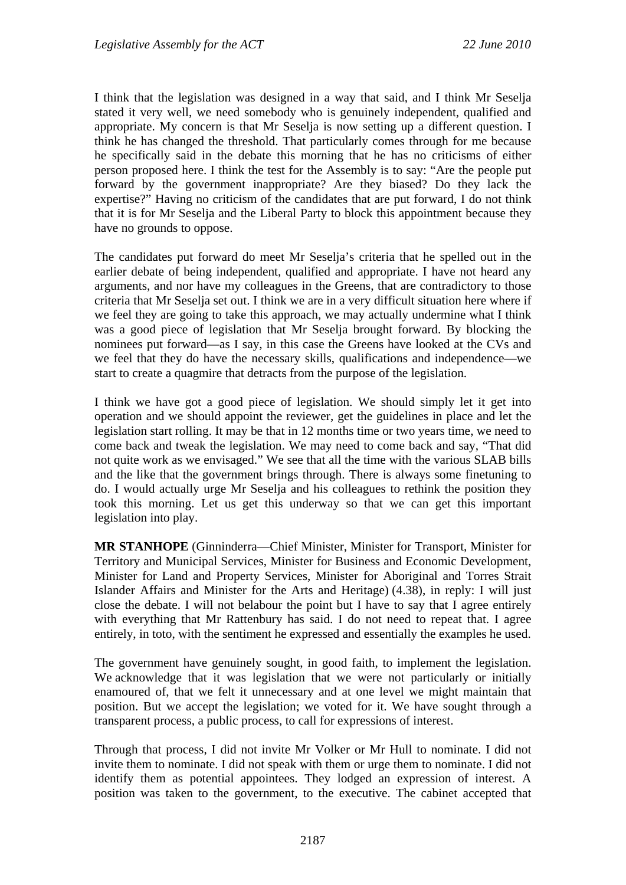I think that the legislation was designed in a way that said, and I think Mr Seselja stated it very well, we need somebody who is genuinely independent, qualified and appropriate. My concern is that Mr Seselja is now setting up a different question. I think he has changed the threshold. That particularly comes through for me because he specifically said in the debate this morning that he has no criticisms of either person proposed here. I think the test for the Assembly is to say: "Are the people put forward by the government inappropriate? Are they biased? Do they lack the expertise?" Having no criticism of the candidates that are put forward, I do not think that it is for Mr Seselja and the Liberal Party to block this appointment because they have no grounds to oppose.

The candidates put forward do meet Mr Seselja's criteria that he spelled out in the earlier debate of being independent, qualified and appropriate. I have not heard any arguments, and nor have my colleagues in the Greens, that are contradictory to those criteria that Mr Seselja set out. I think we are in a very difficult situation here where if we feel they are going to take this approach, we may actually undermine what I think was a good piece of legislation that Mr Seselja brought forward. By blocking the nominees put forward—as I say, in this case the Greens have looked at the CVs and we feel that they do have the necessary skills, qualifications and independence—we start to create a quagmire that detracts from the purpose of the legislation.

I think we have got a good piece of legislation. We should simply let it get into operation and we should appoint the reviewer, get the guidelines in place and let the legislation start rolling. It may be that in 12 months time or two years time, we need to come back and tweak the legislation. We may need to come back and say, "That did not quite work as we envisaged." We see that all the time with the various SLAB bills and the like that the government brings through. There is always some finetuning to do. I would actually urge Mr Seselja and his colleagues to rethink the position they took this morning. Let us get this underway so that we can get this important legislation into play.

**MR STANHOPE** (Ginninderra—Chief Minister, Minister for Transport, Minister for Territory and Municipal Services, Minister for Business and Economic Development, Minister for Land and Property Services, Minister for Aboriginal and Torres Strait Islander Affairs and Minister for the Arts and Heritage) (4.38), in reply: I will just close the debate. I will not belabour the point but I have to say that I agree entirely with everything that Mr Rattenbury has said. I do not need to repeat that. I agree entirely, in toto, with the sentiment he expressed and essentially the examples he used.

The government have genuinely sought, in good faith, to implement the legislation. We acknowledge that it was legislation that we were not particularly or initially enamoured of, that we felt it unnecessary and at one level we might maintain that position. But we accept the legislation; we voted for it. We have sought through a transparent process, a public process, to call for expressions of interest.

Through that process, I did not invite Mr Volker or Mr Hull to nominate. I did not invite them to nominate. I did not speak with them or urge them to nominate. I did not identify them as potential appointees. They lodged an expression of interest. A position was taken to the government, to the executive. The cabinet accepted that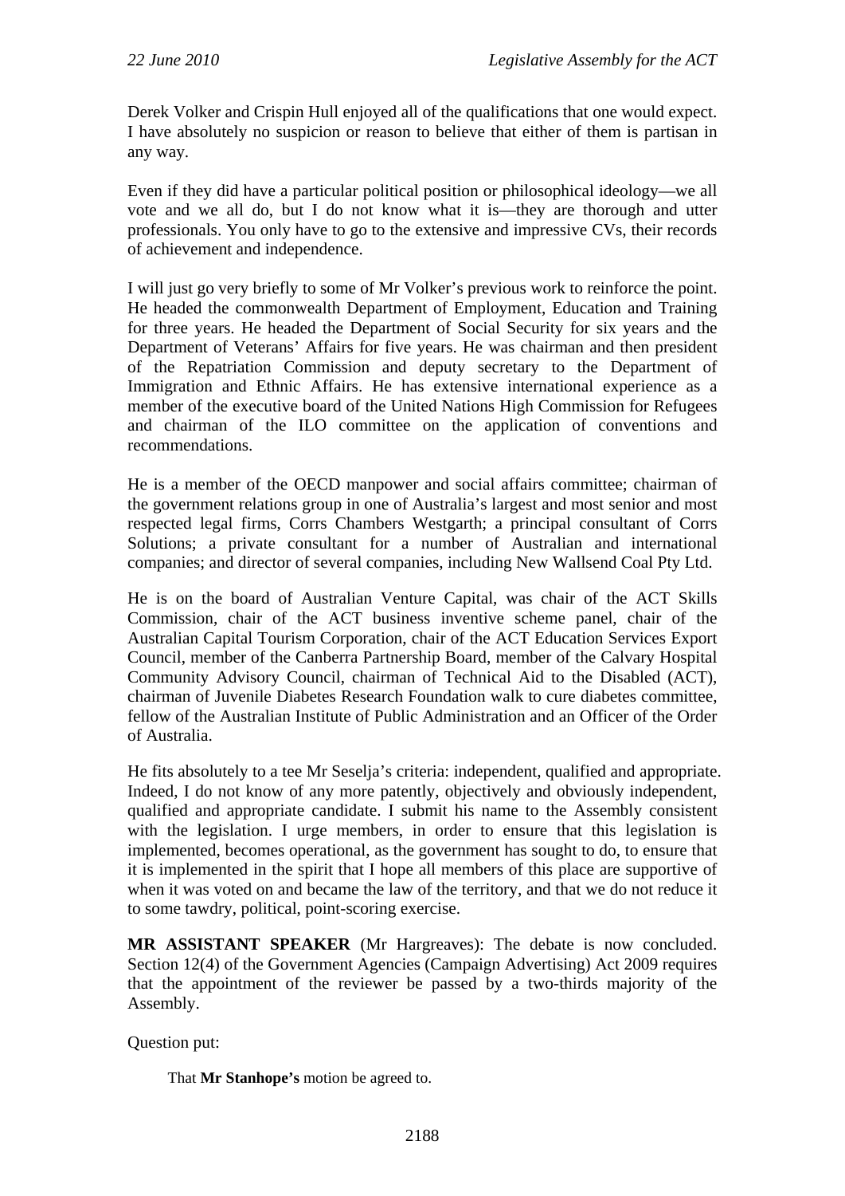Derek Volker and Crispin Hull enjoyed all of the qualifications that one would expect. I have absolutely no suspicion or reason to believe that either of them is partisan in any way.

Even if they did have a particular political position or philosophical ideology—we all vote and we all do, but I do not know what it is—they are thorough and utter professionals. You only have to go to the extensive and impressive CVs, their records of achievement and independence.

I will just go very briefly to some of Mr Volker's previous work to reinforce the point. He headed the commonwealth Department of Employment, Education and Training for three years. He headed the Department of Social Security for six years and the Department of Veterans' Affairs for five years. He was chairman and then president of the Repatriation Commission and deputy secretary to the Department of Immigration and Ethnic Affairs. He has extensive international experience as a member of the executive board of the United Nations High Commission for Refugees and chairman of the ILO committee on the application of conventions and recommendations.

He is a member of the OECD manpower and social affairs committee; chairman of the government relations group in one of Australia's largest and most senior and most respected legal firms, Corrs Chambers Westgarth; a principal consultant of Corrs Solutions; a private consultant for a number of Australian and international companies; and director of several companies, including New Wallsend Coal Pty Ltd.

He is on the board of Australian Venture Capital, was chair of the ACT Skills Commission, chair of the ACT business inventive scheme panel, chair of the Australian Capital Tourism Corporation, chair of the ACT Education Services Export Council, member of the Canberra Partnership Board, member of the Calvary Hospital Community Advisory Council, chairman of Technical Aid to the Disabled (ACT), chairman of Juvenile Diabetes Research Foundation walk to cure diabetes committee, fellow of the Australian Institute of Public Administration and an Officer of the Order of Australia.

He fits absolutely to a tee Mr Seselja's criteria: independent, qualified and appropriate. Indeed, I do not know of any more patently, objectively and obviously independent, qualified and appropriate candidate. I submit his name to the Assembly consistent with the legislation. I urge members, in order to ensure that this legislation is implemented, becomes operational, as the government has sought to do, to ensure that it is implemented in the spirit that I hope all members of this place are supportive of when it was voted on and became the law of the territory, and that we do not reduce it to some tawdry, political, point-scoring exercise.

**MR ASSISTANT SPEAKER** (Mr Hargreaves): The debate is now concluded. Section 12(4) of the Government Agencies (Campaign Advertising) Act 2009 requires that the appointment of the reviewer be passed by a two-thirds majority of the Assembly.

Question put:

> That **Mr Stanhope's** motion be agreed to.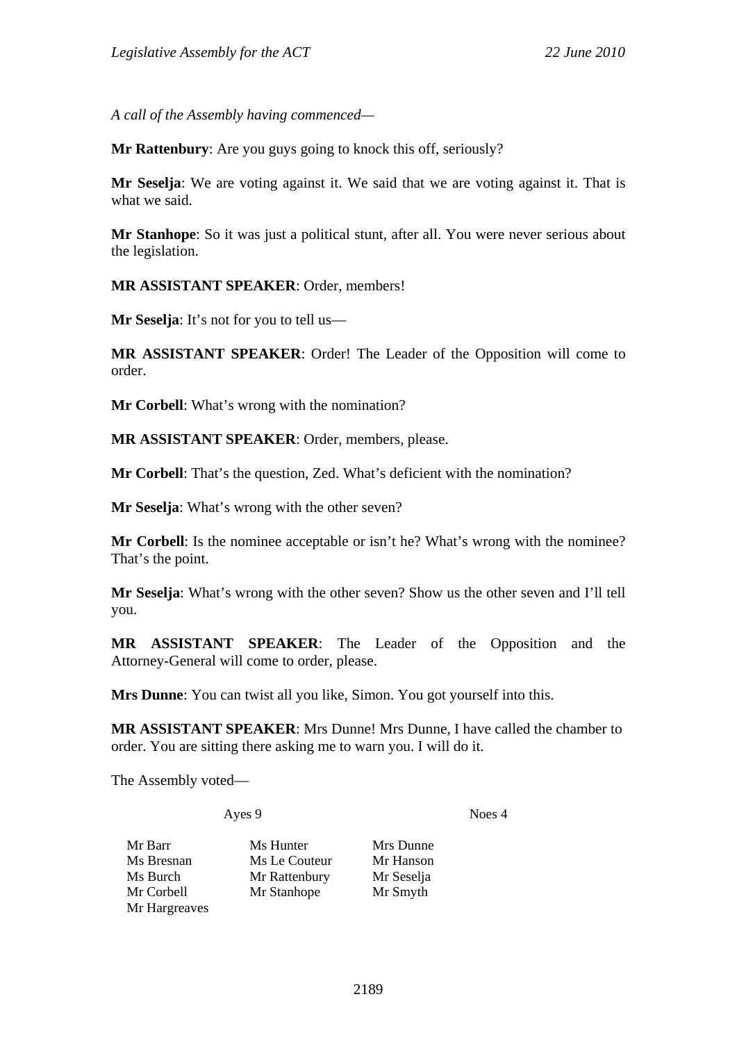*A call of the Assembly having commenced—*

**Mr Rattenbury**: Are you guys going to knock this off, seriously?

**Mr Seselja**: We are voting against it. We said that we are voting against it. That is what we said.

**Mr Stanhope**: So it was just a political stunt, after all. You were never serious about the legislation.

**MR ASSISTANT SPEAKER**: Order, members!

**Mr Seselja**: It's not for you to tell us—

**MR ASSISTANT SPEAKER**: Order! The Leader of the Opposition will come to order.

**Mr Corbell**: What's wrong with the nomination?

**MR ASSISTANT SPEAKER**: Order, members, please.

**Mr Corbell**: That's the question, Zed. What's deficient with the nomination?

**Mr Seselja**: What's wrong with the other seven?

**Mr Corbell**: Is the nominee acceptable or isn't he? What's wrong with the nominee? That's the point.

**Mr Seselja**: What's wrong with the other seven? Show us the other seven and I'll tell you.

**MR ASSISTANT SPEAKER**: The Leader of the Opposition and the Attorney-General will come to order, please.

**Mrs Dunne**: You can twist all you like, Simon. You got yourself into this.

**MR ASSISTANT SPEAKER**: Mrs Dunne! Mrs Dunne, I have called the chamber to order. You are sitting there asking me to warn you. I will do it.

The Assembly voted—

| Ayes 9 | | Noes 4 |
|---|---|---|
| Mr Barr | Ms Hunter | Mrs Dunne |
| Ms Bresnan | Ms Le Couteur | Mr Hanson |
| Ms Burch | Mr Rattenbury | Mr Seselja |
| Mr Corbell | Mr Stanhope | Mr Smyth |
| Mr Hargreaves | | |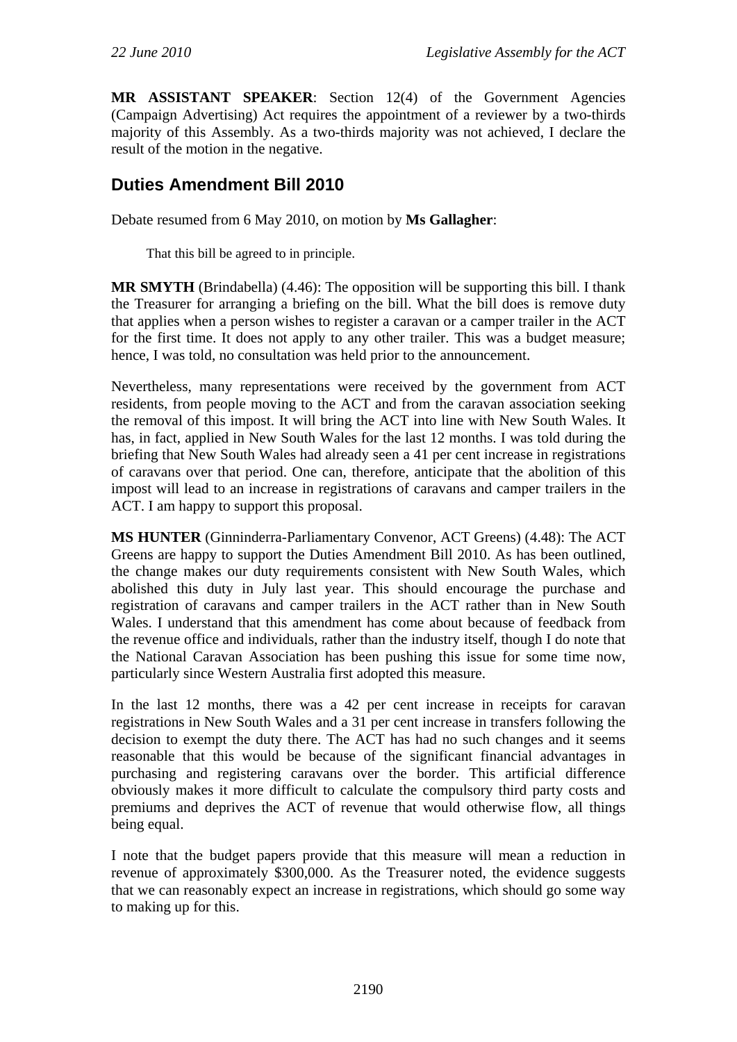**MR ASSISTANT SPEAKER**: Section 12(4) of the Government Agencies (Campaign Advertising) Act requires the appointment of a reviewer by a two-thirds majority of this Assembly. As a two-thirds majority was not achieved, I declare the result of the motion in the negative.

## Duties Amendment Bill 2010

Debate resumed from 6 May 2010, on motion by **Ms Gallagher**:

> That this bill be agreed to in principle.

**MR SMYTH** (Brindabella) (4.46): The opposition will be supporting this bill. I thank the Treasurer for arranging a briefing on the bill. What the bill does is remove duty that applies when a person wishes to register a caravan or a camper trailer in the ACT for the first time. It does not apply to any other trailer. This was a budget measure; hence, I was told, no consultation was held prior to the announcement.

Nevertheless, many representations were received by the government from ACT residents, from people moving to the ACT and from the caravan association seeking the removal of this impost. It will bring the ACT into line with New South Wales. It has, in fact, applied in New South Wales for the last 12 months. I was told during the briefing that New South Wales had already seen a 41 per cent increase in registrations of caravans over that period. One can, therefore, anticipate that the abolition of this impost will lead to an increase in registrations of caravans and camper trailers in the ACT. I am happy to support this proposal.

**MS HUNTER** (Ginninderra-Parliamentary Convenor, ACT Greens) (4.48): The ACT Greens are happy to support the Duties Amendment Bill 2010. As has been outlined, the change makes our duty requirements consistent with New South Wales, which abolished this duty in July last year. This should encourage the purchase and registration of caravans and camper trailers in the ACT rather than in New South Wales. I understand that this amendment has come about because of feedback from the revenue office and individuals, rather than the industry itself, though I do note that the National Caravan Association has been pushing this issue for some time now, particularly since Western Australia first adopted this measure.

In the last 12 months, there was a 42 per cent increase in receipts for caravan registrations in New South Wales and a 31 per cent increase in transfers following the decision to exempt the duty there. The ACT has had no such changes and it seems reasonable that this would be because of the significant financial advantages in purchasing and registering caravans over the border. This artificial difference obviously makes it more difficult to calculate the compulsory third party costs and premiums and deprives the ACT of revenue that would otherwise flow, all things being equal.

I note that the budget papers provide that this measure will mean a reduction in revenue of approximately $300,000. As the Treasurer noted, the evidence suggests that we can reasonably expect an increase in registrations, which should go some way to making up for this.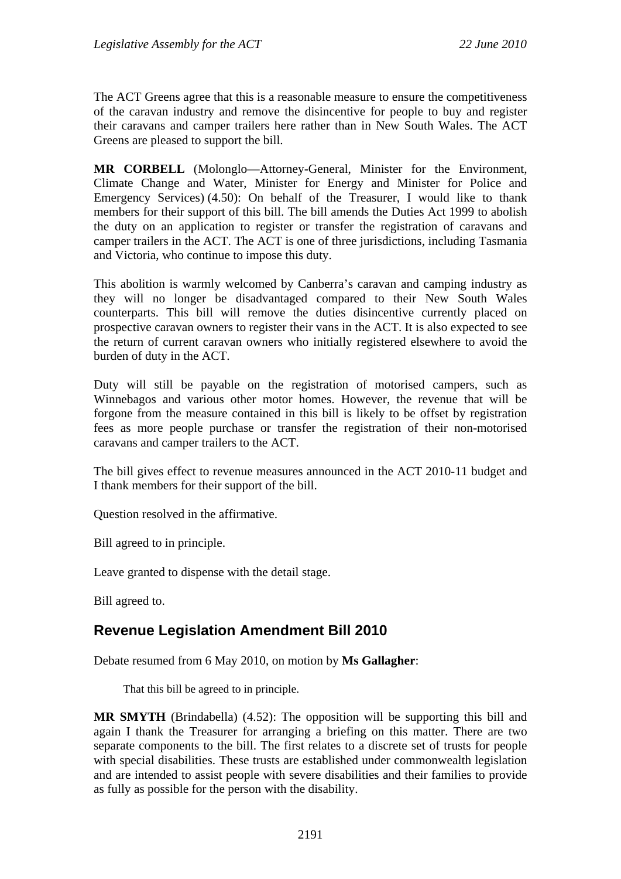The ACT Greens agree that this is a reasonable measure to ensure the competitiveness of the caravan industry and remove the disincentive for people to buy and register their caravans and camper trailers here rather than in New South Wales. The ACT Greens are pleased to support the bill.

**MR CORBELL** (Molonglo—Attorney-General, Minister for the Environment, Climate Change and Water, Minister for Energy and Minister for Police and Emergency Services) (4.50): On behalf of the Treasurer, I would like to thank members for their support of this bill. The bill amends the Duties Act 1999 to abolish the duty on an application to register or transfer the registration of caravans and camper trailers in the ACT. The ACT is one of three jurisdictions, including Tasmania and Victoria, who continue to impose this duty.

This abolition is warmly welcomed by Canberra's caravan and camping industry as they will no longer be disadvantaged compared to their New South Wales counterparts. This bill will remove the duties disincentive currently placed on prospective caravan owners to register their vans in the ACT. It is also expected to see the return of current caravan owners who initially registered elsewhere to avoid the burden of duty in the ACT.

Duty will still be payable on the registration of motorised campers, such as Winnebagos and various other motor homes. However, the revenue that will be forgone from the measure contained in this bill is likely to be offset by registration fees as more people purchase or transfer the registration of their non-motorised caravans and camper trailers to the ACT.

The bill gives effect to revenue measures announced in the ACT 2010-11 budget and I thank members for their support of the bill.

Question resolved in the affirmative.

Bill agreed to in principle.

Leave granted to dispense with the detail stage.

Bill agreed to.

## Revenue Legislation Amendment Bill 2010

Debate resumed from 6 May 2010, on motion by **Ms Gallagher**:

> That this bill be agreed to in principle.

**MR SMYTH** (Brindabella) (4.52): The opposition will be supporting this bill and again I thank the Treasurer for arranging a briefing on this matter. There are two separate components to the bill. The first relates to a discrete set of trusts for people with special disabilities. These trusts are established under commonwealth legislation and are intended to assist people with severe disabilities and their families to provide as fully as possible for the person with the disability.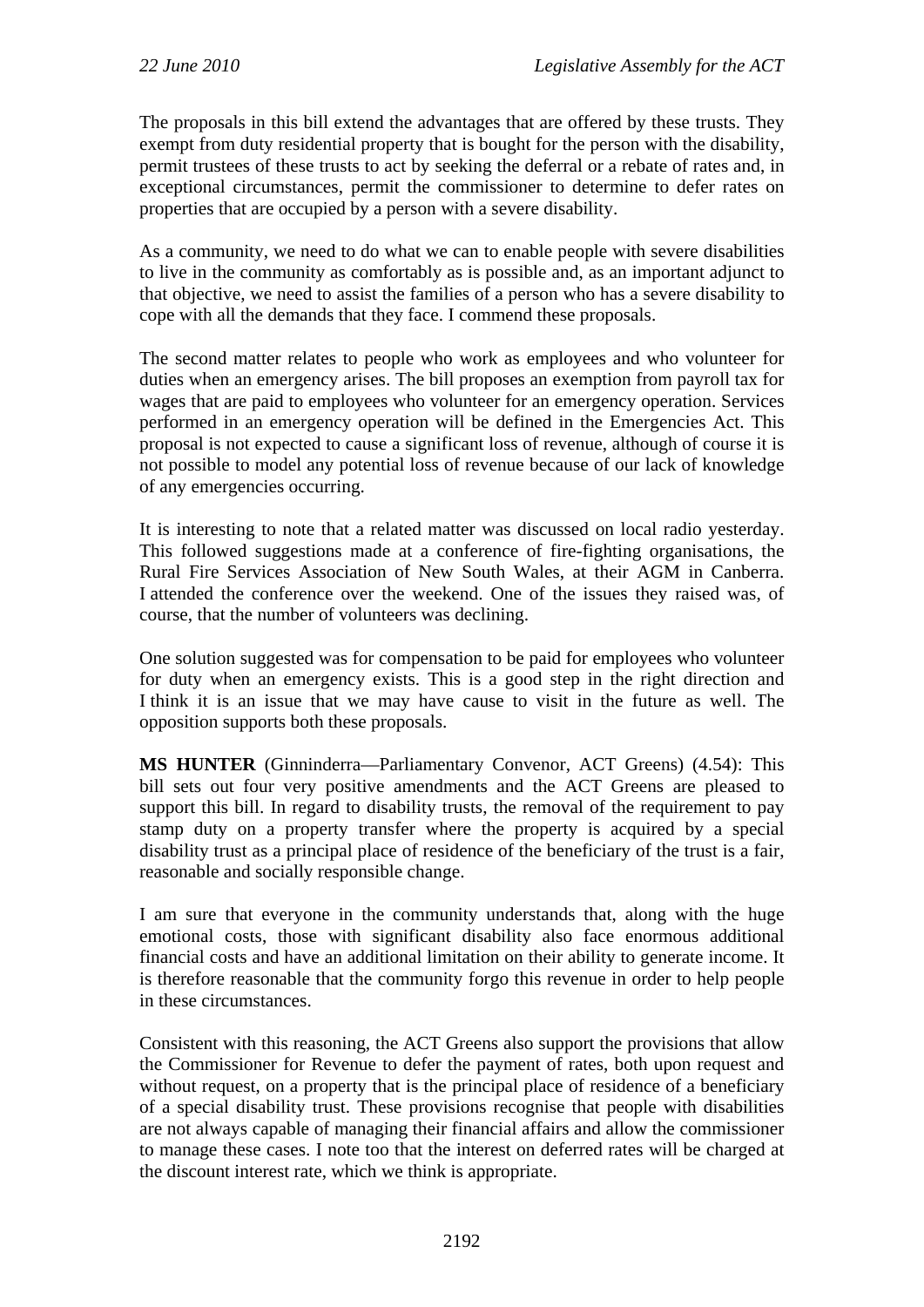The proposals in this bill extend the advantages that are offered by these trusts. They exempt from duty residential property that is bought for the person with the disability, permit trustees of these trusts to act by seeking the deferral or a rebate of rates and, in exceptional circumstances, permit the commissioner to determine to defer rates on properties that are occupied by a person with a severe disability.

As a community, we need to do what we can to enable people with severe disabilities to live in the community as comfortably as is possible and, as an important adjunct to that objective, we need to assist the families of a person who has a severe disability to cope with all the demands that they face. I commend these proposals.

The second matter relates to people who work as employees and who volunteer for duties when an emergency arises. The bill proposes an exemption from payroll tax for wages that are paid to employees who volunteer for an emergency operation. Services performed in an emergency operation will be defined in the Emergencies Act. This proposal is not expected to cause a significant loss of revenue, although of course it is not possible to model any potential loss of revenue because of our lack of knowledge of any emergencies occurring.

It is interesting to note that a related matter was discussed on local radio yesterday. This followed suggestions made at a conference of fire-fighting organisations, the Rural Fire Services Association of New South Wales, at their AGM in Canberra. I attended the conference over the weekend. One of the issues they raised was, of course, that the number of volunteers was declining.

One solution suggested was for compensation to be paid for employees who volunteer for duty when an emergency exists. This is a good step in the right direction and I think it is an issue that we may have cause to visit in the future as well. The opposition supports both these proposals.

**MS HUNTER** (Ginninderra—Parliamentary Convenor, ACT Greens) (4.54): This bill sets out four very positive amendments and the ACT Greens are pleased to support this bill. In regard to disability trusts, the removal of the requirement to pay stamp duty on a property transfer where the property is acquired by a special disability trust as a principal place of residence of the beneficiary of the trust is a fair, reasonable and socially responsible change.

I am sure that everyone in the community understands that, along with the huge emotional costs, those with significant disability also face enormous additional financial costs and have an additional limitation on their ability to generate income. It is therefore reasonable that the community forgo this revenue in order to help people in these circumstances.

Consistent with this reasoning, the ACT Greens also support the provisions that allow the Commissioner for Revenue to defer the payment of rates, both upon request and without request, on a property that is the principal place of residence of a beneficiary of a special disability trust. These provisions recognise that people with disabilities are not always capable of managing their financial affairs and allow the commissioner to manage these cases. I note too that the interest on deferred rates will be charged at the discount interest rate, which we think is appropriate.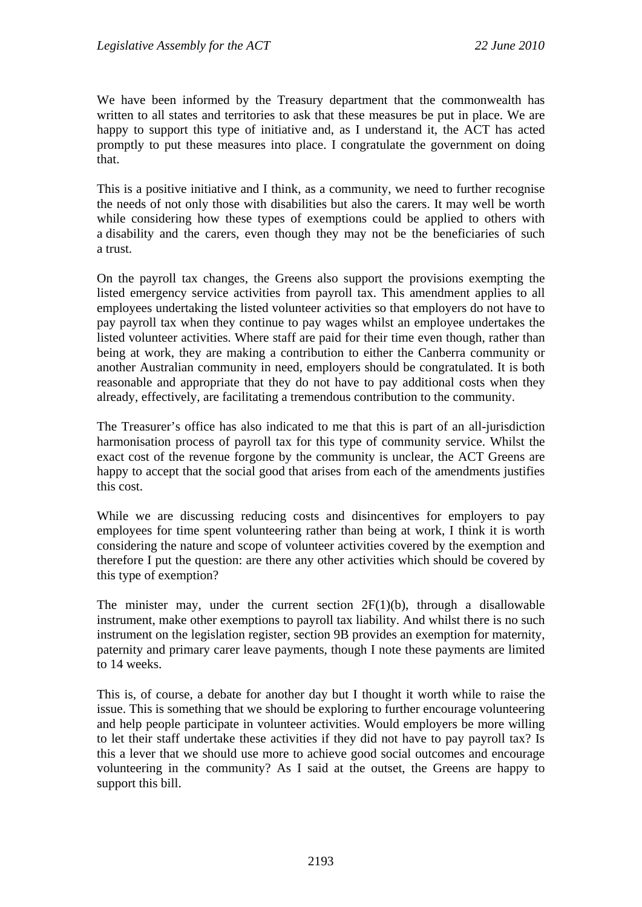We have been informed by the Treasury department that the commonwealth has written to all states and territories to ask that these measures be put in place. We are happy to support this type of initiative and, as I understand it, the ACT has acted promptly to put these measures into place. I congratulate the government on doing that.

This is a positive initiative and I think, as a community, we need to further recognise the needs of not only those with disabilities but also the carers. It may well be worth while considering how these types of exemptions could be applied to others with a disability and the carers, even though they may not be the beneficiaries of such a trust.

On the payroll tax changes, the Greens also support the provisions exempting the listed emergency service activities from payroll tax. This amendment applies to all employees undertaking the listed volunteer activities so that employers do not have to pay payroll tax when they continue to pay wages whilst an employee undertakes the listed volunteer activities. Where staff are paid for their time even though, rather than being at work, they are making a contribution to either the Canberra community or another Australian community in need, employers should be congratulated. It is both reasonable and appropriate that they do not have to pay additional costs when they already, effectively, are facilitating a tremendous contribution to the community.

The Treasurer's office has also indicated to me that this is part of an all-jurisdiction harmonisation process of payroll tax for this type of community service. Whilst the exact cost of the revenue forgone by the community is unclear, the ACT Greens are happy to accept that the social good that arises from each of the amendments justifies this cost.

While we are discussing reducing costs and disincentives for employers to pay employees for time spent volunteering rather than being at work, I think it is worth considering the nature and scope of volunteer activities covered by the exemption and therefore I put the question: are there any other activities which should be covered by this type of exemption?

The minister may, under the current section 2F(1)(b), through a disallowable instrument, make other exemptions to payroll tax liability. And whilst there is no such instrument on the legislation register, section 9B provides an exemption for maternity, paternity and primary carer leave payments, though I note these payments are limited to 14 weeks.

This is, of course, a debate for another day but I thought it worth while to raise the issue. This is something that we should be exploring to further encourage volunteering and help people participate in volunteer activities. Would employers be more willing to let their staff undertake these activities if they did not have to pay payroll tax? Is this a lever that we should use more to achieve good social outcomes and encourage volunteering in the community? As I said at the outset, the Greens are happy to support this bill.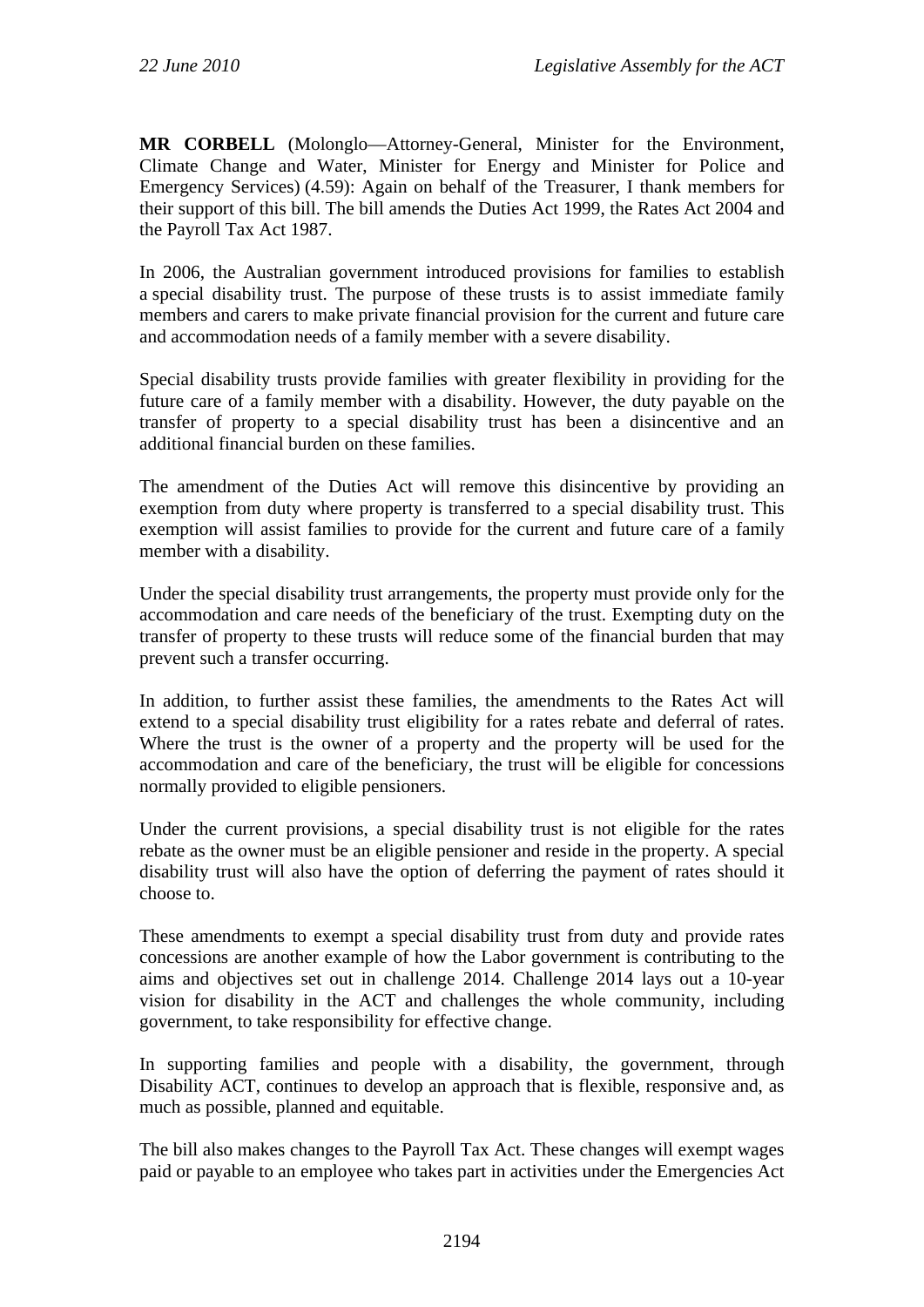**MR CORBELL** (Molonglo—Attorney-General, Minister for the Environment, Climate Change and Water, Minister for Energy and Minister for Police and Emergency Services) (4.59): Again on behalf of the Treasurer, I thank members for their support of this bill. The bill amends the Duties Act 1999, the Rates Act 2004 and the Payroll Tax Act 1987.

In 2006, the Australian government introduced provisions for families to establish a special disability trust. The purpose of these trusts is to assist immediate family members and carers to make private financial provision for the current and future care and accommodation needs of a family member with a severe disability.

Special disability trusts provide families with greater flexibility in providing for the future care of a family member with a disability. However, the duty payable on the transfer of property to a special disability trust has been a disincentive and an additional financial burden on these families.

The amendment of the Duties Act will remove this disincentive by providing an exemption from duty where property is transferred to a special disability trust. This exemption will assist families to provide for the current and future care of a family member with a disability.

Under the special disability trust arrangements, the property must provide only for the accommodation and care needs of the beneficiary of the trust. Exempting duty on the transfer of property to these trusts will reduce some of the financial burden that may prevent such a transfer occurring.

In addition, to further assist these families, the amendments to the Rates Act will extend to a special disability trust eligibility for a rates rebate and deferral of rates. Where the trust is the owner of a property and the property will be used for the accommodation and care of the beneficiary, the trust will be eligible for concessions normally provided to eligible pensioners.

Under the current provisions, a special disability trust is not eligible for the rates rebate as the owner must be an eligible pensioner and reside in the property. A special disability trust will also have the option of deferring the payment of rates should it choose to.

These amendments to exempt a special disability trust from duty and provide rates concessions are another example of how the Labor government is contributing to the aims and objectives set out in challenge 2014. Challenge 2014 lays out a 10-year vision for disability in the ACT and challenges the whole community, including government, to take responsibility for effective change.

In supporting families and people with a disability, the government, through Disability ACT, continues to develop an approach that is flexible, responsive and, as much as possible, planned and equitable.

The bill also makes changes to the Payroll Tax Act. These changes will exempt wages paid or payable to an employee who takes part in activities under the Emergencies Act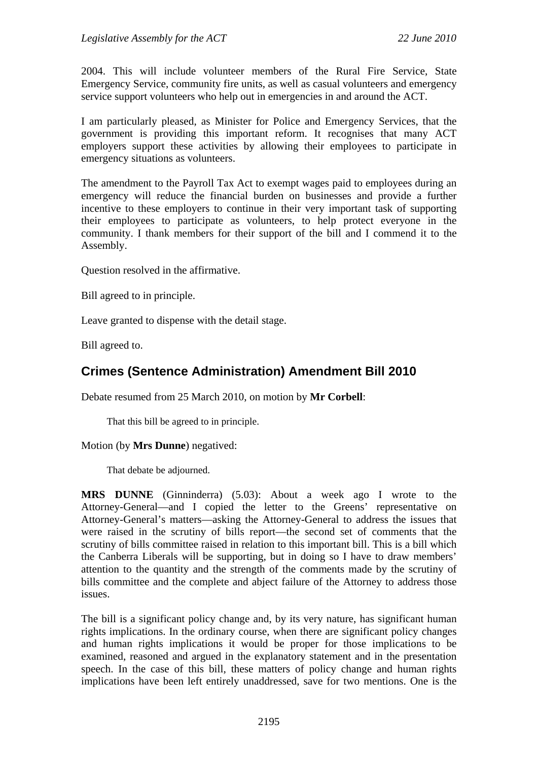2004. This will include volunteer members of the Rural Fire Service, State Emergency Service, community fire units, as well as casual volunteers and emergency service support volunteers who help out in emergencies in and around the ACT.

I am particularly pleased, as Minister for Police and Emergency Services, that the government is providing this important reform. It recognises that many ACT employers support these activities by allowing their employees to participate in emergency situations as volunteers.

The amendment to the Payroll Tax Act to exempt wages paid to employees during an emergency will reduce the financial burden on businesses and provide a further incentive to these employers to continue in their very important task of supporting their employees to participate as volunteers, to help protect everyone in the community. I thank members for their support of the bill and I commend it to the Assembly.

Question resolved in the affirmative.

Bill agreed to in principle.

Leave granted to dispense with the detail stage.

Bill agreed to.

## Crimes (Sentence Administration) Amendment Bill 2010

Debate resumed from 25 March 2010, on motion by **Mr Corbell**:

> That this bill be agreed to in principle.

Motion (by **Mrs Dunne**) negatived:

> That debate be adjourned.

**MRS DUNNE** (Ginninderra) (5.03): About a week ago I wrote to the Attorney-General—and I copied the letter to the Greens' representative on Attorney-General's matters—asking the Attorney-General to address the issues that were raised in the scrutiny of bills report—the second set of comments that the scrutiny of bills committee raised in relation to this important bill. This is a bill which the Canberra Liberals will be supporting, but in doing so I have to draw members' attention to the quantity and the strength of the comments made by the scrutiny of bills committee and the complete and abject failure of the Attorney to address those issues.

The bill is a significant policy change and, by its very nature, has significant human rights implications. In the ordinary course, when there are significant policy changes and human rights implications it would be proper for those implications to be examined, reasoned and argued in the explanatory statement and in the presentation speech. In the case of this bill, these matters of policy change and human rights implications have been left entirely unaddressed, save for two mentions. One is the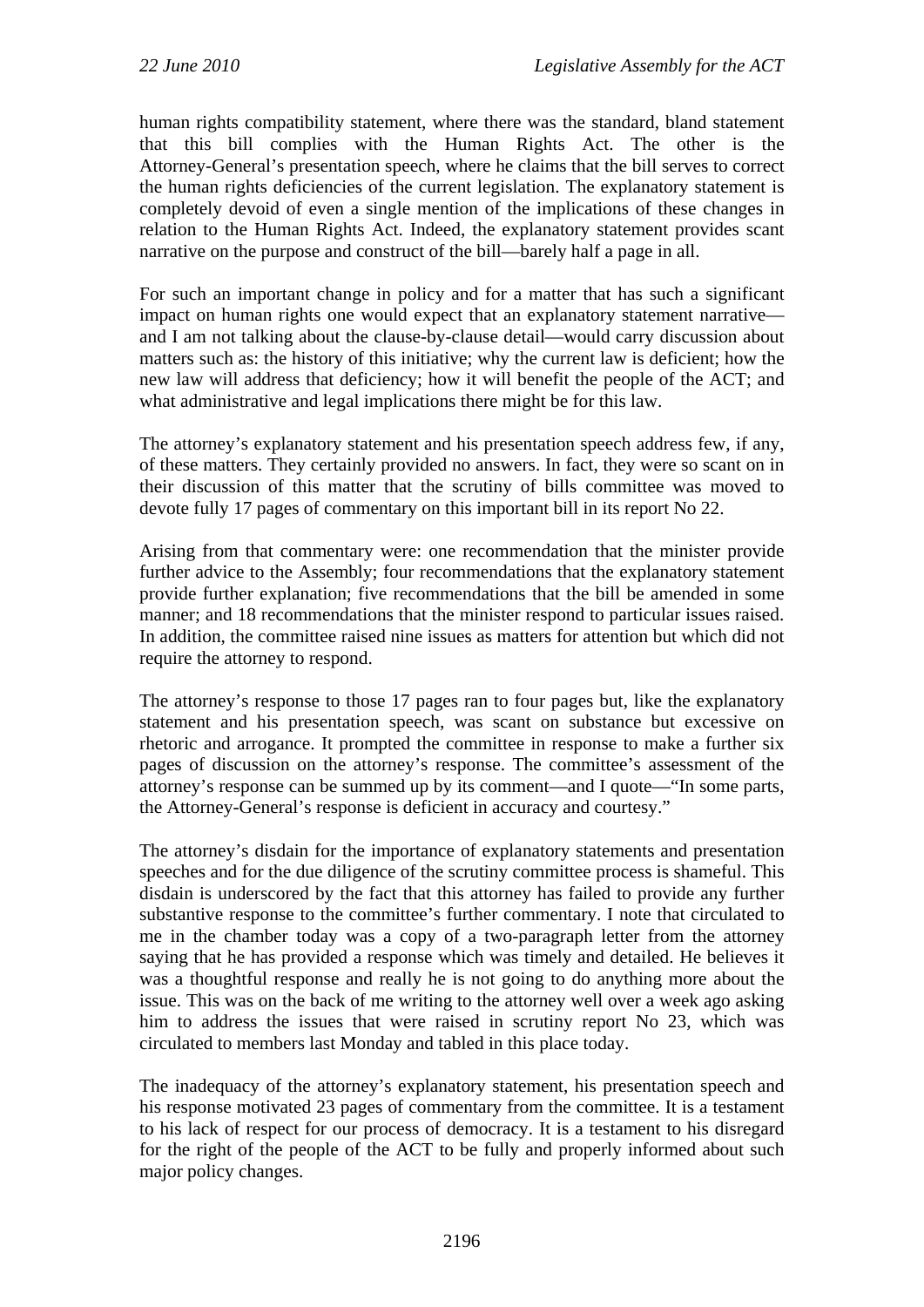human rights compatibility statement, where there was the standard, bland statement that this bill complies with the Human Rights Act. The other is the Attorney-General's presentation speech, where he claims that the bill serves to correct the human rights deficiencies of the current legislation. The explanatory statement is completely devoid of even a single mention of the implications of these changes in relation to the Human Rights Act. Indeed, the explanatory statement provides scant narrative on the purpose and construct of the bill—barely half a page in all.

For such an important change in policy and for a matter that has such a significant impact on human rights one would expect that an explanatory statement narrative—and I am not talking about the clause-by-clause detail—would carry discussion about matters such as: the history of this initiative; why the current law is deficient; how the new law will address that deficiency; how it will benefit the people of the ACT; and what administrative and legal implications there might be for this law.

The attorney's explanatory statement and his presentation speech address few, if any, of these matters. They certainly provided no answers. In fact, they were so scant on in their discussion of this matter that the scrutiny of bills committee was moved to devote fully 17 pages of commentary on this important bill in its report No 22.

Arising from that commentary were: one recommendation that the minister provide further advice to the Assembly; four recommendations that the explanatory statement provide further explanation; five recommendations that the bill be amended in some manner; and 18 recommendations that the minister respond to particular issues raised. In addition, the committee raised nine issues as matters for attention but which did not require the attorney to respond.

The attorney's response to those 17 pages ran to four pages but, like the explanatory statement and his presentation speech, was scant on substance but excessive on rhetoric and arrogance. It prompted the committee in response to make a further six pages of discussion on the attorney's response. The committee's assessment of the attorney's response can be summed up by its comment—and I quote—"In some parts, the Attorney-General's response is deficient in accuracy and courtesy."

The attorney's disdain for the importance of explanatory statements and presentation speeches and for the due diligence of the scrutiny committee process is shameful. This disdain is underscored by the fact that this attorney has failed to provide any further substantive response to the committee's further commentary. I note that circulated to me in the chamber today was a copy of a two-paragraph letter from the attorney saying that he has provided a response which was timely and detailed. He believes it was a thoughtful response and really he is not going to do anything more about the issue. This was on the back of me writing to the attorney well over a week ago asking him to address the issues that were raised in scrutiny report No 23, which was circulated to members last Monday and tabled in this place today.

The inadequacy of the attorney's explanatory statement, his presentation speech and his response motivated 23 pages of commentary from the committee. It is a testament to his lack of respect for our process of democracy. It is a testament to his disregard for the right of the people of the ACT to be fully and properly informed about such major policy changes.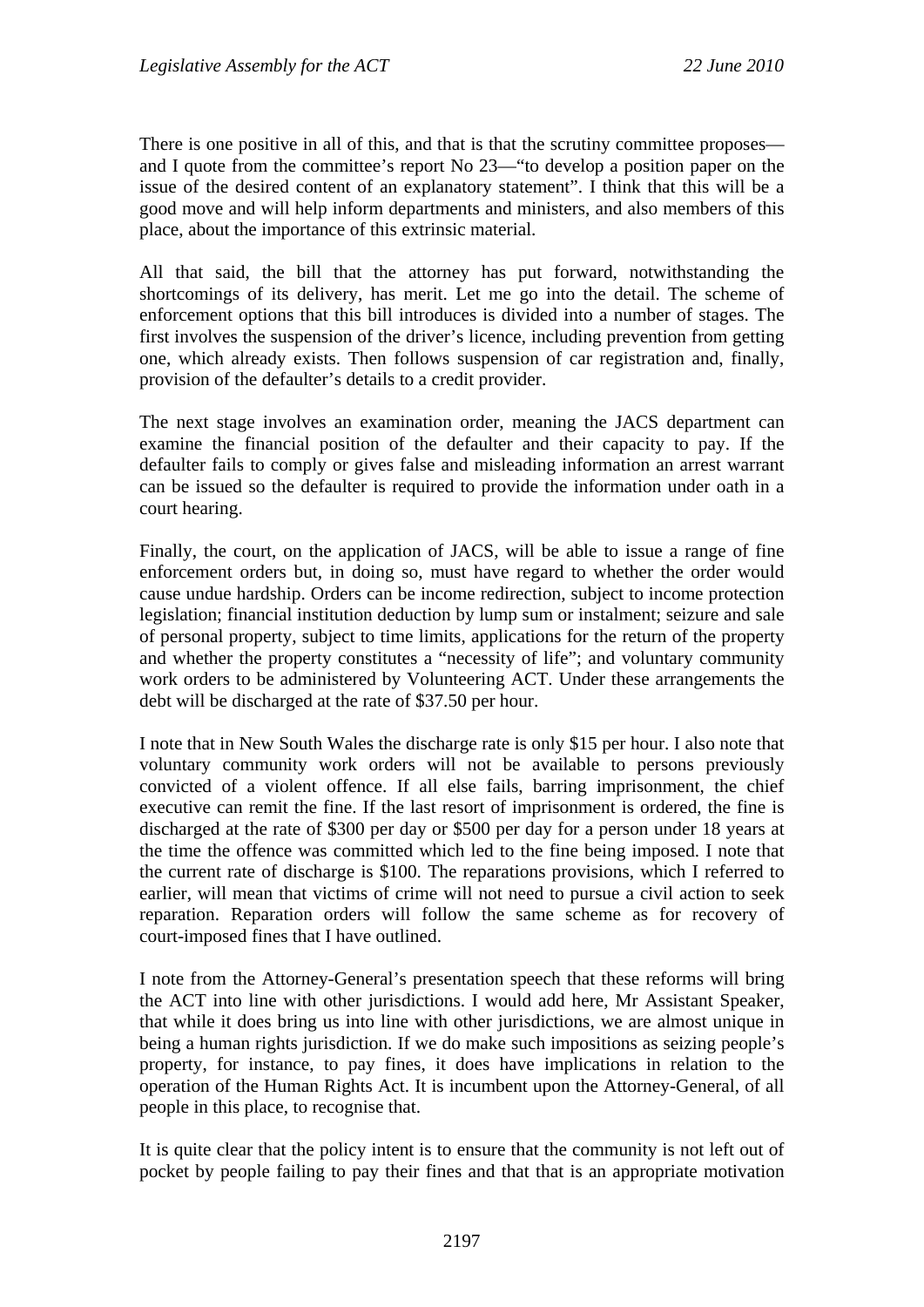There is one positive in all of this, and that is that the scrutiny committee proposes—and I quote from the committee's report No 23—"to develop a position paper on the issue of the desired content of an explanatory statement". I think that this will be a good move and will help inform departments and ministers, and also members of this place, about the importance of this extrinsic material.

All that said, the bill that the attorney has put forward, notwithstanding the shortcomings of its delivery, has merit. Let me go into the detail. The scheme of enforcement options that this bill introduces is divided into a number of stages. The first involves the suspension of the driver's licence, including prevention from getting one, which already exists. Then follows suspension of car registration and, finally, provision of the defaulter's details to a credit provider.

The next stage involves an examination order, meaning the JACS department can examine the financial position of the defaulter and their capacity to pay. If the defaulter fails to comply or gives false and misleading information an arrest warrant can be issued so the defaulter is required to provide the information under oath in a court hearing.

Finally, the court, on the application of JACS, will be able to issue a range of fine enforcement orders but, in doing so, must have regard to whether the order would cause undue hardship. Orders can be income redirection, subject to income protection legislation; financial institution deduction by lump sum or instalment; seizure and sale of personal property, subject to time limits, applications for the return of the property and whether the property constitutes a "necessity of life"; and voluntary community work orders to be administered by Volunteering ACT. Under these arrangements the debt will be discharged at the rate of $37.50 per hour.

I note that in New South Wales the discharge rate is only $15 per hour. I also note that voluntary community work orders will not be available to persons previously convicted of a violent offence. If all else fails, barring imprisonment, the chief executive can remit the fine. If the last resort of imprisonment is ordered, the fine is discharged at the rate of $300 per day or $500 per day for a person under 18 years at the time the offence was committed which led to the fine being imposed. I note that the current rate of discharge is $100. The reparations provisions, which I referred to earlier, will mean that victims of crime will not need to pursue a civil action to seek reparation. Reparation orders will follow the same scheme as for recovery of court-imposed fines that I have outlined.

I note from the Attorney-General's presentation speech that these reforms will bring the ACT into line with other jurisdictions. I would add here, Mr Assistant Speaker, that while it does bring us into line with other jurisdictions, we are almost unique in being a human rights jurisdiction. If we do make such impositions as seizing people's property, for instance, to pay fines, it does have implications in relation to the operation of the Human Rights Act. It is incumbent upon the Attorney-General, of all people in this place, to recognise that.

It is quite clear that the policy intent is to ensure that the community is not left out of pocket by people failing to pay their fines and that that is an appropriate motivation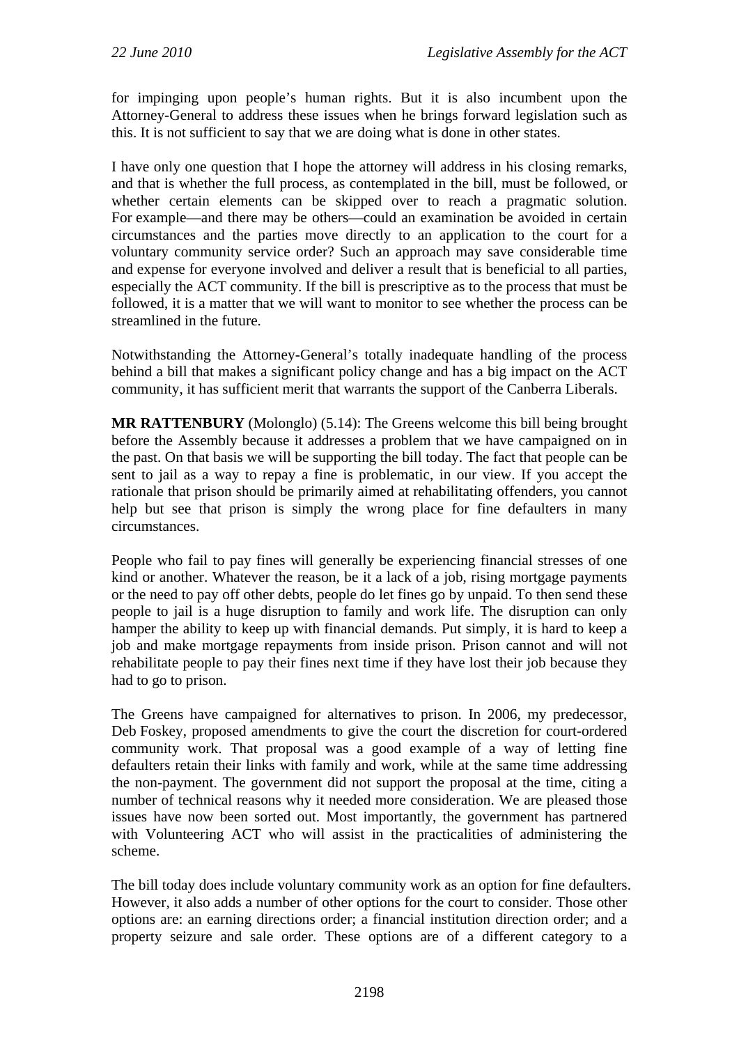for impinging upon people's human rights. But it is also incumbent upon the Attorney-General to address these issues when he brings forward legislation such as this. It is not sufficient to say that we are doing what is done in other states.

I have only one question that I hope the attorney will address in his closing remarks, and that is whether the full process, as contemplated in the bill, must be followed, or whether certain elements can be skipped over to reach a pragmatic solution. For example—and there may be others—could an examination be avoided in certain circumstances and the parties move directly to an application to the court for a voluntary community service order? Such an approach may save considerable time and expense for everyone involved and deliver a result that is beneficial to all parties, especially the ACT community. If the bill is prescriptive as to the process that must be followed, it is a matter that we will want to monitor to see whether the process can be streamlined in the future.

Notwithstanding the Attorney-General's totally inadequate handling of the process behind a bill that makes a significant policy change and has a big impact on the ACT community, it has sufficient merit that warrants the support of the Canberra Liberals.

**MR RATTENBURY** (Molonglo) (5.14): The Greens welcome this bill being brought before the Assembly because it addresses a problem that we have campaigned on in the past. On that basis we will be supporting the bill today. The fact that people can be sent to jail as a way to repay a fine is problematic, in our view. If you accept the rationale that prison should be primarily aimed at rehabilitating offenders, you cannot help but see that prison is simply the wrong place for fine defaulters in many circumstances.

People who fail to pay fines will generally be experiencing financial stresses of one kind or another. Whatever the reason, be it a lack of a job, rising mortgage payments or the need to pay off other debts, people do let fines go by unpaid. To then send these people to jail is a huge disruption to family and work life. The disruption can only hamper the ability to keep up with financial demands. Put simply, it is hard to keep a job and make mortgage repayments from inside prison. Prison cannot and will not rehabilitate people to pay their fines next time if they have lost their job because they had to go to prison.

The Greens have campaigned for alternatives to prison. In 2006, my predecessor, Deb Foskey, proposed amendments to give the court the discretion for court-ordered community work. That proposal was a good example of a way of letting fine defaulters retain their links with family and work, while at the same time addressing the non-payment. The government did not support the proposal at the time, citing a number of technical reasons why it needed more consideration. We are pleased those issues have now been sorted out. Most importantly, the government has partnered with Volunteering ACT who will assist in the practicalities of administering the scheme.

The bill today does include voluntary community work as an option for fine defaulters. However, it also adds a number of other options for the court to consider. Those other options are: an earning directions order; a financial institution direction order; and a property seizure and sale order. These options are of a different category to a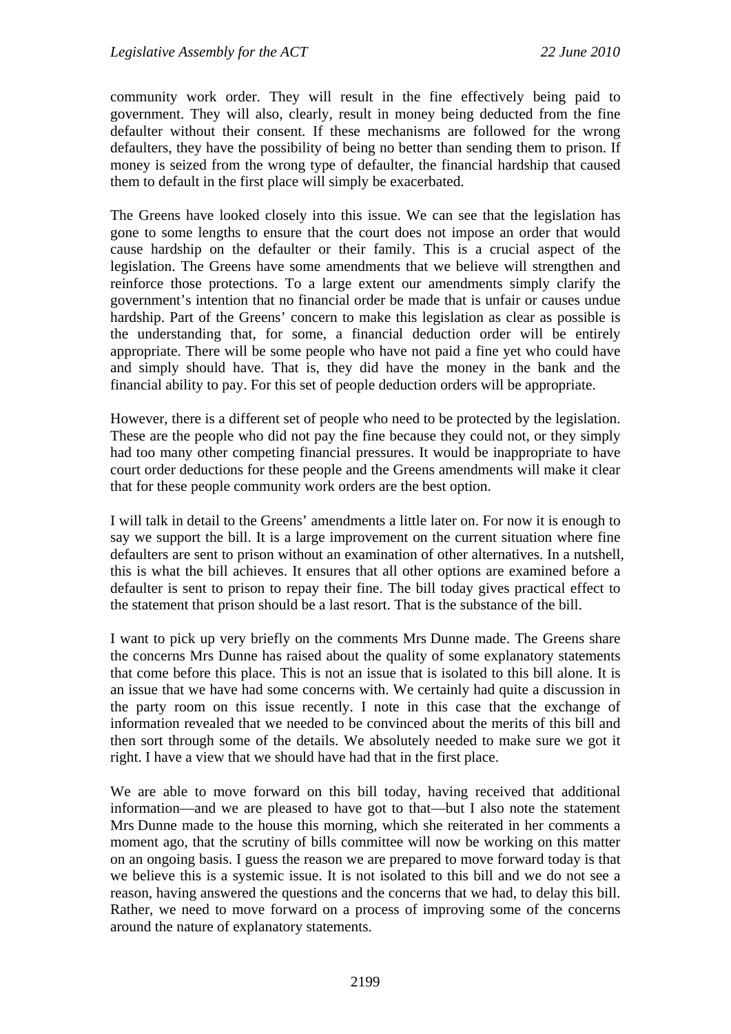community work order. They will result in the fine effectively being paid to government. They will also, clearly, result in money being deducted from the fine defaulter without their consent. If these mechanisms are followed for the wrong defaulters, they have the possibility of being no better than sending them to prison. If money is seized from the wrong type of defaulter, the financial hardship that caused them to default in the first place will simply be exacerbated.

The Greens have looked closely into this issue. We can see that the legislation has gone to some lengths to ensure that the court does not impose an order that would cause hardship on the defaulter or their family. This is a crucial aspect of the legislation. The Greens have some amendments that we believe will strengthen and reinforce those protections. To a large extent our amendments simply clarify the government's intention that no financial order be made that is unfair or causes undue hardship. Part of the Greens' concern to make this legislation as clear as possible is the understanding that, for some, a financial deduction order will be entirely appropriate. There will be some people who have not paid a fine yet who could have and simply should have. That is, they did have the money in the bank and the financial ability to pay. For this set of people deduction orders will be appropriate.

However, there is a different set of people who need to be protected by the legislation. These are the people who did not pay the fine because they could not, or they simply had too many other competing financial pressures. It would be inappropriate to have court order deductions for these people and the Greens amendments will make it clear that for these people community work orders are the best option.

I will talk in detail to the Greens' amendments a little later on. For now it is enough to say we support the bill. It is a large improvement on the current situation where fine defaulters are sent to prison without an examination of other alternatives. In a nutshell, this is what the bill achieves. It ensures that all other options are examined before a defaulter is sent to prison to repay their fine. The bill today gives practical effect to the statement that prison should be a last resort. That is the substance of the bill.

I want to pick up very briefly on the comments Mrs Dunne made. The Greens share the concerns Mrs Dunne has raised about the quality of some explanatory statements that come before this place. This is not an issue that is isolated to this bill alone. It is an issue that we have had some concerns with. We certainly had quite a discussion in the party room on this issue recently. I note in this case that the exchange of information revealed that we needed to be convinced about the merits of this bill and then sort through some of the details. We absolutely needed to make sure we got it right. I have a view that we should have had that in the first place.

We are able to move forward on this bill today, having received that additional information—and we are pleased to have got to that—but I also note the statement Mrs Dunne made to the house this morning, which she reiterated in her comments a moment ago, that the scrutiny of bills committee will now be working on this matter on an ongoing basis. I guess the reason we are prepared to move forward today is that we believe this is a systemic issue. It is not isolated to this bill and we do not see a reason, having answered the questions and the concerns that we had, to delay this bill. Rather, we need to move forward on a process of improving some of the concerns around the nature of explanatory statements.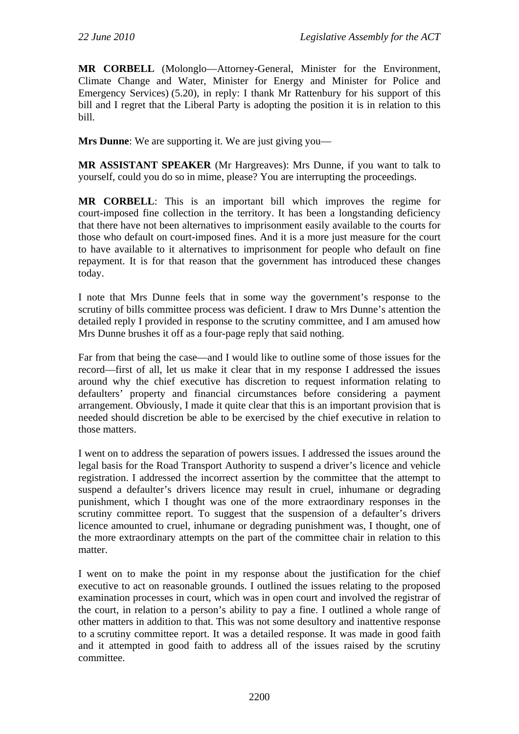**MR CORBELL** (Molonglo—Attorney-General, Minister for the Environment, Climate Change and Water, Minister for Energy and Minister for Police and Emergency Services) (5.20), in reply: I thank Mr Rattenbury for his support of this bill and I regret that the Liberal Party is adopting the position it is in relation to this bill.

**Mrs Dunne**: We are supporting it. We are just giving you—

**MR ASSISTANT SPEAKER** (Mr Hargreaves): Mrs Dunne, if you want to talk to yourself, could you do so in mime, please? You are interrupting the proceedings.

**MR CORBELL**: This is an important bill which improves the regime for court-imposed fine collection in the territory. It has been a longstanding deficiency that there have not been alternatives to imprisonment easily available to the courts for those who default on court-imposed fines. And it is a more just measure for the court to have available to it alternatives to imprisonment for people who default on fine repayment. It is for that reason that the government has introduced these changes today.

I note that Mrs Dunne feels that in some way the government's response to the scrutiny of bills committee process was deficient. I draw to Mrs Dunne's attention the detailed reply I provided in response to the scrutiny committee, and I am amused how Mrs Dunne brushes it off as a four-page reply that said nothing.

Far from that being the case—and I would like to outline some of those issues for the record—first of all, let us make it clear that in my response I addressed the issues around why the chief executive has discretion to request information relating to defaulters' property and financial circumstances before considering a payment arrangement. Obviously, I made it quite clear that this is an important provision that is needed should discretion be able to be exercised by the chief executive in relation to those matters.

I went on to address the separation of powers issues. I addressed the issues around the legal basis for the Road Transport Authority to suspend a driver's licence and vehicle registration. I addressed the incorrect assertion by the committee that the attempt to suspend a defaulter's drivers licence may result in cruel, inhumane or degrading punishment, which I thought was one of the more extraordinary responses in the scrutiny committee report. To suggest that the suspension of a defaulter's drivers licence amounted to cruel, inhumane or degrading punishment was, I thought, one of the more extraordinary attempts on the part of the committee chair in relation to this matter.

I went on to make the point in my response about the justification for the chief executive to act on reasonable grounds. I outlined the issues relating to the proposed examination processes in court, which was in open court and involved the registrar of the court, in relation to a person's ability to pay a fine. I outlined a whole range of other matters in addition to that. This was not some desultory and inattentive response to a scrutiny committee report. It was a detailed response. It was made in good faith and it attempted in good faith to address all of the issues raised by the scrutiny committee.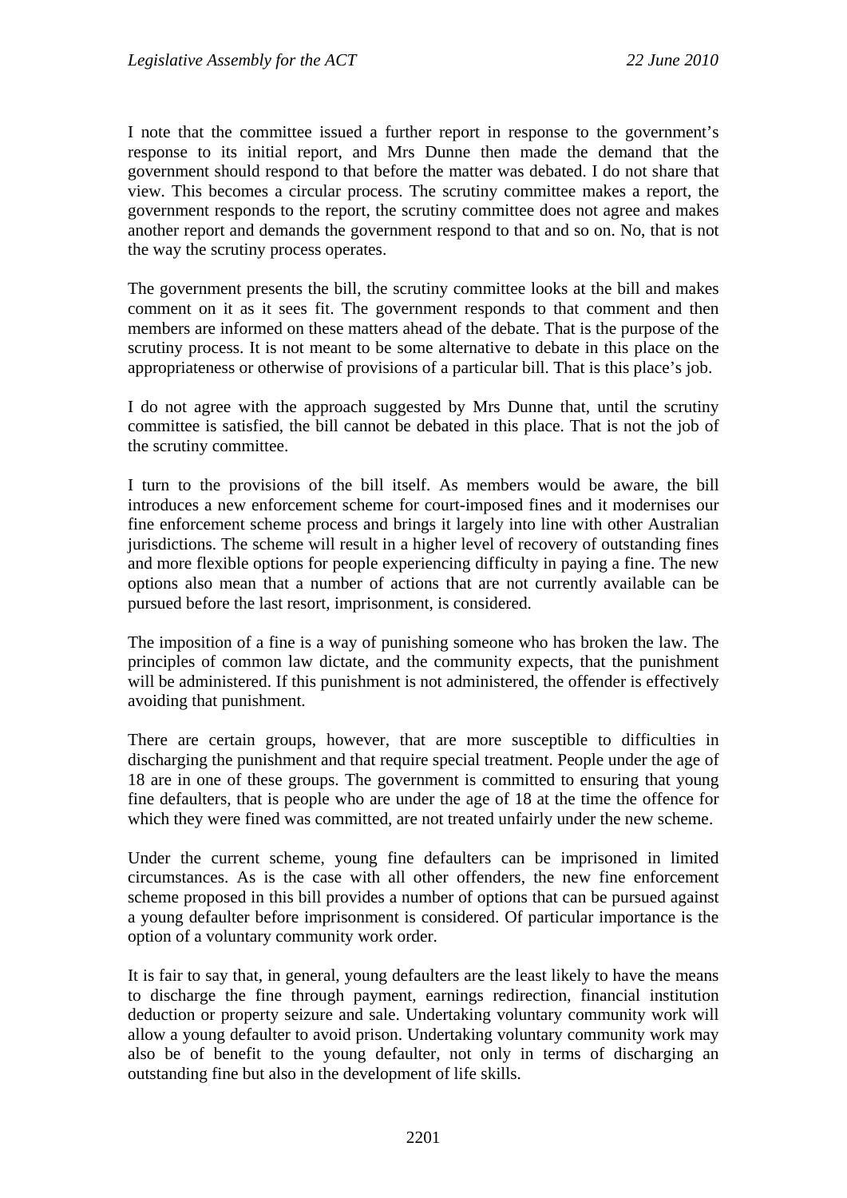I note that the committee issued a further report in response to the government's response to its initial report, and Mrs Dunne then made the demand that the government should respond to that before the matter was debated. I do not share that view. This becomes a circular process. The scrutiny committee makes a report, the government responds to the report, the scrutiny committee does not agree and makes another report and demands the government respond to that and so on. No, that is not the way the scrutiny process operates.

The government presents the bill, the scrutiny committee looks at the bill and makes comment on it as it sees fit. The government responds to that comment and then members are informed on these matters ahead of the debate. That is the purpose of the scrutiny process. It is not meant to be some alternative to debate in this place on the appropriateness or otherwise of provisions of a particular bill. That is this place's job.

I do not agree with the approach suggested by Mrs Dunne that, until the scrutiny committee is satisfied, the bill cannot be debated in this place. That is not the job of the scrutiny committee.

I turn to the provisions of the bill itself. As members would be aware, the bill introduces a new enforcement scheme for court-imposed fines and it modernises our fine enforcement scheme process and brings it largely into line with other Australian jurisdictions. The scheme will result in a higher level of recovery of outstanding fines and more flexible options for people experiencing difficulty in paying a fine. The new options also mean that a number of actions that are not currently available can be pursued before the last resort, imprisonment, is considered.

The imposition of a fine is a way of punishing someone who has broken the law. The principles of common law dictate, and the community expects, that the punishment will be administered. If this punishment is not administered, the offender is effectively avoiding that punishment.

There are certain groups, however, that are more susceptible to difficulties in discharging the punishment and that require special treatment. People under the age of 18 are in one of these groups. The government is committed to ensuring that young fine defaulters, that is people who are under the age of 18 at the time the offence for which they were fined was committed, are not treated unfairly under the new scheme.

Under the current scheme, young fine defaulters can be imprisoned in limited circumstances. As is the case with all other offenders, the new fine enforcement scheme proposed in this bill provides a number of options that can be pursued against a young defaulter before imprisonment is considered. Of particular importance is the option of a voluntary community work order.

It is fair to say that, in general, young defaulters are the least likely to have the means to discharge the fine through payment, earnings redirection, financial institution deduction or property seizure and sale. Undertaking voluntary community work will allow a young defaulter to avoid prison. Undertaking voluntary community work may also be of benefit to the young defaulter, not only in terms of discharging an outstanding fine but also in the development of life skills.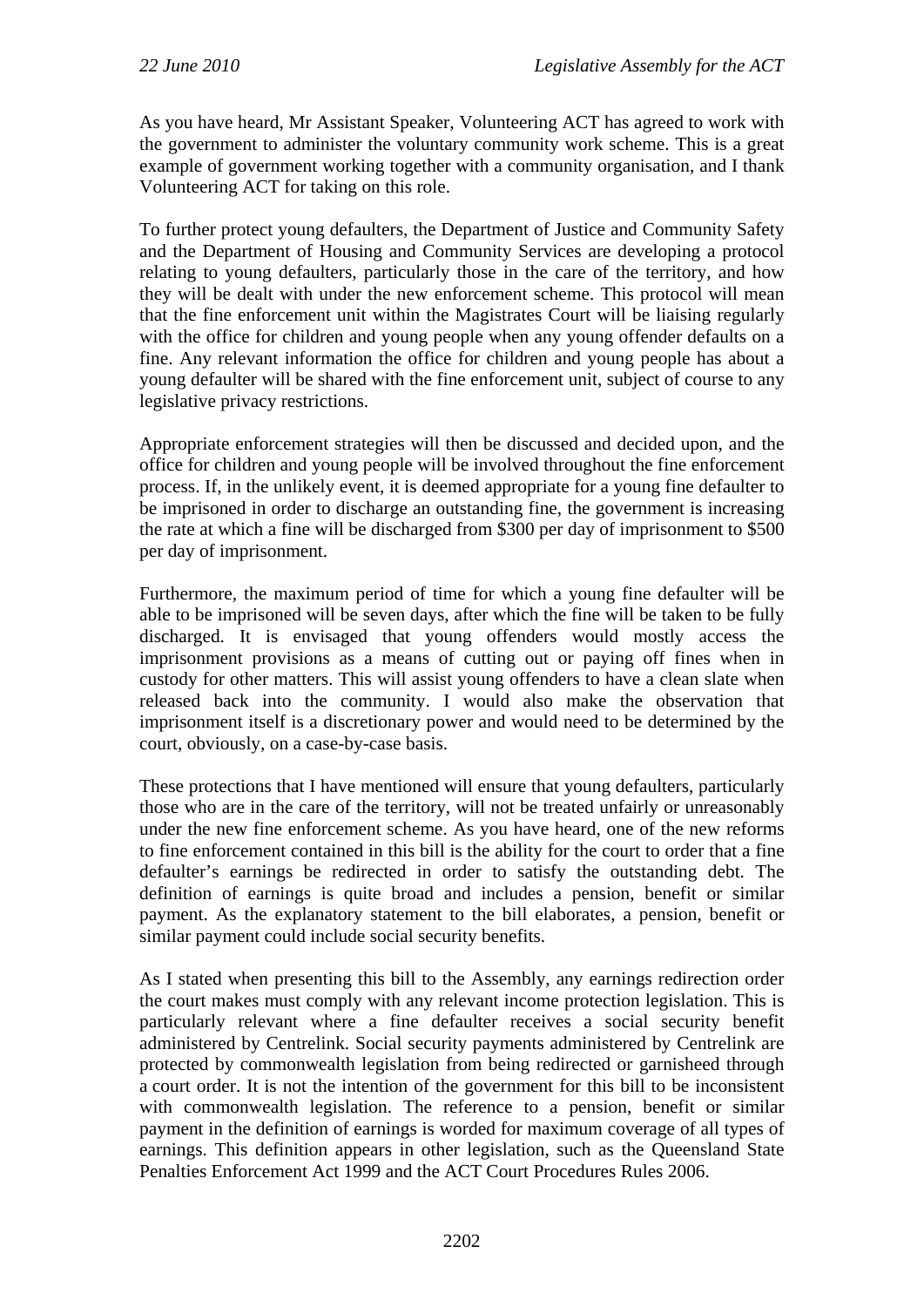As you have heard, Mr Assistant Speaker, Volunteering ACT has agreed to work with the government to administer the voluntary community work scheme. This is a great example of government working together with a community organisation, and I thank Volunteering ACT for taking on this role.

To further protect young defaulters, the Department of Justice and Community Safety and the Department of Housing and Community Services are developing a protocol relating to young defaulters, particularly those in the care of the territory, and how they will be dealt with under the new enforcement scheme. This protocol will mean that the fine enforcement unit within the Magistrates Court will be liaising regularly with the office for children and young people when any young offender defaults on a fine. Any relevant information the office for children and young people has about a young defaulter will be shared with the fine enforcement unit, subject of course to any legislative privacy restrictions.

Appropriate enforcement strategies will then be discussed and decided upon, and the office for children and young people will be involved throughout the fine enforcement process. If, in the unlikely event, it is deemed appropriate for a young fine defaulter to be imprisoned in order to discharge an outstanding fine, the government is increasing the rate at which a fine will be discharged from $300 per day of imprisonment to $500 per day of imprisonment.

Furthermore, the maximum period of time for which a young fine defaulter will be able to be imprisoned will be seven days, after which the fine will be taken to be fully discharged. It is envisaged that young offenders would mostly access the imprisonment provisions as a means of cutting out or paying off fines when in custody for other matters. This will assist young offenders to have a clean slate when released back into the community. I would also make the observation that imprisonment itself is a discretionary power and would need to be determined by the court, obviously, on a case-by-case basis.

These protections that I have mentioned will ensure that young defaulters, particularly those who are in the care of the territory, will not be treated unfairly or unreasonably under the new fine enforcement scheme. As you have heard, one of the new reforms to fine enforcement contained in this bill is the ability for the court to order that a fine defaulter's earnings be redirected in order to satisfy the outstanding debt. The definition of earnings is quite broad and includes a pension, benefit or similar payment. As the explanatory statement to the bill elaborates, a pension, benefit or similar payment could include social security benefits.

As I stated when presenting this bill to the Assembly, any earnings redirection order the court makes must comply with any relevant income protection legislation. This is particularly relevant where a fine defaulter receives a social security benefit administered by Centrelink. Social security payments administered by Centrelink are protected by commonwealth legislation from being redirected or garnisheed through a court order. It is not the intention of the government for this bill to be inconsistent with commonwealth legislation. The reference to a pension, benefit or similar payment in the definition of earnings is worded for maximum coverage of all types of earnings. This definition appears in other legislation, such as the Queensland State Penalties Enforcement Act 1999 and the ACT Court Procedures Rules 2006.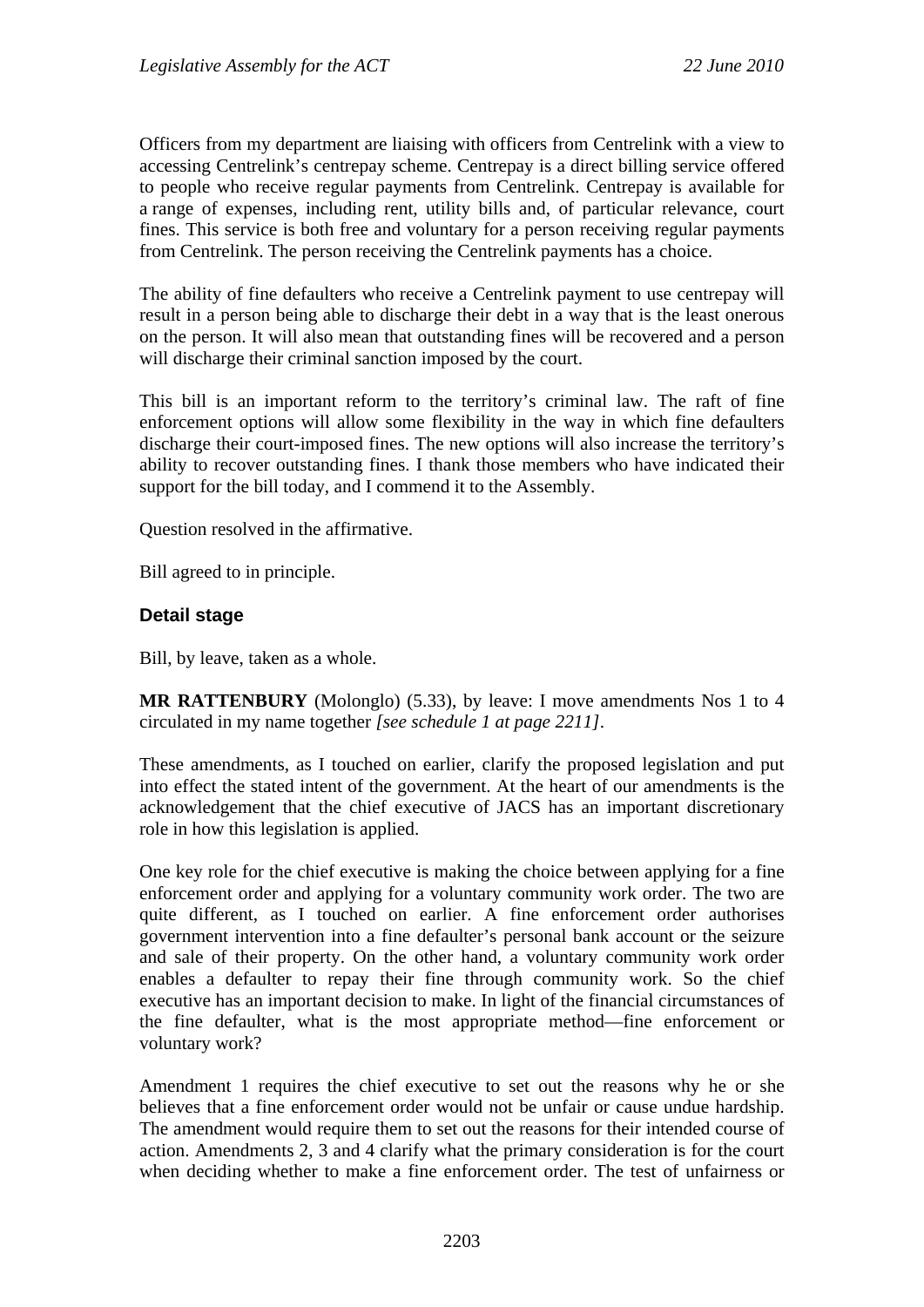Officers from my department are liaising with officers from Centrelink with a view to accessing Centrelink's centrepay scheme. Centrepay is a direct billing service offered to people who receive regular payments from Centrelink. Centrepay is available for a range of expenses, including rent, utility bills and, of particular relevance, court fines. This service is both free and voluntary for a person receiving regular payments from Centrelink. The person receiving the Centrelink payments has a choice.

The ability of fine defaulters who receive a Centrelink payment to use centrepay will result in a person being able to discharge their debt in a way that is the least onerous on the person. It will also mean that outstanding fines will be recovered and a person will discharge their criminal sanction imposed by the court.

This bill is an important reform to the territory's criminal law. The raft of fine enforcement options will allow some flexibility in the way in which fine defaulters discharge their court-imposed fines. The new options will also increase the territory's ability to recover outstanding fines. I thank those members who have indicated their support for the bill today, and I commend it to the Assembly.

Question resolved in the affirmative.

Bill agreed to in principle.

### Detail stage

Bill, by leave, taken as a whole.

**MR RATTENBURY** (Molonglo) (5.33), by leave: I move amendments Nos 1 to 4 circulated in my name together *[see schedule 1 at page 2211]*.

These amendments, as I touched on earlier, clarify the proposed legislation and put into effect the stated intent of the government. At the heart of our amendments is the acknowledgement that the chief executive of JACS has an important discretionary role in how this legislation is applied.

One key role for the chief executive is making the choice between applying for a fine enforcement order and applying for a voluntary community work order. The two are quite different, as I touched on earlier. A fine enforcement order authorises government intervention into a fine defaulter's personal bank account or the seizure and sale of their property. On the other hand, a voluntary community work order enables a defaulter to repay their fine through community work. So the chief executive has an important decision to make. In light of the financial circumstances of the fine defaulter, what is the most appropriate method—fine enforcement or voluntary work?

Amendment 1 requires the chief executive to set out the reasons why he or she believes that a fine enforcement order would not be unfair or cause undue hardship. The amendment would require them to set out the reasons for their intended course of action. Amendments 2, 3 and 4 clarify what the primary consideration is for the court when deciding whether to make a fine enforcement order. The test of unfairness or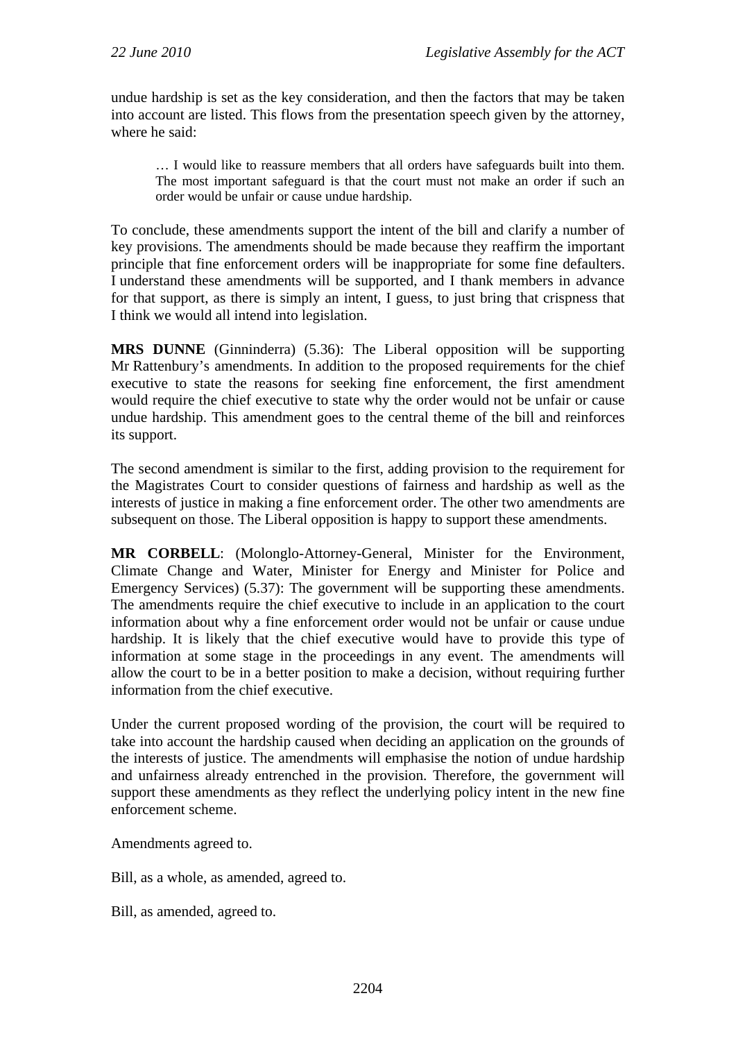undue hardship is set as the key consideration, and then the factors that may be taken into account are listed. This flows from the presentation speech given by the attorney, where he said:

> … I would like to reassure members that all orders have safeguards built into them. The most important safeguard is that the court must not make an order if such an order would be unfair or cause undue hardship.

To conclude, these amendments support the intent of the bill and clarify a number of key provisions. The amendments should be made because they reaffirm the important principle that fine enforcement orders will be inappropriate for some fine defaulters. I understand these amendments will be supported, and I thank members in advance for that support, as there is simply an intent, I guess, to just bring that crispness that I think we would all intend into legislation.

**MRS DUNNE** (Ginninderra) (5.36): The Liberal opposition will be supporting Mr Rattenbury's amendments. In addition to the proposed requirements for the chief executive to state the reasons for seeking fine enforcement, the first amendment would require the chief executive to state why the order would not be unfair or cause undue hardship. This amendment goes to the central theme of the bill and reinforces its support.

The second amendment is similar to the first, adding provision to the requirement for the Magistrates Court to consider questions of fairness and hardship as well as the interests of justice in making a fine enforcement order. The other two amendments are subsequent on those. The Liberal opposition is happy to support these amendments.

**MR CORBELL**: (Molonglo-Attorney-General, Minister for the Environment, Climate Change and Water, Minister for Energy and Minister for Police and Emergency Services) (5.37): The government will be supporting these amendments. The amendments require the chief executive to include in an application to the court information about why a fine enforcement order would not be unfair or cause undue hardship. It is likely that the chief executive would have to provide this type of information at some stage in the proceedings in any event. The amendments will allow the court to be in a better position to make a decision, without requiring further information from the chief executive.

Under the current proposed wording of the provision, the court will be required to take into account the hardship caused when deciding an application on the grounds of the interests of justice. The amendments will emphasise the notion of undue hardship and unfairness already entrenched in the provision. Therefore, the government will support these amendments as they reflect the underlying policy intent in the new fine enforcement scheme.

Amendments agreed to.

Bill, as a whole, as amended, agreed to.

Bill, as amended, agreed to.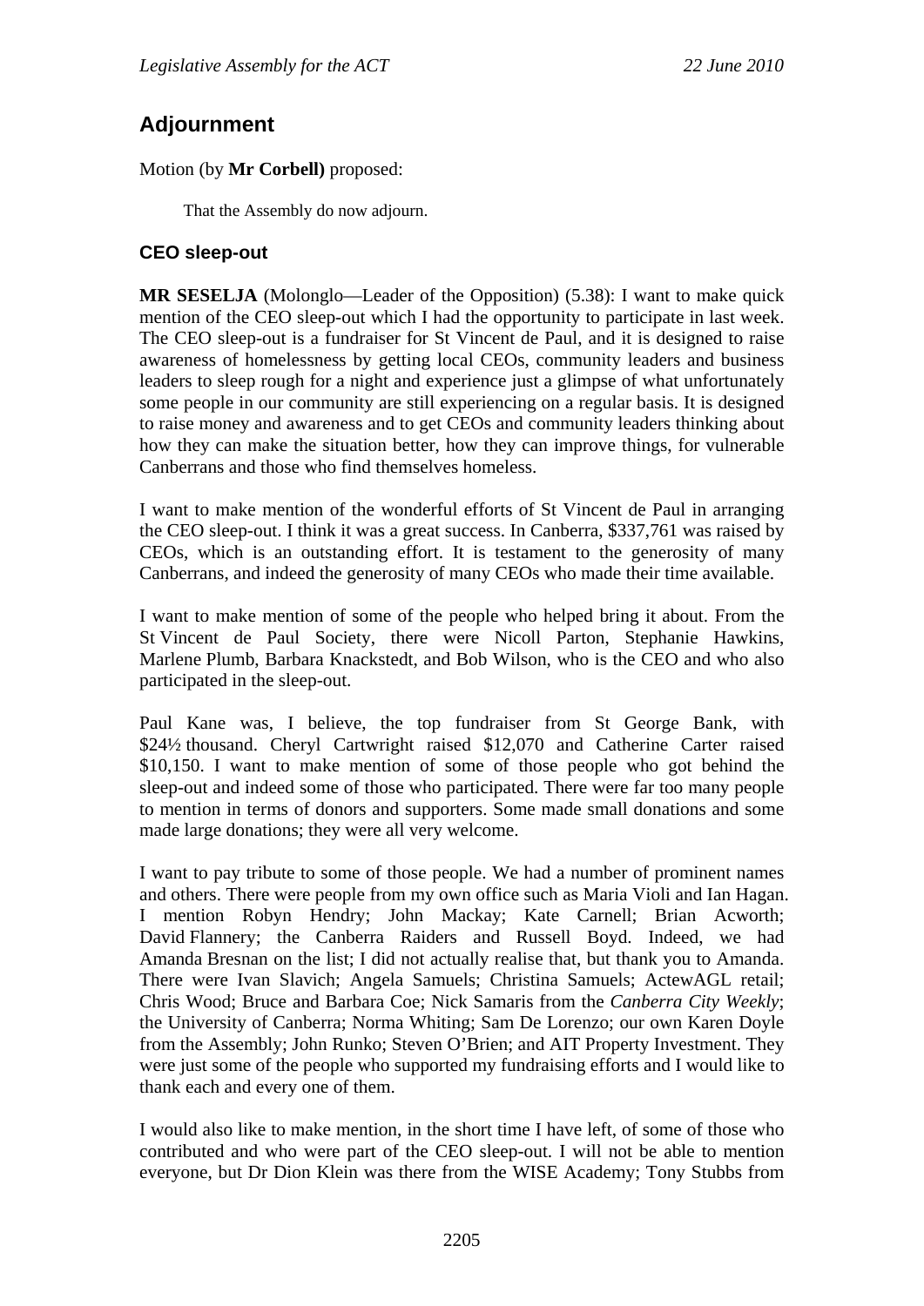## Adjournment

Motion (by **Mr Corbell)** proposed:

> That the Assembly do now adjourn.

### CEO sleep-out

**MR SESELJA** (Molonglo—Leader of the Opposition) (5.38): I want to make quick mention of the CEO sleep-out which I had the opportunity to participate in last week. The CEO sleep-out is a fundraiser for St Vincent de Paul, and it is designed to raise awareness of homelessness by getting local CEOs, community leaders and business leaders to sleep rough for a night and experience just a glimpse of what unfortunately some people in our community are still experiencing on a regular basis. It is designed to raise money and awareness and to get CEOs and community leaders thinking about how they can make the situation better, how they can improve things, for vulnerable Canberrans and those who find themselves homeless.

I want to make mention of the wonderful efforts of St Vincent de Paul in arranging the CEO sleep-out. I think it was a great success. In Canberra, $337,761 was raised by CEOs, which is an outstanding effort. It is testament to the generosity of many Canberrans, and indeed the generosity of many CEOs who made their time available.

I want to make mention of some of the people who helped bring it about. From the St Vincent de Paul Society, there were Nicoll Parton, Stephanie Hawkins, Marlene Plumb, Barbara Knackstedt, and Bob Wilson, who is the CEO and who also participated in the sleep-out.

Paul Kane was, I believe, the top fundraiser from St George Bank, with $24½ thousand. Cheryl Cartwright raised $12,070 and Catherine Carter raised $10,150. I want to make mention of some of those people who got behind the sleep-out and indeed some of those who participated. There were far too many people to mention in terms of donors and supporters. Some made small donations and some made large donations; they were all very welcome.

I want to pay tribute to some of those people. We had a number of prominent names and others. There were people from my own office such as Maria Violi and Ian Hagan. I mention Robyn Hendry; John Mackay; Kate Carnell; Brian Acworth; David Flannery; the Canberra Raiders and Russell Boyd. Indeed, we had Amanda Bresnan on the list; I did not actually realise that, but thank you to Amanda. There were Ivan Slavich; Angela Samuels; Christina Samuels; ActewAGL retail; Chris Wood; Bruce and Barbara Coe; Nick Samaris from the *Canberra City Weekly*; the University of Canberra; Norma Whiting; Sam De Lorenzo; our own Karen Doyle from the Assembly; John Runko; Steven O'Brien; and AIT Property Investment. They were just some of the people who supported my fundraising efforts and I would like to thank each and every one of them.

I would also like to make mention, in the short time I have left, of some of those who contributed and who were part of the CEO sleep-out. I will not be able to mention everyone, but Dr Dion Klein was there from the WISE Academy; Tony Stubbs from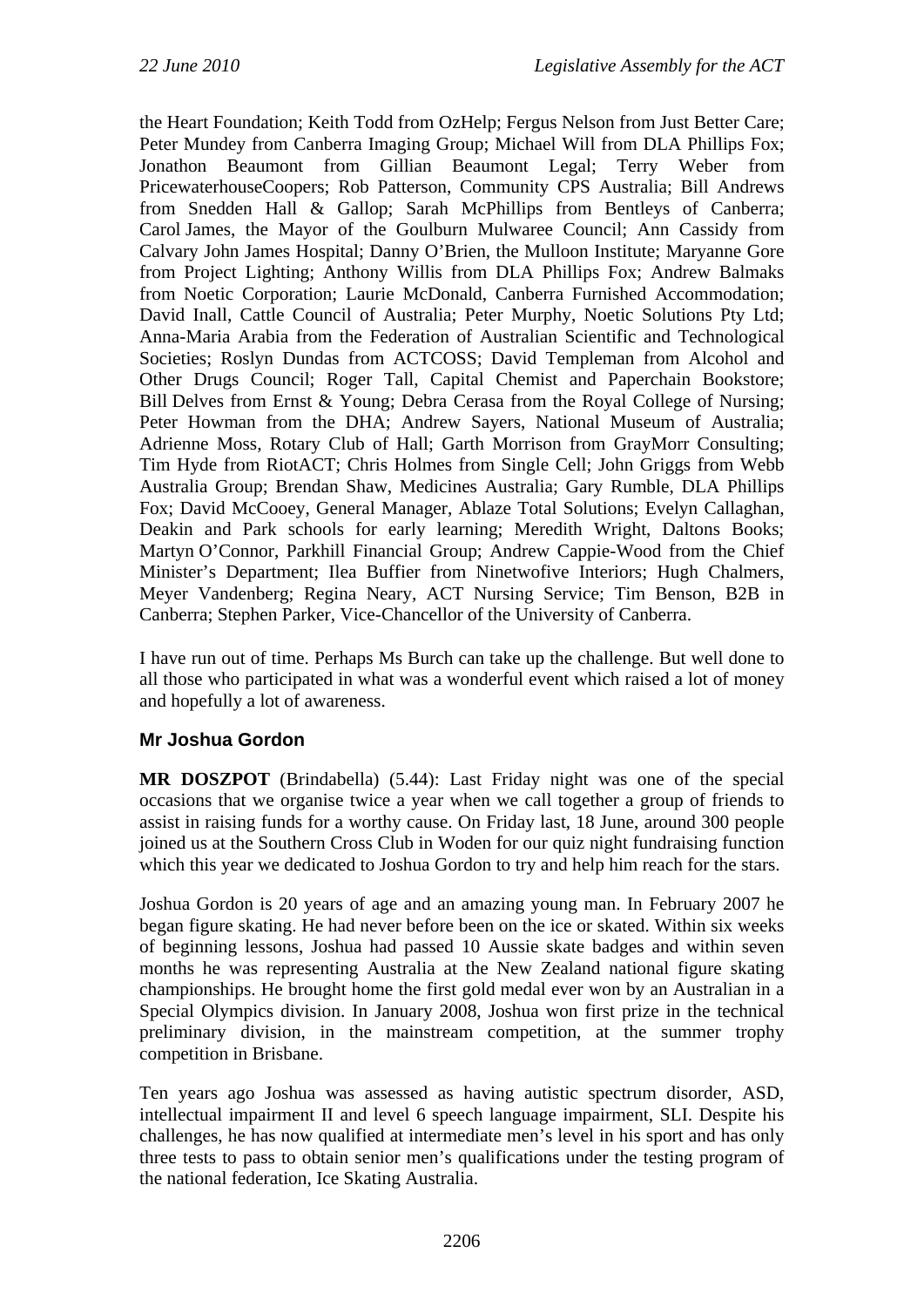the Heart Foundation; Keith Todd from OzHelp; Fergus Nelson from Just Better Care; Peter Mundey from Canberra Imaging Group; Michael Will from DLA Phillips Fox; Jonathon Beaumont from Gillian Beaumont Legal; Terry Weber from PricewaterhouseCoopers; Rob Patterson, Community CPS Australia; Bill Andrews from Snedden Hall & Gallop; Sarah McPhillips from Bentleys of Canberra; Carol James, the Mayor of the Goulburn Mulwaree Council; Ann Cassidy from Calvary John James Hospital; Danny O'Brien, the Mulloon Institute; Maryanne Gore from Project Lighting; Anthony Willis from DLA Phillips Fox; Andrew Balmaks from Noetic Corporation; Laurie McDonald, Canberra Furnished Accommodation; David Inall, Cattle Council of Australia; Peter Murphy, Noetic Solutions Pty Ltd; Anna-Maria Arabia from the Federation of Australian Scientific and Technological Societies; Roslyn Dundas from ACTCOSS; David Templeman from Alcohol and Other Drugs Council; Roger Tall, Capital Chemist and Paperchain Bookstore; Bill Delves from Ernst & Young; Debra Cerasa from the Royal College of Nursing; Peter Howman from the DHA; Andrew Sayers, National Museum of Australia; Adrienne Moss, Rotary Club of Hall; Garth Morrison from GrayMorr Consulting; Tim Hyde from RiotACT; Chris Holmes from Single Cell; John Griggs from Webb Australia Group; Brendan Shaw, Medicines Australia; Gary Rumble, DLA Phillips Fox; David McCooey, General Manager, Ablaze Total Solutions; Evelyn Callaghan, Deakin and Park schools for early learning; Meredith Wright, Daltons Books; Martyn O'Connor, Parkhill Financial Group; Andrew Cappie-Wood from the Chief Minister's Department; Ilea Buffier from Ninetwofive Interiors; Hugh Chalmers, Meyer Vandenberg; Regina Neary, ACT Nursing Service; Tim Benson, B2B in Canberra; Stephen Parker, Vice-Chancellor of the University of Canberra.

I have run out of time. Perhaps Ms Burch can take up the challenge. But well done to all those who participated in what was a wonderful event which raised a lot of money and hopefully a lot of awareness.

### Mr Joshua Gordon

**MR DOSZPOT** (Brindabella) (5.44): Last Friday night was one of the special occasions that we organise twice a year when we call together a group of friends to assist in raising funds for a worthy cause. On Friday last, 18 June, around 300 people joined us at the Southern Cross Club in Woden for our quiz night fundraising function which this year we dedicated to Joshua Gordon to try and help him reach for the stars.

Joshua Gordon is 20 years of age and an amazing young man. In February 2007 he began figure skating. He had never before been on the ice or skated. Within six weeks of beginning lessons, Joshua had passed 10 Aussie skate badges and within seven months he was representing Australia at the New Zealand national figure skating championships. He brought home the first gold medal ever won by an Australian in a Special Olympics division. In January 2008, Joshua won first prize in the technical preliminary division, in the mainstream competition, at the summer trophy competition in Brisbane.

Ten years ago Joshua was assessed as having autistic spectrum disorder, ASD, intellectual impairment II and level 6 speech language impairment, SLI. Despite his challenges, he has now qualified at intermediate men's level in his sport and has only three tests to pass to obtain senior men's qualifications under the testing program of the national federation, Ice Skating Australia.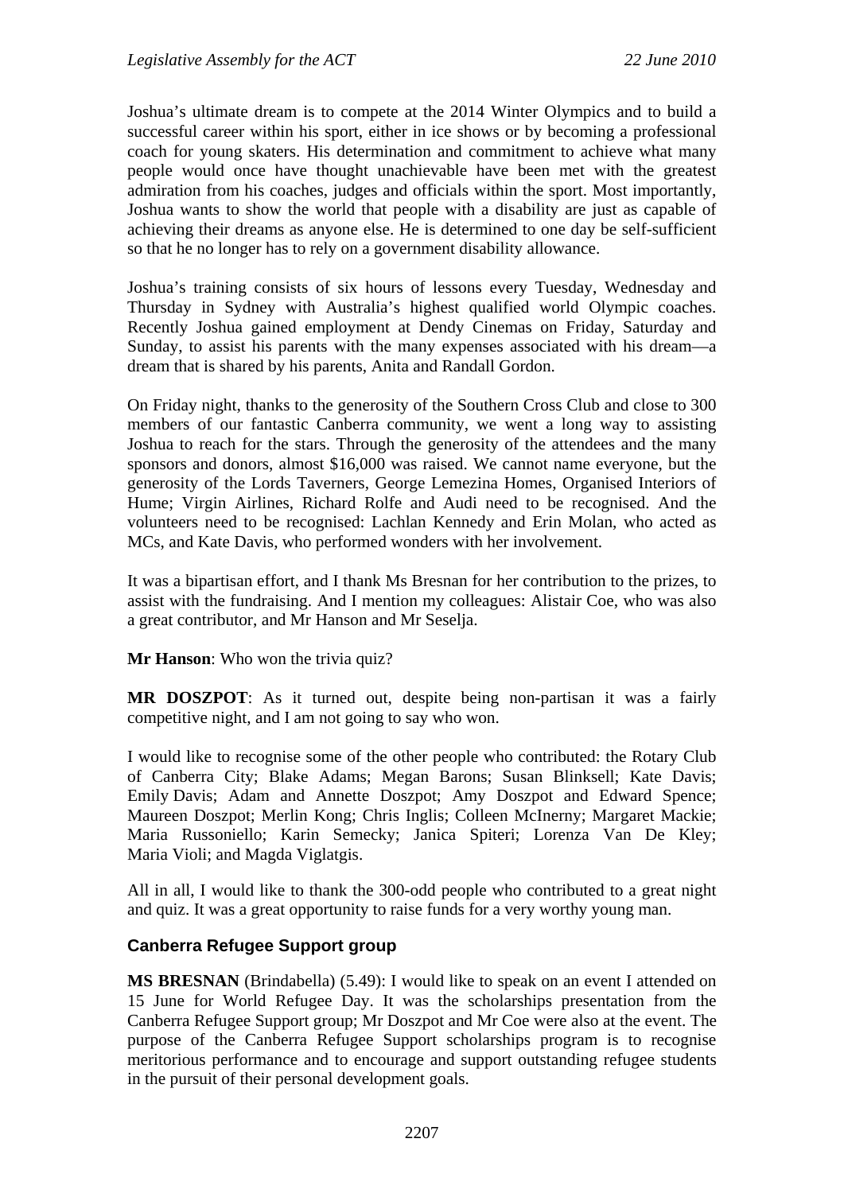Joshua's ultimate dream is to compete at the 2014 Winter Olympics and to build a successful career within his sport, either in ice shows or by becoming a professional coach for young skaters. His determination and commitment to achieve what many people would once have thought unachievable have been met with the greatest admiration from his coaches, judges and officials within the sport. Most importantly, Joshua wants to show the world that people with a disability are just as capable of achieving their dreams as anyone else. He is determined to one day be self-sufficient so that he no longer has to rely on a government disability allowance.

Joshua's training consists of six hours of lessons every Tuesday, Wednesday and Thursday in Sydney with Australia's highest qualified world Olympic coaches. Recently Joshua gained employment at Dendy Cinemas on Friday, Saturday and Sunday, to assist his parents with the many expenses associated with his dream—a dream that is shared by his parents, Anita and Randall Gordon.

On Friday night, thanks to the generosity of the Southern Cross Club and close to 300 members of our fantastic Canberra community, we went a long way to assisting Joshua to reach for the stars. Through the generosity of the attendees and the many sponsors and donors, almost $16,000 was raised. We cannot name everyone, but the generosity of the Lords Taverners, George Lemezina Homes, Organised Interiors of Hume; Virgin Airlines, Richard Rolfe and Audi need to be recognised. And the volunteers need to be recognised: Lachlan Kennedy and Erin Molan, who acted as MCs, and Kate Davis, who performed wonders with her involvement.

It was a bipartisan effort, and I thank Ms Bresnan for her contribution to the prizes, to assist with the fundraising. And I mention my colleagues: Alistair Coe, who was also a great contributor, and Mr Hanson and Mr Seselja.

**Mr Hanson**: Who won the trivia quiz?

**MR DOSZPOT**: As it turned out, despite being non-partisan it was a fairly competitive night, and I am not going to say who won.

I would like to recognise some of the other people who contributed: the Rotary Club of Canberra City; Blake Adams; Megan Barons; Susan Blinksell; Kate Davis; Emily Davis; Adam and Annette Doszpot; Amy Doszpot and Edward Spence; Maureen Doszpot; Merlin Kong; Chris Inglis; Colleen McInerny; Margaret Mackie; Maria Russoniello; Karin Semecky; Janica Spiteri; Lorenza Van De Kley; Maria Violi; and Magda Viglatgis.

All in all, I would like to thank the 300-odd people who contributed to a great night and quiz. It was a great opportunity to raise funds for a very worthy young man.

## Canberra Refugee Support group

**MS BRESNAN** (Brindabella) (5.49): I would like to speak on an event I attended on 15 June for World Refugee Day. It was the scholarships presentation from the Canberra Refugee Support group; Mr Doszpot and Mr Coe were also at the event. The purpose of the Canberra Refugee Support scholarships program is to recognise meritorious performance and to encourage and support outstanding refugee students in the pursuit of their personal development goals.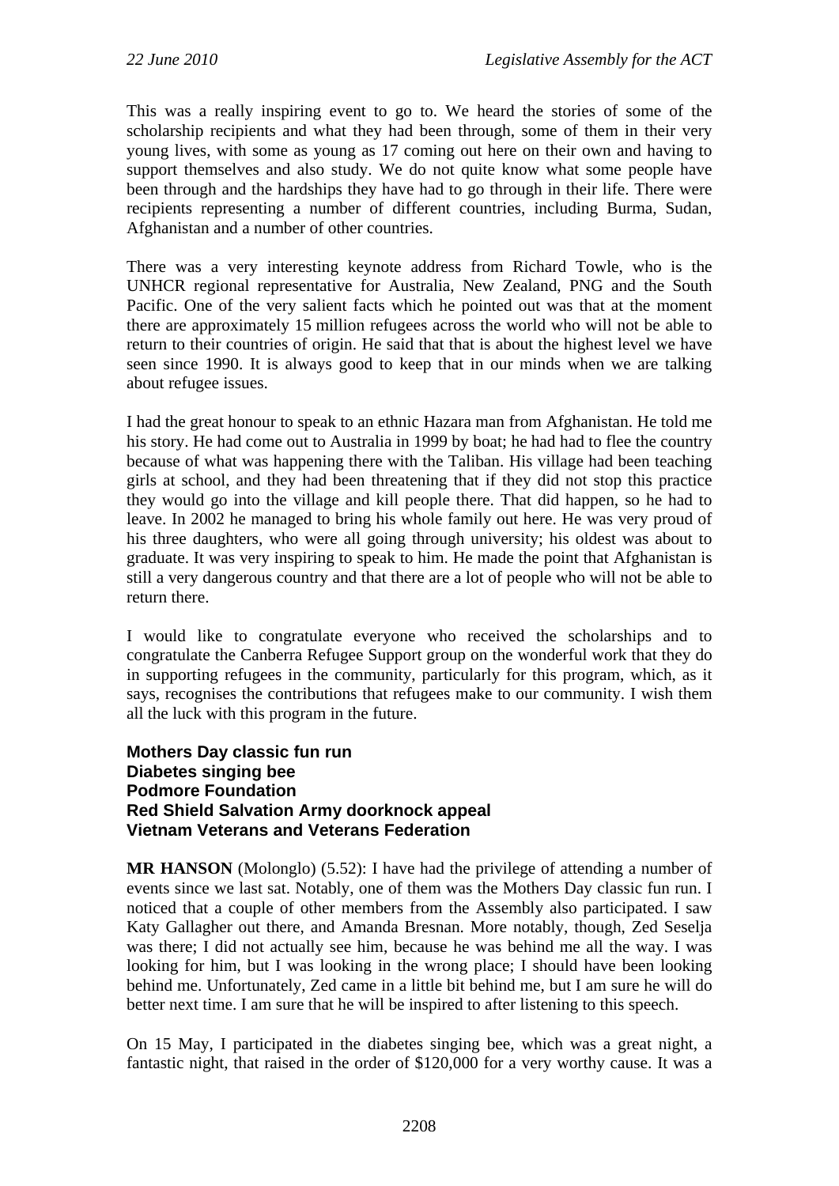This was a really inspiring event to go to. We heard the stories of some of the scholarship recipients and what they had been through, some of them in their very young lives, with some as young as 17 coming out here on their own and having to support themselves and also study. We do not quite know what some people have been through and the hardships they have had to go through in their life. There were recipients representing a number of different countries, including Burma, Sudan, Afghanistan and a number of other countries.

There was a very interesting keynote address from Richard Towle, who is the UNHCR regional representative for Australia, New Zealand, PNG and the South Pacific. One of the very salient facts which he pointed out was that at the moment there are approximately 15 million refugees across the world who will not be able to return to their countries of origin. He said that that is about the highest level we have seen since 1990. It is always good to keep that in our minds when we are talking about refugee issues.

I had the great honour to speak to an ethnic Hazara man from Afghanistan. He told me his story. He had come out to Australia in 1999 by boat; he had had to flee the country because of what was happening there with the Taliban. His village had been teaching girls at school, and they had been threatening that if they did not stop this practice they would go into the village and kill people there. That did happen, so he had to leave. In 2002 he managed to bring his whole family out here. He was very proud of his three daughters, who were all going through university; his oldest was about to graduate. It was very inspiring to speak to him. He made the point that Afghanistan is still a very dangerous country and that there are a lot of people who will not be able to return there.

I would like to congratulate everyone who received the scholarships and to congratulate the Canberra Refugee Support group on the wonderful work that they do in supporting refugees in the community, particularly for this program, which, as it says, recognises the contributions that refugees make to our community. I wish them all the luck with this program in the future.

**Mothers Day classic fun run**
**Diabetes singing bee**
**Podmore Foundation**
**Red Shield Salvation Army doorknock appeal**
**Vietnam Veterans and Veterans Federation**

**MR HANSON** (Molonglo) (5.52): I have had the privilege of attending a number of events since we last sat. Notably, one of them was the Mothers Day classic fun run. I noticed that a couple of other members from the Assembly also participated. I saw Katy Gallagher out there, and Amanda Bresnan. More notably, though, Zed Seselja was there; I did not actually see him, because he was behind me all the way. I was looking for him, but I was looking in the wrong place; I should have been looking behind me. Unfortunately, Zed came in a little bit behind me, but I am sure he will do better next time. I am sure that he will be inspired to after listening to this speech.

On 15 May, I participated in the diabetes singing bee, which was a great night, a fantastic night, that raised in the order of $120,000 for a very worthy cause. It was a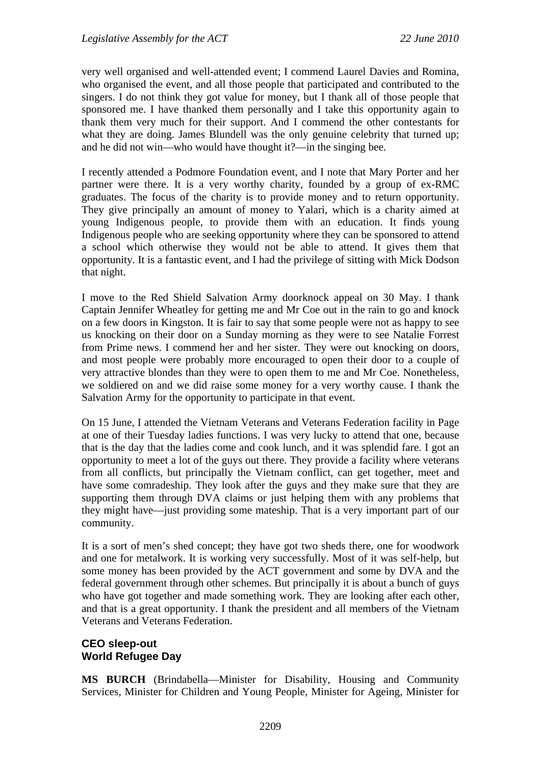very well organised and well-attended event; I commend Laurel Davies and Romina, who organised the event, and all those people that participated and contributed to the singers. I do not think they got value for money, but I thank all of those people that sponsored me. I have thanked them personally and I take this opportunity again to thank them very much for their support. And I commend the other contestants for what they are doing. James Blundell was the only genuine celebrity that turned up; and he did not win—who would have thought it?—in the singing bee.

I recently attended a Podmore Foundation event, and I note that Mary Porter and her partner were there. It is a very worthy charity, founded by a group of ex-RMC graduates. The focus of the charity is to provide money and to return opportunity. They give principally an amount of money to Yalari, which is a charity aimed at young Indigenous people, to provide them with an education. It finds young Indigenous people who are seeking opportunity where they can be sponsored to attend a school which otherwise they would not be able to attend. It gives them that opportunity. It is a fantastic event, and I had the privilege of sitting with Mick Dodson that night.

I move to the Red Shield Salvation Army doorknock appeal on 30 May. I thank Captain Jennifer Wheatley for getting me and Mr Coe out in the rain to go and knock on a few doors in Kingston. It is fair to say that some people were not as happy to see us knocking on their door on a Sunday morning as they were to see Natalie Forrest from Prime news. I commend her and her sister. They were out knocking on doors, and most people were probably more encouraged to open their door to a couple of very attractive blondes than they were to open them to me and Mr Coe. Nonetheless, we soldiered on and we did raise some money for a very worthy cause. I thank the Salvation Army for the opportunity to participate in that event.

On 15 June, I attended the Vietnam Veterans and Veterans Federation facility in Page at one of their Tuesday ladies functions. I was very lucky to attend that one, because that is the day that the ladies come and cook lunch, and it was splendid fare. I got an opportunity to meet a lot of the guys out there. They provide a facility where veterans from all conflicts, but principally the Vietnam conflict, can get together, meet and have some comradeship. They look after the guys and they make sure that they are supporting them through DVA claims or just helping them with any problems that they might have—just providing some mateship. That is a very important part of our community.

It is a sort of men's shed concept; they have got two sheds there, one for woodwork and one for metalwork. It is working very successfully. Most of it was self-help, but some money has been provided by the ACT government and some by DVA and the federal government through other schemes. But principally it is about a bunch of guys who have got together and made something work. They are looking after each other, and that is a great opportunity. I thank the president and all members of the Vietnam Veterans and Veterans Federation.

### CEO sleep-out
### World Refugee Day

**MS BURCH** (Brindabella—Minister for Disability, Housing and Community Services, Minister for Children and Young People, Minister for Ageing, Minister for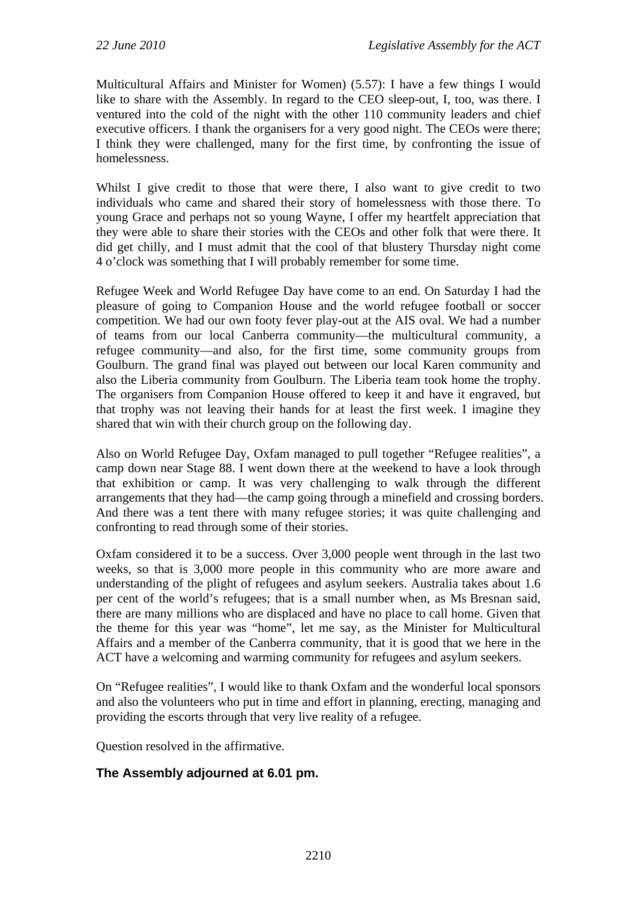Multicultural Affairs and Minister for Women) (5.57): I have a few things I would like to share with the Assembly. In regard to the CEO sleep-out, I, too, was there. I ventured into the cold of the night with the other 110 community leaders and chief executive officers. I thank the organisers for a very good night. The CEOs were there; I think they were challenged, many for the first time, by confronting the issue of homelessness.

Whilst I give credit to those that were there, I also want to give credit to two individuals who came and shared their story of homelessness with those there. To young Grace and perhaps not so young Wayne, I offer my heartfelt appreciation that they were able to share their stories with the CEOs and other folk that were there. It did get chilly, and I must admit that the cool of that blustery Thursday night come 4 o'clock was something that I will probably remember for some time.

Refugee Week and World Refugee Day have come to an end. On Saturday I had the pleasure of going to Companion House and the world refugee football or soccer competition. We had our own footy fever play-out at the AIS oval. We had a number of teams from our local Canberra community—the multicultural community, a refugee community—and also, for the first time, some community groups from Goulburn. The grand final was played out between our local Karen community and also the Liberia community from Goulburn. The Liberia team took home the trophy. The organisers from Companion House offered to keep it and have it engraved, but that trophy was not leaving their hands for at least the first week. I imagine they shared that win with their church group on the following day.

Also on World Refugee Day, Oxfam managed to pull together "Refugee realities", a camp down near Stage 88. I went down there at the weekend to have a look through that exhibition or camp. It was very challenging to walk through the different arrangements that they had—the camp going through a minefield and crossing borders. And there was a tent there with many refugee stories; it was quite challenging and confronting to read through some of their stories.

Oxfam considered it to be a success. Over 3,000 people went through in the last two weeks, so that is 3,000 more people in this community who are more aware and understanding of the plight of refugees and asylum seekers. Australia takes about 1.6 per cent of the world's refugees; that is a small number when, as Ms Bresnan said, there are many millions who are displaced and have no place to call home. Given that the theme for this year was "home", let me say, as the Minister for Multicultural Affairs and a member of the Canberra community, that it is good that we here in the ACT have a welcoming and warming community for refugees and asylum seekers.

On "Refugee realities", I would like to thank Oxfam and the wonderful local sponsors and also the volunteers who put in time and effort in planning, erecting, managing and providing the escorts through that very live reality of a refugee.

Question resolved in the affirmative.

**The Assembly adjourned at 6.01 pm.**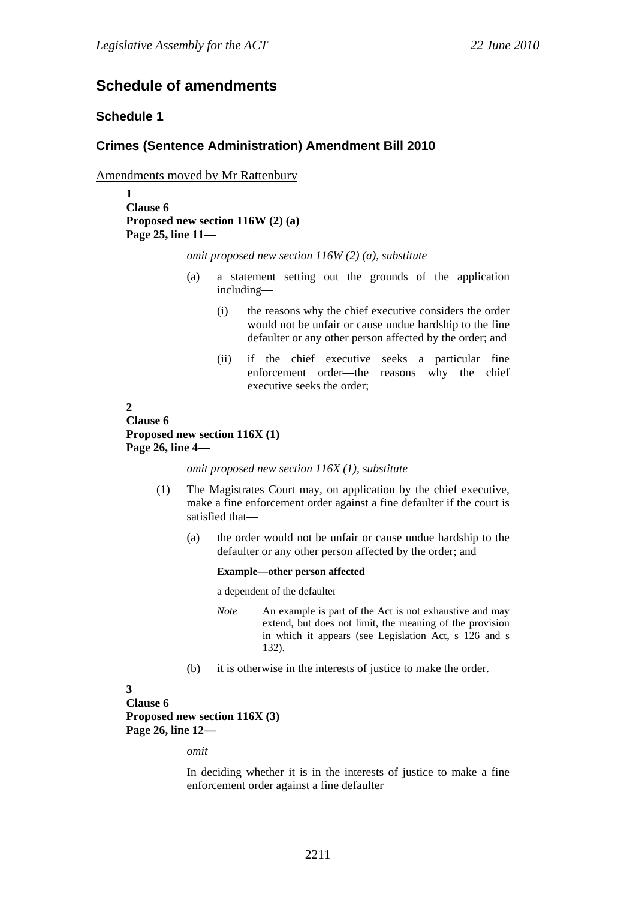## Schedule of amendments

### Schedule 1

### Crimes (Sentence Administration) Amendment Bill 2010

Amendments moved by Mr Rattenbury

**1**
**Clause 6**
**Proposed new section 116W (2) (a)**
**Page 25, line 11—**

*omit proposed new section 116W (2) (a), substitute*

(a) a statement setting out the grounds of the application including—

(i) the reasons why the chief executive considers the order would not be unfair or cause undue hardship to the fine defaulter or any other person affected by the order; and

(ii) if the chief executive seeks a particular fine enforcement order—the reasons why the chief executive seeks the order;

**2**
**Clause 6**
**Proposed new section 116X (1)**
**Page 26, line 4—**

*omit proposed new section 116X (1), substitute*

(1) The Magistrates Court may, on application by the chief executive, make a fine enforcement order against a fine defaulter if the court is satisfied that—

(a) the order would not be unfair or cause undue hardship to the defaulter or any other person affected by the order; and

**Example—other person affected**

a dependent of the defaulter

*Note* An example is part of the Act is not exhaustive and may extend, but does not limit, the meaning of the provision in which it appears (see Legislation Act, s 126 and s 132).

(b) it is otherwise in the interests of justice to make the order.

**3**
**Clause 6**
**Proposed new section 116X (3)**
**Page 26, line 12—**

*omit*

In deciding whether it is in the interests of justice to make a fine enforcement order against a fine defaulter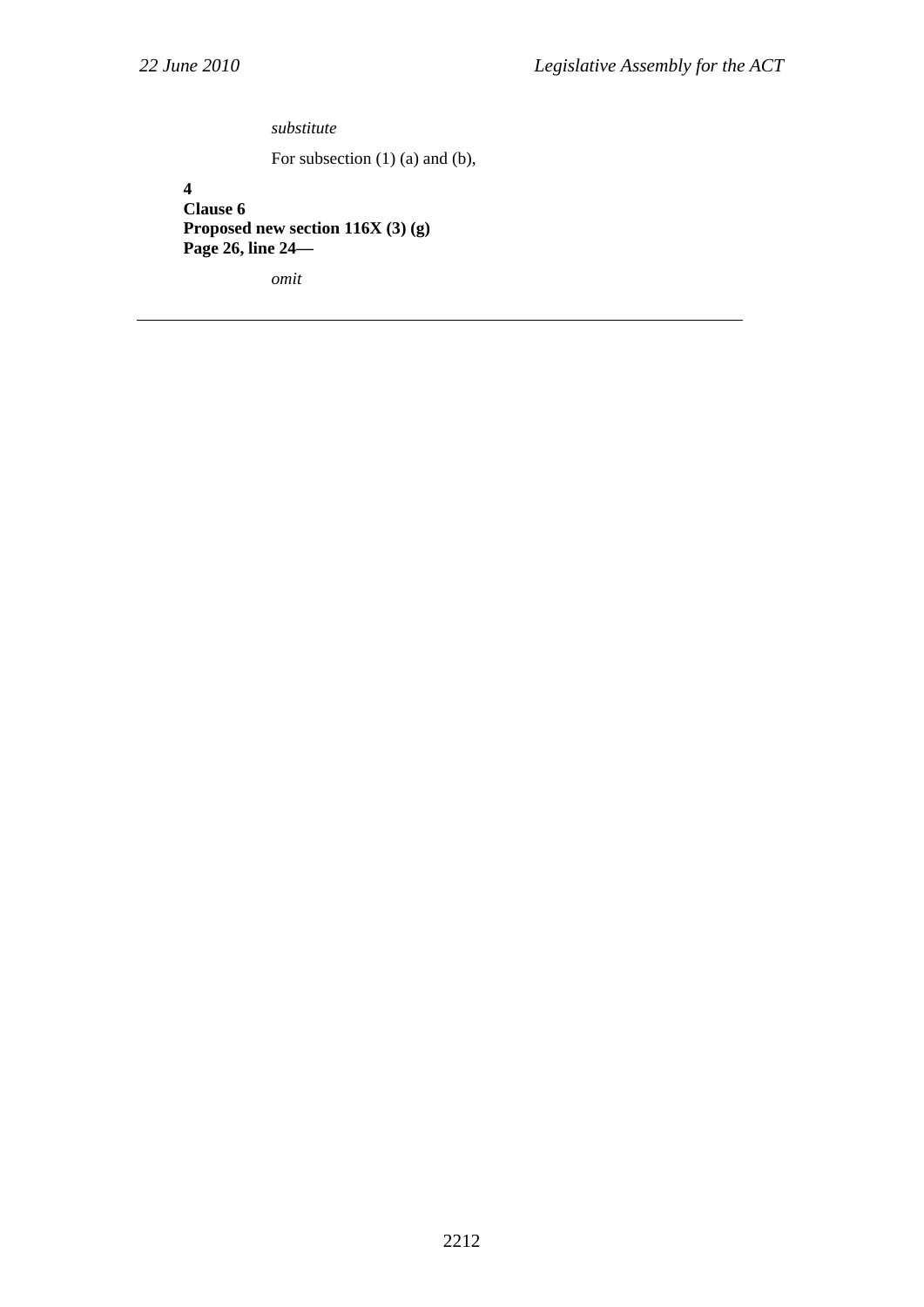*substitute*

For subsection (1) (a) and (b),

**4**
**Clause 6**
**Proposed new section 116X (3) (g)**
**Page 26, line 24—**

*omit*

---